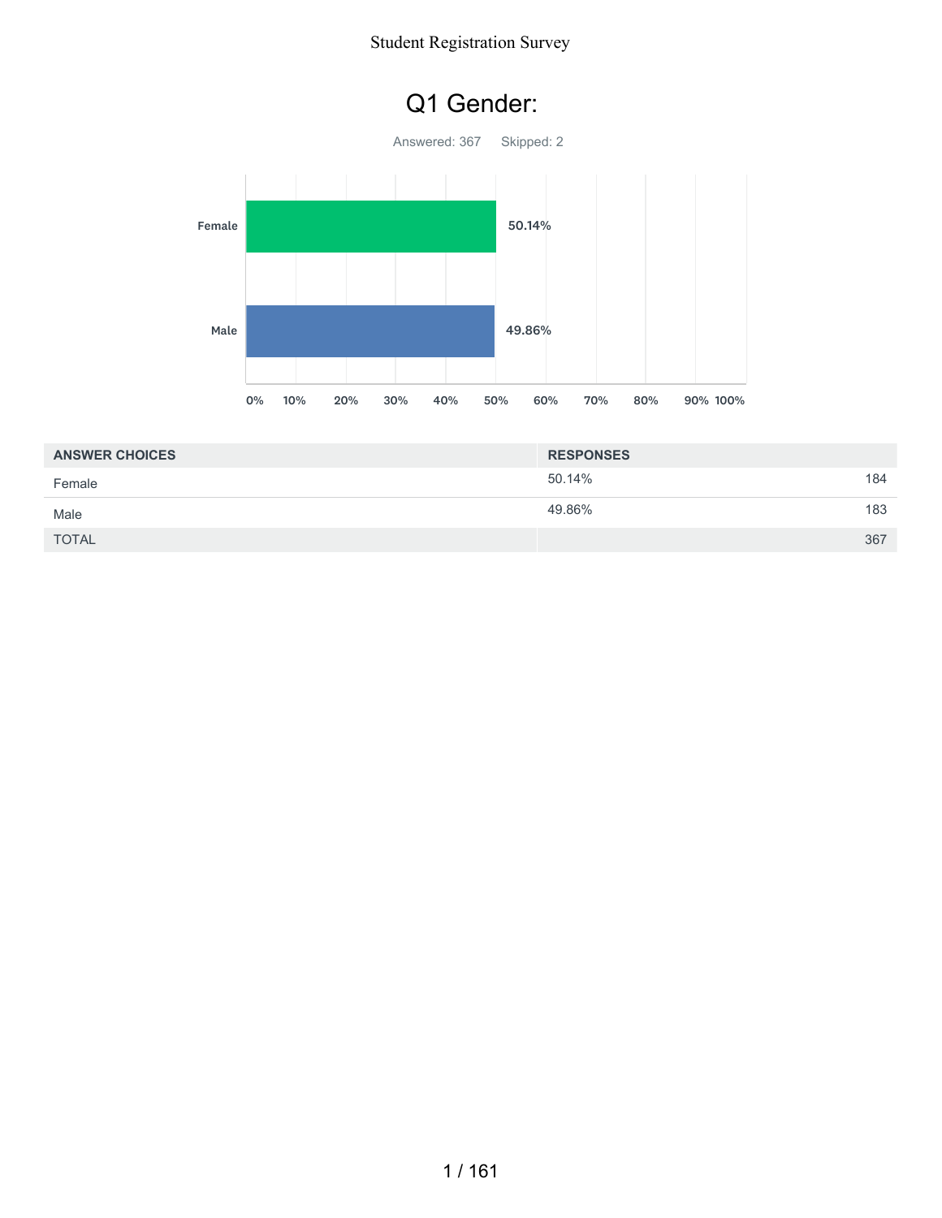# Q1 Gender:

Answered: 367 Skipped: 2

| ANSWER CHOICES | RESPONSES | |
|---|---|---|
| Female | 50.14% | 184 |
| Male | 49.86% | 183 |
| TOTAL | | 367 |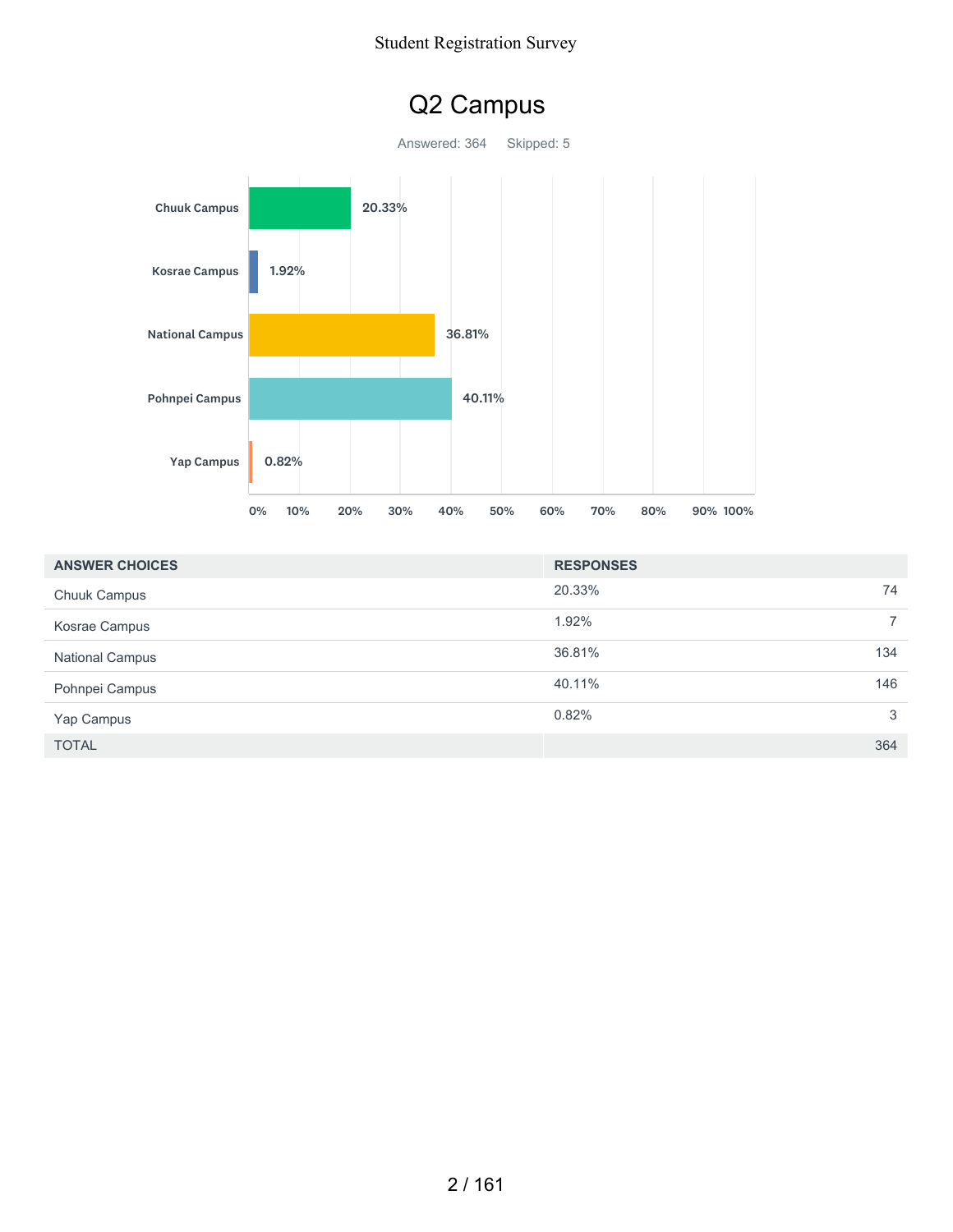# Q2 Campus

Answered: 364 Skipped: 5

| ANSWER CHOICES | RESPONSES | |
|---|---|---|
| Chuuk Campus | 20.33% | 74 |
| Kosrae Campus | 1.92% | 7 |
| National Campus | 36.81% | 134 |
| Pohnpei Campus | 40.11% | 146 |
| Yap Campus | 0.82% | 3 |
| TOTAL | | 364 |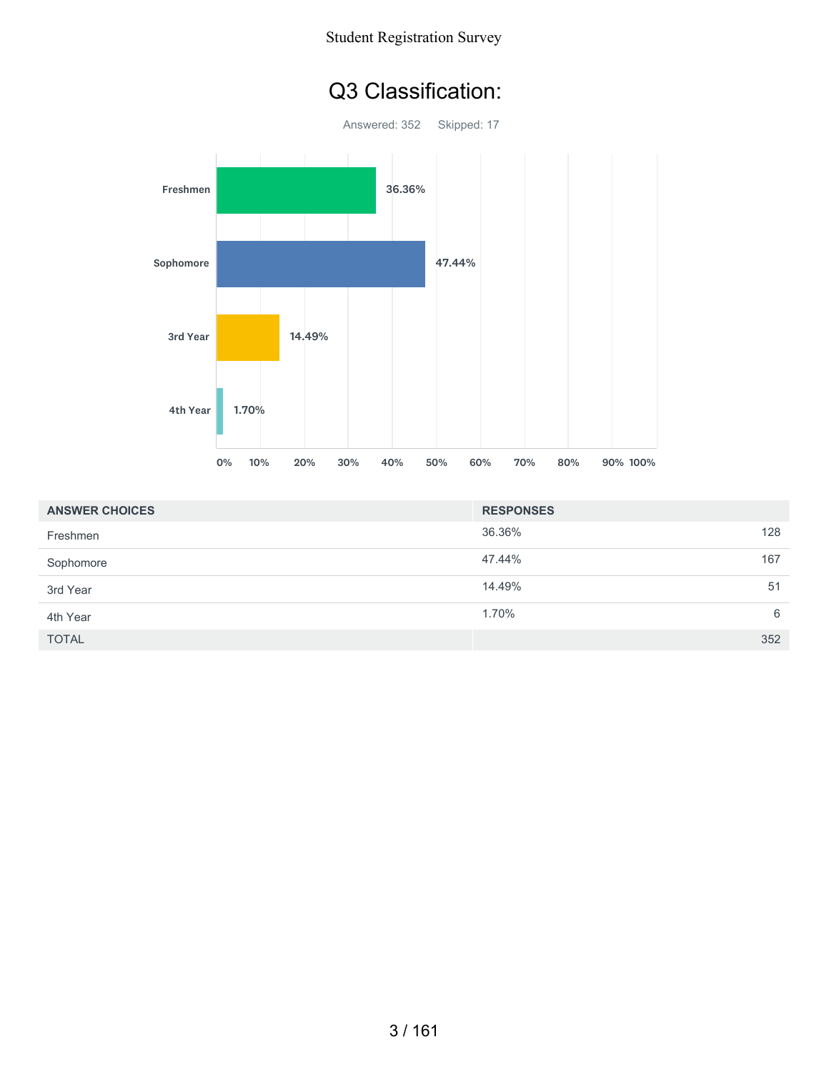# Q3 Classification:

Answered: 352 Skipped: 17

| Classification | Percentage |
|---|---|
| Freshmen | 36.36% |
| Sophomore | 47.44% |
| 3rd Year | 14.49% |
| 4th Year | 1.70% |

| ANSWER CHOICES | RESPONSES | |
|---|---|---|
| Freshmen | 36.36% | 128 |
| Sophomore | 47.44% | 167 |
| 3rd Year | 14.49% | 51 |
| 4th Year | 1.70% | 6 |
| TOTAL | | 352 |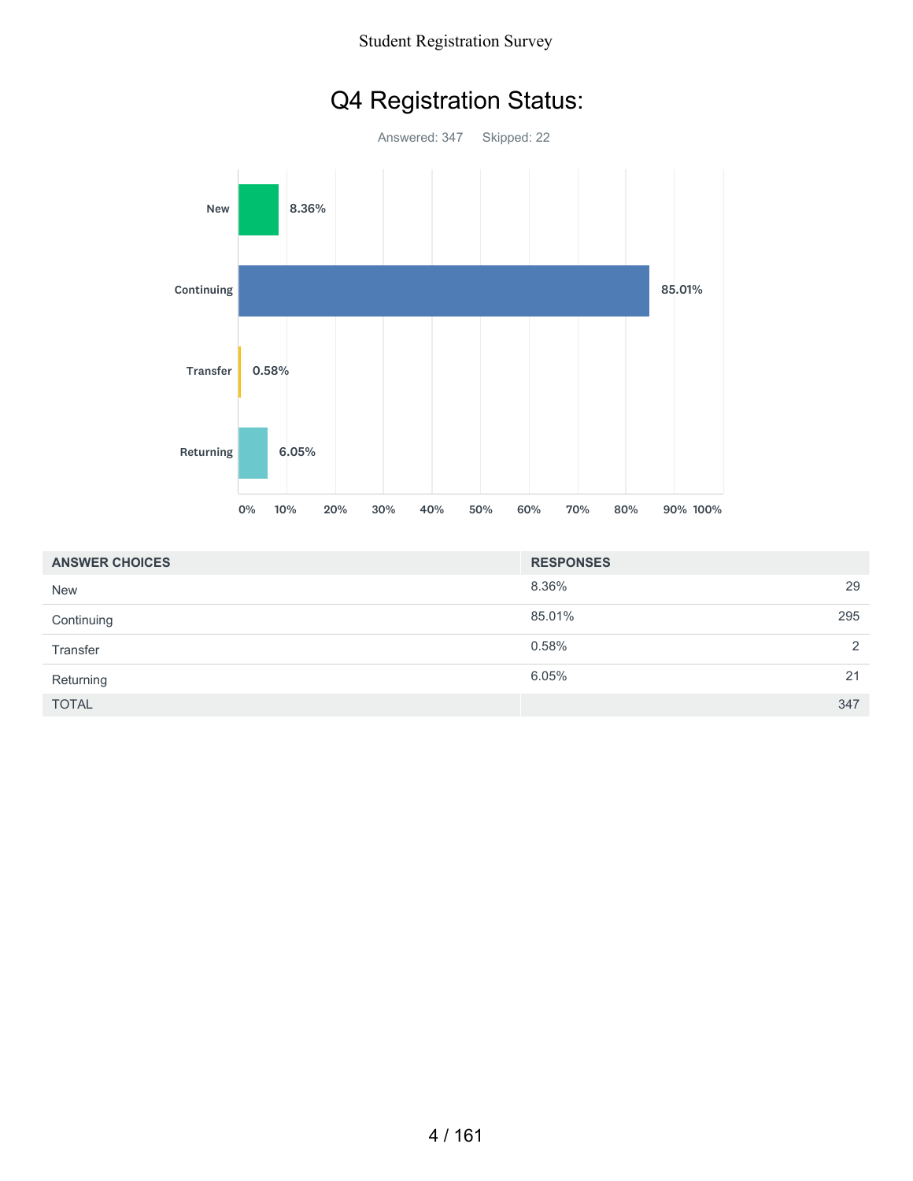# Q4 Registration Status:

Answered: 347 Skipped: 22

| ANSWER CHOICES | RESPONSES | |
|---|---|---|
| New | 8.36% | 29 |
| Continuing | 85.01% | 295 |
| Transfer | 0.58% | 2 |
| Returning | 6.05% | 21 |
| TOTAL | | 347 |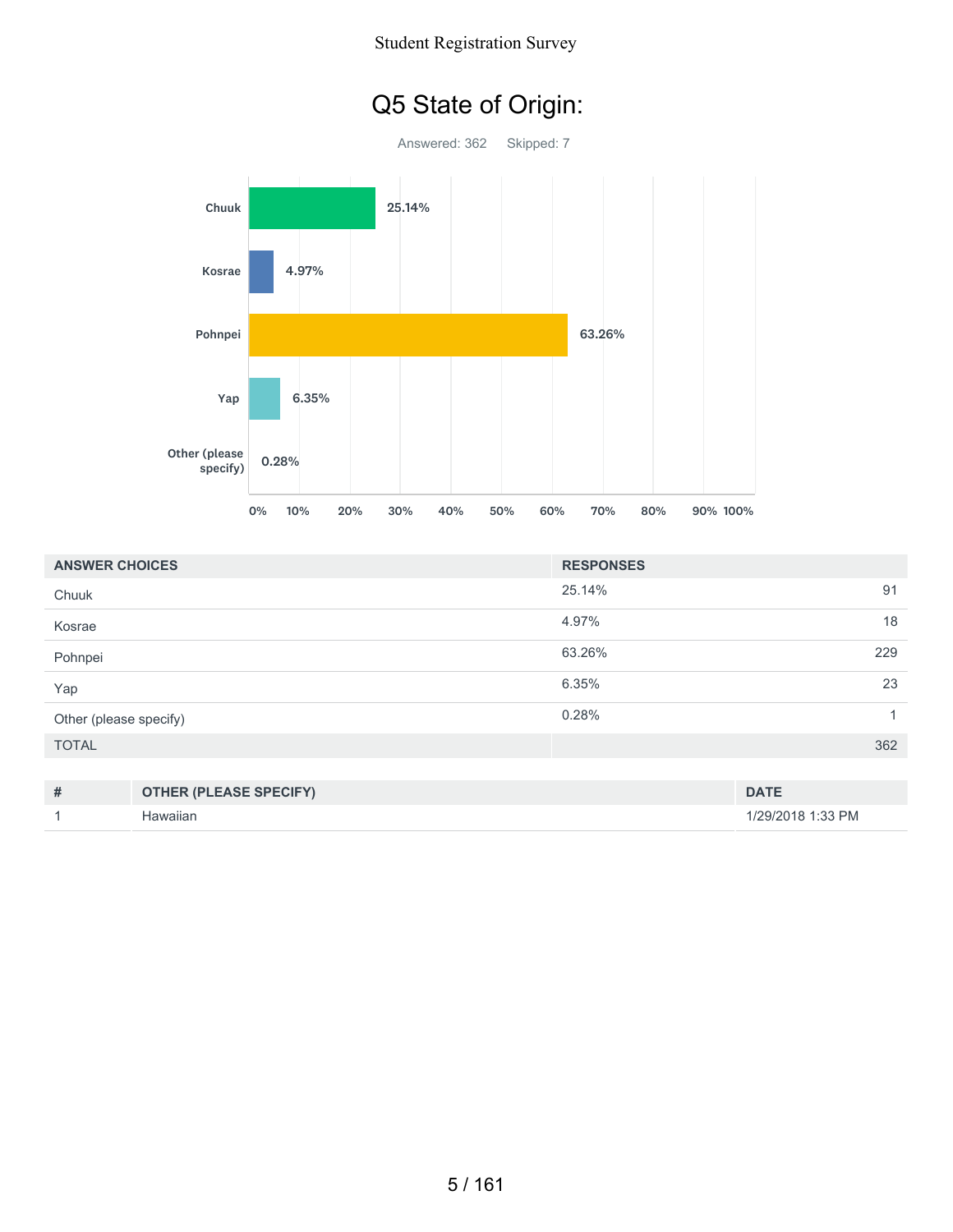# Q5 State of Origin:

Answered: 362 Skipped: 7

| ANSWER CHOICES | RESPONSES | |
|---|---|---|
| Chuuk | 25.14% | 91 |
| Kosrae | 4.97% | 18 |
| Pohnpei | 63.26% | 229 |
| Yap | 6.35% | 23 |
| Other (please specify) | 0.28% | 1 |
| TOTAL | | 362 |

| # | OTHER (PLEASE SPECIFY) | DATE |
|---|---|---|
| 1 | Hawaiian | 1/29/2018 1:33 PM |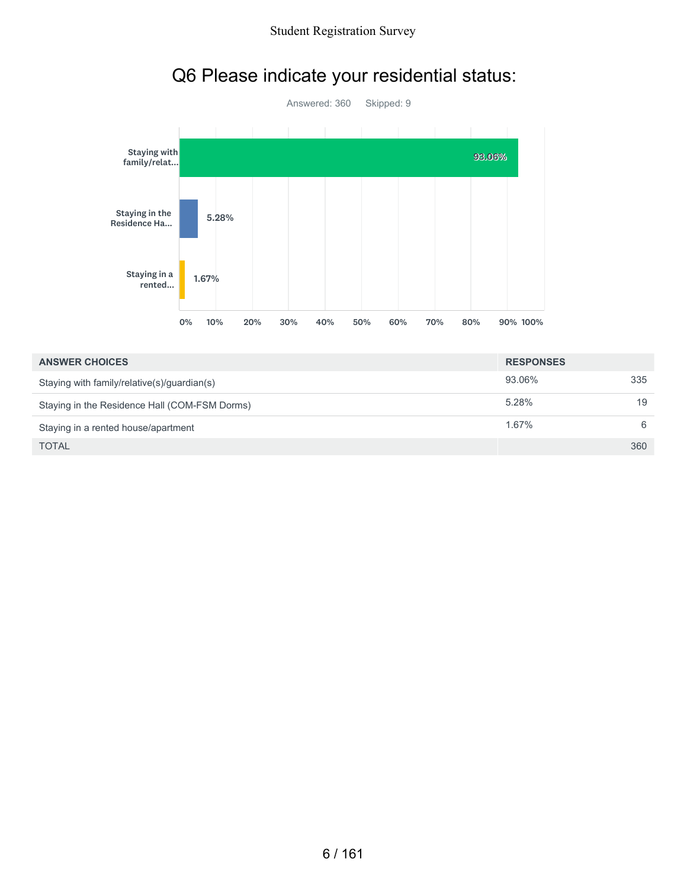# Q6 Please indicate your residential status:

Answered: 360 Skipped: 9

| ANSWER CHOICES | RESPONSES | |
|---|---|---|
| Staying with family/relative(s)/guardian(s) | 93.06% | 335 |
| Staying in the Residence Hall (COM-FSM Dorms) | 5.28% | 19 |
| Staying in a rented house/apartment | 1.67% | 6 |
| TOTAL | | 360 |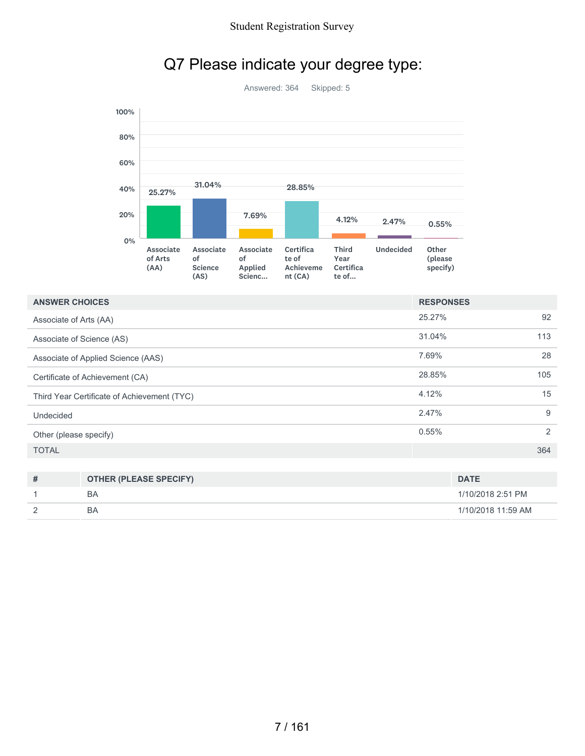## Q7 Please indicate your degree type:

Answered: 364 Skipped: 5

| ANSWER CHOICES | RESPONSES | |
|---|---|---|
| Associate of Arts (AA) | 25.27% | 92 |
| Associate of Science (AS) | 31.04% | 113 |
| Associate of Applied Science (AAS) | 7.69% | 28 |
| Certificate of Achievement (CA) | 28.85% | 105 |
| Third Year Certificate of Achievement (TYC) | 4.12% | 15 |
| Undecided | 2.47% | 9 |
| Other (please specify) | 0.55% | 2 |
| TOTAL | | 364 |

| # | OTHER (PLEASE SPECIFY) | DATE |
|---|---|---|
| 1 | BA | 1/10/2018 2:51 PM |
| 2 | BA | 1/10/2018 11:59 AM |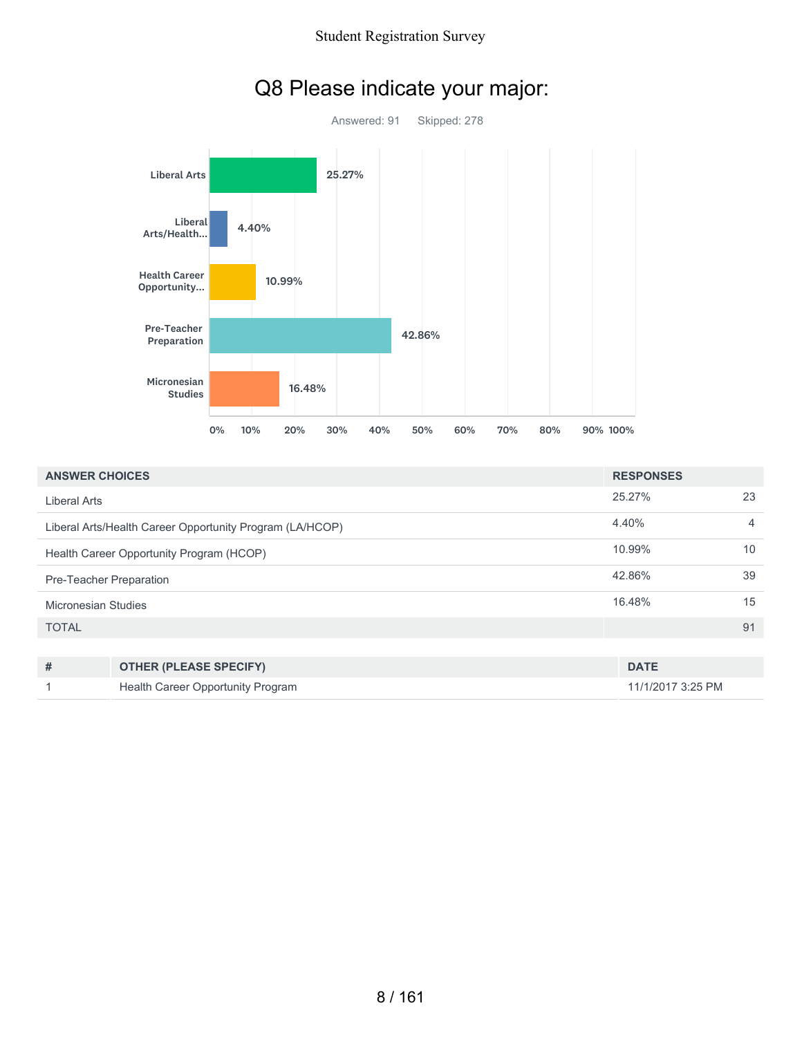# Q8 Please indicate your major:

Answered: 91    Skipped: 278

| ANSWER CHOICES | RESPONSES | |
|---|---|---|
| Liberal Arts | 25.27% | 23 |
| Liberal Arts/Health Career Opportunity Program (LA/HCOP) | 4.40% | 4 |
| Health Career Opportunity Program (HCOP) | 10.99% | 10 |
| Pre-Teacher Preparation | 42.86% | 39 |
| Micronesian Studies | 16.48% | 15 |
| TOTAL | | 91 |

| # | OTHER (PLEASE SPECIFY) | DATE |
|---|---|---|
| 1 | Health Career Opportunity Program | 11/1/2017 3:25 PM |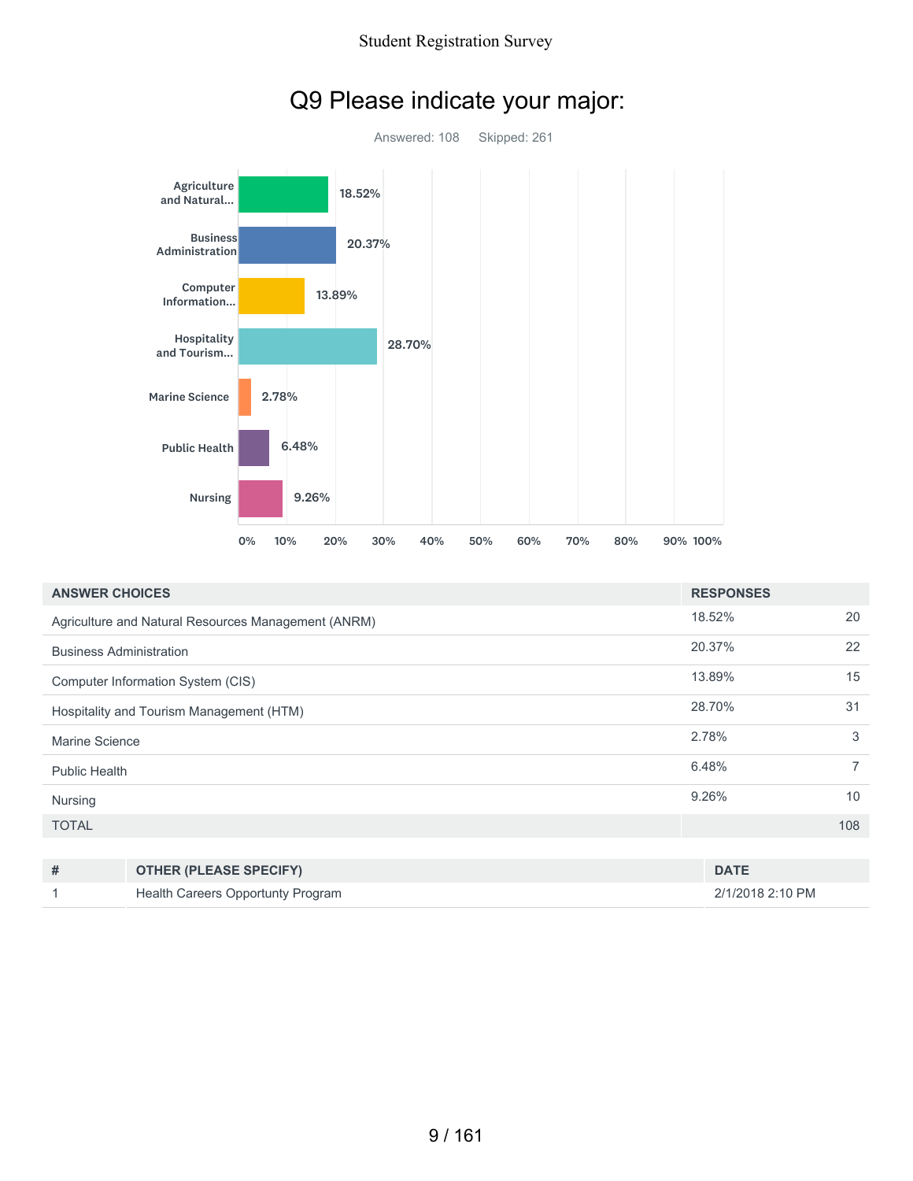# Q9 Please indicate your major:

Answered: 108 Skipped: 261

| ANSWER CHOICES | RESPONSES | |
|---|---|---|
| Agriculture and Natural Resources Management (ANRM) | 18.52% | 20 |
| Business Administration | 20.37% | 22 |
| Computer Information System (CIS) | 13.89% | 15 |
| Hospitality and Tourism Management (HTM) | 28.70% | 31 |
| Marine Science | 2.78% | 3 |
| Public Health | 6.48% | 7 |
| Nursing | 9.26% | 10 |
| TOTAL | | 108 |

| # | OTHER (PLEASE SPECIFY) | DATE |
|---|---|---|
| 1 | Health Careers Opportunty Program | 2/1/2018 2:10 PM |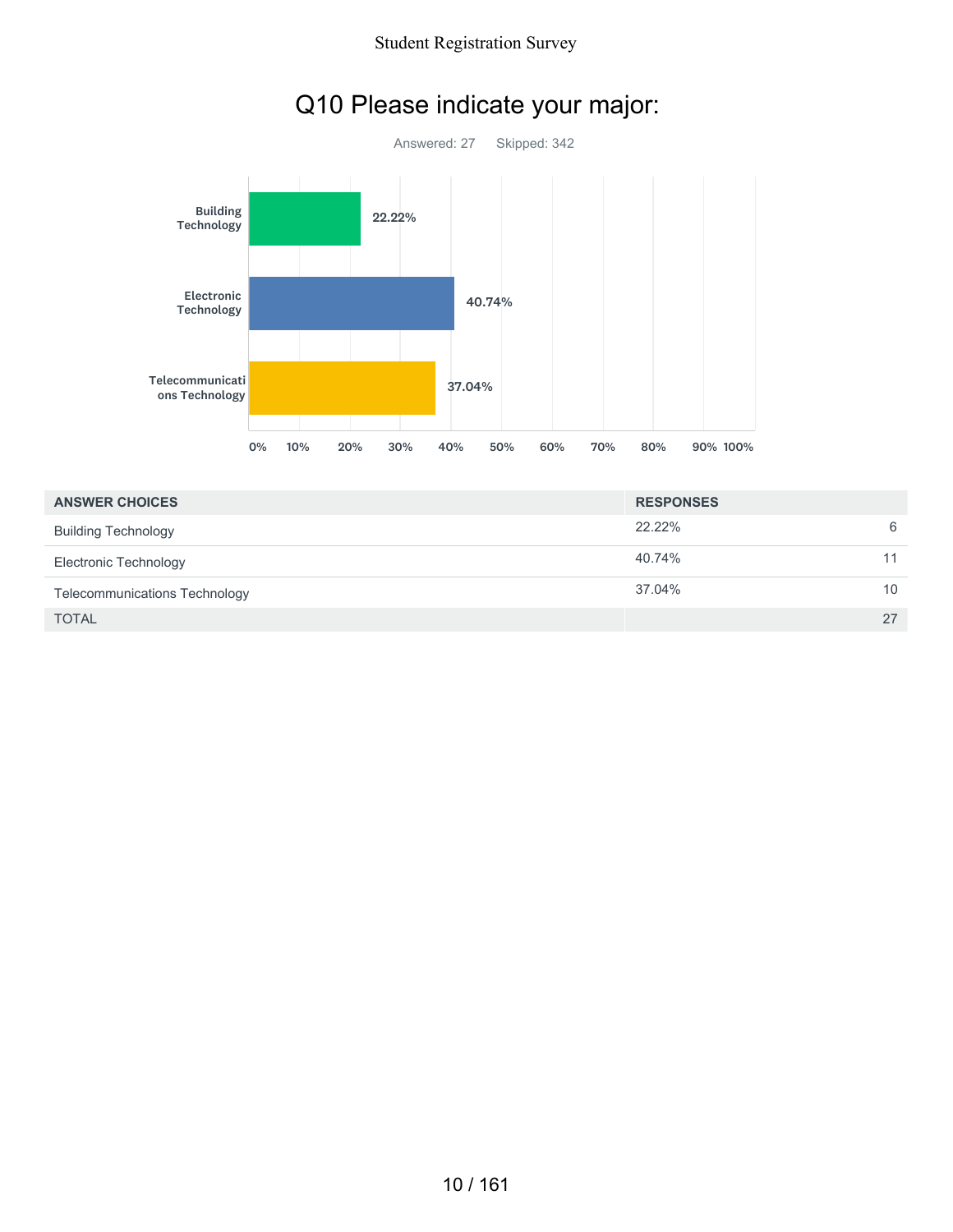# Q10 Please indicate your major:

Answered: 27 Skipped: 342

| ANSWER CHOICES | RESPONSES | |
|---|---|---|
| Building Technology | 22.22% | 6 |
| Electronic Technology | 40.74% | 11 |
| Telecommunications Technology | 37.04% | 10 |
| TOTAL | | 27 |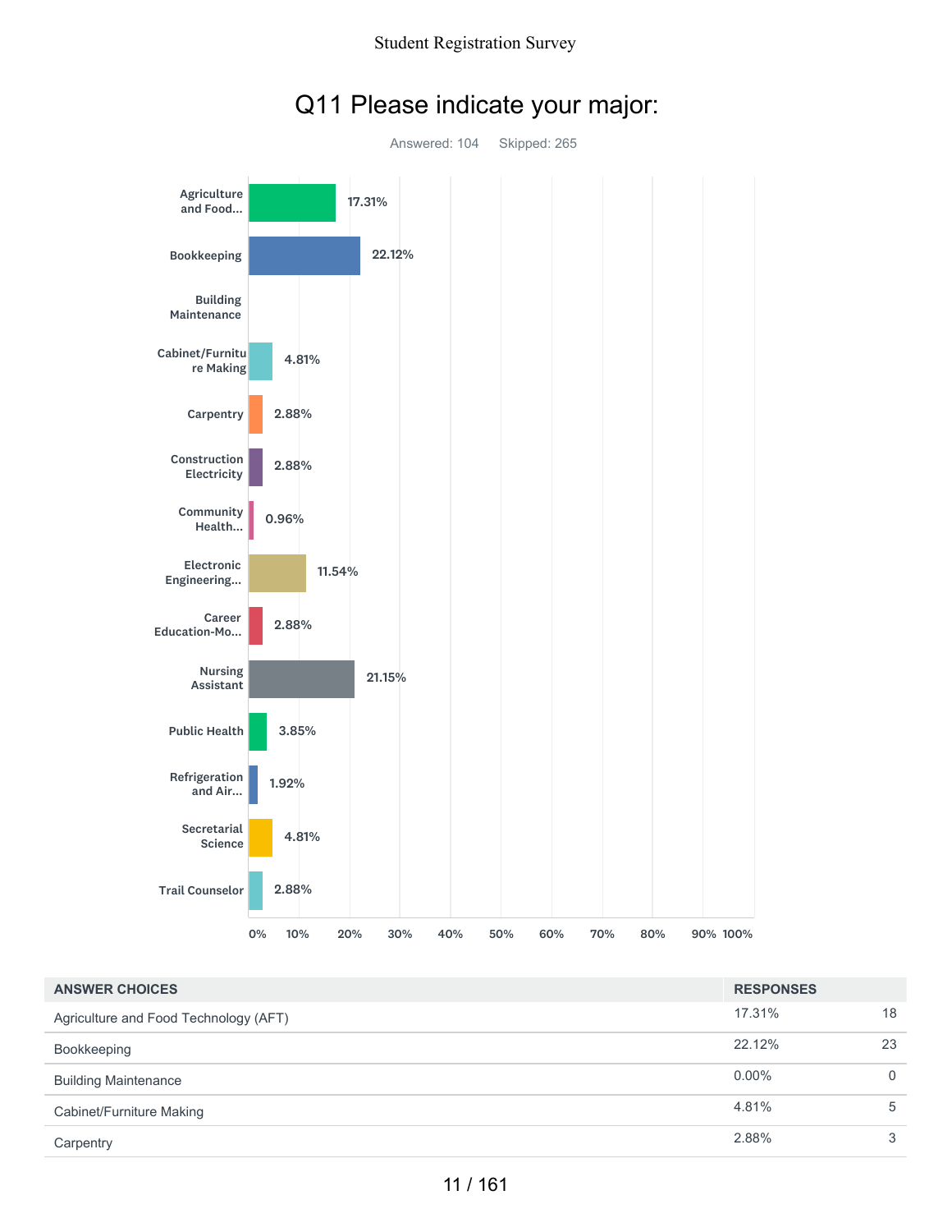## Q11 Please indicate your major:

Answered: 104    Skipped: 265

| Major | Percentage |
|---|---|
| Agriculture and Food... | 17.31% |
| Bookkeeping | 22.12% |
| Building Maintenance | |
| Cabinet/Furniture Making | 4.81% |
| Carpentry | 2.88% |
| Construction Electricity | 2.88% |
| Community Health... | 0.96% |
| Electronic Engineering... | 11.54% |
| Career Education-Mo... | 2.88% |
| Nursing Assistant | 21.15% |
| Public Health | 3.85% |
| Refrigeration and Air... | 1.92% |
| Secretarial Science | 4.81% |
| Trail Counselor | 2.88% |

| ANSWER CHOICES | RESPONSES | |
|---|---|---|
| Agriculture and Food Technology (AFT) | 17.31% | 18 |
| Bookkeeping | 22.12% | 23 |
| Building Maintenance | 0.00% | 0 |
| Cabinet/Furniture Making | 4.81% | 5 |
| Carpentry | 2.88% | 3 |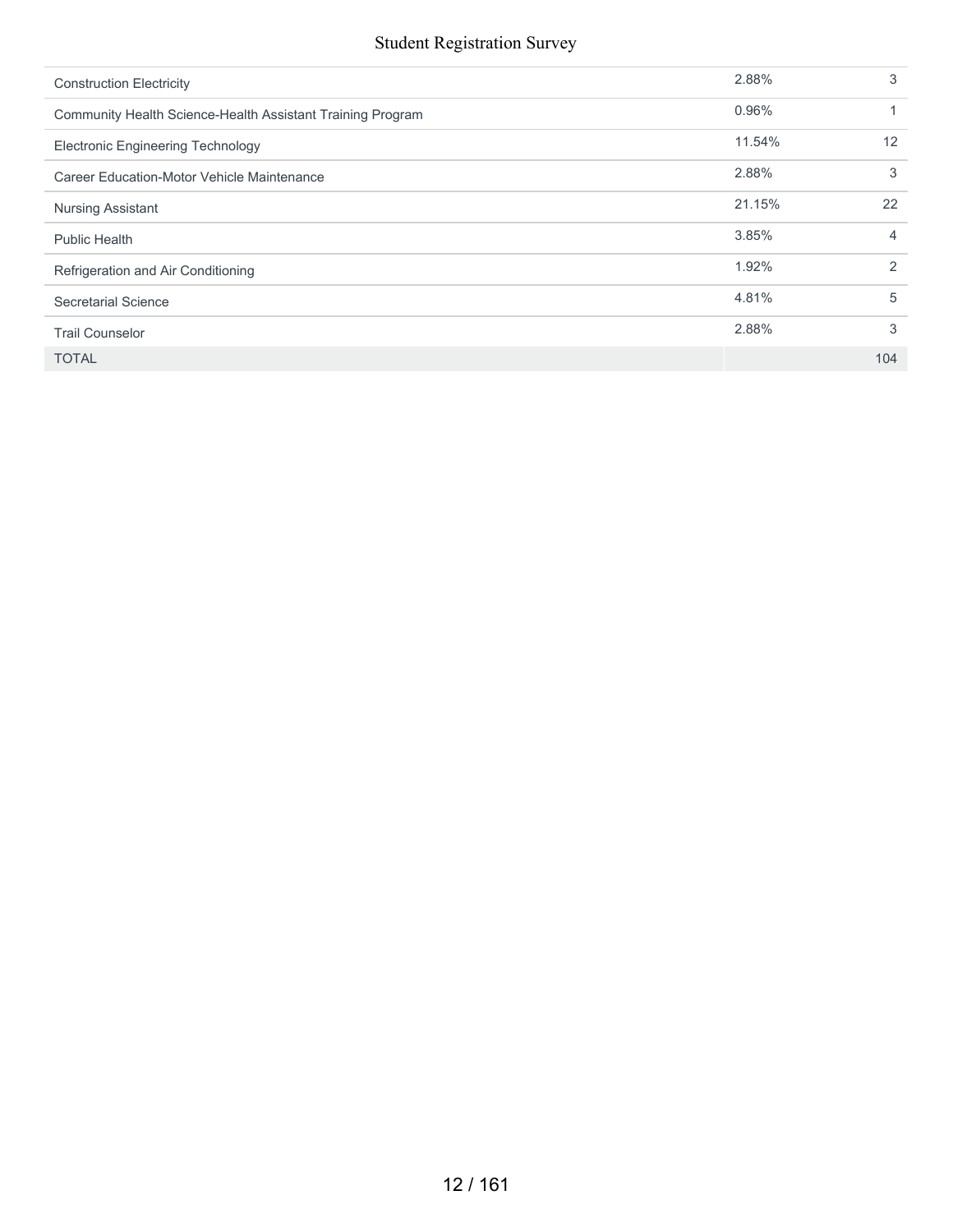| | | |
|---|---|---|
| Construction Electricity | 2.88% | 3 |
| Community Health Science-Health Assistant Training Program | 0.96% | 1 |
| Electronic Engineering Technology | 11.54% | 12 |
| Career Education-Motor Vehicle Maintenance | 2.88% | 3 |
| Nursing Assistant | 21.15% | 22 |
| Public Health | 3.85% | 4 |
| Refrigeration and Air Conditioning | 1.92% | 2 |
| Secretarial Science | 4.81% | 5 |
| Trail Counselor | 2.88% | 3 |
| TOTAL | | 104 |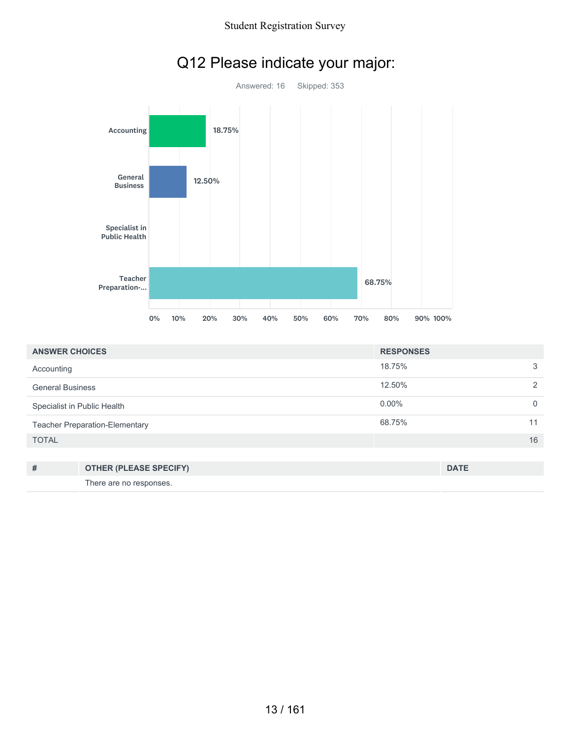# Q12 Please indicate your major:

Answered: 16 Skipped: 353

| ANSWER CHOICES | RESPONSES | |
|---|---|---|
| Accounting | 18.75% | 3 |
| General Business | 12.50% | 2 |
| Specialist in Public Health | 0.00% | 0 |
| Teacher Preparation-Elementary | 68.75% | 11 |
| TOTAL | | 16 |

| # | OTHER (PLEASE SPECIFY) | DATE |
|---|---|---|
| | There are no responses. | |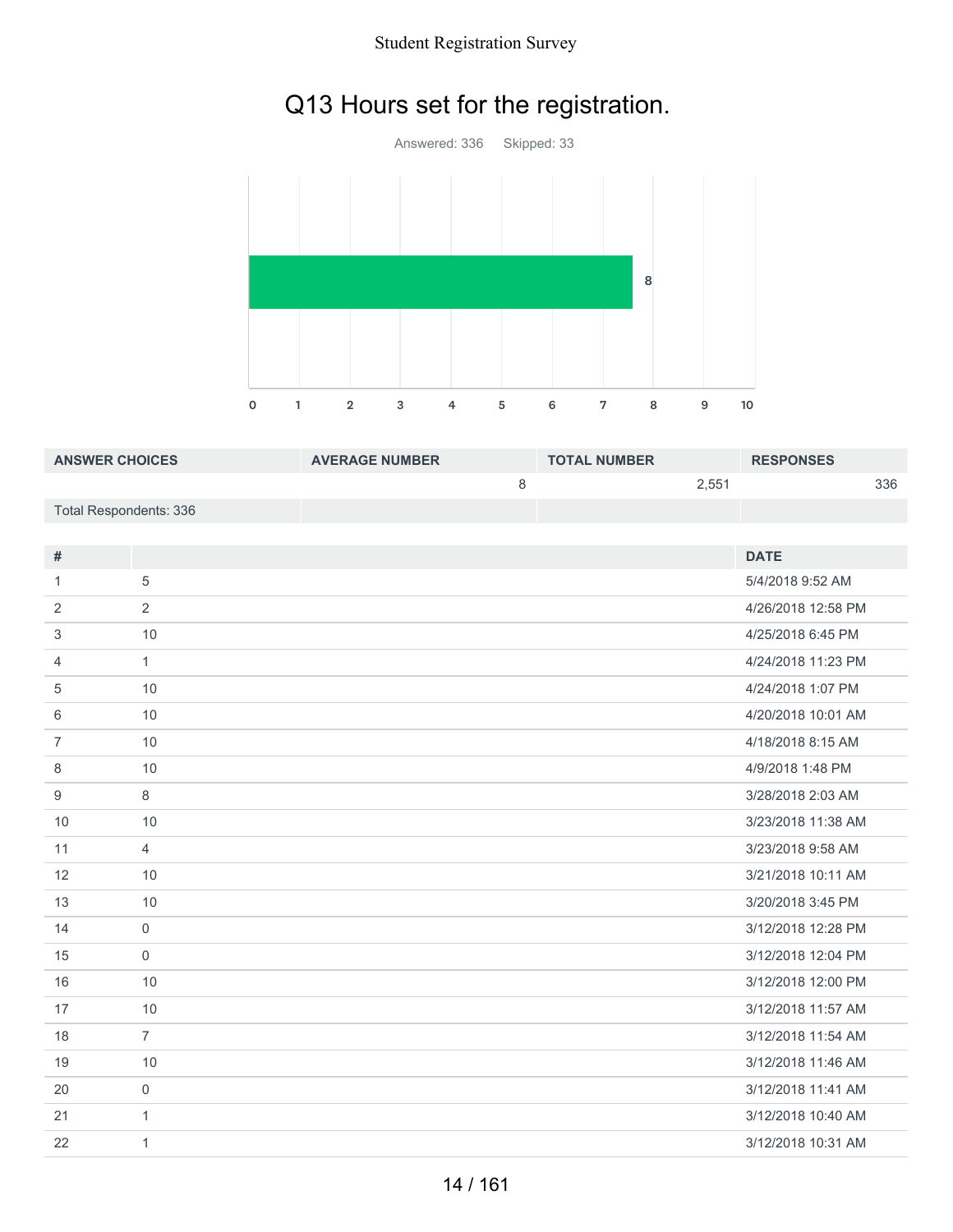# Q13 Hours set for the registration.

Answered: 336 Skipped: 33

| ANSWER CHOICES | AVERAGE NUMBER | TOTAL NUMBER | RESPONSES |
|---|---|---|---|
| | 8 | 2,551 | 336 |
| Total Respondents: 336 | | | |

| # | | DATE |
|---|---|---|
| 1 | 5 | 5/4/2018 9:52 AM |
| 2 | 2 | 4/26/2018 12:58 PM |
| 3 | 10 | 4/25/2018 6:45 PM |
| 4 | 1 | 4/24/2018 11:23 PM |
| 5 | 10 | 4/24/2018 1:07 PM |
| 6 | 10 | 4/20/2018 10:01 AM |
| 7 | 10 | 4/18/2018 8:15 AM |
| 8 | 10 | 4/9/2018 1:48 PM |
| 9 | 8 | 3/28/2018 2:03 AM |
| 10 | 10 | 3/23/2018 11:38 AM |
| 11 | 4 | 3/23/2018 9:58 AM |
| 12 | 10 | 3/21/2018 10:11 AM |
| 13 | 10 | 3/20/2018 3:45 PM |
| 14 | 0 | 3/12/2018 12:28 PM |
| 15 | 0 | 3/12/2018 12:04 PM |
| 16 | 10 | 3/12/2018 12:00 PM |
| 17 | 10 | 3/12/2018 11:57 AM |
| 18 | 7 | 3/12/2018 11:54 AM |
| 19 | 10 | 3/12/2018 11:46 AM |
| 20 | 0 | 3/12/2018 11:41 AM |
| 21 | 1 | 3/12/2018 10:40 AM |
| 22 | 1 | 3/12/2018 10:31 AM |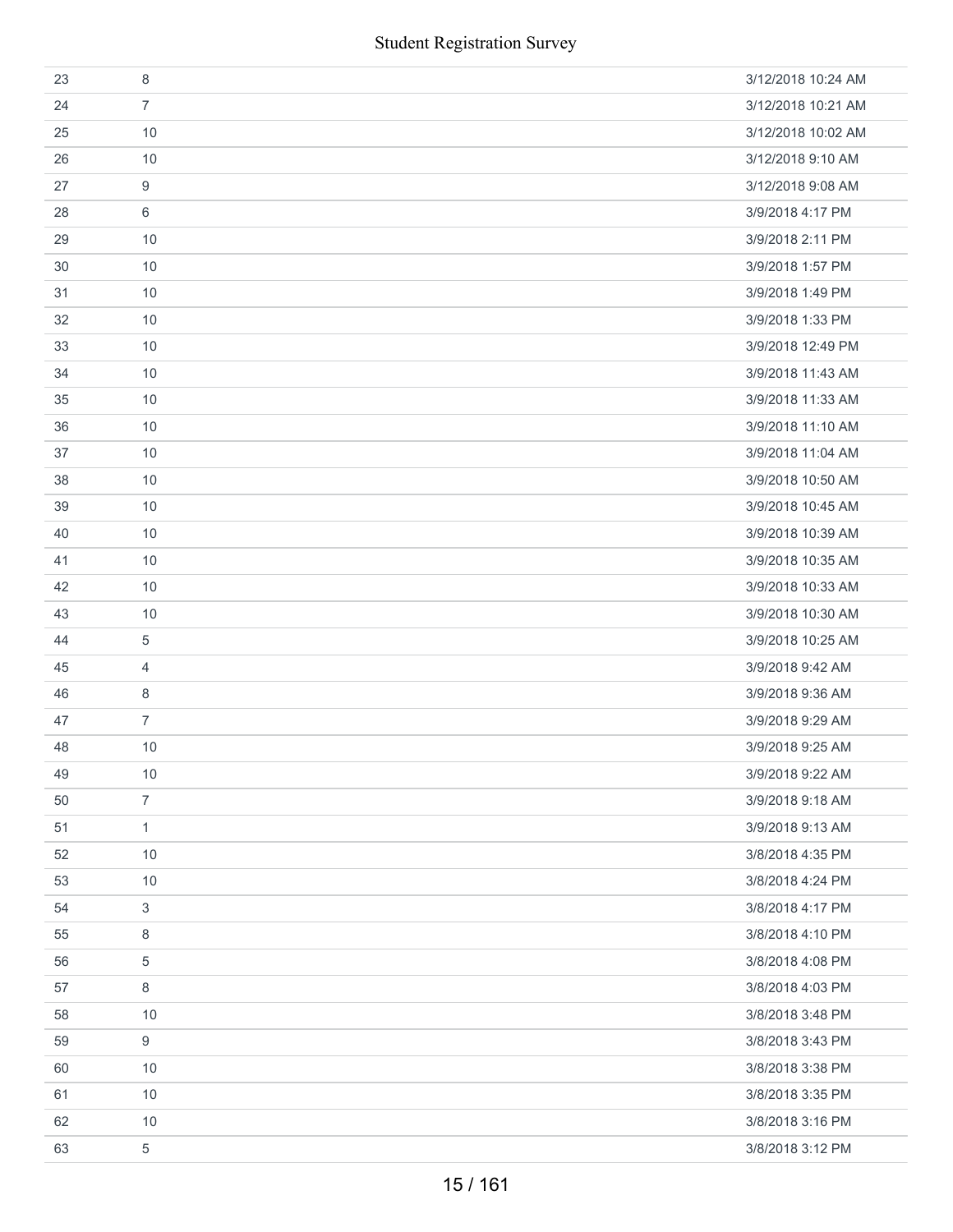| | | |
|---|---|---|
| 23 | 8 | 3/12/2018 10:24 AM |
| 24 | 7 | 3/12/2018 10:21 AM |
| 25 | 10 | 3/12/2018 10:02 AM |
| 26 | 10 | 3/12/2018 9:10 AM |
| 27 | 9 | 3/12/2018 9:08 AM |
| 28 | 6 | 3/9/2018 4:17 PM |
| 29 | 10 | 3/9/2018 2:11 PM |
| 30 | 10 | 3/9/2018 1:57 PM |
| 31 | 10 | 3/9/2018 1:49 PM |
| 32 | 10 | 3/9/2018 1:33 PM |
| 33 | 10 | 3/9/2018 12:49 PM |
| 34 | 10 | 3/9/2018 11:43 AM |
| 35 | 10 | 3/9/2018 11:33 AM |
| 36 | 10 | 3/9/2018 11:10 AM |
| 37 | 10 | 3/9/2018 11:04 AM |
| 38 | 10 | 3/9/2018 10:50 AM |
| 39 | 10 | 3/9/2018 10:45 AM |
| 40 | 10 | 3/9/2018 10:39 AM |
| 41 | 10 | 3/9/2018 10:35 AM |
| 42 | 10 | 3/9/2018 10:33 AM |
| 43 | 10 | 3/9/2018 10:30 AM |
| 44 | 5 | 3/9/2018 10:25 AM |
| 45 | 4 | 3/9/2018 9:42 AM |
| 46 | 8 | 3/9/2018 9:36 AM |
| 47 | 7 | 3/9/2018 9:29 AM |
| 48 | 10 | 3/9/2018 9:25 AM |
| 49 | 10 | 3/9/2018 9:22 AM |
| 50 | 7 | 3/9/2018 9:18 AM |
| 51 | 1 | 3/9/2018 9:13 AM |
| 52 | 10 | 3/8/2018 4:35 PM |
| 53 | 10 | 3/8/2018 4:24 PM |
| 54 | 3 | 3/8/2018 4:17 PM |
| 55 | 8 | 3/8/2018 4:10 PM |
| 56 | 5 | 3/8/2018 4:08 PM |
| 57 | 8 | 3/8/2018 4:03 PM |
| 58 | 10 | 3/8/2018 3:48 PM |
| 59 | 9 | 3/8/2018 3:43 PM |
| 60 | 10 | 3/8/2018 3:38 PM |
| 61 | 10 | 3/8/2018 3:35 PM |
| 62 | 10 | 3/8/2018 3:16 PM |
| 63 | 5 | 3/8/2018 3:12 PM |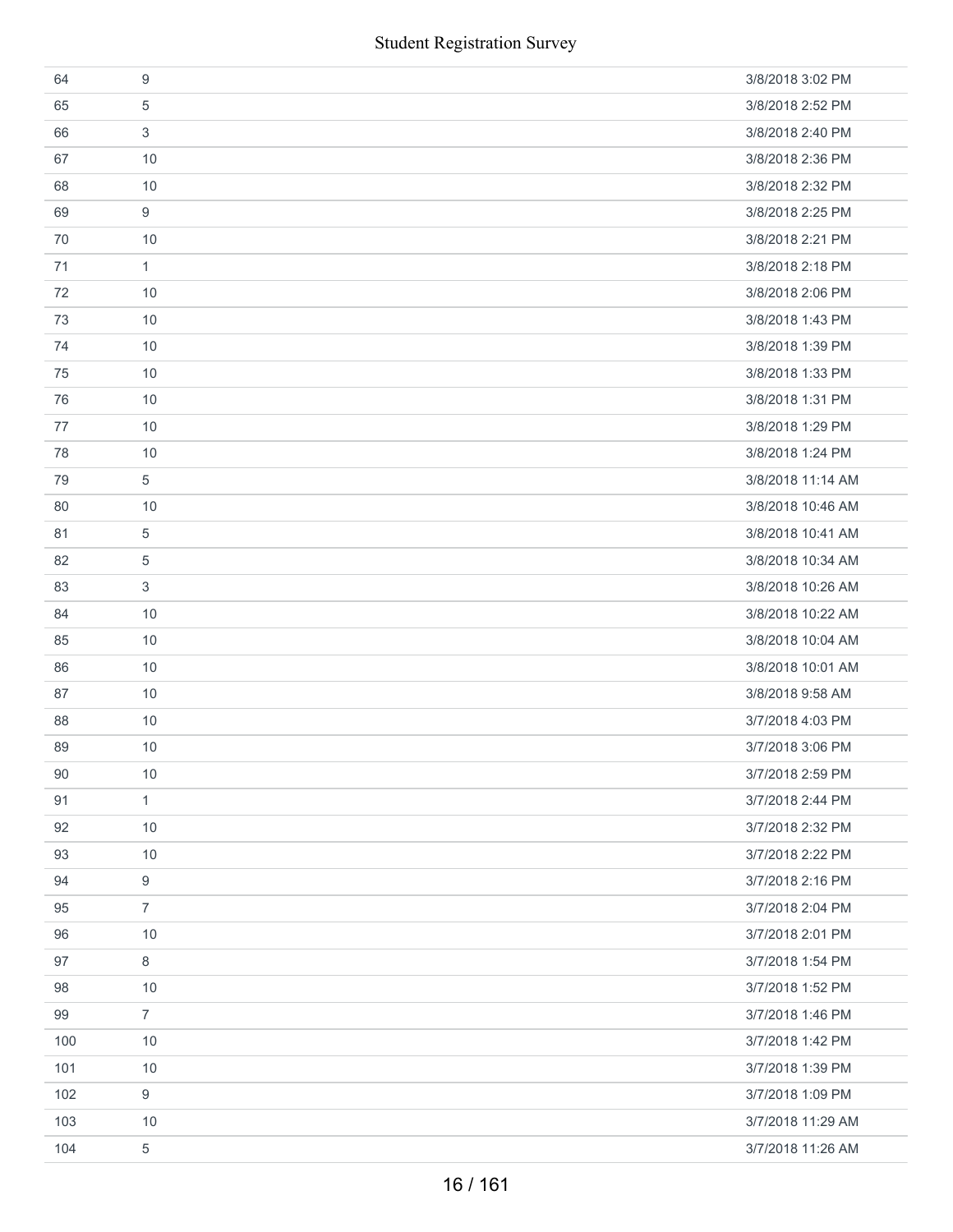| | | |
|---|---|---|
| 64 | 9 | 3/8/2018 3:02 PM |
| 65 | 5 | 3/8/2018 2:52 PM |
| 66 | 3 | 3/8/2018 2:40 PM |
| 67 | 10 | 3/8/2018 2:36 PM |
| 68 | 10 | 3/8/2018 2:32 PM |
| 69 | 9 | 3/8/2018 2:25 PM |
| 70 | 10 | 3/8/2018 2:21 PM |
| 71 | 1 | 3/8/2018 2:18 PM |
| 72 | 10 | 3/8/2018 2:06 PM |
| 73 | 10 | 3/8/2018 1:43 PM |
| 74 | 10 | 3/8/2018 1:39 PM |
| 75 | 10 | 3/8/2018 1:33 PM |
| 76 | 10 | 3/8/2018 1:31 PM |
| 77 | 10 | 3/8/2018 1:29 PM |
| 78 | 10 | 3/8/2018 1:24 PM |
| 79 | 5 | 3/8/2018 11:14 AM |
| 80 | 10 | 3/8/2018 10:46 AM |
| 81 | 5 | 3/8/2018 10:41 AM |
| 82 | 5 | 3/8/2018 10:34 AM |
| 83 | 3 | 3/8/2018 10:26 AM |
| 84 | 10 | 3/8/2018 10:22 AM |
| 85 | 10 | 3/8/2018 10:04 AM |
| 86 | 10 | 3/8/2018 10:01 AM |
| 87 | 10 | 3/8/2018 9:58 AM |
| 88 | 10 | 3/7/2018 4:03 PM |
| 89 | 10 | 3/7/2018 3:06 PM |
| 90 | 10 | 3/7/2018 2:59 PM |
| 91 | 1 | 3/7/2018 2:44 PM |
| 92 | 10 | 3/7/2018 2:32 PM |
| 93 | 10 | 3/7/2018 2:22 PM |
| 94 | 9 | 3/7/2018 2:16 PM |
| 95 | 7 | 3/7/2018 2:04 PM |
| 96 | 10 | 3/7/2018 2:01 PM |
| 97 | 8 | 3/7/2018 1:54 PM |
| 98 | 10 | 3/7/2018 1:52 PM |
| 99 | 7 | 3/7/2018 1:46 PM |
| 100 | 10 | 3/7/2018 1:42 PM |
| 101 | 10 | 3/7/2018 1:39 PM |
| 102 | 9 | 3/7/2018 1:09 PM |
| 103 | 10 | 3/7/2018 11:29 AM |
| 104 | 5 | 3/7/2018 11:26 AM |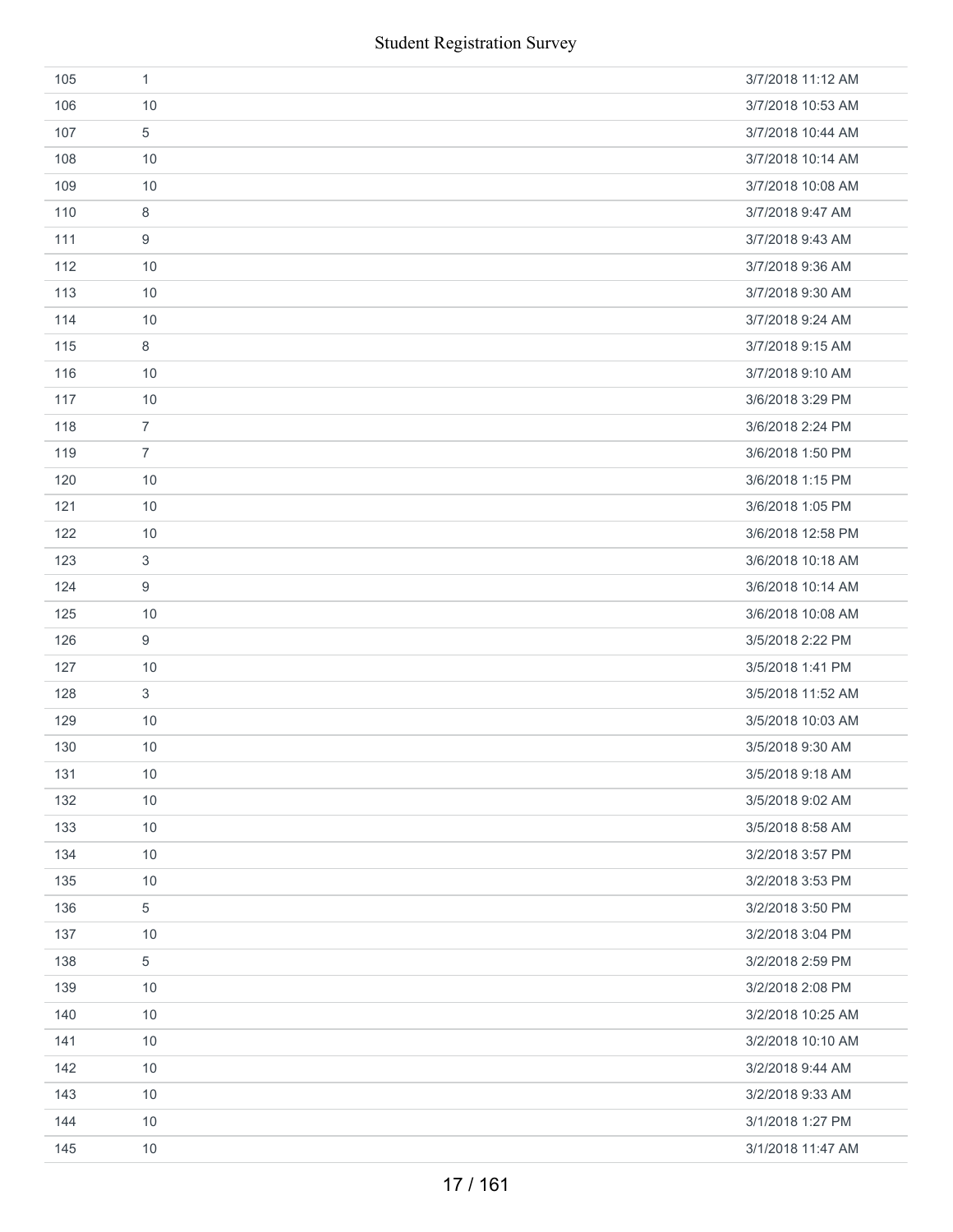| | | |
|---|---|---|
| 105 | 1 | 3/7/2018 11:12 AM |
| 106 | 10 | 3/7/2018 10:53 AM |
| 107 | 5 | 3/7/2018 10:44 AM |
| 108 | 10 | 3/7/2018 10:14 AM |
| 109 | 10 | 3/7/2018 10:08 AM |
| 110 | 8 | 3/7/2018 9:47 AM |
| 111 | 9 | 3/7/2018 9:43 AM |
| 112 | 10 | 3/7/2018 9:36 AM |
| 113 | 10 | 3/7/2018 9:30 AM |
| 114 | 10 | 3/7/2018 9:24 AM |
| 115 | 8 | 3/7/2018 9:15 AM |
| 116 | 10 | 3/7/2018 9:10 AM |
| 117 | 10 | 3/6/2018 3:29 PM |
| 118 | 7 | 3/6/2018 2:24 PM |
| 119 | 7 | 3/6/2018 1:50 PM |
| 120 | 10 | 3/6/2018 1:15 PM |
| 121 | 10 | 3/6/2018 1:05 PM |
| 122 | 10 | 3/6/2018 12:58 PM |
| 123 | 3 | 3/6/2018 10:18 AM |
| 124 | 9 | 3/6/2018 10:14 AM |
| 125 | 10 | 3/6/2018 10:08 AM |
| 126 | 9 | 3/5/2018 2:22 PM |
| 127 | 10 | 3/5/2018 1:41 PM |
| 128 | 3 | 3/5/2018 11:52 AM |
| 129 | 10 | 3/5/2018 10:03 AM |
| 130 | 10 | 3/5/2018 9:30 AM |
| 131 | 10 | 3/5/2018 9:18 AM |
| 132 | 10 | 3/5/2018 9:02 AM |
| 133 | 10 | 3/5/2018 8:58 AM |
| 134 | 10 | 3/2/2018 3:57 PM |
| 135 | 10 | 3/2/2018 3:53 PM |
| 136 | 5 | 3/2/2018 3:50 PM |
| 137 | 10 | 3/2/2018 3:04 PM |
| 138 | 5 | 3/2/2018 2:59 PM |
| 139 | 10 | 3/2/2018 2:08 PM |
| 140 | 10 | 3/2/2018 10:25 AM |
| 141 | 10 | 3/2/2018 10:10 AM |
| 142 | 10 | 3/2/2018 9:44 AM |
| 143 | 10 | 3/2/2018 9:33 AM |
| 144 | 10 | 3/1/2018 1:27 PM |
| 145 | 10 | 3/1/2018 11:47 AM |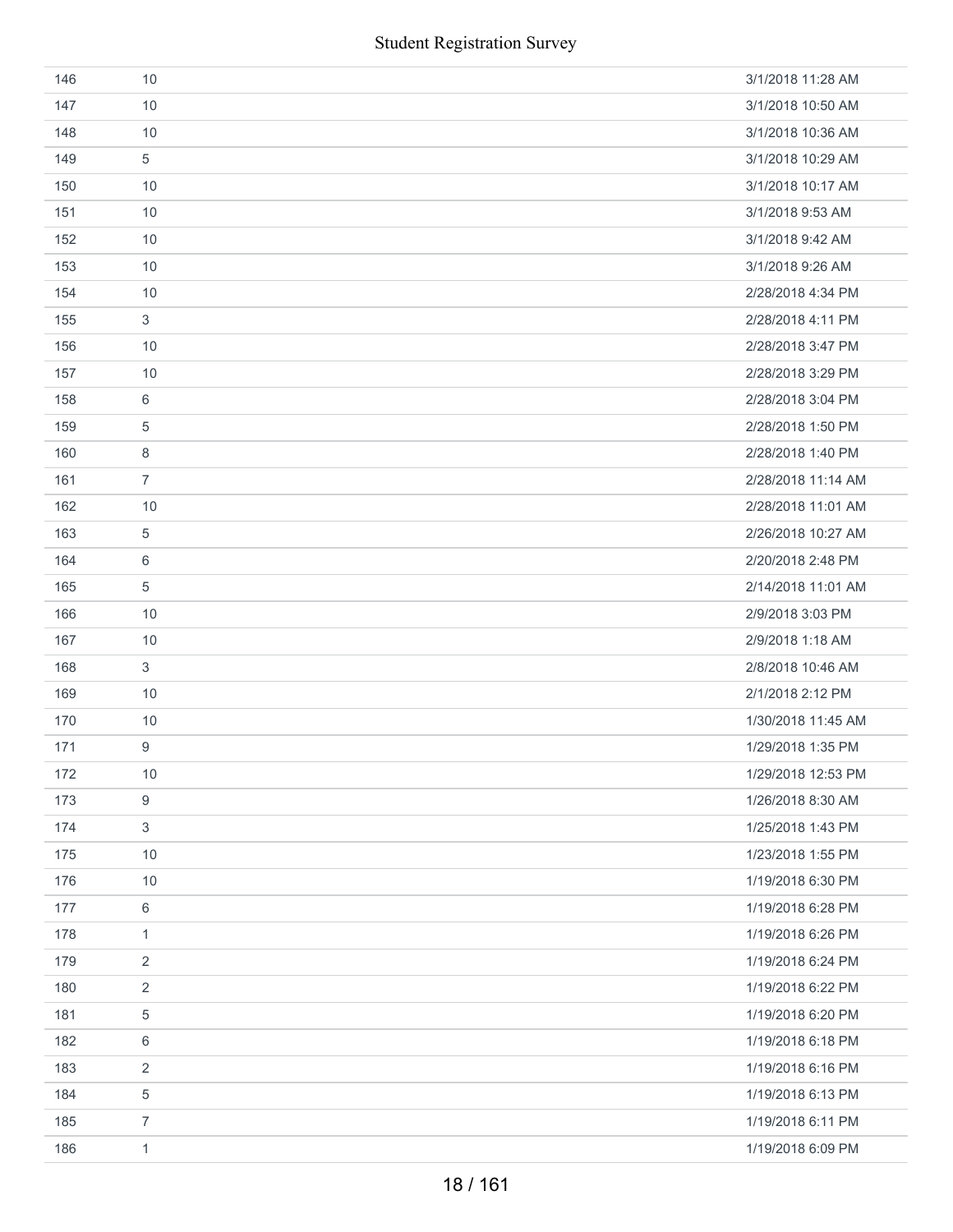| | | |
|---|---|---|
| 146 | 10 | 3/1/2018 11:28 AM |
| 147 | 10 | 3/1/2018 10:50 AM |
| 148 | 10 | 3/1/2018 10:36 AM |
| 149 | 5 | 3/1/2018 10:29 AM |
| 150 | 10 | 3/1/2018 10:17 AM |
| 151 | 10 | 3/1/2018 9:53 AM |
| 152 | 10 | 3/1/2018 9:42 AM |
| 153 | 10 | 3/1/2018 9:26 AM |
| 154 | 10 | 2/28/2018 4:34 PM |
| 155 | 3 | 2/28/2018 4:11 PM |
| 156 | 10 | 2/28/2018 3:47 PM |
| 157 | 10 | 2/28/2018 3:29 PM |
| 158 | 6 | 2/28/2018 3:04 PM |
| 159 | 5 | 2/28/2018 1:50 PM |
| 160 | 8 | 2/28/2018 1:40 PM |
| 161 | 7 | 2/28/2018 11:14 AM |
| 162 | 10 | 2/28/2018 11:01 AM |
| 163 | 5 | 2/26/2018 10:27 AM |
| 164 | 6 | 2/20/2018 2:48 PM |
| 165 | 5 | 2/14/2018 11:01 AM |
| 166 | 10 | 2/9/2018 3:03 PM |
| 167 | 10 | 2/9/2018 1:18 AM |
| 168 | 3 | 2/8/2018 10:46 AM |
| 169 | 10 | 2/1/2018 2:12 PM |
| 170 | 10 | 1/30/2018 11:45 AM |
| 171 | 9 | 1/29/2018 1:35 PM |
| 172 | 10 | 1/29/2018 12:53 PM |
| 173 | 9 | 1/26/2018 8:30 AM |
| 174 | 3 | 1/25/2018 1:43 PM |
| 175 | 10 | 1/23/2018 1:55 PM |
| 176 | 10 | 1/19/2018 6:30 PM |
| 177 | 6 | 1/19/2018 6:28 PM |
| 178 | 1 | 1/19/2018 6:26 PM |
| 179 | 2 | 1/19/2018 6:24 PM |
| 180 | 2 | 1/19/2018 6:22 PM |
| 181 | 5 | 1/19/2018 6:20 PM |
| 182 | 6 | 1/19/2018 6:18 PM |
| 183 | 2 | 1/19/2018 6:16 PM |
| 184 | 5 | 1/19/2018 6:13 PM |
| 185 | 7 | 1/19/2018 6:11 PM |
| 186 | 1 | 1/19/2018 6:09 PM |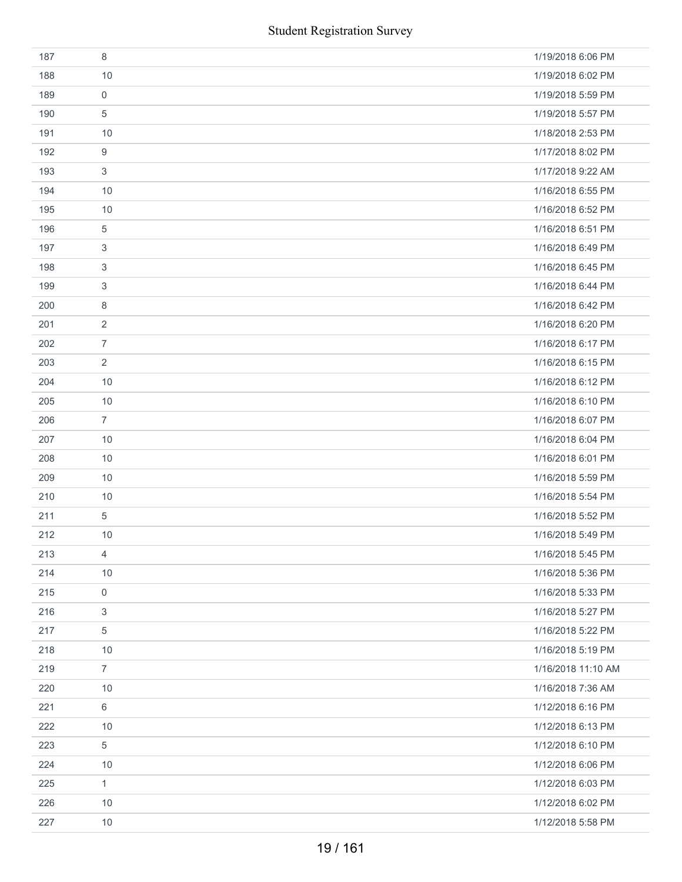| | | |
|---|---|---|
| 187 | 8 | 1/19/2018 6:06 PM |
| 188 | 10 | 1/19/2018 6:02 PM |
| 189 | 0 | 1/19/2018 5:59 PM |
| 190 | 5 | 1/19/2018 5:57 PM |
| 191 | 10 | 1/18/2018 2:53 PM |
| 192 | 9 | 1/17/2018 8:02 PM |
| 193 | 3 | 1/17/2018 9:22 AM |
| 194 | 10 | 1/16/2018 6:55 PM |
| 195 | 10 | 1/16/2018 6:52 PM |
| 196 | 5 | 1/16/2018 6:51 PM |
| 197 | 3 | 1/16/2018 6:49 PM |
| 198 | 3 | 1/16/2018 6:45 PM |
| 199 | 3 | 1/16/2018 6:44 PM |
| 200 | 8 | 1/16/2018 6:42 PM |
| 201 | 2 | 1/16/2018 6:20 PM |
| 202 | 7 | 1/16/2018 6:17 PM |
| 203 | 2 | 1/16/2018 6:15 PM |
| 204 | 10 | 1/16/2018 6:12 PM |
| 205 | 10 | 1/16/2018 6:10 PM |
| 206 | 7 | 1/16/2018 6:07 PM |
| 207 | 10 | 1/16/2018 6:04 PM |
| 208 | 10 | 1/16/2018 6:01 PM |
| 209 | 10 | 1/16/2018 5:59 PM |
| 210 | 10 | 1/16/2018 5:54 PM |
| 211 | 5 | 1/16/2018 5:52 PM |
| 212 | 10 | 1/16/2018 5:49 PM |
| 213 | 4 | 1/16/2018 5:45 PM |
| 214 | 10 | 1/16/2018 5:36 PM |
| 215 | 0 | 1/16/2018 5:33 PM |
| 216 | 3 | 1/16/2018 5:27 PM |
| 217 | 5 | 1/16/2018 5:22 PM |
| 218 | 10 | 1/16/2018 5:19 PM |
| 219 | 7 | 1/16/2018 11:10 AM |
| 220 | 10 | 1/16/2018 7:36 AM |
| 221 | 6 | 1/12/2018 6:16 PM |
| 222 | 10 | 1/12/2018 6:13 PM |
| 223 | 5 | 1/12/2018 6:10 PM |
| 224 | 10 | 1/12/2018 6:06 PM |
| 225 | 1 | 1/12/2018 6:03 PM |
| 226 | 10 | 1/12/2018 6:02 PM |
| 227 | 10 | 1/12/2018 5:58 PM |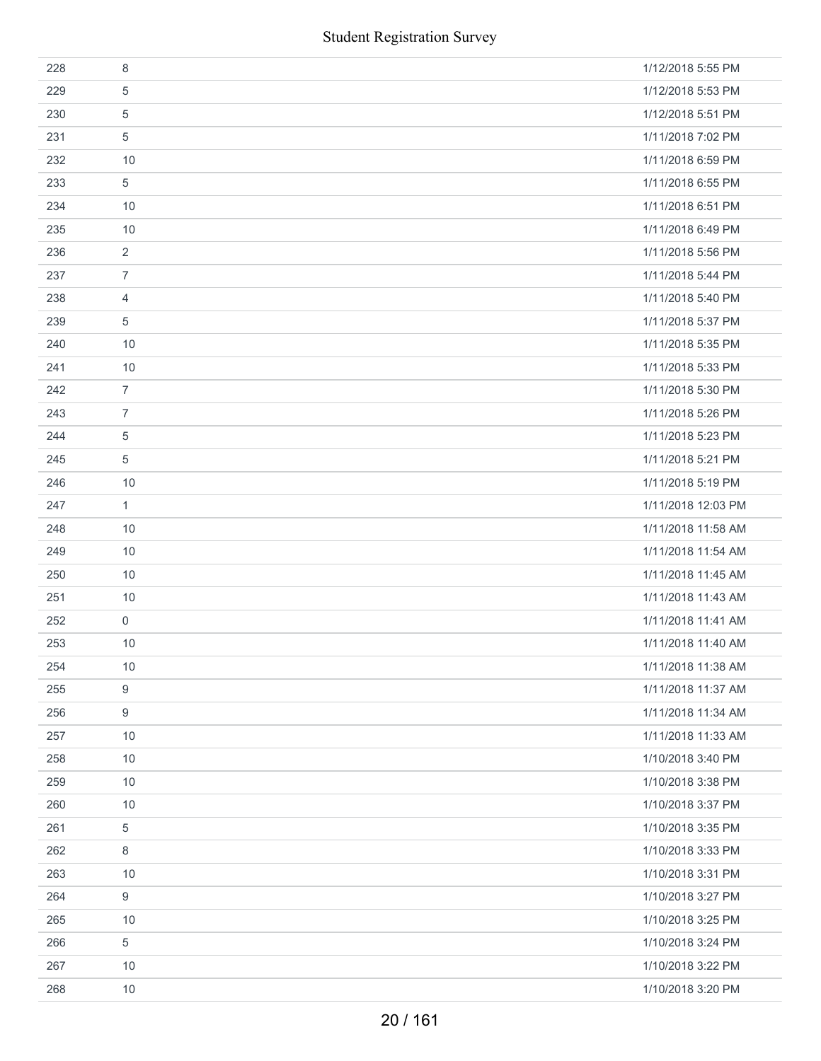| | | |
|---|---|---|
| 228 | 8 | 1/12/2018 5:55 PM |
| 229 | 5 | 1/12/2018 5:53 PM |
| 230 | 5 | 1/12/2018 5:51 PM |
| 231 | 5 | 1/11/2018 7:02 PM |
| 232 | 10 | 1/11/2018 6:59 PM |
| 233 | 5 | 1/11/2018 6:55 PM |
| 234 | 10 | 1/11/2018 6:51 PM |
| 235 | 10 | 1/11/2018 6:49 PM |
| 236 | 2 | 1/11/2018 5:56 PM |
| 237 | 7 | 1/11/2018 5:44 PM |
| 238 | 4 | 1/11/2018 5:40 PM |
| 239 | 5 | 1/11/2018 5:37 PM |
| 240 | 10 | 1/11/2018 5:35 PM |
| 241 | 10 | 1/11/2018 5:33 PM |
| 242 | 7 | 1/11/2018 5:30 PM |
| 243 | 7 | 1/11/2018 5:26 PM |
| 244 | 5 | 1/11/2018 5:23 PM |
| 245 | 5 | 1/11/2018 5:21 PM |
| 246 | 10 | 1/11/2018 5:19 PM |
| 247 | 1 | 1/11/2018 12:03 PM |
| 248 | 10 | 1/11/2018 11:58 AM |
| 249 | 10 | 1/11/2018 11:54 AM |
| 250 | 10 | 1/11/2018 11:45 AM |
| 251 | 10 | 1/11/2018 11:43 AM |
| 252 | 0 | 1/11/2018 11:41 AM |
| 253 | 10 | 1/11/2018 11:40 AM |
| 254 | 10 | 1/11/2018 11:38 AM |
| 255 | 9 | 1/11/2018 11:37 AM |
| 256 | 9 | 1/11/2018 11:34 AM |
| 257 | 10 | 1/11/2018 11:33 AM |
| 258 | 10 | 1/10/2018 3:40 PM |
| 259 | 10 | 1/10/2018 3:38 PM |
| 260 | 10 | 1/10/2018 3:37 PM |
| 261 | 5 | 1/10/2018 3:35 PM |
| 262 | 8 | 1/10/2018 3:33 PM |
| 263 | 10 | 1/10/2018 3:31 PM |
| 264 | 9 | 1/10/2018 3:27 PM |
| 265 | 10 | 1/10/2018 3:25 PM |
| 266 | 5 | 1/10/2018 3:24 PM |
| 267 | 10 | 1/10/2018 3:22 PM |
| 268 | 10 | 1/10/2018 3:20 PM |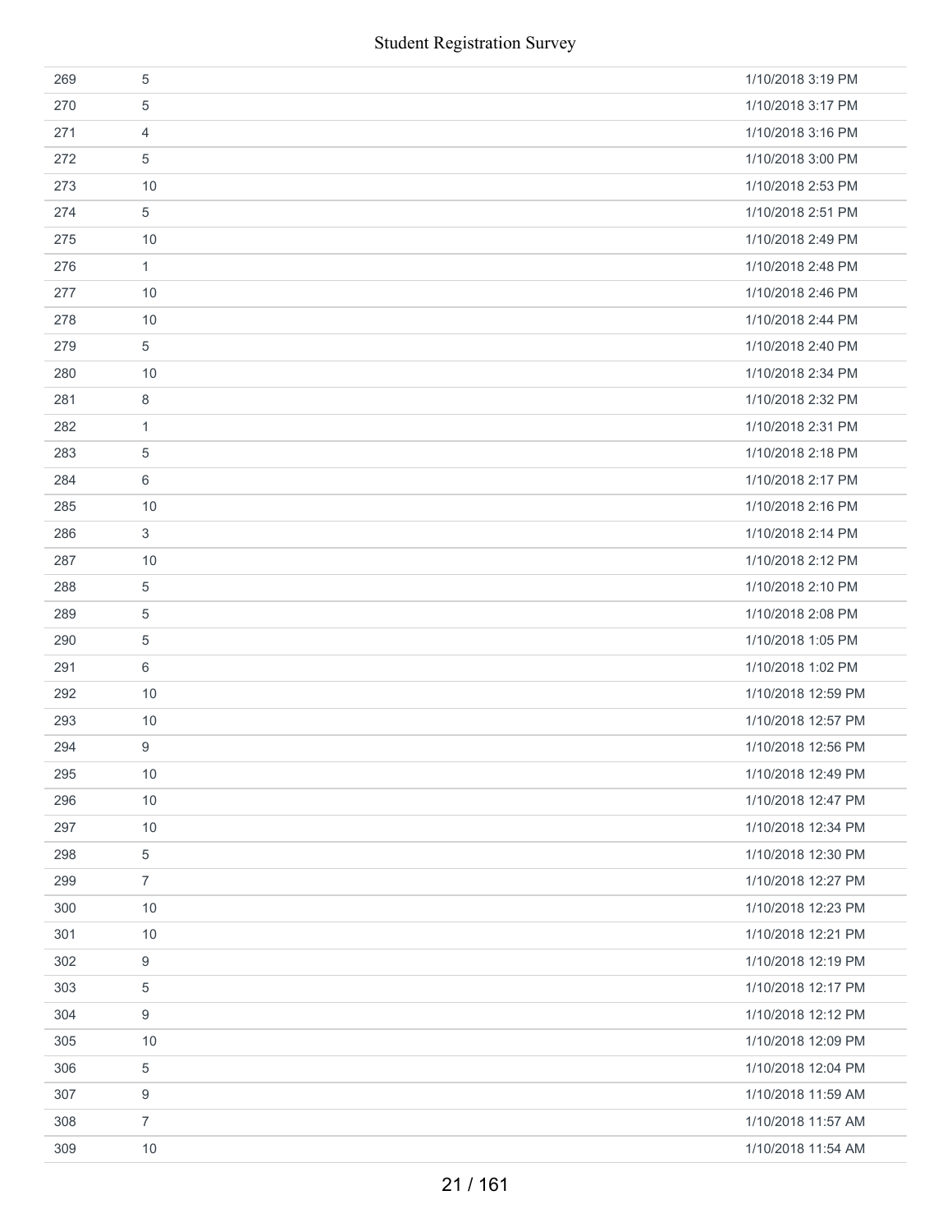| | | |
|---|---|---|
| 269 | 5 | 1/10/2018 3:19 PM |
| 270 | 5 | 1/10/2018 3:17 PM |
| 271 | 4 | 1/10/2018 3:16 PM |
| 272 | 5 | 1/10/2018 3:00 PM |
| 273 | 10 | 1/10/2018 2:53 PM |
| 274 | 5 | 1/10/2018 2:51 PM |
| 275 | 10 | 1/10/2018 2:49 PM |
| 276 | 1 | 1/10/2018 2:48 PM |
| 277 | 10 | 1/10/2018 2:46 PM |
| 278 | 10 | 1/10/2018 2:44 PM |
| 279 | 5 | 1/10/2018 2:40 PM |
| 280 | 10 | 1/10/2018 2:34 PM |
| 281 | 8 | 1/10/2018 2:32 PM |
| 282 | 1 | 1/10/2018 2:31 PM |
| 283 | 5 | 1/10/2018 2:18 PM |
| 284 | 6 | 1/10/2018 2:17 PM |
| 285 | 10 | 1/10/2018 2:16 PM |
| 286 | 3 | 1/10/2018 2:14 PM |
| 287 | 10 | 1/10/2018 2:12 PM |
| 288 | 5 | 1/10/2018 2:10 PM |
| 289 | 5 | 1/10/2018 2:08 PM |
| 290 | 5 | 1/10/2018 1:05 PM |
| 291 | 6 | 1/10/2018 1:02 PM |
| 292 | 10 | 1/10/2018 12:59 PM |
| 293 | 10 | 1/10/2018 12:57 PM |
| 294 | 9 | 1/10/2018 12:56 PM |
| 295 | 10 | 1/10/2018 12:49 PM |
| 296 | 10 | 1/10/2018 12:47 PM |
| 297 | 10 | 1/10/2018 12:34 PM |
| 298 | 5 | 1/10/2018 12:30 PM |
| 299 | 7 | 1/10/2018 12:27 PM |
| 300 | 10 | 1/10/2018 12:23 PM |
| 301 | 10 | 1/10/2018 12:21 PM |
| 302 | 9 | 1/10/2018 12:19 PM |
| 303 | 5 | 1/10/2018 12:17 PM |
| 304 | 9 | 1/10/2018 12:12 PM |
| 305 | 10 | 1/10/2018 12:09 PM |
| 306 | 5 | 1/10/2018 12:04 PM |
| 307 | 9 | 1/10/2018 11:59 AM |
| 308 | 7 | 1/10/2018 11:57 AM |
| 309 | 10 | 1/10/2018 11:54 AM |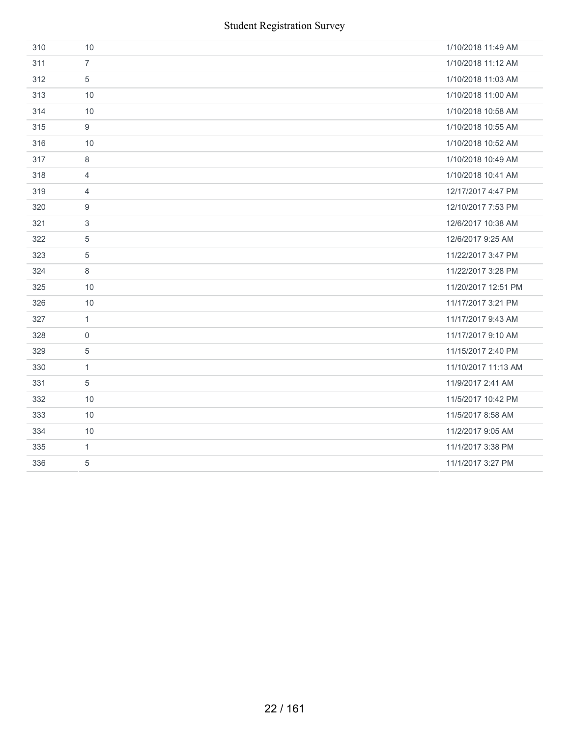| | | |
|---|---|---|
| 310 | 10 | 1/10/2018 11:49 AM |
| 311 | 7 | 1/10/2018 11:12 AM |
| 312 | 5 | 1/10/2018 11:03 AM |
| 313 | 10 | 1/10/2018 11:00 AM |
| 314 | 10 | 1/10/2018 10:58 AM |
| 315 | 9 | 1/10/2018 10:55 AM |
| 316 | 10 | 1/10/2018 10:52 AM |
| 317 | 8 | 1/10/2018 10:49 AM |
| 318 | 4 | 1/10/2018 10:41 AM |
| 319 | 4 | 12/17/2017 4:47 PM |
| 320 | 9 | 12/10/2017 7:53 PM |
| 321 | 3 | 12/6/2017 10:38 AM |
| 322 | 5 | 12/6/2017 9:25 AM |
| 323 | 5 | 11/22/2017 3:47 PM |
| 324 | 8 | 11/22/2017 3:28 PM |
| 325 | 10 | 11/20/2017 12:51 PM |
| 326 | 10 | 11/17/2017 3:21 PM |
| 327 | 1 | 11/17/2017 9:43 AM |
| 328 | 0 | 11/17/2017 9:10 AM |
| 329 | 5 | 11/15/2017 2:40 PM |
| 330 | 1 | 11/10/2017 11:13 AM |
| 331 | 5 | 11/9/2017 2:41 AM |
| 332 | 10 | 11/5/2017 10:42 PM |
| 333 | 10 | 11/5/2017 8:58 AM |
| 334 | 10 | 11/2/2017 9:05 AM |
| 335 | 1 | 11/1/2017 3:38 PM |
| 336 | 5 | 11/1/2017 3:27 PM |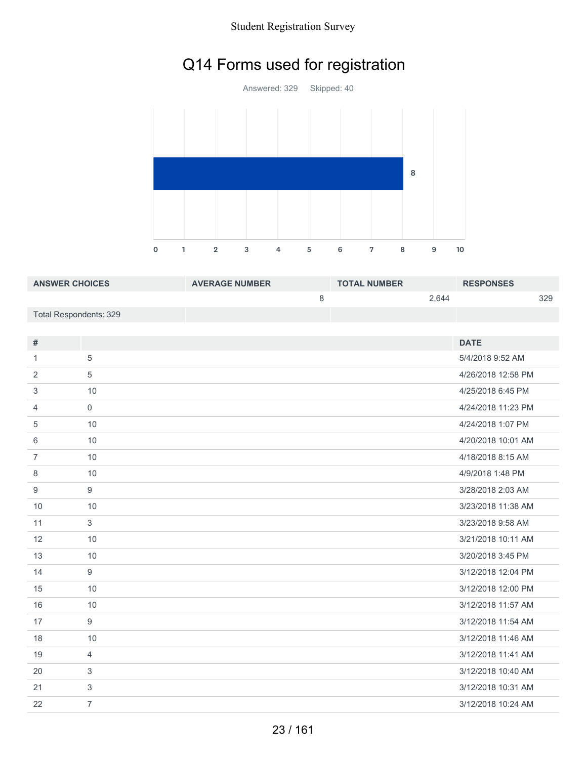# Q14 Forms used for registration

Answered: 329 Skipped: 40

| ANSWER CHOICES | AVERAGE NUMBER | TOTAL NUMBER | RESPONSES |
|---|---|---|---|
| | 8 | 2,644 | 329 |
| Total Respondents: 329 | | | |

| # | | DATE |
|---|---|---|
| 1 | 5 | 5/4/2018 9:52 AM |
| 2 | 5 | 4/26/2018 12:58 PM |
| 3 | 10 | 4/25/2018 6:45 PM |
| 4 | 0 | 4/24/2018 11:23 PM |
| 5 | 10 | 4/24/2018 1:07 PM |
| 6 | 10 | 4/20/2018 10:01 AM |
| 7 | 10 | 4/18/2018 8:15 AM |
| 8 | 10 | 4/9/2018 1:48 PM |
| 9 | 9 | 3/28/2018 2:03 AM |
| 10 | 10 | 3/23/2018 11:38 AM |
| 11 | 3 | 3/23/2018 9:58 AM |
| 12 | 10 | 3/21/2018 10:11 AM |
| 13 | 10 | 3/20/2018 3:45 PM |
| 14 | 9 | 3/12/2018 12:04 PM |
| 15 | 10 | 3/12/2018 12:00 PM |
| 16 | 10 | 3/12/2018 11:57 AM |
| 17 | 9 | 3/12/2018 11:54 AM |
| 18 | 10 | 3/12/2018 11:46 AM |
| 19 | 4 | 3/12/2018 11:41 AM |
| 20 | 3 | 3/12/2018 10:40 AM |
| 21 | 3 | 3/12/2018 10:31 AM |
| 22 | 7 | 3/12/2018 10:24 AM |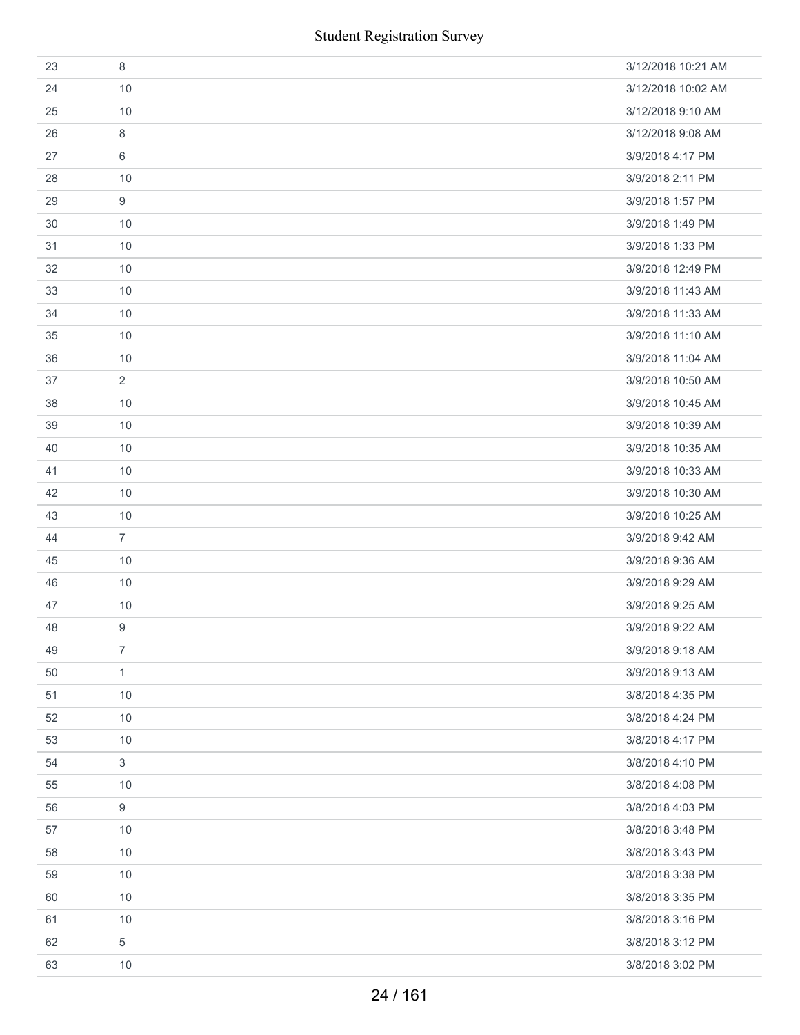| | | |
|---|---|---|
| 23 | 8 | 3/12/2018 10:21 AM |
| 24 | 10 | 3/12/2018 10:02 AM |
| 25 | 10 | 3/12/2018 9:10 AM |
| 26 | 8 | 3/12/2018 9:08 AM |
| 27 | 6 | 3/9/2018 4:17 PM |
| 28 | 10 | 3/9/2018 2:11 PM |
| 29 | 9 | 3/9/2018 1:57 PM |
| 30 | 10 | 3/9/2018 1:49 PM |
| 31 | 10 | 3/9/2018 1:33 PM |
| 32 | 10 | 3/9/2018 12:49 PM |
| 33 | 10 | 3/9/2018 11:43 AM |
| 34 | 10 | 3/9/2018 11:33 AM |
| 35 | 10 | 3/9/2018 11:10 AM |
| 36 | 10 | 3/9/2018 11:04 AM |
| 37 | 2 | 3/9/2018 10:50 AM |
| 38 | 10 | 3/9/2018 10:45 AM |
| 39 | 10 | 3/9/2018 10:39 AM |
| 40 | 10 | 3/9/2018 10:35 AM |
| 41 | 10 | 3/9/2018 10:33 AM |
| 42 | 10 | 3/9/2018 10:30 AM |
| 43 | 10 | 3/9/2018 10:25 AM |
| 44 | 7 | 3/9/2018 9:42 AM |
| 45 | 10 | 3/9/2018 9:36 AM |
| 46 | 10 | 3/9/2018 9:29 AM |
| 47 | 10 | 3/9/2018 9:25 AM |
| 48 | 9 | 3/9/2018 9:22 AM |
| 49 | 7 | 3/9/2018 9:18 AM |
| 50 | 1 | 3/9/2018 9:13 AM |
| 51 | 10 | 3/8/2018 4:35 PM |
| 52 | 10 | 3/8/2018 4:24 PM |
| 53 | 10 | 3/8/2018 4:17 PM |
| 54 | 3 | 3/8/2018 4:10 PM |
| 55 | 10 | 3/8/2018 4:08 PM |
| 56 | 9 | 3/8/2018 4:03 PM |
| 57 | 10 | 3/8/2018 3:48 PM |
| 58 | 10 | 3/8/2018 3:43 PM |
| 59 | 10 | 3/8/2018 3:38 PM |
| 60 | 10 | 3/8/2018 3:35 PM |
| 61 | 10 | 3/8/2018 3:16 PM |
| 62 | 5 | 3/8/2018 3:12 PM |
| 63 | 10 | 3/8/2018 3:02 PM |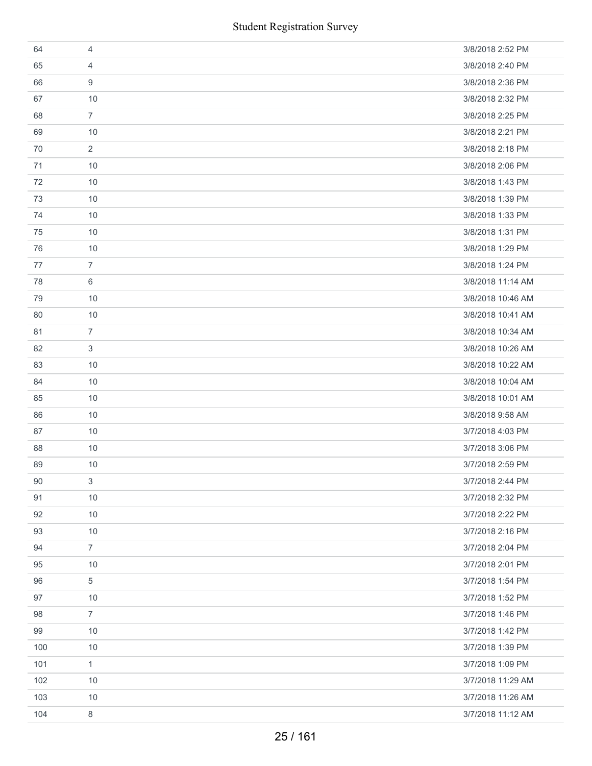| | | |
|---|---|---|
| 64 | 4 | 3/8/2018 2:52 PM |
| 65 | 4 | 3/8/2018 2:40 PM |
| 66 | 9 | 3/8/2018 2:36 PM |
| 67 | 10 | 3/8/2018 2:32 PM |
| 68 | 7 | 3/8/2018 2:25 PM |
| 69 | 10 | 3/8/2018 2:21 PM |
| 70 | 2 | 3/8/2018 2:18 PM |
| 71 | 10 | 3/8/2018 2:06 PM |
| 72 | 10 | 3/8/2018 1:43 PM |
| 73 | 10 | 3/8/2018 1:39 PM |
| 74 | 10 | 3/8/2018 1:33 PM |
| 75 | 10 | 3/8/2018 1:31 PM |
| 76 | 10 | 3/8/2018 1:29 PM |
| 77 | 7 | 3/8/2018 1:24 PM |
| 78 | 6 | 3/8/2018 11:14 AM |
| 79 | 10 | 3/8/2018 10:46 AM |
| 80 | 10 | 3/8/2018 10:41 AM |
| 81 | 7 | 3/8/2018 10:34 AM |
| 82 | 3 | 3/8/2018 10:26 AM |
| 83 | 10 | 3/8/2018 10:22 AM |
| 84 | 10 | 3/8/2018 10:04 AM |
| 85 | 10 | 3/8/2018 10:01 AM |
| 86 | 10 | 3/8/2018 9:58 AM |
| 87 | 10 | 3/7/2018 4:03 PM |
| 88 | 10 | 3/7/2018 3:06 PM |
| 89 | 10 | 3/7/2018 2:59 PM |
| 90 | 3 | 3/7/2018 2:44 PM |
| 91 | 10 | 3/7/2018 2:32 PM |
| 92 | 10 | 3/7/2018 2:22 PM |
| 93 | 10 | 3/7/2018 2:16 PM |
| 94 | 7 | 3/7/2018 2:04 PM |
| 95 | 10 | 3/7/2018 2:01 PM |
| 96 | 5 | 3/7/2018 1:54 PM |
| 97 | 10 | 3/7/2018 1:52 PM |
| 98 | 7 | 3/7/2018 1:46 PM |
| 99 | 10 | 3/7/2018 1:42 PM |
| 100 | 10 | 3/7/2018 1:39 PM |
| 101 | 1 | 3/7/2018 1:09 PM |
| 102 | 10 | 3/7/2018 11:29 AM |
| 103 | 10 | 3/7/2018 11:26 AM |
| 104 | 8 | 3/7/2018 11:12 AM |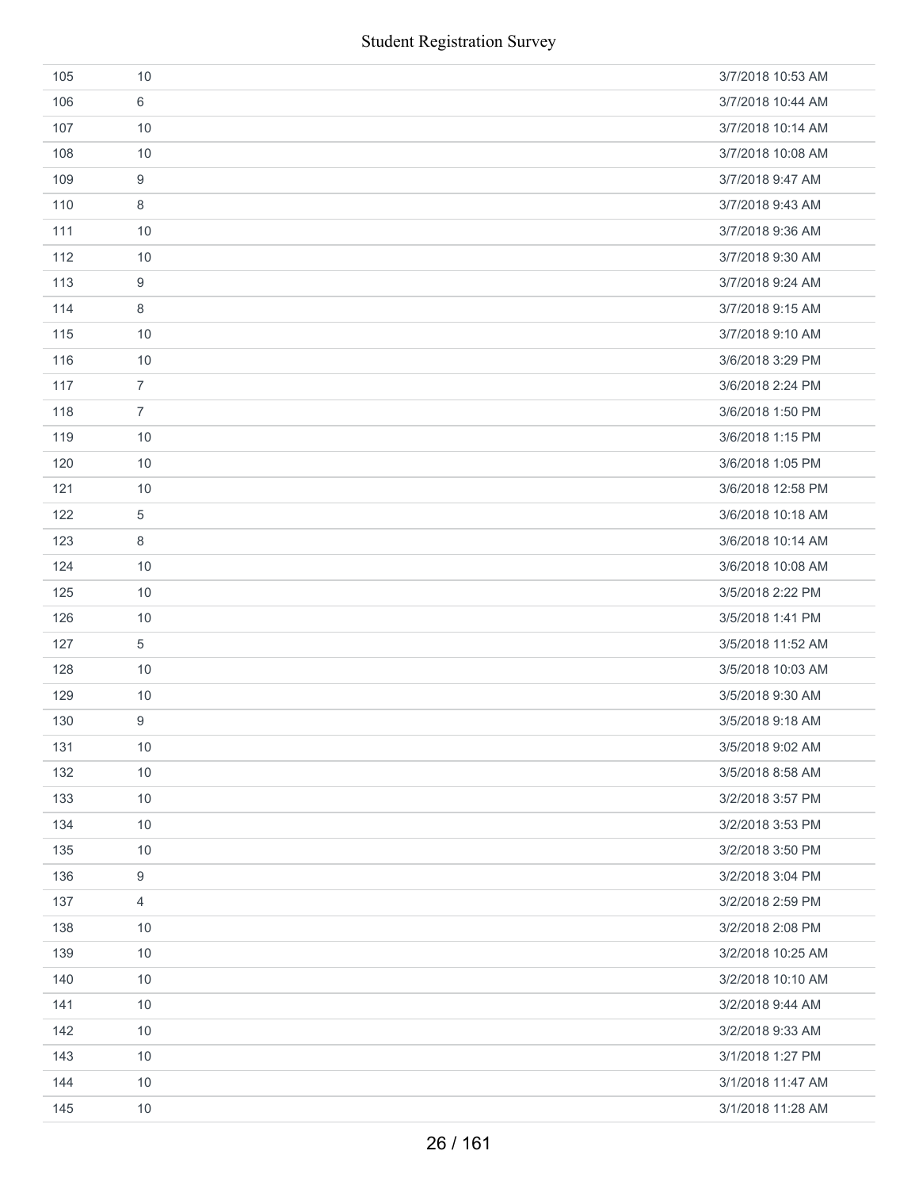| | | |
|---|---|---|
| 105 | 10 | 3/7/2018 10:53 AM |
| 106 | 6 | 3/7/2018 10:44 AM |
| 107 | 10 | 3/7/2018 10:14 AM |
| 108 | 10 | 3/7/2018 10:08 AM |
| 109 | 9 | 3/7/2018 9:47 AM |
| 110 | 8 | 3/7/2018 9:43 AM |
| 111 | 10 | 3/7/2018 9:36 AM |
| 112 | 10 | 3/7/2018 9:30 AM |
| 113 | 9 | 3/7/2018 9:24 AM |
| 114 | 8 | 3/7/2018 9:15 AM |
| 115 | 10 | 3/7/2018 9:10 AM |
| 116 | 10 | 3/6/2018 3:29 PM |
| 117 | 7 | 3/6/2018 2:24 PM |
| 118 | 7 | 3/6/2018 1:50 PM |
| 119 | 10 | 3/6/2018 1:15 PM |
| 120 | 10 | 3/6/2018 1:05 PM |
| 121 | 10 | 3/6/2018 12:58 PM |
| 122 | 5 | 3/6/2018 10:18 AM |
| 123 | 8 | 3/6/2018 10:14 AM |
| 124 | 10 | 3/6/2018 10:08 AM |
| 125 | 10 | 3/5/2018 2:22 PM |
| 126 | 10 | 3/5/2018 1:41 PM |
| 127 | 5 | 3/5/2018 11:52 AM |
| 128 | 10 | 3/5/2018 10:03 AM |
| 129 | 10 | 3/5/2018 9:30 AM |
| 130 | 9 | 3/5/2018 9:18 AM |
| 131 | 10 | 3/5/2018 9:02 AM |
| 132 | 10 | 3/5/2018 8:58 AM |
| 133 | 10 | 3/2/2018 3:57 PM |
| 134 | 10 | 3/2/2018 3:53 PM |
| 135 | 10 | 3/2/2018 3:50 PM |
| 136 | 9 | 3/2/2018 3:04 PM |
| 137 | 4 | 3/2/2018 2:59 PM |
| 138 | 10 | 3/2/2018 2:08 PM |
| 139 | 10 | 3/2/2018 10:25 AM |
| 140 | 10 | 3/2/2018 10:10 AM |
| 141 | 10 | 3/2/2018 9:44 AM |
| 142 | 10 | 3/2/2018 9:33 AM |
| 143 | 10 | 3/1/2018 1:27 PM |
| 144 | 10 | 3/1/2018 11:47 AM |
| 145 | 10 | 3/1/2018 11:28 AM |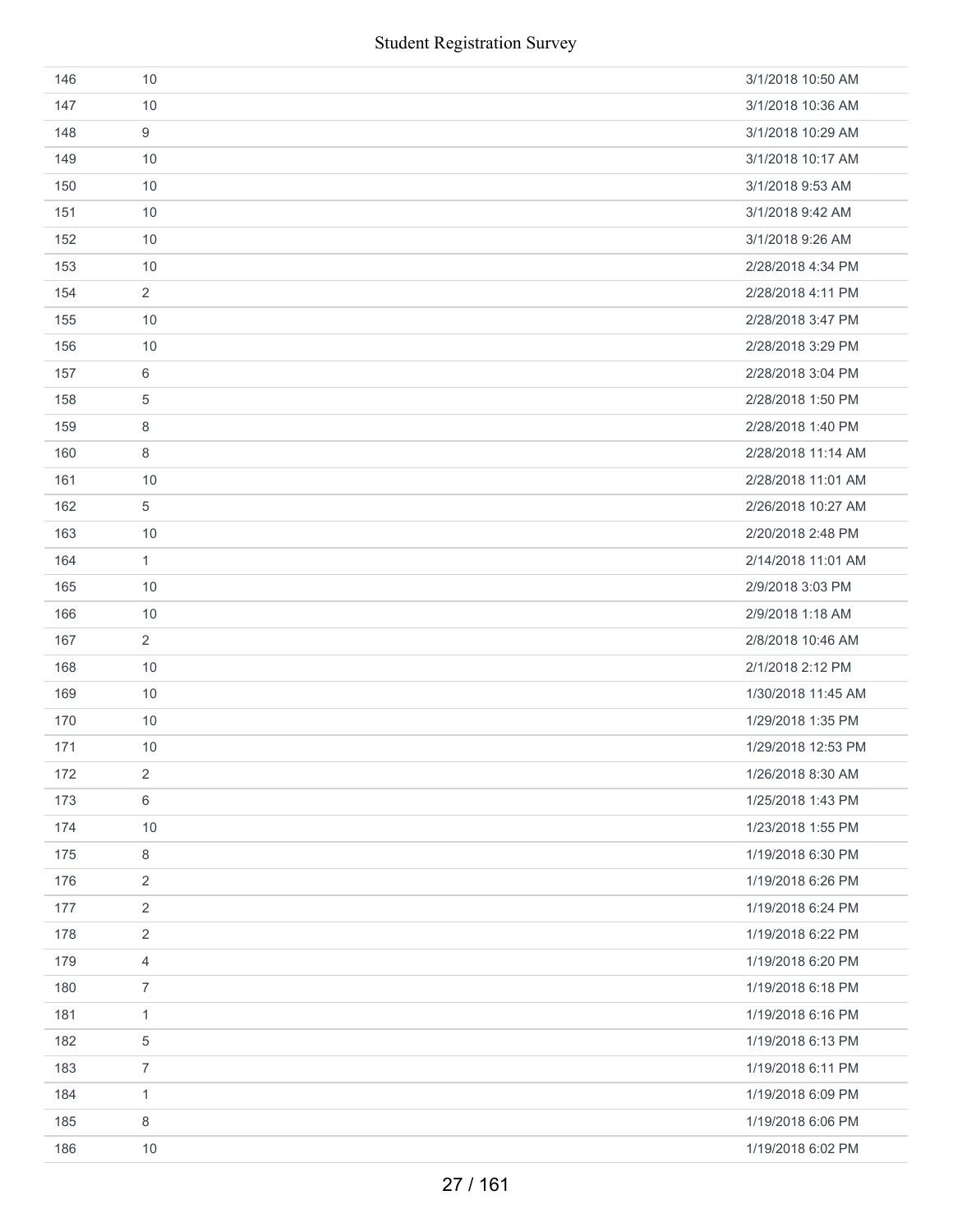| | | |
|---|---|---|
| 146 | 10 | 3/1/2018 10:50 AM |
| 147 | 10 | 3/1/2018 10:36 AM |
| 148 | 9 | 3/1/2018 10:29 AM |
| 149 | 10 | 3/1/2018 10:17 AM |
| 150 | 10 | 3/1/2018 9:53 AM |
| 151 | 10 | 3/1/2018 9:42 AM |
| 152 | 10 | 3/1/2018 9:26 AM |
| 153 | 10 | 2/28/2018 4:34 PM |
| 154 | 2 | 2/28/2018 4:11 PM |
| 155 | 10 | 2/28/2018 3:47 PM |
| 156 | 10 | 2/28/2018 3:29 PM |
| 157 | 6 | 2/28/2018 3:04 PM |
| 158 | 5 | 2/28/2018 1:50 PM |
| 159 | 8 | 2/28/2018 1:40 PM |
| 160 | 8 | 2/28/2018 11:14 AM |
| 161 | 10 | 2/28/2018 11:01 AM |
| 162 | 5 | 2/26/2018 10:27 AM |
| 163 | 10 | 2/20/2018 2:48 PM |
| 164 | 1 | 2/14/2018 11:01 AM |
| 165 | 10 | 2/9/2018 3:03 PM |
| 166 | 10 | 2/9/2018 1:18 AM |
| 167 | 2 | 2/8/2018 10:46 AM |
| 168 | 10 | 2/1/2018 2:12 PM |
| 169 | 10 | 1/30/2018 11:45 AM |
| 170 | 10 | 1/29/2018 1:35 PM |
| 171 | 10 | 1/29/2018 12:53 PM |
| 172 | 2 | 1/26/2018 8:30 AM |
| 173 | 6 | 1/25/2018 1:43 PM |
| 174 | 10 | 1/23/2018 1:55 PM |
| 175 | 8 | 1/19/2018 6:30 PM |
| 176 | 2 | 1/19/2018 6:26 PM |
| 177 | 2 | 1/19/2018 6:24 PM |
| 178 | 2 | 1/19/2018 6:22 PM |
| 179 | 4 | 1/19/2018 6:20 PM |
| 180 | 7 | 1/19/2018 6:18 PM |
| 181 | 1 | 1/19/2018 6:16 PM |
| 182 | 5 | 1/19/2018 6:13 PM |
| 183 | 7 | 1/19/2018 6:11 PM |
| 184 | 1 | 1/19/2018 6:09 PM |
| 185 | 8 | 1/19/2018 6:06 PM |
| 186 | 10 | 1/19/2018 6:02 PM |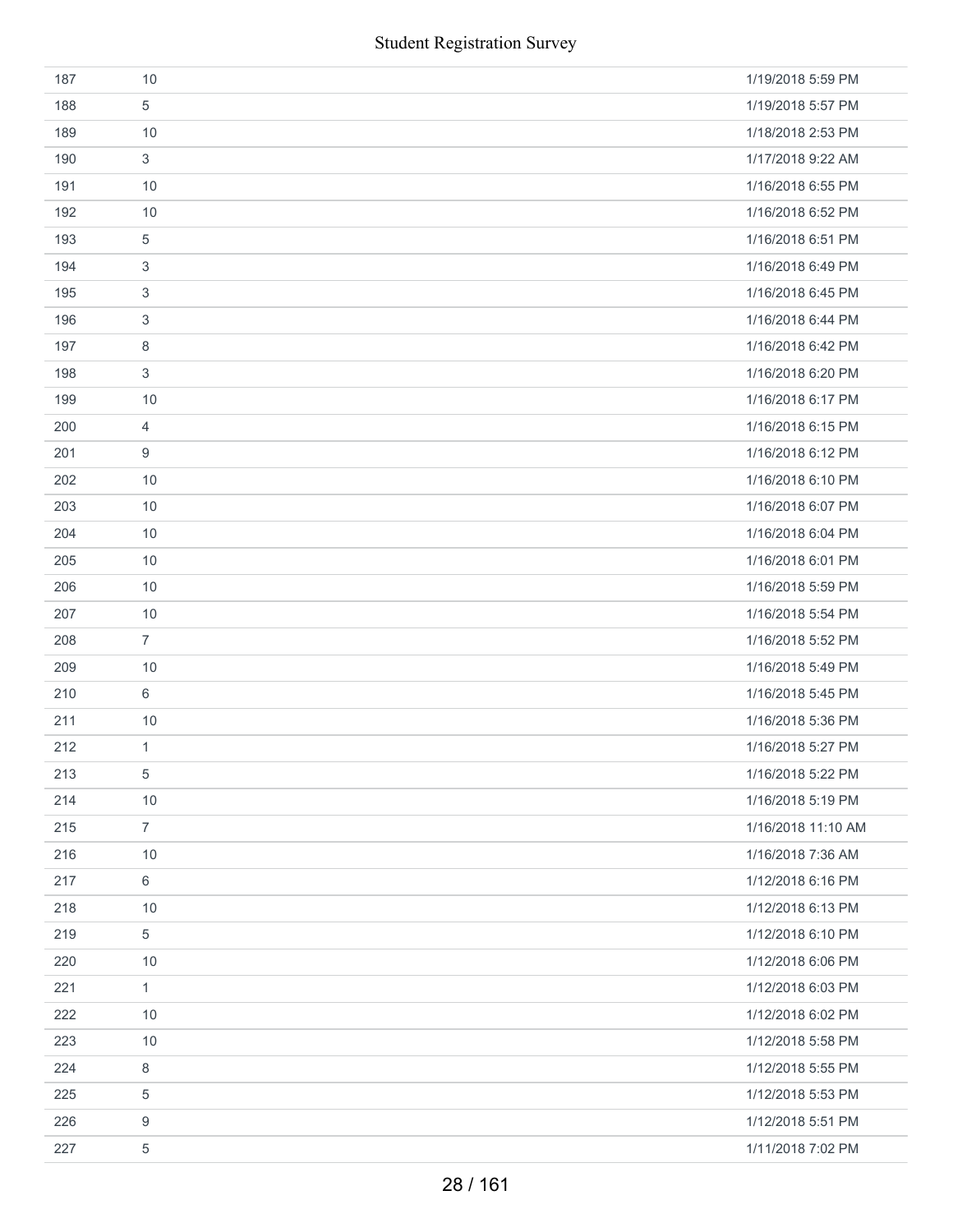| | | |
|---|---|---|
| 187 | 10 | 1/19/2018 5:59 PM |
| 188 | 5 | 1/19/2018 5:57 PM |
| 189 | 10 | 1/18/2018 2:53 PM |
| 190 | 3 | 1/17/2018 9:22 AM |
| 191 | 10 | 1/16/2018 6:55 PM |
| 192 | 10 | 1/16/2018 6:52 PM |
| 193 | 5 | 1/16/2018 6:51 PM |
| 194 | 3 | 1/16/2018 6:49 PM |
| 195 | 3 | 1/16/2018 6:45 PM |
| 196 | 3 | 1/16/2018 6:44 PM |
| 197 | 8 | 1/16/2018 6:42 PM |
| 198 | 3 | 1/16/2018 6:20 PM |
| 199 | 10 | 1/16/2018 6:17 PM |
| 200 | 4 | 1/16/2018 6:15 PM |
| 201 | 9 | 1/16/2018 6:12 PM |
| 202 | 10 | 1/16/2018 6:10 PM |
| 203 | 10 | 1/16/2018 6:07 PM |
| 204 | 10 | 1/16/2018 6:04 PM |
| 205 | 10 | 1/16/2018 6:01 PM |
| 206 | 10 | 1/16/2018 5:59 PM |
| 207 | 10 | 1/16/2018 5:54 PM |
| 208 | 7 | 1/16/2018 5:52 PM |
| 209 | 10 | 1/16/2018 5:49 PM |
| 210 | 6 | 1/16/2018 5:45 PM |
| 211 | 10 | 1/16/2018 5:36 PM |
| 212 | 1 | 1/16/2018 5:27 PM |
| 213 | 5 | 1/16/2018 5:22 PM |
| 214 | 10 | 1/16/2018 5:19 PM |
| 215 | 7 | 1/16/2018 11:10 AM |
| 216 | 10 | 1/16/2018 7:36 AM |
| 217 | 6 | 1/12/2018 6:16 PM |
| 218 | 10 | 1/12/2018 6:13 PM |
| 219 | 5 | 1/12/2018 6:10 PM |
| 220 | 10 | 1/12/2018 6:06 PM |
| 221 | 1 | 1/12/2018 6:03 PM |
| 222 | 10 | 1/12/2018 6:02 PM |
| 223 | 10 | 1/12/2018 5:58 PM |
| 224 | 8 | 1/12/2018 5:55 PM |
| 225 | 5 | 1/12/2018 5:53 PM |
| 226 | 9 | 1/12/2018 5:51 PM |
| 227 | 5 | 1/11/2018 7:02 PM |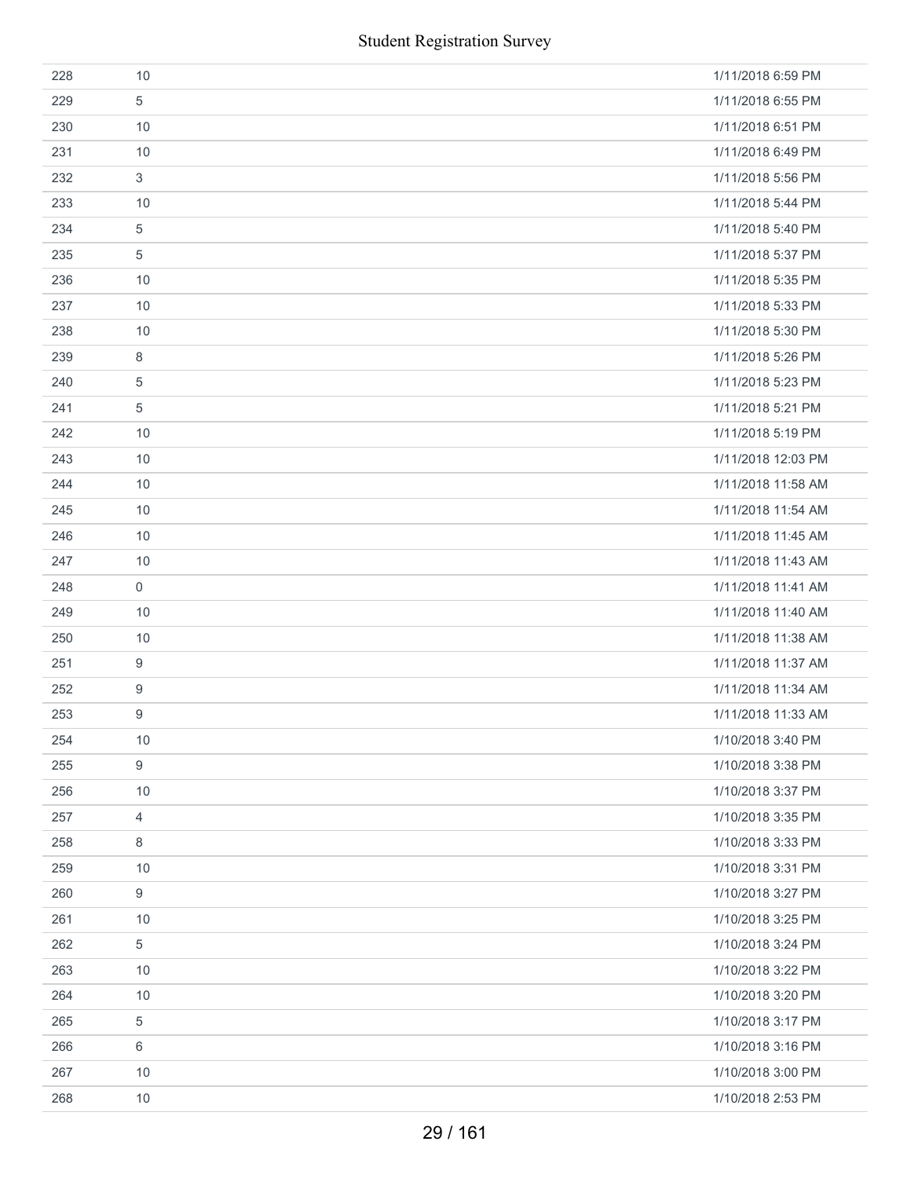| | | |
|---|---|---|
| 228 | 10 | 1/11/2018 6:59 PM |
| 229 | 5 | 1/11/2018 6:55 PM |
| 230 | 10 | 1/11/2018 6:51 PM |
| 231 | 10 | 1/11/2018 6:49 PM |
| 232 | 3 | 1/11/2018 5:56 PM |
| 233 | 10 | 1/11/2018 5:44 PM |
| 234 | 5 | 1/11/2018 5:40 PM |
| 235 | 5 | 1/11/2018 5:37 PM |
| 236 | 10 | 1/11/2018 5:35 PM |
| 237 | 10 | 1/11/2018 5:33 PM |
| 238 | 10 | 1/11/2018 5:30 PM |
| 239 | 8 | 1/11/2018 5:26 PM |
| 240 | 5 | 1/11/2018 5:23 PM |
| 241 | 5 | 1/11/2018 5:21 PM |
| 242 | 10 | 1/11/2018 5:19 PM |
| 243 | 10 | 1/11/2018 12:03 PM |
| 244 | 10 | 1/11/2018 11:58 AM |
| 245 | 10 | 1/11/2018 11:54 AM |
| 246 | 10 | 1/11/2018 11:45 AM |
| 247 | 10 | 1/11/2018 11:43 AM |
| 248 | 0 | 1/11/2018 11:41 AM |
| 249 | 10 | 1/11/2018 11:40 AM |
| 250 | 10 | 1/11/2018 11:38 AM |
| 251 | 9 | 1/11/2018 11:37 AM |
| 252 | 9 | 1/11/2018 11:34 AM |
| 253 | 9 | 1/11/2018 11:33 AM |
| 254 | 10 | 1/10/2018 3:40 PM |
| 255 | 9 | 1/10/2018 3:38 PM |
| 256 | 10 | 1/10/2018 3:37 PM |
| 257 | 4 | 1/10/2018 3:35 PM |
| 258 | 8 | 1/10/2018 3:33 PM |
| 259 | 10 | 1/10/2018 3:31 PM |
| 260 | 9 | 1/10/2018 3:27 PM |
| 261 | 10 | 1/10/2018 3:25 PM |
| 262 | 5 | 1/10/2018 3:24 PM |
| 263 | 10 | 1/10/2018 3:22 PM |
| 264 | 10 | 1/10/2018 3:20 PM |
| 265 | 5 | 1/10/2018 3:17 PM |
| 266 | 6 | 1/10/2018 3:16 PM |
| 267 | 10 | 1/10/2018 3:00 PM |
| 268 | 10 | 1/10/2018 2:53 PM |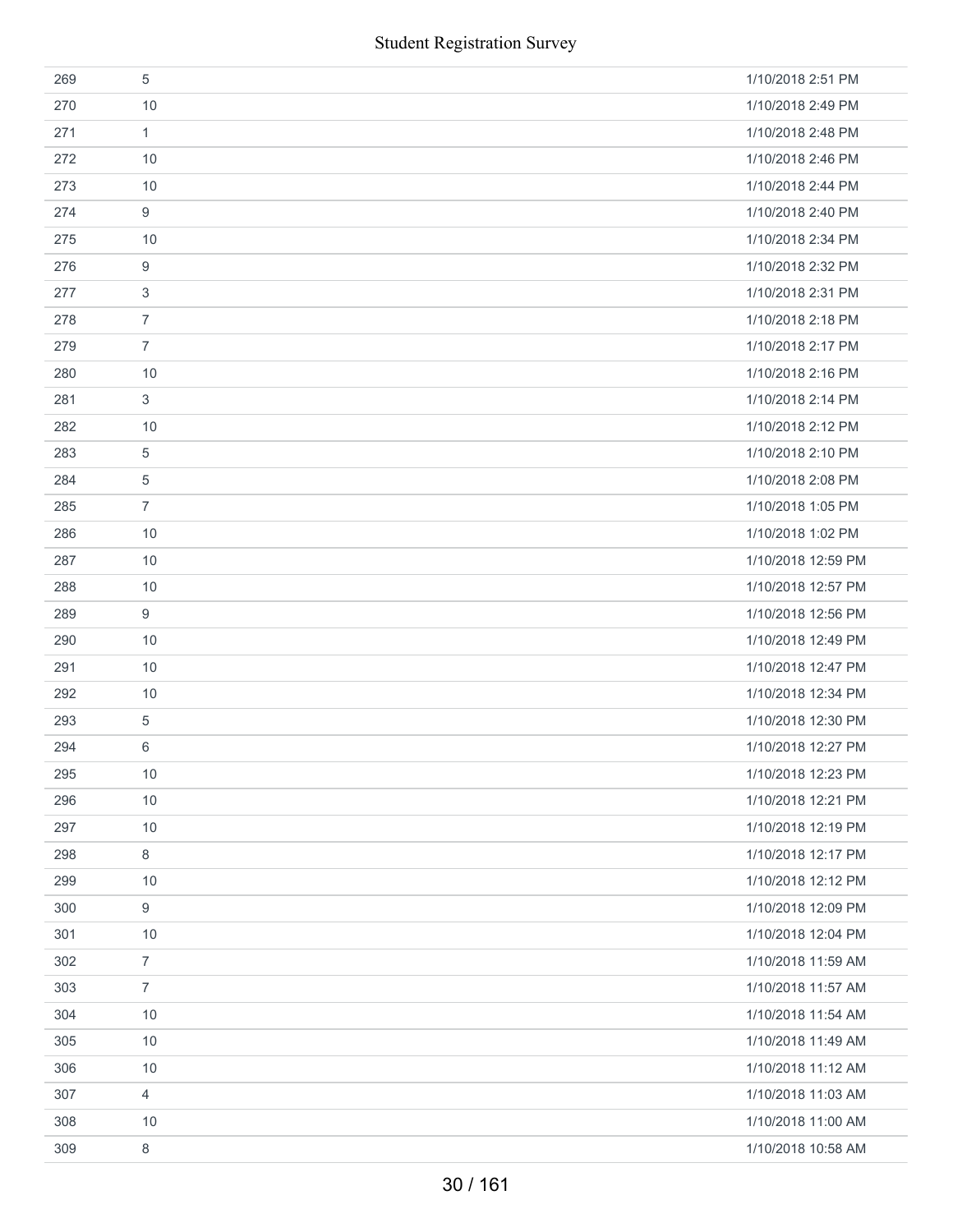| | | |
|---|---|---|
| 269 | 5 | 1/10/2018 2:51 PM |
| 270 | 10 | 1/10/2018 2:49 PM |
| 271 | 1 | 1/10/2018 2:48 PM |
| 272 | 10 | 1/10/2018 2:46 PM |
| 273 | 10 | 1/10/2018 2:44 PM |
| 274 | 9 | 1/10/2018 2:40 PM |
| 275 | 10 | 1/10/2018 2:34 PM |
| 276 | 9 | 1/10/2018 2:32 PM |
| 277 | 3 | 1/10/2018 2:31 PM |
| 278 | 7 | 1/10/2018 2:18 PM |
| 279 | 7 | 1/10/2018 2:17 PM |
| 280 | 10 | 1/10/2018 2:16 PM |
| 281 | 3 | 1/10/2018 2:14 PM |
| 282 | 10 | 1/10/2018 2:12 PM |
| 283 | 5 | 1/10/2018 2:10 PM |
| 284 | 5 | 1/10/2018 2:08 PM |
| 285 | 7 | 1/10/2018 1:05 PM |
| 286 | 10 | 1/10/2018 1:02 PM |
| 287 | 10 | 1/10/2018 12:59 PM |
| 288 | 10 | 1/10/2018 12:57 PM |
| 289 | 9 | 1/10/2018 12:56 PM |
| 290 | 10 | 1/10/2018 12:49 PM |
| 291 | 10 | 1/10/2018 12:47 PM |
| 292 | 10 | 1/10/2018 12:34 PM |
| 293 | 5 | 1/10/2018 12:30 PM |
| 294 | 6 | 1/10/2018 12:27 PM |
| 295 | 10 | 1/10/2018 12:23 PM |
| 296 | 10 | 1/10/2018 12:21 PM |
| 297 | 10 | 1/10/2018 12:19 PM |
| 298 | 8 | 1/10/2018 12:17 PM |
| 299 | 10 | 1/10/2018 12:12 PM |
| 300 | 9 | 1/10/2018 12:09 PM |
| 301 | 10 | 1/10/2018 12:04 PM |
| 302 | 7 | 1/10/2018 11:59 AM |
| 303 | 7 | 1/10/2018 11:57 AM |
| 304 | 10 | 1/10/2018 11:54 AM |
| 305 | 10 | 1/10/2018 11:49 AM |
| 306 | 10 | 1/10/2018 11:12 AM |
| 307 | 4 | 1/10/2018 11:03 AM |
| 308 | 10 | 1/10/2018 11:00 AM |
| 309 | 8 | 1/10/2018 10:58 AM |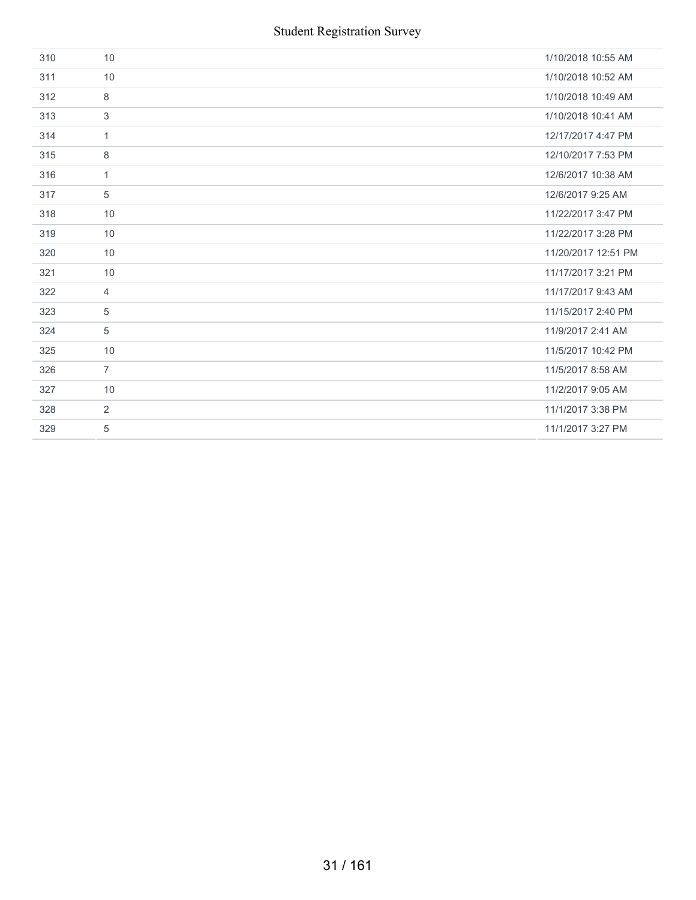| | | |
|---|---|---|
| 310 | 10 | 1/10/2018 10:55 AM |
| 311 | 10 | 1/10/2018 10:52 AM |
| 312 | 8 | 1/10/2018 10:49 AM |
| 313 | 3 | 1/10/2018 10:41 AM |
| 314 | 1 | 12/17/2017 4:47 PM |
| 315 | 8 | 12/10/2017 7:53 PM |
| 316 | 1 | 12/6/2017 10:38 AM |
| 317 | 5 | 12/6/2017 9:25 AM |
| 318 | 10 | 11/22/2017 3:47 PM |
| 319 | 10 | 11/22/2017 3:28 PM |
| 320 | 10 | 11/20/2017 12:51 PM |
| 321 | 10 | 11/17/2017 3:21 PM |
| 322 | 4 | 11/17/2017 9:43 AM |
| 323 | 5 | 11/15/2017 2:40 PM |
| 324 | 5 | 11/9/2017 2:41 AM |
| 325 | 10 | 11/5/2017 10:42 PM |
| 326 | 7 | 11/5/2017 8:58 AM |
| 327 | 10 | 11/2/2017 9:05 AM |
| 328 | 2 | 11/1/2017 3:38 PM |
| 329 | 5 | 11/1/2017 3:27 PM |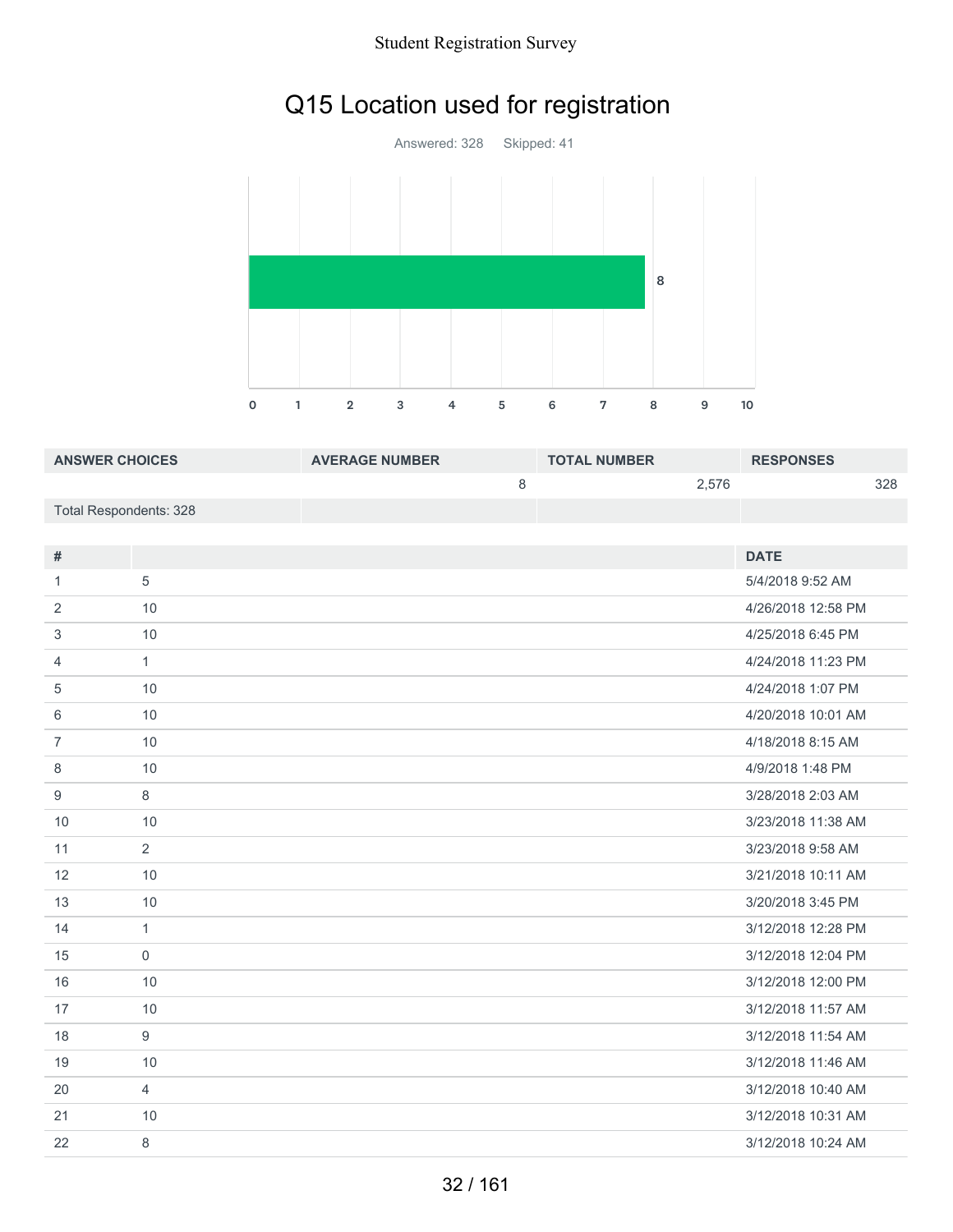# Q15 Location used for registration

Answered: 328 Skipped: 41

| ANSWER CHOICES | AVERAGE NUMBER | TOTAL NUMBER | RESPONSES |
|---|---|---|---|
| | 8 | 2,576 | 328 |
| Total Respondents: 328 | | | |

| # | | DATE |
|---|---|---|
| 1 | 5 | 5/4/2018 9:52 AM |
| 2 | 10 | 4/26/2018 12:58 PM |
| 3 | 10 | 4/25/2018 6:45 PM |
| 4 | 1 | 4/24/2018 11:23 PM |
| 5 | 10 | 4/24/2018 1:07 PM |
| 6 | 10 | 4/20/2018 10:01 AM |
| 7 | 10 | 4/18/2018 8:15 AM |
| 8 | 10 | 4/9/2018 1:48 PM |
| 9 | 8 | 3/28/2018 2:03 AM |
| 10 | 10 | 3/23/2018 11:38 AM |
| 11 | 2 | 3/23/2018 9:58 AM |
| 12 | 10 | 3/21/2018 10:11 AM |
| 13 | 10 | 3/20/2018 3:45 PM |
| 14 | 1 | 3/12/2018 12:28 PM |
| 15 | 0 | 3/12/2018 12:04 PM |
| 16 | 10 | 3/12/2018 12:00 PM |
| 17 | 10 | 3/12/2018 11:57 AM |
| 18 | 9 | 3/12/2018 11:54 AM |
| 19 | 10 | 3/12/2018 11:46 AM |
| 20 | 4 | 3/12/2018 10:40 AM |
| 21 | 10 | 3/12/2018 10:31 AM |
| 22 | 8 | 3/12/2018 10:24 AM |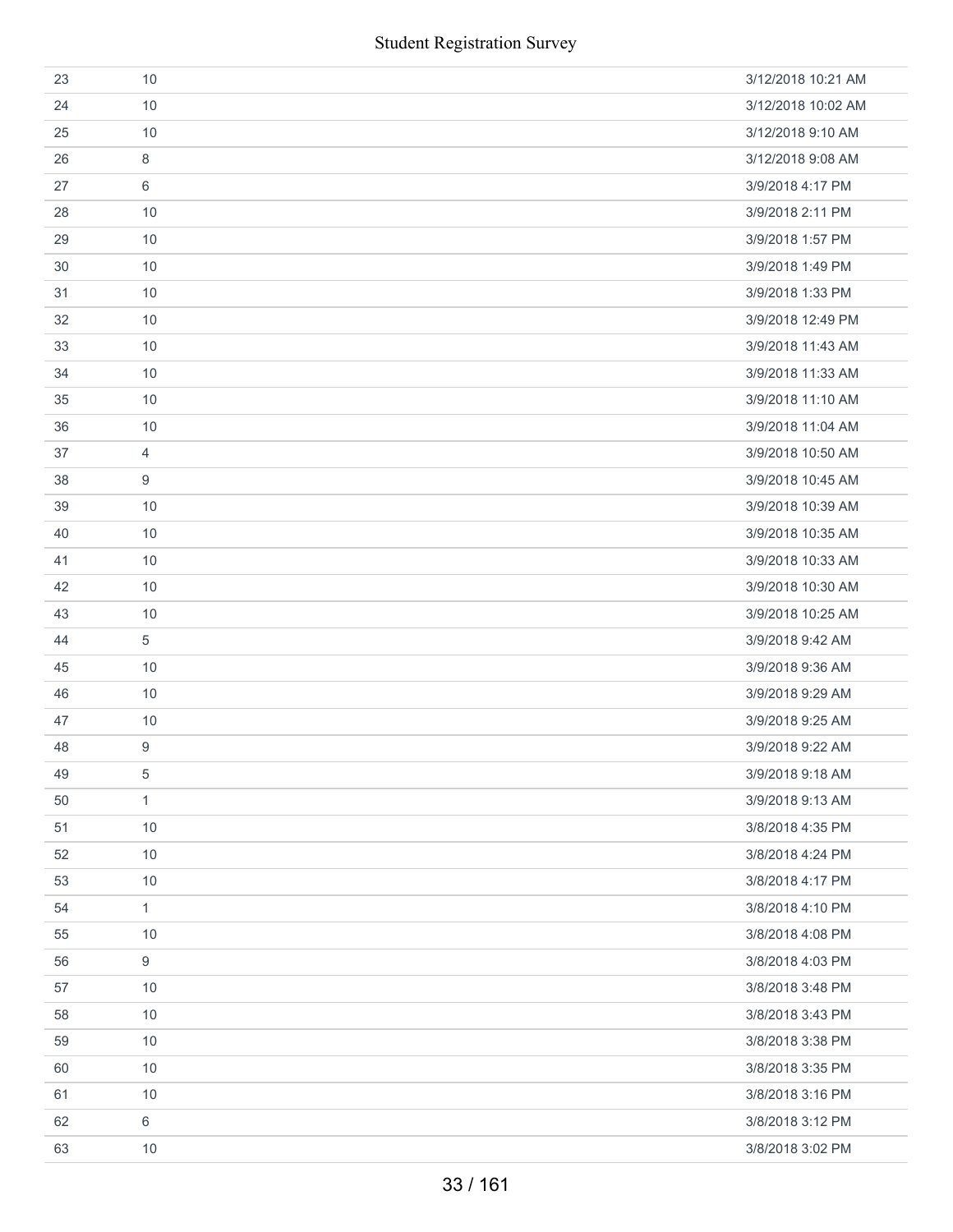| | | |
|---|---|---|
| 23 | 10 | 3/12/2018 10:21 AM |
| 24 | 10 | 3/12/2018 10:02 AM |
| 25 | 10 | 3/12/2018 9:10 AM |
| 26 | 8 | 3/12/2018 9:08 AM |
| 27 | 6 | 3/9/2018 4:17 PM |
| 28 | 10 | 3/9/2018 2:11 PM |
| 29 | 10 | 3/9/2018 1:57 PM |
| 30 | 10 | 3/9/2018 1:49 PM |
| 31 | 10 | 3/9/2018 1:33 PM |
| 32 | 10 | 3/9/2018 12:49 PM |
| 33 | 10 | 3/9/2018 11:43 AM |
| 34 | 10 | 3/9/2018 11:33 AM |
| 35 | 10 | 3/9/2018 11:10 AM |
| 36 | 10 | 3/9/2018 11:04 AM |
| 37 | 4 | 3/9/2018 10:50 AM |
| 38 | 9 | 3/9/2018 10:45 AM |
| 39 | 10 | 3/9/2018 10:39 AM |
| 40 | 10 | 3/9/2018 10:35 AM |
| 41 | 10 | 3/9/2018 10:33 AM |
| 42 | 10 | 3/9/2018 10:30 AM |
| 43 | 10 | 3/9/2018 10:25 AM |
| 44 | 5 | 3/9/2018 9:42 AM |
| 45 | 10 | 3/9/2018 9:36 AM |
| 46 | 10 | 3/9/2018 9:29 AM |
| 47 | 10 | 3/9/2018 9:25 AM |
| 48 | 9 | 3/9/2018 9:22 AM |
| 49 | 5 | 3/9/2018 9:18 AM |
| 50 | 1 | 3/9/2018 9:13 AM |
| 51 | 10 | 3/8/2018 4:35 PM |
| 52 | 10 | 3/8/2018 4:24 PM |
| 53 | 10 | 3/8/2018 4:17 PM |
| 54 | 1 | 3/8/2018 4:10 PM |
| 55 | 10 | 3/8/2018 4:08 PM |
| 56 | 9 | 3/8/2018 4:03 PM |
| 57 | 10 | 3/8/2018 3:48 PM |
| 58 | 10 | 3/8/2018 3:43 PM |
| 59 | 10 | 3/8/2018 3:38 PM |
| 60 | 10 | 3/8/2018 3:35 PM |
| 61 | 10 | 3/8/2018 3:16 PM |
| 62 | 6 | 3/8/2018 3:12 PM |
| 63 | 10 | 3/8/2018 3:02 PM |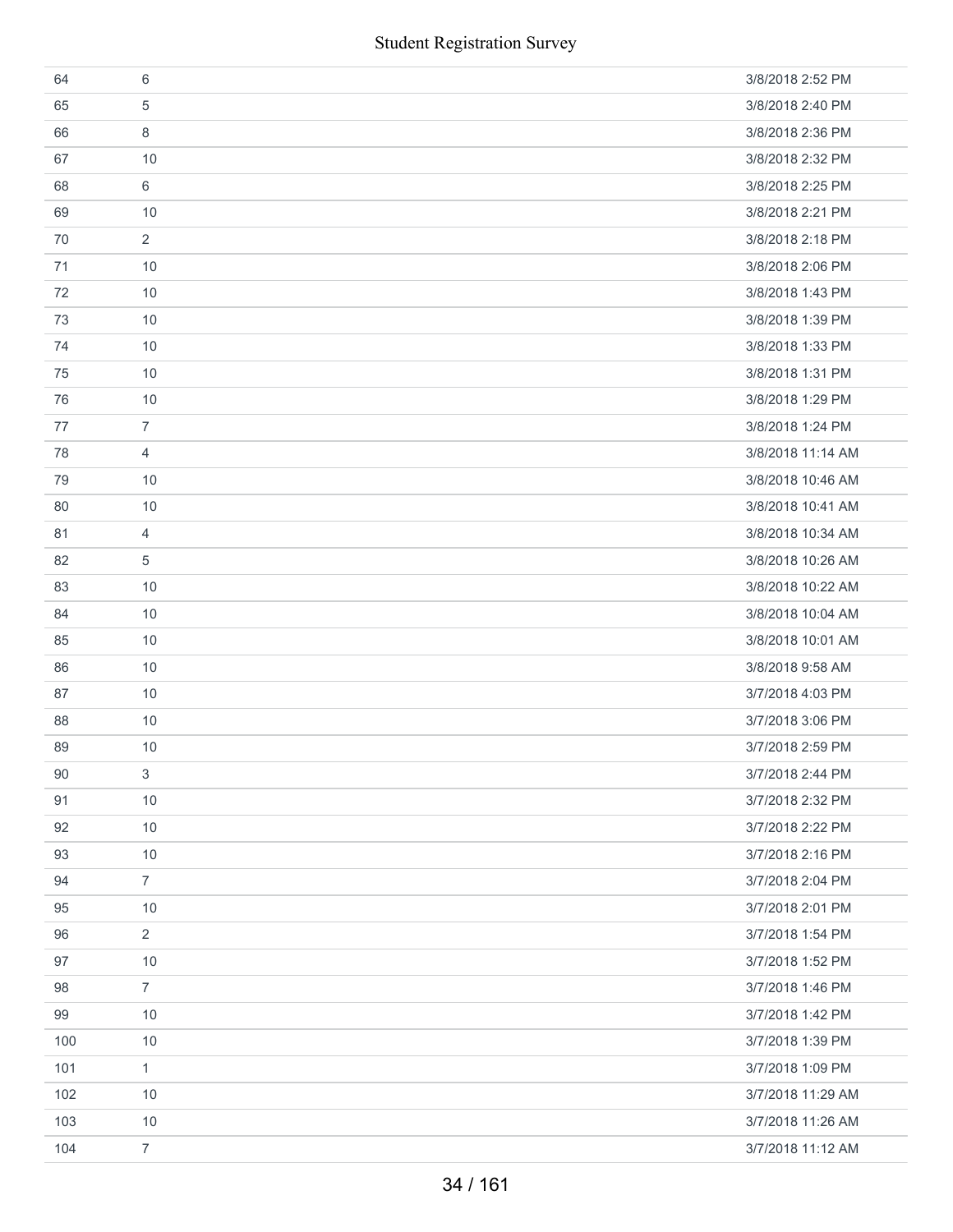| | | |
|---|---|---|
| 64 | 6 | 3/8/2018 2:52 PM |
| 65 | 5 | 3/8/2018 2:40 PM |
| 66 | 8 | 3/8/2018 2:36 PM |
| 67 | 10 | 3/8/2018 2:32 PM |
| 68 | 6 | 3/8/2018 2:25 PM |
| 69 | 10 | 3/8/2018 2:21 PM |
| 70 | 2 | 3/8/2018 2:18 PM |
| 71 | 10 | 3/8/2018 2:06 PM |
| 72 | 10 | 3/8/2018 1:43 PM |
| 73 | 10 | 3/8/2018 1:39 PM |
| 74 | 10 | 3/8/2018 1:33 PM |
| 75 | 10 | 3/8/2018 1:31 PM |
| 76 | 10 | 3/8/2018 1:29 PM |
| 77 | 7 | 3/8/2018 1:24 PM |
| 78 | 4 | 3/8/2018 11:14 AM |
| 79 | 10 | 3/8/2018 10:46 AM |
| 80 | 10 | 3/8/2018 10:41 AM |
| 81 | 4 | 3/8/2018 10:34 AM |
| 82 | 5 | 3/8/2018 10:26 AM |
| 83 | 10 | 3/8/2018 10:22 AM |
| 84 | 10 | 3/8/2018 10:04 AM |
| 85 | 10 | 3/8/2018 10:01 AM |
| 86 | 10 | 3/8/2018 9:58 AM |
| 87 | 10 | 3/7/2018 4:03 PM |
| 88 | 10 | 3/7/2018 3:06 PM |
| 89 | 10 | 3/7/2018 2:59 PM |
| 90 | 3 | 3/7/2018 2:44 PM |
| 91 | 10 | 3/7/2018 2:32 PM |
| 92 | 10 | 3/7/2018 2:22 PM |
| 93 | 10 | 3/7/2018 2:16 PM |
| 94 | 7 | 3/7/2018 2:04 PM |
| 95 | 10 | 3/7/2018 2:01 PM |
| 96 | 2 | 3/7/2018 1:54 PM |
| 97 | 10 | 3/7/2018 1:52 PM |
| 98 | 7 | 3/7/2018 1:46 PM |
| 99 | 10 | 3/7/2018 1:42 PM |
| 100 | 10 | 3/7/2018 1:39 PM |
| 101 | 1 | 3/7/2018 1:09 PM |
| 102 | 10 | 3/7/2018 11:29 AM |
| 103 | 10 | 3/7/2018 11:26 AM |
| 104 | 7 | 3/7/2018 11:12 AM |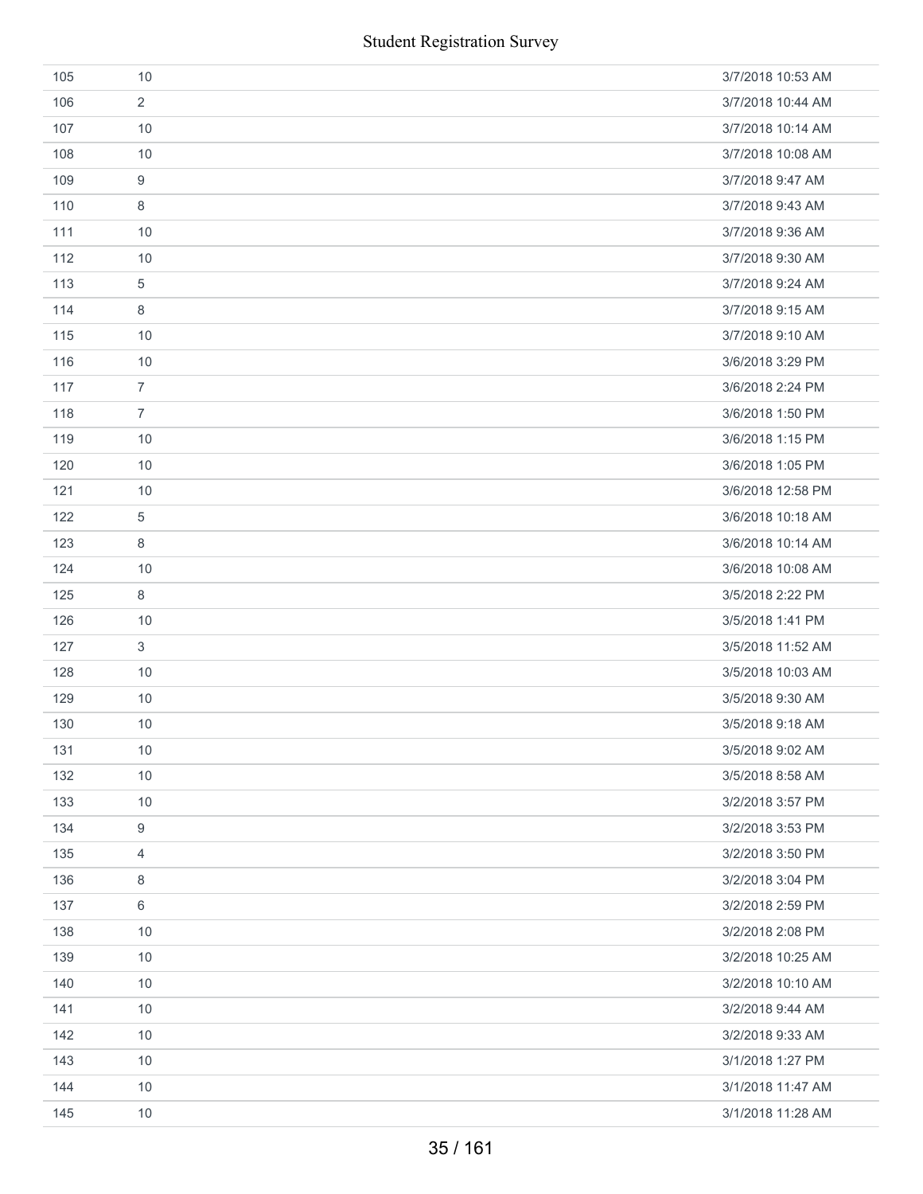| | | |
|---|---|---|
| 105 | 10 | 3/7/2018 10:53 AM |
| 106 | 2 | 3/7/2018 10:44 AM |
| 107 | 10 | 3/7/2018 10:14 AM |
| 108 | 10 | 3/7/2018 10:08 AM |
| 109 | 9 | 3/7/2018 9:47 AM |
| 110 | 8 | 3/7/2018 9:43 AM |
| 111 | 10 | 3/7/2018 9:36 AM |
| 112 | 10 | 3/7/2018 9:30 AM |
| 113 | 5 | 3/7/2018 9:24 AM |
| 114 | 8 | 3/7/2018 9:15 AM |
| 115 | 10 | 3/7/2018 9:10 AM |
| 116 | 10 | 3/6/2018 3:29 PM |
| 117 | 7 | 3/6/2018 2:24 PM |
| 118 | 7 | 3/6/2018 1:50 PM |
| 119 | 10 | 3/6/2018 1:15 PM |
| 120 | 10 | 3/6/2018 1:05 PM |
| 121 | 10 | 3/6/2018 12:58 PM |
| 122 | 5 | 3/6/2018 10:18 AM |
| 123 | 8 | 3/6/2018 10:14 AM |
| 124 | 10 | 3/6/2018 10:08 AM |
| 125 | 8 | 3/5/2018 2:22 PM |
| 126 | 10 | 3/5/2018 1:41 PM |
| 127 | 3 | 3/5/2018 11:52 AM |
| 128 | 10 | 3/5/2018 10:03 AM |
| 129 | 10 | 3/5/2018 9:30 AM |
| 130 | 10 | 3/5/2018 9:18 AM |
| 131 | 10 | 3/5/2018 9:02 AM |
| 132 | 10 | 3/5/2018 8:58 AM |
| 133 | 10 | 3/2/2018 3:57 PM |
| 134 | 9 | 3/2/2018 3:53 PM |
| 135 | 4 | 3/2/2018 3:50 PM |
| 136 | 8 | 3/2/2018 3:04 PM |
| 137 | 6 | 3/2/2018 2:59 PM |
| 138 | 10 | 3/2/2018 2:08 PM |
| 139 | 10 | 3/2/2018 10:25 AM |
| 140 | 10 | 3/2/2018 10:10 AM |
| 141 | 10 | 3/2/2018 9:44 AM |
| 142 | 10 | 3/2/2018 9:33 AM |
| 143 | 10 | 3/1/2018 1:27 PM |
| 144 | 10 | 3/1/2018 11:47 AM |
| 145 | 10 | 3/1/2018 11:28 AM |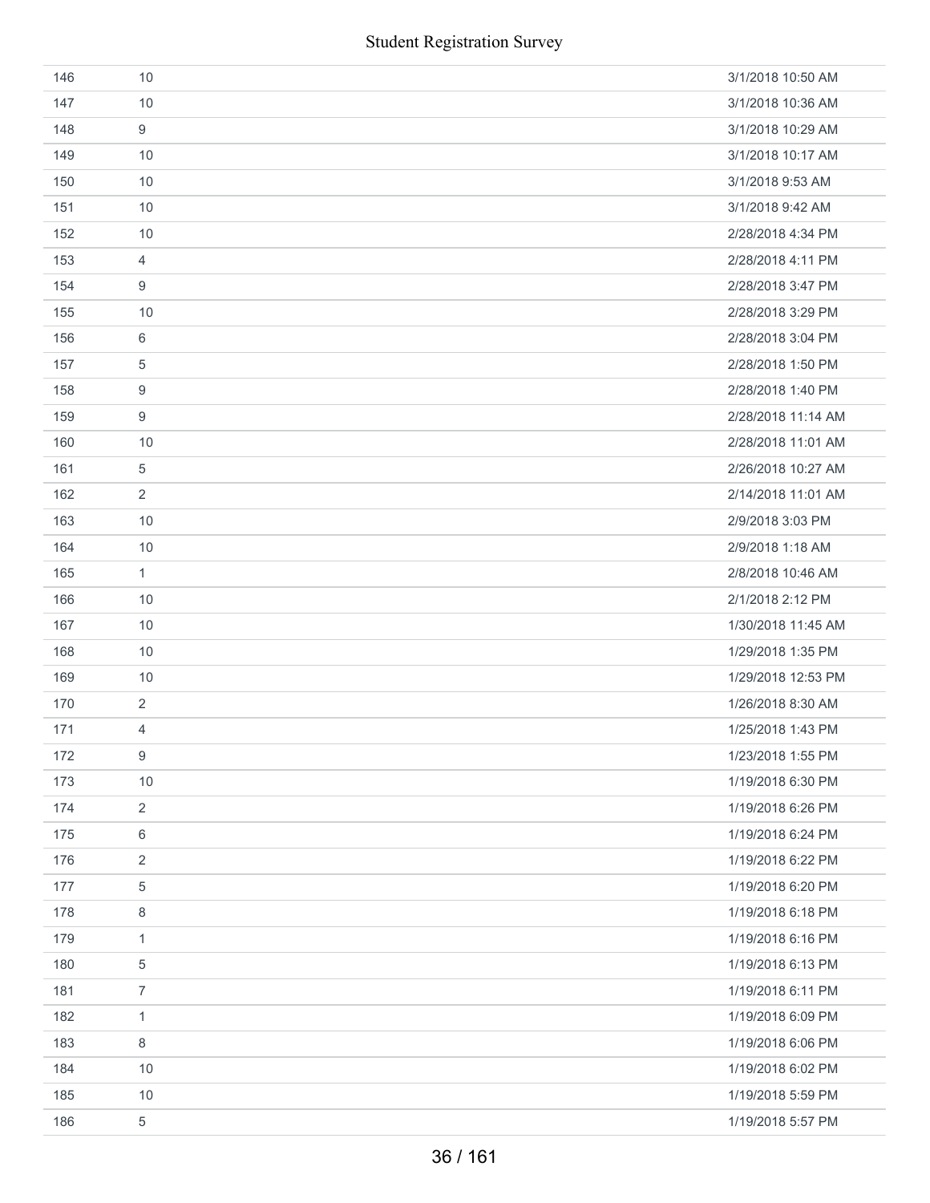| | | |
|---|---|---|
| 146 | 10 | 3/1/2018 10:50 AM |
| 147 | 10 | 3/1/2018 10:36 AM |
| 148 | 9 | 3/1/2018 10:29 AM |
| 149 | 10 | 3/1/2018 10:17 AM |
| 150 | 10 | 3/1/2018 9:53 AM |
| 151 | 10 | 3/1/2018 9:42 AM |
| 152 | 10 | 2/28/2018 4:34 PM |
| 153 | 4 | 2/28/2018 4:11 PM |
| 154 | 9 | 2/28/2018 3:47 PM |
| 155 | 10 | 2/28/2018 3:29 PM |
| 156 | 6 | 2/28/2018 3:04 PM |
| 157 | 5 | 2/28/2018 1:50 PM |
| 158 | 9 | 2/28/2018 1:40 PM |
| 159 | 9 | 2/28/2018 11:14 AM |
| 160 | 10 | 2/28/2018 11:01 AM |
| 161 | 5 | 2/26/2018 10:27 AM |
| 162 | 2 | 2/14/2018 11:01 AM |
| 163 | 10 | 2/9/2018 3:03 PM |
| 164 | 10 | 2/9/2018 1:18 AM |
| 165 | 1 | 2/8/2018 10:46 AM |
| 166 | 10 | 2/1/2018 2:12 PM |
| 167 | 10 | 1/30/2018 11:45 AM |
| 168 | 10 | 1/29/2018 1:35 PM |
| 169 | 10 | 1/29/2018 12:53 PM |
| 170 | 2 | 1/26/2018 8:30 AM |
| 171 | 4 | 1/25/2018 1:43 PM |
| 172 | 9 | 1/23/2018 1:55 PM |
| 173 | 10 | 1/19/2018 6:30 PM |
| 174 | 2 | 1/19/2018 6:26 PM |
| 175 | 6 | 1/19/2018 6:24 PM |
| 176 | 2 | 1/19/2018 6:22 PM |
| 177 | 5 | 1/19/2018 6:20 PM |
| 178 | 8 | 1/19/2018 6:18 PM |
| 179 | 1 | 1/19/2018 6:16 PM |
| 180 | 5 | 1/19/2018 6:13 PM |
| 181 | 7 | 1/19/2018 6:11 PM |
| 182 | 1 | 1/19/2018 6:09 PM |
| 183 | 8 | 1/19/2018 6:06 PM |
| 184 | 10 | 1/19/2018 6:02 PM |
| 185 | 10 | 1/19/2018 5:59 PM |
| 186 | 5 | 1/19/2018 5:57 PM |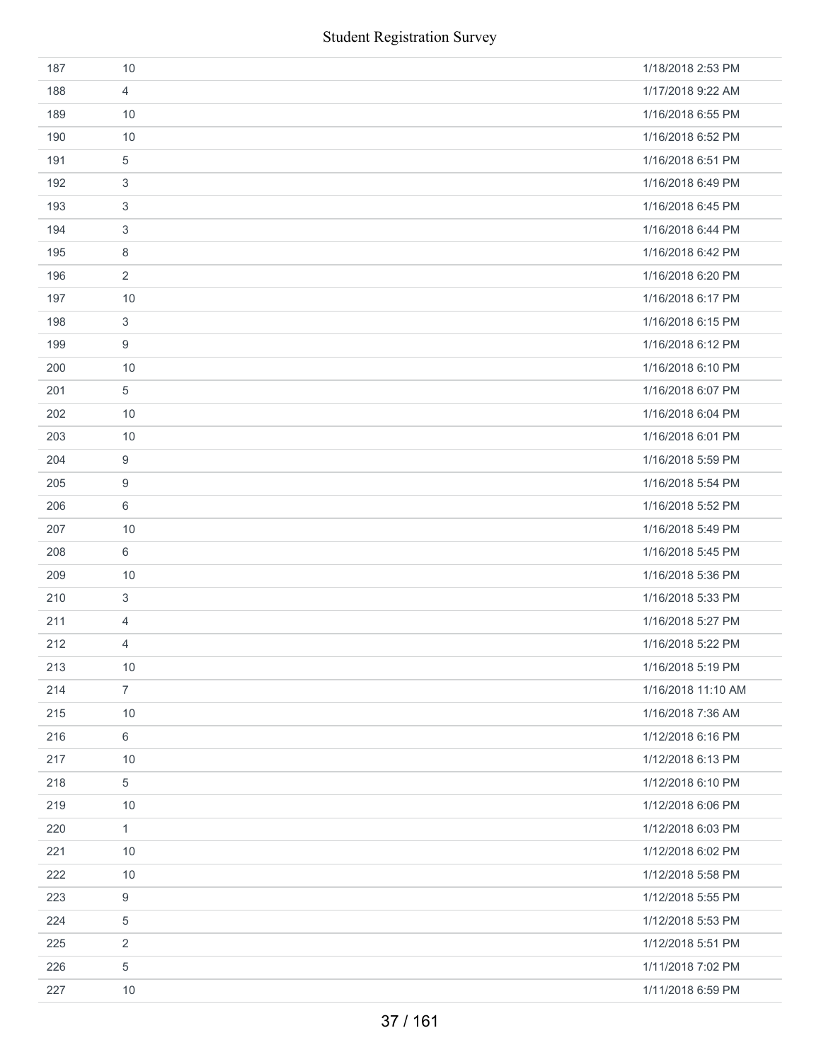| | | |
|---|---|---|
| 187 | 10 | 1/18/2018 2:53 PM |
| 188 | 4 | 1/17/2018 9:22 AM |
| 189 | 10 | 1/16/2018 6:55 PM |
| 190 | 10 | 1/16/2018 6:52 PM |
| 191 | 5 | 1/16/2018 6:51 PM |
| 192 | 3 | 1/16/2018 6:49 PM |
| 193 | 3 | 1/16/2018 6:45 PM |
| 194 | 3 | 1/16/2018 6:44 PM |
| 195 | 8 | 1/16/2018 6:42 PM |
| 196 | 2 | 1/16/2018 6:20 PM |
| 197 | 10 | 1/16/2018 6:17 PM |
| 198 | 3 | 1/16/2018 6:15 PM |
| 199 | 9 | 1/16/2018 6:12 PM |
| 200 | 10 | 1/16/2018 6:10 PM |
| 201 | 5 | 1/16/2018 6:07 PM |
| 202 | 10 | 1/16/2018 6:04 PM |
| 203 | 10 | 1/16/2018 6:01 PM |
| 204 | 9 | 1/16/2018 5:59 PM |
| 205 | 9 | 1/16/2018 5:54 PM |
| 206 | 6 | 1/16/2018 5:52 PM |
| 207 | 10 | 1/16/2018 5:49 PM |
| 208 | 6 | 1/16/2018 5:45 PM |
| 209 | 10 | 1/16/2018 5:36 PM |
| 210 | 3 | 1/16/2018 5:33 PM |
| 211 | 4 | 1/16/2018 5:27 PM |
| 212 | 4 | 1/16/2018 5:22 PM |
| 213 | 10 | 1/16/2018 5:19 PM |
| 214 | 7 | 1/16/2018 11:10 AM |
| 215 | 10 | 1/16/2018 7:36 AM |
| 216 | 6 | 1/12/2018 6:16 PM |
| 217 | 10 | 1/12/2018 6:13 PM |
| 218 | 5 | 1/12/2018 6:10 PM |
| 219 | 10 | 1/12/2018 6:06 PM |
| 220 | 1 | 1/12/2018 6:03 PM |
| 221 | 10 | 1/12/2018 6:02 PM |
| 222 | 10 | 1/12/2018 5:58 PM |
| 223 | 9 | 1/12/2018 5:55 PM |
| 224 | 5 | 1/12/2018 5:53 PM |
| 225 | 2 | 1/12/2018 5:51 PM |
| 226 | 5 | 1/11/2018 7:02 PM |
| 227 | 10 | 1/11/2018 6:59 PM |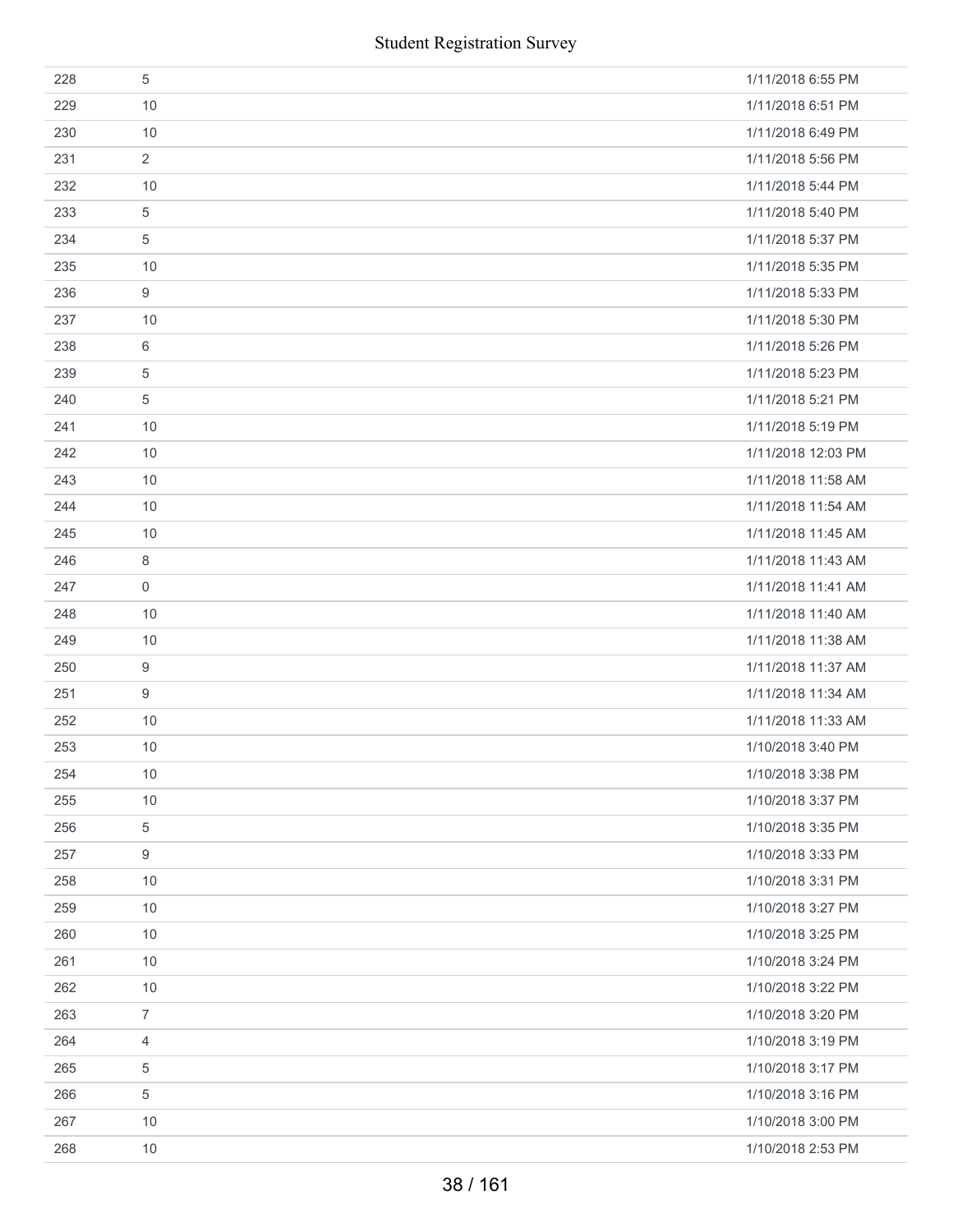| | | |
|---|---|---|
| 228 | 5 | 1/11/2018 6:55 PM |
| 229 | 10 | 1/11/2018 6:51 PM |
| 230 | 10 | 1/11/2018 6:49 PM |
| 231 | 2 | 1/11/2018 5:56 PM |
| 232 | 10 | 1/11/2018 5:44 PM |
| 233 | 5 | 1/11/2018 5:40 PM |
| 234 | 5 | 1/11/2018 5:37 PM |
| 235 | 10 | 1/11/2018 5:35 PM |
| 236 | 9 | 1/11/2018 5:33 PM |
| 237 | 10 | 1/11/2018 5:30 PM |
| 238 | 6 | 1/11/2018 5:26 PM |
| 239 | 5 | 1/11/2018 5:23 PM |
| 240 | 5 | 1/11/2018 5:21 PM |
| 241 | 10 | 1/11/2018 5:19 PM |
| 242 | 10 | 1/11/2018 12:03 PM |
| 243 | 10 | 1/11/2018 11:58 AM |
| 244 | 10 | 1/11/2018 11:54 AM |
| 245 | 10 | 1/11/2018 11:45 AM |
| 246 | 8 | 1/11/2018 11:43 AM |
| 247 | 0 | 1/11/2018 11:41 AM |
| 248 | 10 | 1/11/2018 11:40 AM |
| 249 | 10 | 1/11/2018 11:38 AM |
| 250 | 9 | 1/11/2018 11:37 AM |
| 251 | 9 | 1/11/2018 11:34 AM |
| 252 | 10 | 1/11/2018 11:33 AM |
| 253 | 10 | 1/10/2018 3:40 PM |
| 254 | 10 | 1/10/2018 3:38 PM |
| 255 | 10 | 1/10/2018 3:37 PM |
| 256 | 5 | 1/10/2018 3:35 PM |
| 257 | 9 | 1/10/2018 3:33 PM |
| 258 | 10 | 1/10/2018 3:31 PM |
| 259 | 10 | 1/10/2018 3:27 PM |
| 260 | 10 | 1/10/2018 3:25 PM |
| 261 | 10 | 1/10/2018 3:24 PM |
| 262 | 10 | 1/10/2018 3:22 PM |
| 263 | 7 | 1/10/2018 3:20 PM |
| 264 | 4 | 1/10/2018 3:19 PM |
| 265 | 5 | 1/10/2018 3:17 PM |
| 266 | 5 | 1/10/2018 3:16 PM |
| 267 | 10 | 1/10/2018 3:00 PM |
| 268 | 10 | 1/10/2018 2:53 PM |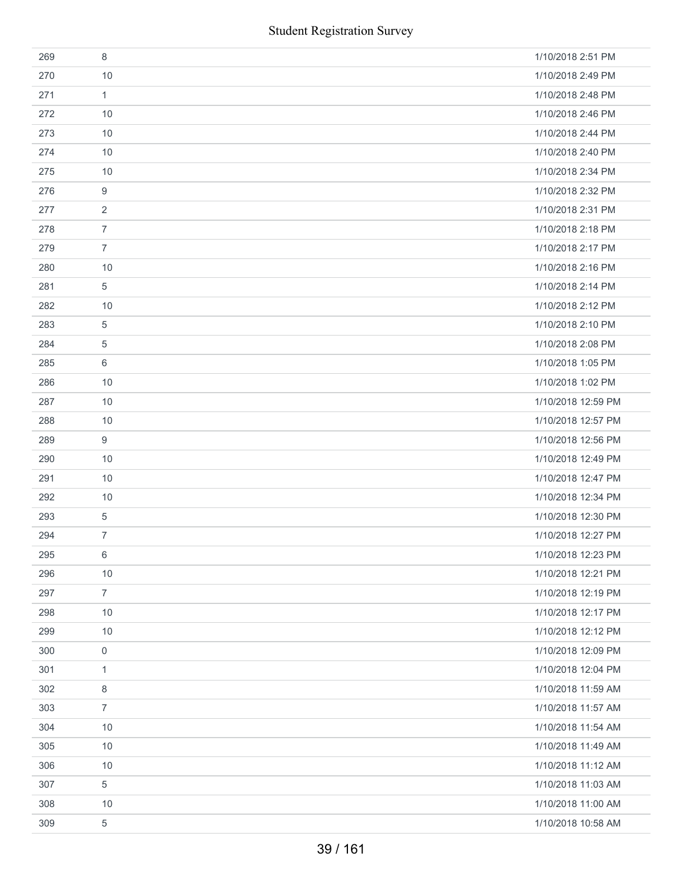| | | |
|---|---|---|
| 269 | 8 | 1/10/2018 2:51 PM |
| 270 | 10 | 1/10/2018 2:49 PM |
| 271 | 1 | 1/10/2018 2:48 PM |
| 272 | 10 | 1/10/2018 2:46 PM |
| 273 | 10 | 1/10/2018 2:44 PM |
| 274 | 10 | 1/10/2018 2:40 PM |
| 275 | 10 | 1/10/2018 2:34 PM |
| 276 | 9 | 1/10/2018 2:32 PM |
| 277 | 2 | 1/10/2018 2:31 PM |
| 278 | 7 | 1/10/2018 2:18 PM |
| 279 | 7 | 1/10/2018 2:17 PM |
| 280 | 10 | 1/10/2018 2:16 PM |
| 281 | 5 | 1/10/2018 2:14 PM |
| 282 | 10 | 1/10/2018 2:12 PM |
| 283 | 5 | 1/10/2018 2:10 PM |
| 284 | 5 | 1/10/2018 2:08 PM |
| 285 | 6 | 1/10/2018 1:05 PM |
| 286 | 10 | 1/10/2018 1:02 PM |
| 287 | 10 | 1/10/2018 12:59 PM |
| 288 | 10 | 1/10/2018 12:57 PM |
| 289 | 9 | 1/10/2018 12:56 PM |
| 290 | 10 | 1/10/2018 12:49 PM |
| 291 | 10 | 1/10/2018 12:47 PM |
| 292 | 10 | 1/10/2018 12:34 PM |
| 293 | 5 | 1/10/2018 12:30 PM |
| 294 | 7 | 1/10/2018 12:27 PM |
| 295 | 6 | 1/10/2018 12:23 PM |
| 296 | 10 | 1/10/2018 12:21 PM |
| 297 | 7 | 1/10/2018 12:19 PM |
| 298 | 10 | 1/10/2018 12:17 PM |
| 299 | 10 | 1/10/2018 12:12 PM |
| 300 | 0 | 1/10/2018 12:09 PM |
| 301 | 1 | 1/10/2018 12:04 PM |
| 302 | 8 | 1/10/2018 11:59 AM |
| 303 | 7 | 1/10/2018 11:57 AM |
| 304 | 10 | 1/10/2018 11:54 AM |
| 305 | 10 | 1/10/2018 11:49 AM |
| 306 | 10 | 1/10/2018 11:12 AM |
| 307 | 5 | 1/10/2018 11:03 AM |
| 308 | 10 | 1/10/2018 11:00 AM |
| 309 | 5 | 1/10/2018 10:58 AM |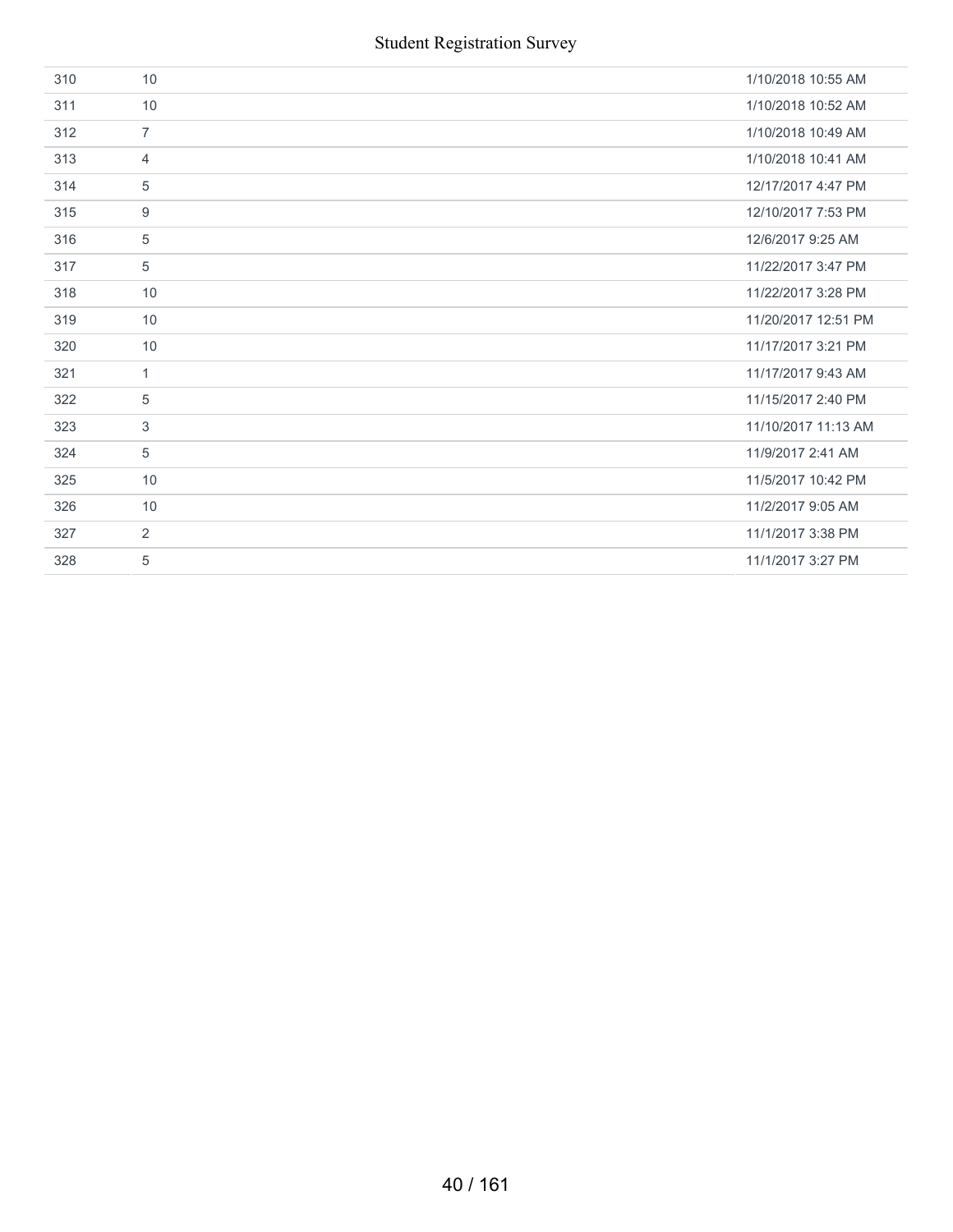| | | |
|---|---|---|
| 310 | 10 | 1/10/2018 10:55 AM |
| 311 | 10 | 1/10/2018 10:52 AM |
| 312 | 7 | 1/10/2018 10:49 AM |
| 313 | 4 | 1/10/2018 10:41 AM |
| 314 | 5 | 12/17/2017 4:47 PM |
| 315 | 9 | 12/10/2017 7:53 PM |
| 316 | 5 | 12/6/2017 9:25 AM |
| 317 | 5 | 11/22/2017 3:47 PM |
| 318 | 10 | 11/22/2017 3:28 PM |
| 319 | 10 | 11/20/2017 12:51 PM |
| 320 | 10 | 11/17/2017 3:21 PM |
| 321 | 1 | 11/17/2017 9:43 AM |
| 322 | 5 | 11/15/2017 2:40 PM |
| 323 | 3 | 11/10/2017 11:13 AM |
| 324 | 5 | 11/9/2017 2:41 AM |
| 325 | 10 | 11/5/2017 10:42 PM |
| 326 | 10 | 11/2/2017 9:05 AM |
| 327 | 2 | 11/1/2017 3:38 PM |
| 328 | 5 | 11/1/2017 3:27 PM |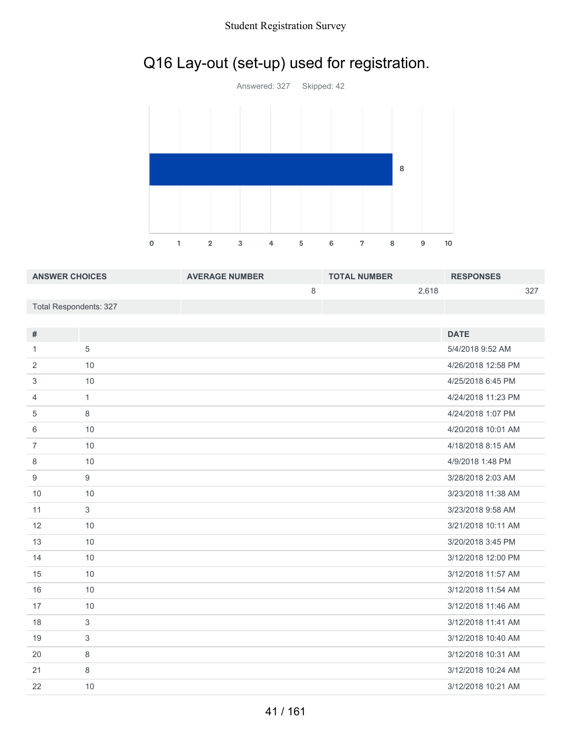# Q16 Lay-out (set-up) used for registration.

Answered: 327 Skipped: 42

| ANSWER CHOICES | AVERAGE NUMBER | TOTAL NUMBER | RESPONSES |
|---|---|---|---|
| | 8 | 2,618 | 327 |
| Total Respondents: 327 | | | |

| # | | DATE |
|---|---|---|
| 1 | 5 | 5/4/2018 9:52 AM |
| 2 | 10 | 4/26/2018 12:58 PM |
| 3 | 10 | 4/25/2018 6:45 PM |
| 4 | 1 | 4/24/2018 11:23 PM |
| 5 | 8 | 4/24/2018 1:07 PM |
| 6 | 10 | 4/20/2018 10:01 AM |
| 7 | 10 | 4/18/2018 8:15 AM |
| 8 | 10 | 4/9/2018 1:48 PM |
| 9 | 9 | 3/28/2018 2:03 AM |
| 10 | 10 | 3/23/2018 11:38 AM |
| 11 | 3 | 3/23/2018 9:58 AM |
| 12 | 10 | 3/21/2018 10:11 AM |
| 13 | 10 | 3/20/2018 3:45 PM |
| 14 | 10 | 3/12/2018 12:00 PM |
| 15 | 10 | 3/12/2018 11:57 AM |
| 16 | 10 | 3/12/2018 11:54 AM |
| 17 | 10 | 3/12/2018 11:46 AM |
| 18 | 3 | 3/12/2018 11:41 AM |
| 19 | 3 | 3/12/2018 10:40 AM |
| 20 | 8 | 3/12/2018 10:31 AM |
| 21 | 8 | 3/12/2018 10:24 AM |
| 22 | 10 | 3/12/2018 10:21 AM |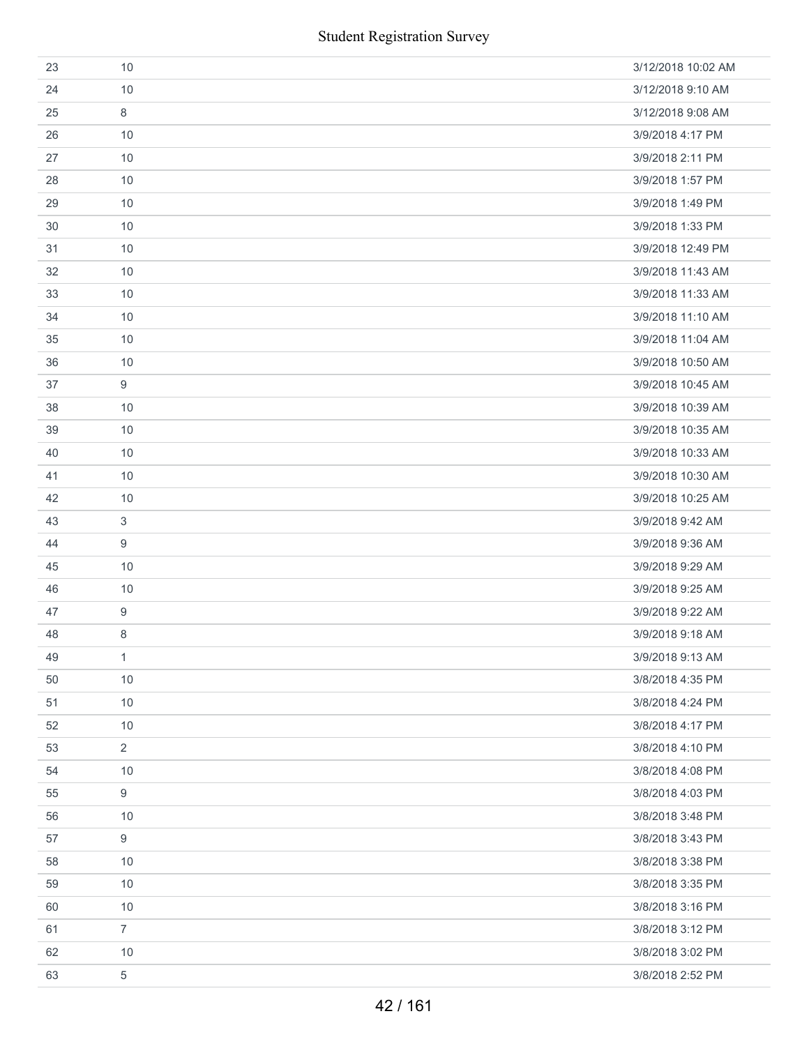| | | |
|---|---|---|
| 23 | 10 | 3/12/2018 10:02 AM |
| 24 | 10 | 3/12/2018 9:10 AM |
| 25 | 8 | 3/12/2018 9:08 AM |
| 26 | 10 | 3/9/2018 4:17 PM |
| 27 | 10 | 3/9/2018 2:11 PM |
| 28 | 10 | 3/9/2018 1:57 PM |
| 29 | 10 | 3/9/2018 1:49 PM |
| 30 | 10 | 3/9/2018 1:33 PM |
| 31 | 10 | 3/9/2018 12:49 PM |
| 32 | 10 | 3/9/2018 11:43 AM |
| 33 | 10 | 3/9/2018 11:33 AM |
| 34 | 10 | 3/9/2018 11:10 AM |
| 35 | 10 | 3/9/2018 11:04 AM |
| 36 | 10 | 3/9/2018 10:50 AM |
| 37 | 9 | 3/9/2018 10:45 AM |
| 38 | 10 | 3/9/2018 10:39 AM |
| 39 | 10 | 3/9/2018 10:35 AM |
| 40 | 10 | 3/9/2018 10:33 AM |
| 41 | 10 | 3/9/2018 10:30 AM |
| 42 | 10 | 3/9/2018 10:25 AM |
| 43 | 3 | 3/9/2018 9:42 AM |
| 44 | 9 | 3/9/2018 9:36 AM |
| 45 | 10 | 3/9/2018 9:29 AM |
| 46 | 10 | 3/9/2018 9:25 AM |
| 47 | 9 | 3/9/2018 9:22 AM |
| 48 | 8 | 3/9/2018 9:18 AM |
| 49 | 1 | 3/9/2018 9:13 AM |
| 50 | 10 | 3/8/2018 4:35 PM |
| 51 | 10 | 3/8/2018 4:24 PM |
| 52 | 10 | 3/8/2018 4:17 PM |
| 53 | 2 | 3/8/2018 4:10 PM |
| 54 | 10 | 3/8/2018 4:08 PM |
| 55 | 9 | 3/8/2018 4:03 PM |
| 56 | 10 | 3/8/2018 3:48 PM |
| 57 | 9 | 3/8/2018 3:43 PM |
| 58 | 10 | 3/8/2018 3:38 PM |
| 59 | 10 | 3/8/2018 3:35 PM |
| 60 | 10 | 3/8/2018 3:16 PM |
| 61 | 7 | 3/8/2018 3:12 PM |
| 62 | 10 | 3/8/2018 3:02 PM |
| 63 | 5 | 3/8/2018 2:52 PM |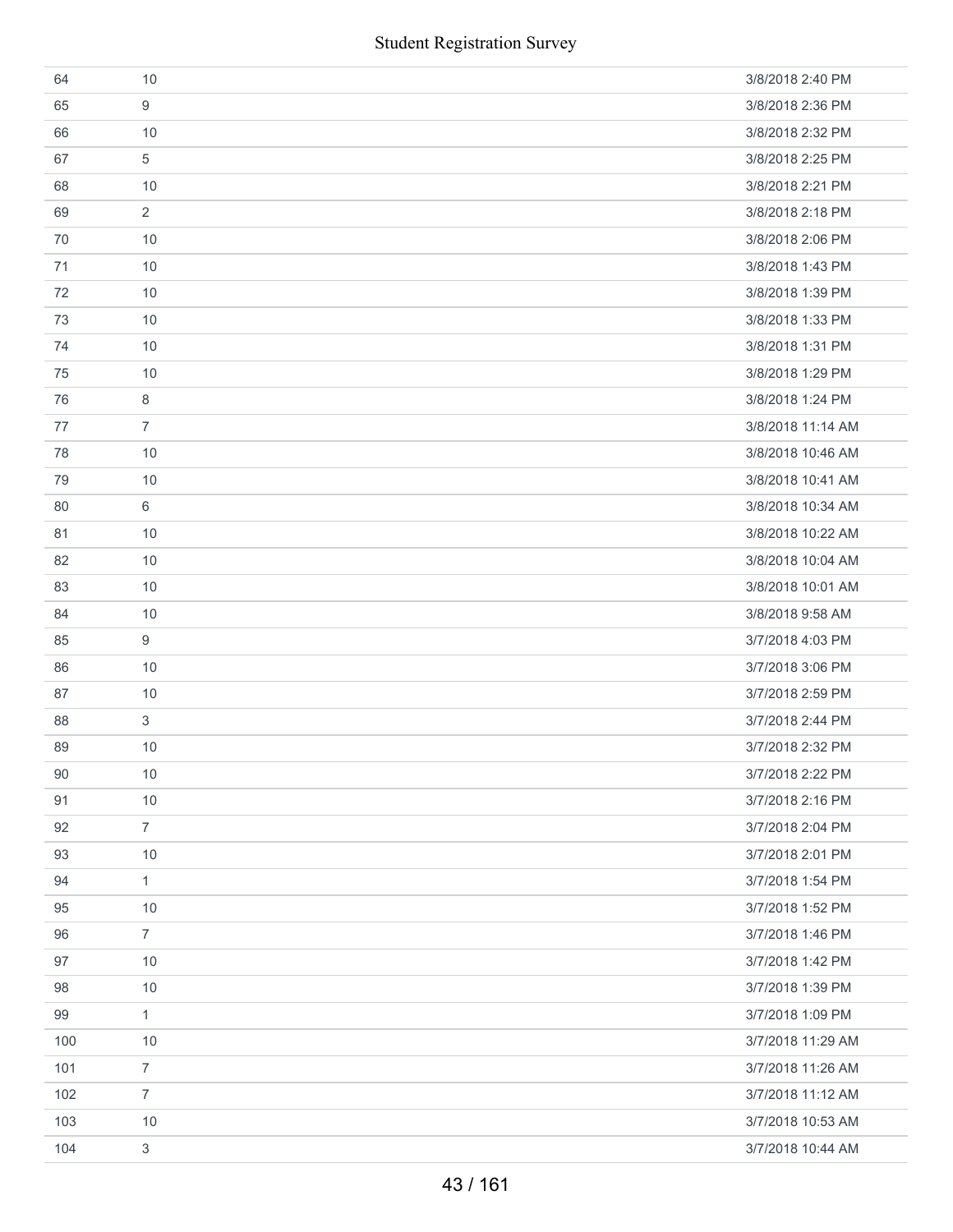| | | |
|---|---|---|
| 64 | 10 | 3/8/2018 2:40 PM |
| 65 | 9 | 3/8/2018 2:36 PM |
| 66 | 10 | 3/8/2018 2:32 PM |
| 67 | 5 | 3/8/2018 2:25 PM |
| 68 | 10 | 3/8/2018 2:21 PM |
| 69 | 2 | 3/8/2018 2:18 PM |
| 70 | 10 | 3/8/2018 2:06 PM |
| 71 | 10 | 3/8/2018 1:43 PM |
| 72 | 10 | 3/8/2018 1:39 PM |
| 73 | 10 | 3/8/2018 1:33 PM |
| 74 | 10 | 3/8/2018 1:31 PM |
| 75 | 10 | 3/8/2018 1:29 PM |
| 76 | 8 | 3/8/2018 1:24 PM |
| 77 | 7 | 3/8/2018 11:14 AM |
| 78 | 10 | 3/8/2018 10:46 AM |
| 79 | 10 | 3/8/2018 10:41 AM |
| 80 | 6 | 3/8/2018 10:34 AM |
| 81 | 10 | 3/8/2018 10:22 AM |
| 82 | 10 | 3/8/2018 10:04 AM |
| 83 | 10 | 3/8/2018 10:01 AM |
| 84 | 10 | 3/8/2018 9:58 AM |
| 85 | 9 | 3/7/2018 4:03 PM |
| 86 | 10 | 3/7/2018 3:06 PM |
| 87 | 10 | 3/7/2018 2:59 PM |
| 88 | 3 | 3/7/2018 2:44 PM |
| 89 | 10 | 3/7/2018 2:32 PM |
| 90 | 10 | 3/7/2018 2:22 PM |
| 91 | 10 | 3/7/2018 2:16 PM |
| 92 | 7 | 3/7/2018 2:04 PM |
| 93 | 10 | 3/7/2018 2:01 PM |
| 94 | 1 | 3/7/2018 1:54 PM |
| 95 | 10 | 3/7/2018 1:52 PM |
| 96 | 7 | 3/7/2018 1:46 PM |
| 97 | 10 | 3/7/2018 1:42 PM |
| 98 | 10 | 3/7/2018 1:39 PM |
| 99 | 1 | 3/7/2018 1:09 PM |
| 100 | 10 | 3/7/2018 11:29 AM |
| 101 | 7 | 3/7/2018 11:26 AM |
| 102 | 7 | 3/7/2018 11:12 AM |
| 103 | 10 | 3/7/2018 10:53 AM |
| 104 | 3 | 3/7/2018 10:44 AM |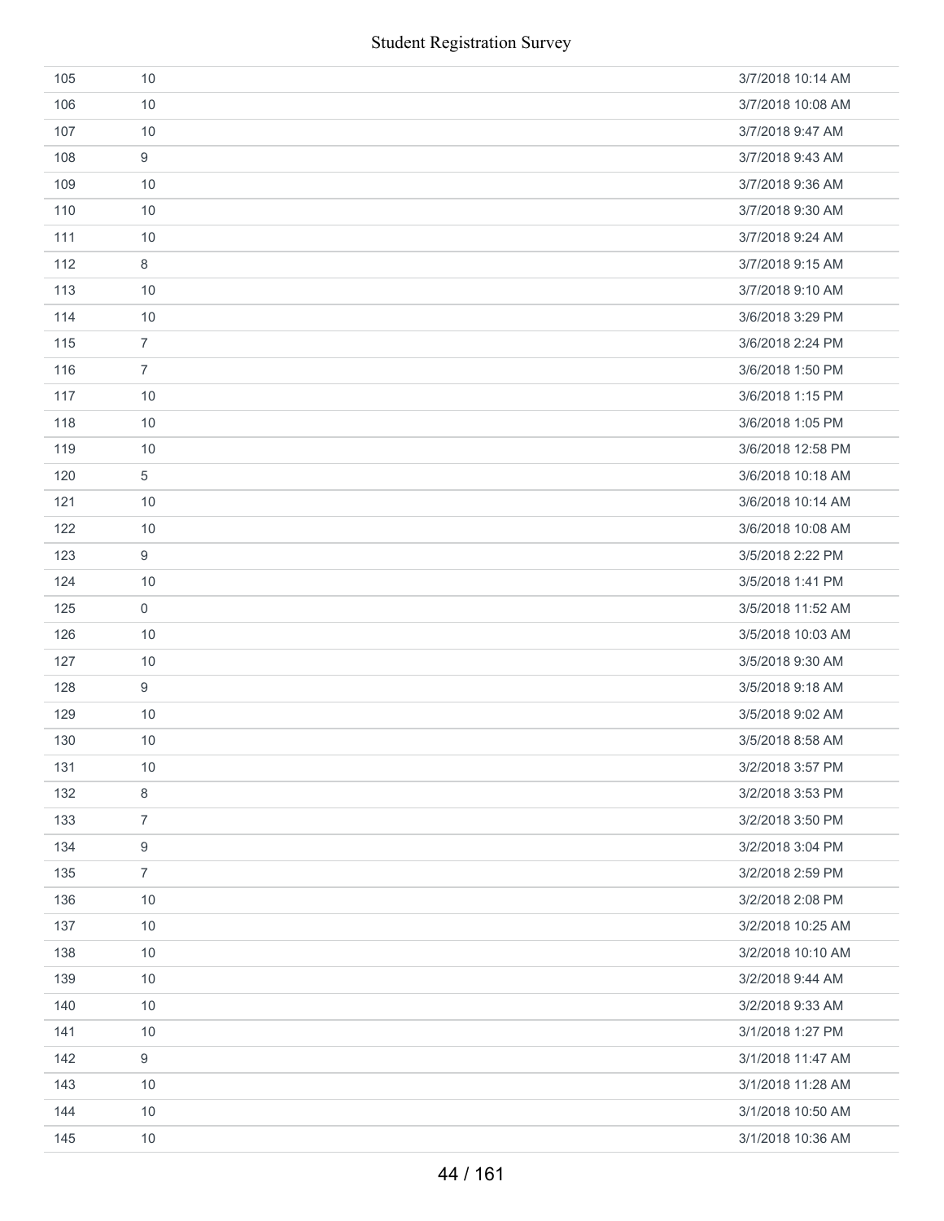| | | |
|---|---|---|
| 105 | 10 | 3/7/2018 10:14 AM |
| 106 | 10 | 3/7/2018 10:08 AM |
| 107 | 10 | 3/7/2018 9:47 AM |
| 108 | 9 | 3/7/2018 9:43 AM |
| 109 | 10 | 3/7/2018 9:36 AM |
| 110 | 10 | 3/7/2018 9:30 AM |
| 111 | 10 | 3/7/2018 9:24 AM |
| 112 | 8 | 3/7/2018 9:15 AM |
| 113 | 10 | 3/7/2018 9:10 AM |
| 114 | 10 | 3/6/2018 3:29 PM |
| 115 | 7 | 3/6/2018 2:24 PM |
| 116 | 7 | 3/6/2018 1:50 PM |
| 117 | 10 | 3/6/2018 1:15 PM |
| 118 | 10 | 3/6/2018 1:05 PM |
| 119 | 10 | 3/6/2018 12:58 PM |
| 120 | 5 | 3/6/2018 10:18 AM |
| 121 | 10 | 3/6/2018 10:14 AM |
| 122 | 10 | 3/6/2018 10:08 AM |
| 123 | 9 | 3/5/2018 2:22 PM |
| 124 | 10 | 3/5/2018 1:41 PM |
| 125 | 0 | 3/5/2018 11:52 AM |
| 126 | 10 | 3/5/2018 10:03 AM |
| 127 | 10 | 3/5/2018 9:30 AM |
| 128 | 9 | 3/5/2018 9:18 AM |
| 129 | 10 | 3/5/2018 9:02 AM |
| 130 | 10 | 3/5/2018 8:58 AM |
| 131 | 10 | 3/2/2018 3:57 PM |
| 132 | 8 | 3/2/2018 3:53 PM |
| 133 | 7 | 3/2/2018 3:50 PM |
| 134 | 9 | 3/2/2018 3:04 PM |
| 135 | 7 | 3/2/2018 2:59 PM |
| 136 | 10 | 3/2/2018 2:08 PM |
| 137 | 10 | 3/2/2018 10:25 AM |
| 138 | 10 | 3/2/2018 10:10 AM |
| 139 | 10 | 3/2/2018 9:44 AM |
| 140 | 10 | 3/2/2018 9:33 AM |
| 141 | 10 | 3/1/2018 1:27 PM |
| 142 | 9 | 3/1/2018 11:47 AM |
| 143 | 10 | 3/1/2018 11:28 AM |
| 144 | 10 | 3/1/2018 10:50 AM |
| 145 | 10 | 3/1/2018 10:36 AM |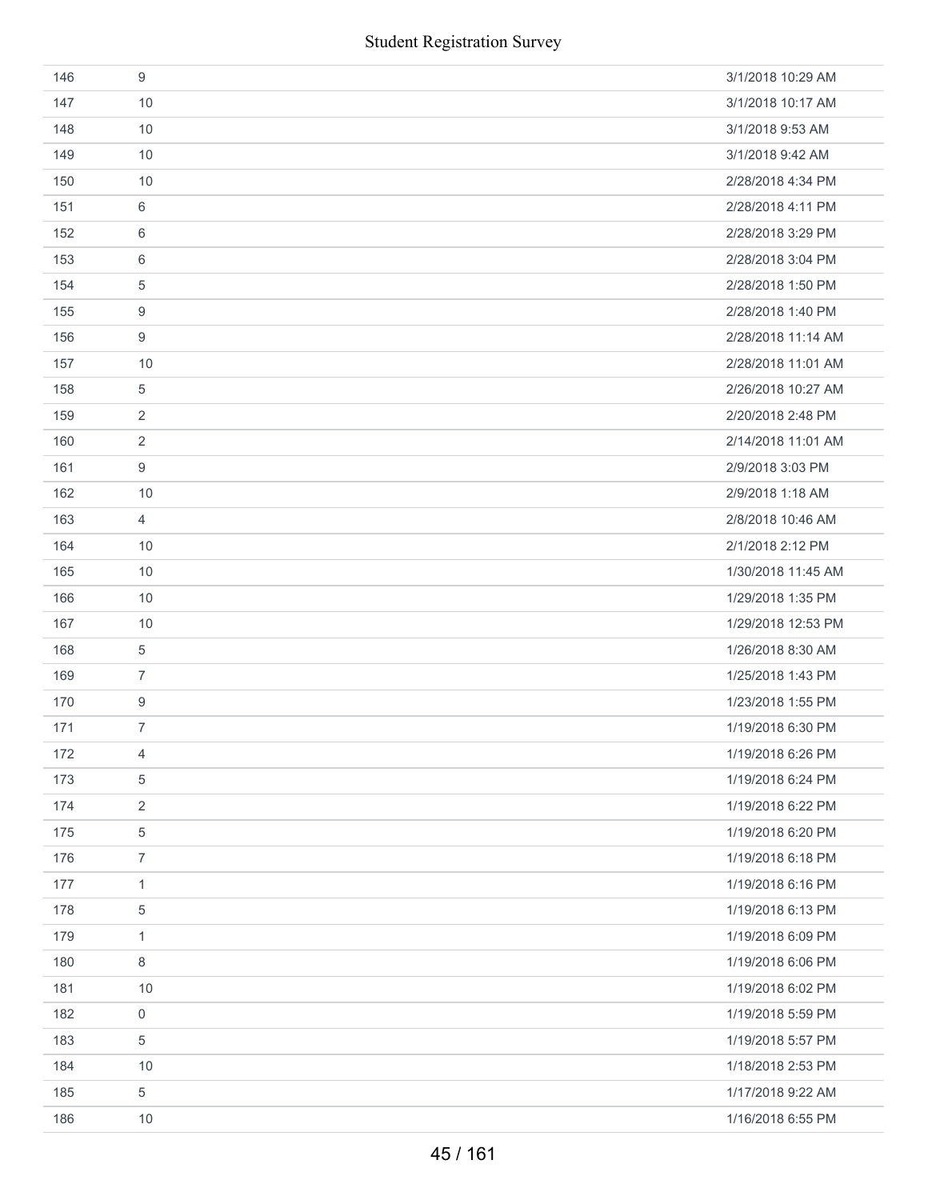| | | |
|---|---|---|
| 146 | 9 | 3/1/2018 10:29 AM |
| 147 | 10 | 3/1/2018 10:17 AM |
| 148 | 10 | 3/1/2018 9:53 AM |
| 149 | 10 | 3/1/2018 9:42 AM |
| 150 | 10 | 2/28/2018 4:34 PM |
| 151 | 6 | 2/28/2018 4:11 PM |
| 152 | 6 | 2/28/2018 3:29 PM |
| 153 | 6 | 2/28/2018 3:04 PM |
| 154 | 5 | 2/28/2018 1:50 PM |
| 155 | 9 | 2/28/2018 1:40 PM |
| 156 | 9 | 2/28/2018 11:14 AM |
| 157 | 10 | 2/28/2018 11:01 AM |
| 158 | 5 | 2/26/2018 10:27 AM |
| 159 | 2 | 2/20/2018 2:48 PM |
| 160 | 2 | 2/14/2018 11:01 AM |
| 161 | 9 | 2/9/2018 3:03 PM |
| 162 | 10 | 2/9/2018 1:18 AM |
| 163 | 4 | 2/8/2018 10:46 AM |
| 164 | 10 | 2/1/2018 2:12 PM |
| 165 | 10 | 1/30/2018 11:45 AM |
| 166 | 10 | 1/29/2018 1:35 PM |
| 167 | 10 | 1/29/2018 12:53 PM |
| 168 | 5 | 1/26/2018 8:30 AM |
| 169 | 7 | 1/25/2018 1:43 PM |
| 170 | 9 | 1/23/2018 1:55 PM |
| 171 | 7 | 1/19/2018 6:30 PM |
| 172 | 4 | 1/19/2018 6:26 PM |
| 173 | 5 | 1/19/2018 6:24 PM |
| 174 | 2 | 1/19/2018 6:22 PM |
| 175 | 5 | 1/19/2018 6:20 PM |
| 176 | 7 | 1/19/2018 6:18 PM |
| 177 | 1 | 1/19/2018 6:16 PM |
| 178 | 5 | 1/19/2018 6:13 PM |
| 179 | 1 | 1/19/2018 6:09 PM |
| 180 | 8 | 1/19/2018 6:06 PM |
| 181 | 10 | 1/19/2018 6:02 PM |
| 182 | 0 | 1/19/2018 5:59 PM |
| 183 | 5 | 1/19/2018 5:57 PM |
| 184 | 10 | 1/18/2018 2:53 PM |
| 185 | 5 | 1/17/2018 9:22 AM |
| 186 | 10 | 1/16/2018 6:55 PM |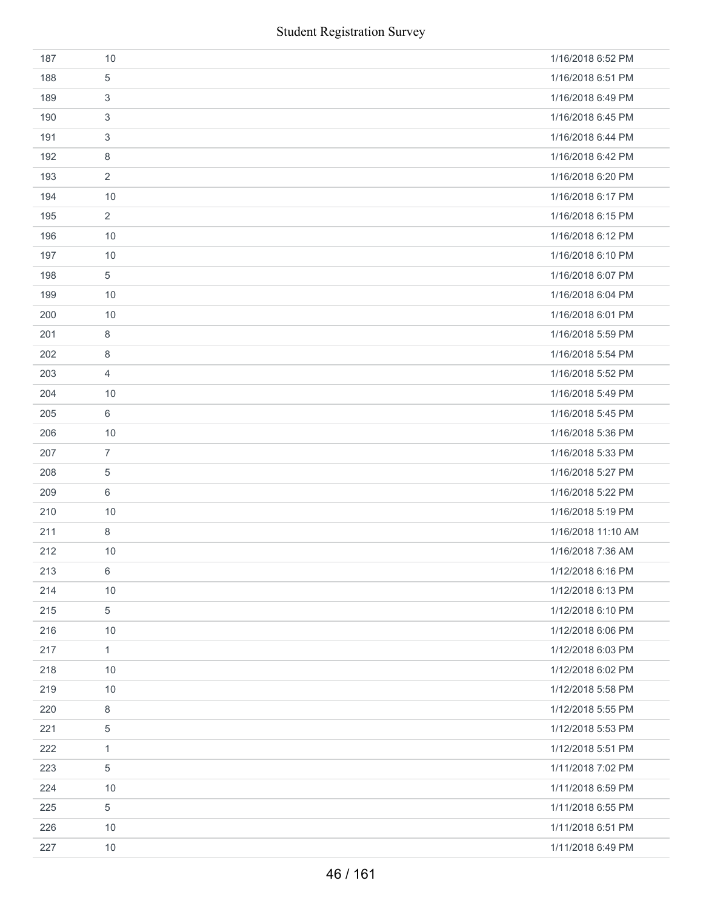| | | |
|---|---|---|
| 187 | 10 | 1/16/2018 6:52 PM |
| 188 | 5 | 1/16/2018 6:51 PM |
| 189 | 3 | 1/16/2018 6:49 PM |
| 190 | 3 | 1/16/2018 6:45 PM |
| 191 | 3 | 1/16/2018 6:44 PM |
| 192 | 8 | 1/16/2018 6:42 PM |
| 193 | 2 | 1/16/2018 6:20 PM |
| 194 | 10 | 1/16/2018 6:17 PM |
| 195 | 2 | 1/16/2018 6:15 PM |
| 196 | 10 | 1/16/2018 6:12 PM |
| 197 | 10 | 1/16/2018 6:10 PM |
| 198 | 5 | 1/16/2018 6:07 PM |
| 199 | 10 | 1/16/2018 6:04 PM |
| 200 | 10 | 1/16/2018 6:01 PM |
| 201 | 8 | 1/16/2018 5:59 PM |
| 202 | 8 | 1/16/2018 5:54 PM |
| 203 | 4 | 1/16/2018 5:52 PM |
| 204 | 10 | 1/16/2018 5:49 PM |
| 205 | 6 | 1/16/2018 5:45 PM |
| 206 | 10 | 1/16/2018 5:36 PM |
| 207 | 7 | 1/16/2018 5:33 PM |
| 208 | 5 | 1/16/2018 5:27 PM |
| 209 | 6 | 1/16/2018 5:22 PM |
| 210 | 10 | 1/16/2018 5:19 PM |
| 211 | 8 | 1/16/2018 11:10 AM |
| 212 | 10 | 1/16/2018 7:36 AM |
| 213 | 6 | 1/12/2018 6:16 PM |
| 214 | 10 | 1/12/2018 6:13 PM |
| 215 | 5 | 1/12/2018 6:10 PM |
| 216 | 10 | 1/12/2018 6:06 PM |
| 217 | 1 | 1/12/2018 6:03 PM |
| 218 | 10 | 1/12/2018 6:02 PM |
| 219 | 10 | 1/12/2018 5:58 PM |
| 220 | 8 | 1/12/2018 5:55 PM |
| 221 | 5 | 1/12/2018 5:53 PM |
| 222 | 1 | 1/12/2018 5:51 PM |
| 223 | 5 | 1/11/2018 7:02 PM |
| 224 | 10 | 1/11/2018 6:59 PM |
| 225 | 5 | 1/11/2018 6:55 PM |
| 226 | 10 | 1/11/2018 6:51 PM |
| 227 | 10 | 1/11/2018 6:49 PM |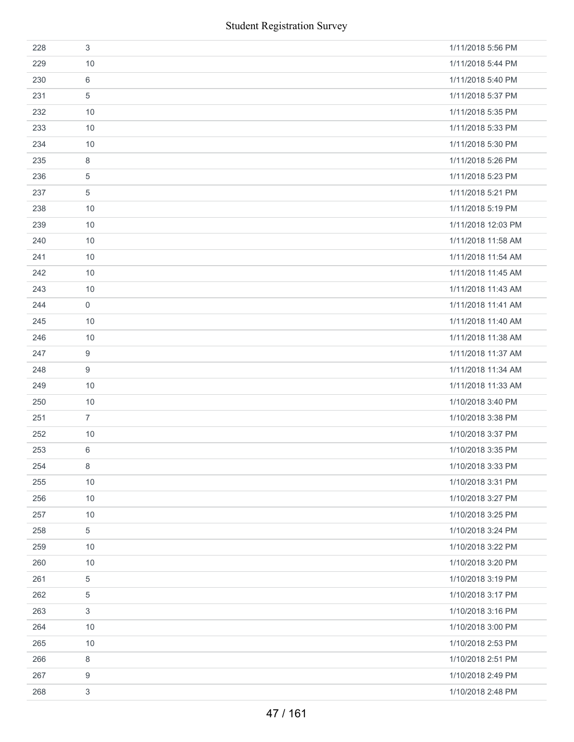| | | |
|---|---|---|
| 228 | 3 | 1/11/2018 5:56 PM |
| 229 | 10 | 1/11/2018 5:44 PM |
| 230 | 6 | 1/11/2018 5:40 PM |
| 231 | 5 | 1/11/2018 5:37 PM |
| 232 | 10 | 1/11/2018 5:35 PM |
| 233 | 10 | 1/11/2018 5:33 PM |
| 234 | 10 | 1/11/2018 5:30 PM |
| 235 | 8 | 1/11/2018 5:26 PM |
| 236 | 5 | 1/11/2018 5:23 PM |
| 237 | 5 | 1/11/2018 5:21 PM |
| 238 | 10 | 1/11/2018 5:19 PM |
| 239 | 10 | 1/11/2018 12:03 PM |
| 240 | 10 | 1/11/2018 11:58 AM |
| 241 | 10 | 1/11/2018 11:54 AM |
| 242 | 10 | 1/11/2018 11:45 AM |
| 243 | 10 | 1/11/2018 11:43 AM |
| 244 | 0 | 1/11/2018 11:41 AM |
| 245 | 10 | 1/11/2018 11:40 AM |
| 246 | 10 | 1/11/2018 11:38 AM |
| 247 | 9 | 1/11/2018 11:37 AM |
| 248 | 9 | 1/11/2018 11:34 AM |
| 249 | 10 | 1/11/2018 11:33 AM |
| 250 | 10 | 1/10/2018 3:40 PM |
| 251 | 7 | 1/10/2018 3:38 PM |
| 252 | 10 | 1/10/2018 3:37 PM |
| 253 | 6 | 1/10/2018 3:35 PM |
| 254 | 8 | 1/10/2018 3:33 PM |
| 255 | 10 | 1/10/2018 3:31 PM |
| 256 | 10 | 1/10/2018 3:27 PM |
| 257 | 10 | 1/10/2018 3:25 PM |
| 258 | 5 | 1/10/2018 3:24 PM |
| 259 | 10 | 1/10/2018 3:22 PM |
| 260 | 10 | 1/10/2018 3:20 PM |
| 261 | 5 | 1/10/2018 3:19 PM |
| 262 | 5 | 1/10/2018 3:17 PM |
| 263 | 3 | 1/10/2018 3:16 PM |
| 264 | 10 | 1/10/2018 3:00 PM |
| 265 | 10 | 1/10/2018 2:53 PM |
| 266 | 8 | 1/10/2018 2:51 PM |
| 267 | 9 | 1/10/2018 2:49 PM |
| 268 | 3 | 1/10/2018 2:48 PM |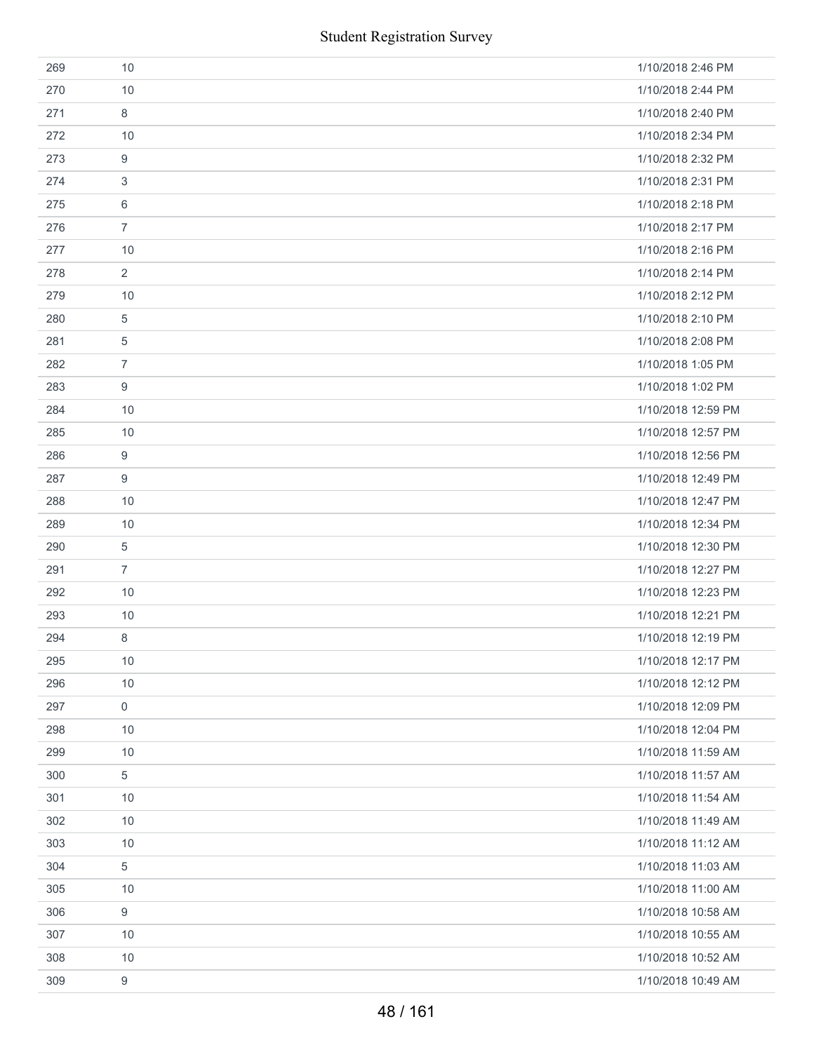| | | |
|---|---|---|
| 269 | 10 | 1/10/2018 2:46 PM |
| 270 | 10 | 1/10/2018 2:44 PM |
| 271 | 8 | 1/10/2018 2:40 PM |
| 272 | 10 | 1/10/2018 2:34 PM |
| 273 | 9 | 1/10/2018 2:32 PM |
| 274 | 3 | 1/10/2018 2:31 PM |
| 275 | 6 | 1/10/2018 2:18 PM |
| 276 | 7 | 1/10/2018 2:17 PM |
| 277 | 10 | 1/10/2018 2:16 PM |
| 278 | 2 | 1/10/2018 2:14 PM |
| 279 | 10 | 1/10/2018 2:12 PM |
| 280 | 5 | 1/10/2018 2:10 PM |
| 281 | 5 | 1/10/2018 2:08 PM |
| 282 | 7 | 1/10/2018 1:05 PM |
| 283 | 9 | 1/10/2018 1:02 PM |
| 284 | 10 | 1/10/2018 12:59 PM |
| 285 | 10 | 1/10/2018 12:57 PM |
| 286 | 9 | 1/10/2018 12:56 PM |
| 287 | 9 | 1/10/2018 12:49 PM |
| 288 | 10 | 1/10/2018 12:47 PM |
| 289 | 10 | 1/10/2018 12:34 PM |
| 290 | 5 | 1/10/2018 12:30 PM |
| 291 | 7 | 1/10/2018 12:27 PM |
| 292 | 10 | 1/10/2018 12:23 PM |
| 293 | 10 | 1/10/2018 12:21 PM |
| 294 | 8 | 1/10/2018 12:19 PM |
| 295 | 10 | 1/10/2018 12:17 PM |
| 296 | 10 | 1/10/2018 12:12 PM |
| 297 | 0 | 1/10/2018 12:09 PM |
| 298 | 10 | 1/10/2018 12:04 PM |
| 299 | 10 | 1/10/2018 11:59 AM |
| 300 | 5 | 1/10/2018 11:57 AM |
| 301 | 10 | 1/10/2018 11:54 AM |
| 302 | 10 | 1/10/2018 11:49 AM |
| 303 | 10 | 1/10/2018 11:12 AM |
| 304 | 5 | 1/10/2018 11:03 AM |
| 305 | 10 | 1/10/2018 11:00 AM |
| 306 | 9 | 1/10/2018 10:58 AM |
| 307 | 10 | 1/10/2018 10:55 AM |
| 308 | 10 | 1/10/2018 10:52 AM |
| 309 | 9 | 1/10/2018 10:49 AM |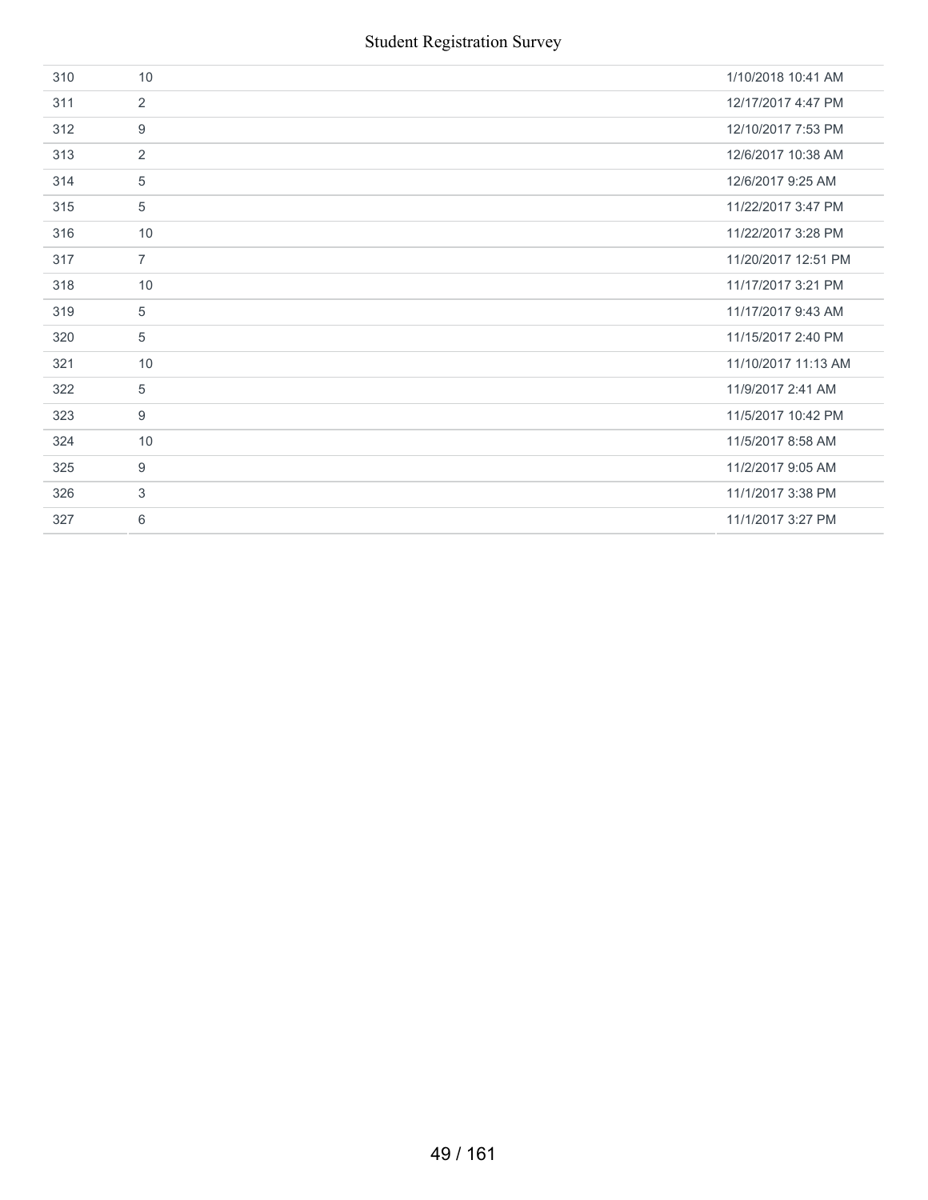| | | |
|---|---|---|
| 310 | 10 | 1/10/2018 10:41 AM |
| 311 | 2 | 12/17/2017 4:47 PM |
| 312 | 9 | 12/10/2017 7:53 PM |
| 313 | 2 | 12/6/2017 10:38 AM |
| 314 | 5 | 12/6/2017 9:25 AM |
| 315 | 5 | 11/22/2017 3:47 PM |
| 316 | 10 | 11/22/2017 3:28 PM |
| 317 | 7 | 11/20/2017 12:51 PM |
| 318 | 10 | 11/17/2017 3:21 PM |
| 319 | 5 | 11/17/2017 9:43 AM |
| 320 | 5 | 11/15/2017 2:40 PM |
| 321 | 10 | 11/10/2017 11:13 AM |
| 322 | 5 | 11/9/2017 2:41 AM |
| 323 | 9 | 11/5/2017 10:42 PM |
| 324 | 10 | 11/5/2017 8:58 AM |
| 325 | 9 | 11/2/2017 9:05 AM |
| 326 | 3 | 11/1/2017 3:38 PM |
| 327 | 6 | 11/1/2017 3:27 PM |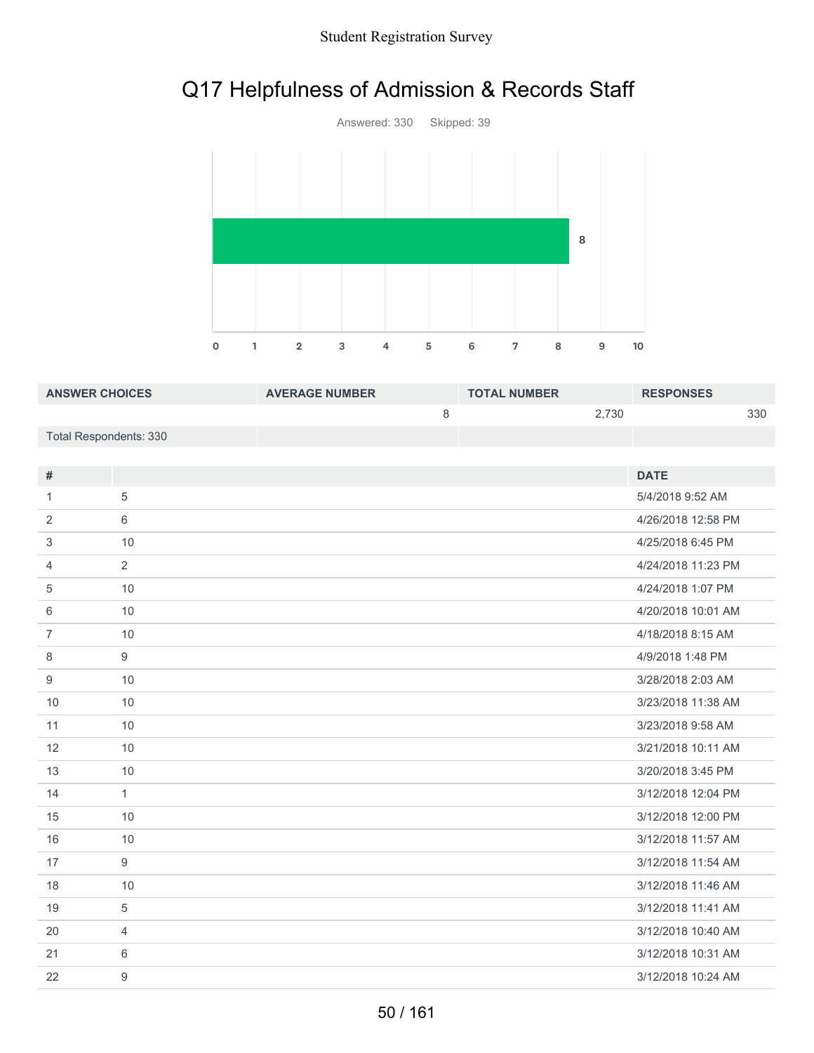# Q17 Helpfulness of Admission & Records Staff

Answered: 330 Skipped: 39

| ANSWER CHOICES | AVERAGE NUMBER | TOTAL NUMBER | RESPONSES |
|---|---|---|---|
| | 8 | 2,730 | 330 |
| Total Respondents: 330 | | | |

| # | | DATE |
|---|---|---|
| 1 | 5 | 5/4/2018 9:52 AM |
| 2 | 6 | 4/26/2018 12:58 PM |
| 3 | 10 | 4/25/2018 6:45 PM |
| 4 | 2 | 4/24/2018 11:23 PM |
| 5 | 10 | 4/24/2018 1:07 PM |
| 6 | 10 | 4/20/2018 10:01 AM |
| 7 | 10 | 4/18/2018 8:15 AM |
| 8 | 9 | 4/9/2018 1:48 PM |
| 9 | 10 | 3/28/2018 2:03 AM |
| 10 | 10 | 3/23/2018 11:38 AM |
| 11 | 10 | 3/23/2018 9:58 AM |
| 12 | 10 | 3/21/2018 10:11 AM |
| 13 | 10 | 3/20/2018 3:45 PM |
| 14 | 1 | 3/12/2018 12:04 PM |
| 15 | 10 | 3/12/2018 12:00 PM |
| 16 | 10 | 3/12/2018 11:57 AM |
| 17 | 9 | 3/12/2018 11:54 AM |
| 18 | 10 | 3/12/2018 11:46 AM |
| 19 | 5 | 3/12/2018 11:41 AM |
| 20 | 4 | 3/12/2018 10:40 AM |
| 21 | 6 | 3/12/2018 10:31 AM |
| 22 | 9 | 3/12/2018 10:24 AM |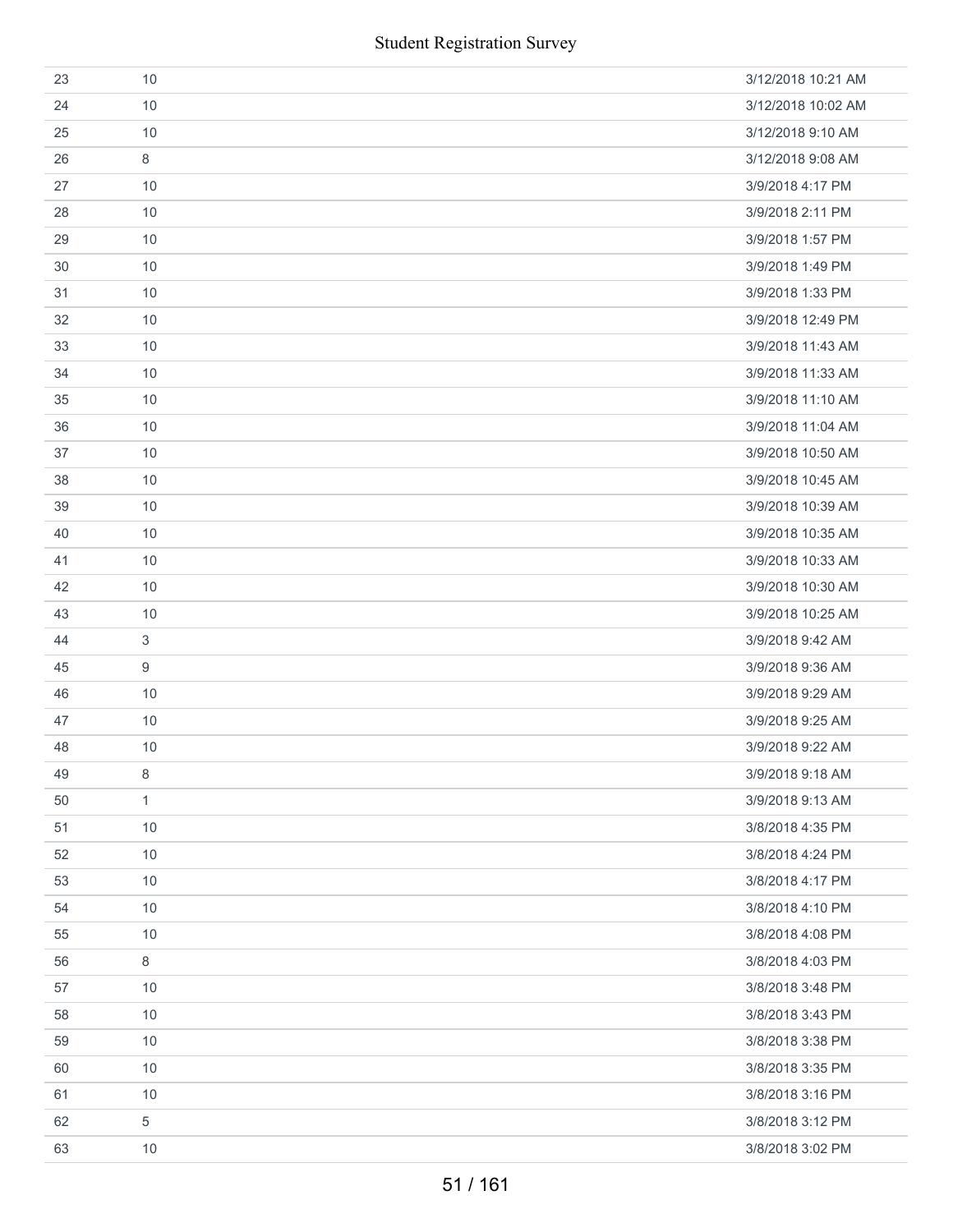| | | |
|---|---|---|
| 23 | 10 | 3/12/2018 10:21 AM |
| 24 | 10 | 3/12/2018 10:02 AM |
| 25 | 10 | 3/12/2018 9:10 AM |
| 26 | 8 | 3/12/2018 9:08 AM |
| 27 | 10 | 3/9/2018 4:17 PM |
| 28 | 10 | 3/9/2018 2:11 PM |
| 29 | 10 | 3/9/2018 1:57 PM |
| 30 | 10 | 3/9/2018 1:49 PM |
| 31 | 10 | 3/9/2018 1:33 PM |
| 32 | 10 | 3/9/2018 12:49 PM |
| 33 | 10 | 3/9/2018 11:43 AM |
| 34 | 10 | 3/9/2018 11:33 AM |
| 35 | 10 | 3/9/2018 11:10 AM |
| 36 | 10 | 3/9/2018 11:04 AM |
| 37 | 10 | 3/9/2018 10:50 AM |
| 38 | 10 | 3/9/2018 10:45 AM |
| 39 | 10 | 3/9/2018 10:39 AM |
| 40 | 10 | 3/9/2018 10:35 AM |
| 41 | 10 | 3/9/2018 10:33 AM |
| 42 | 10 | 3/9/2018 10:30 AM |
| 43 | 10 | 3/9/2018 10:25 AM |
| 44 | 3 | 3/9/2018 9:42 AM |
| 45 | 9 | 3/9/2018 9:36 AM |
| 46 | 10 | 3/9/2018 9:29 AM |
| 47 | 10 | 3/9/2018 9:25 AM |
| 48 | 10 | 3/9/2018 9:22 AM |
| 49 | 8 | 3/9/2018 9:18 AM |
| 50 | 1 | 3/9/2018 9:13 AM |
| 51 | 10 | 3/8/2018 4:35 PM |
| 52 | 10 | 3/8/2018 4:24 PM |
| 53 | 10 | 3/8/2018 4:17 PM |
| 54 | 10 | 3/8/2018 4:10 PM |
| 55 | 10 | 3/8/2018 4:08 PM |
| 56 | 8 | 3/8/2018 4:03 PM |
| 57 | 10 | 3/8/2018 3:48 PM |
| 58 | 10 | 3/8/2018 3:43 PM |
| 59 | 10 | 3/8/2018 3:38 PM |
| 60 | 10 | 3/8/2018 3:35 PM |
| 61 | 10 | 3/8/2018 3:16 PM |
| 62 | 5 | 3/8/2018 3:12 PM |
| 63 | 10 | 3/8/2018 3:02 PM |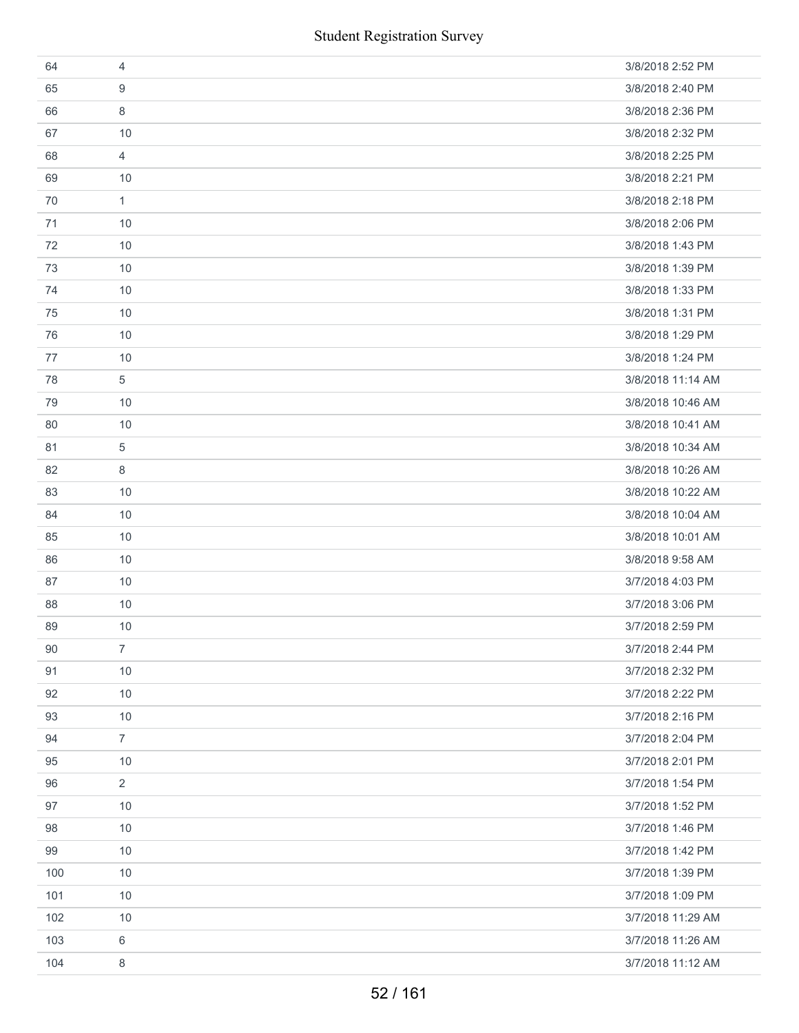| | | |
|---|---|---|
| 64 | 4 | 3/8/2018 2:52 PM |
| 65 | 9 | 3/8/2018 2:40 PM |
| 66 | 8 | 3/8/2018 2:36 PM |
| 67 | 10 | 3/8/2018 2:32 PM |
| 68 | 4 | 3/8/2018 2:25 PM |
| 69 | 10 | 3/8/2018 2:21 PM |
| 70 | 1 | 3/8/2018 2:18 PM |
| 71 | 10 | 3/8/2018 2:06 PM |
| 72 | 10 | 3/8/2018 1:43 PM |
| 73 | 10 | 3/8/2018 1:39 PM |
| 74 | 10 | 3/8/2018 1:33 PM |
| 75 | 10 | 3/8/2018 1:31 PM |
| 76 | 10 | 3/8/2018 1:29 PM |
| 77 | 10 | 3/8/2018 1:24 PM |
| 78 | 5 | 3/8/2018 11:14 AM |
| 79 | 10 | 3/8/2018 10:46 AM |
| 80 | 10 | 3/8/2018 10:41 AM |
| 81 | 5 | 3/8/2018 10:34 AM |
| 82 | 8 | 3/8/2018 10:26 AM |
| 83 | 10 | 3/8/2018 10:22 AM |
| 84 | 10 | 3/8/2018 10:04 AM |
| 85 | 10 | 3/8/2018 10:01 AM |
| 86 | 10 | 3/8/2018 9:58 AM |
| 87 | 10 | 3/7/2018 4:03 PM |
| 88 | 10 | 3/7/2018 3:06 PM |
| 89 | 10 | 3/7/2018 2:59 PM |
| 90 | 7 | 3/7/2018 2:44 PM |
| 91 | 10 | 3/7/2018 2:32 PM |
| 92 | 10 | 3/7/2018 2:22 PM |
| 93 | 10 | 3/7/2018 2:16 PM |
| 94 | 7 | 3/7/2018 2:04 PM |
| 95 | 10 | 3/7/2018 2:01 PM |
| 96 | 2 | 3/7/2018 1:54 PM |
| 97 | 10 | 3/7/2018 1:52 PM |
| 98 | 10 | 3/7/2018 1:46 PM |
| 99 | 10 | 3/7/2018 1:42 PM |
| 100 | 10 | 3/7/2018 1:39 PM |
| 101 | 10 | 3/7/2018 1:09 PM |
| 102 | 10 | 3/7/2018 11:29 AM |
| 103 | 6 | 3/7/2018 11:26 AM |
| 104 | 8 | 3/7/2018 11:12 AM |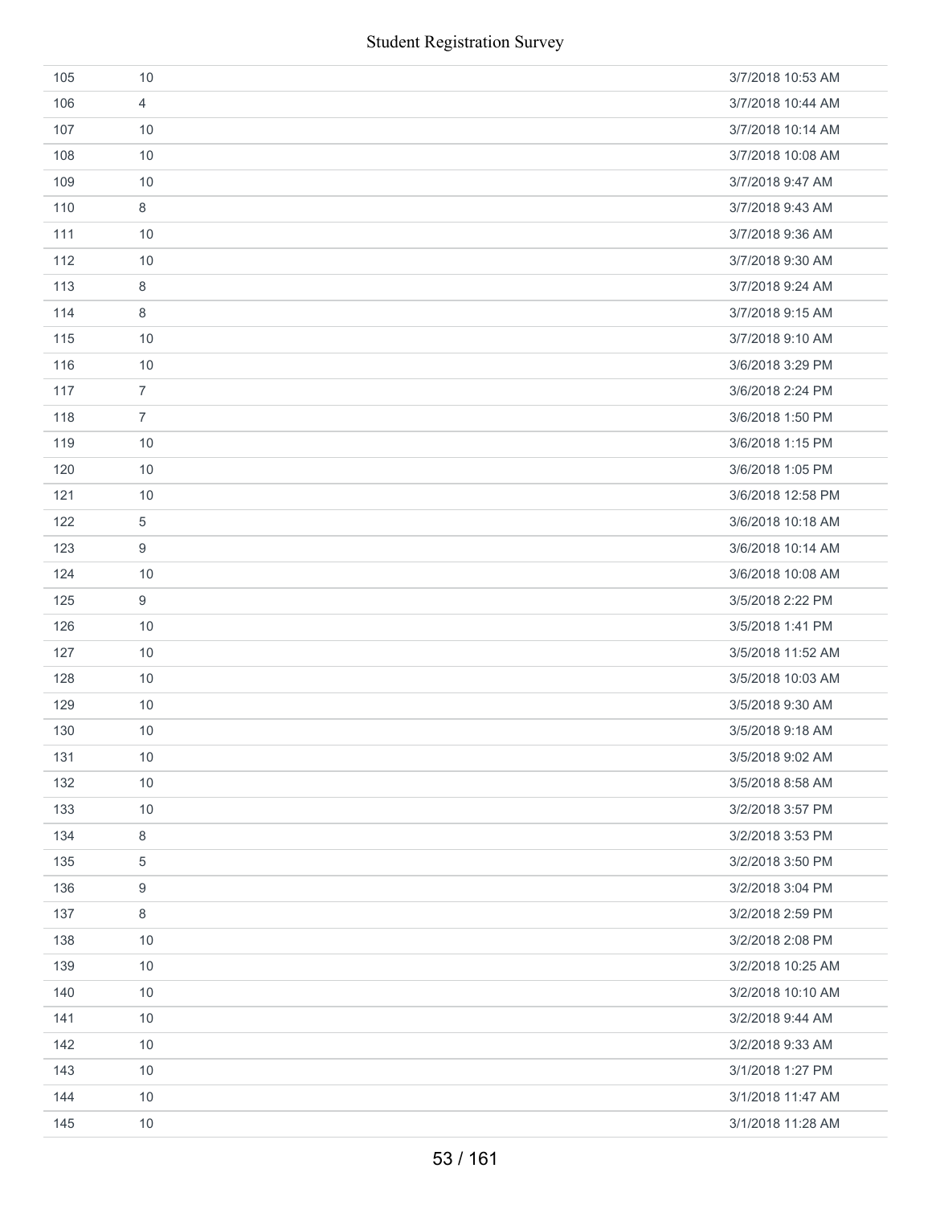| | | |
|---|---|---|
| 105 | 10 | 3/7/2018 10:53 AM |
| 106 | 4 | 3/7/2018 10:44 AM |
| 107 | 10 | 3/7/2018 10:14 AM |
| 108 | 10 | 3/7/2018 10:08 AM |
| 109 | 10 | 3/7/2018 9:47 AM |
| 110 | 8 | 3/7/2018 9:43 AM |
| 111 | 10 | 3/7/2018 9:36 AM |
| 112 | 10 | 3/7/2018 9:30 AM |
| 113 | 8 | 3/7/2018 9:24 AM |
| 114 | 8 | 3/7/2018 9:15 AM |
| 115 | 10 | 3/7/2018 9:10 AM |
| 116 | 10 | 3/6/2018 3:29 PM |
| 117 | 7 | 3/6/2018 2:24 PM |
| 118 | 7 | 3/6/2018 1:50 PM |
| 119 | 10 | 3/6/2018 1:15 PM |
| 120 | 10 | 3/6/2018 1:05 PM |
| 121 | 10 | 3/6/2018 12:58 PM |
| 122 | 5 | 3/6/2018 10:18 AM |
| 123 | 9 | 3/6/2018 10:14 AM |
| 124 | 10 | 3/6/2018 10:08 AM |
| 125 | 9 | 3/5/2018 2:22 PM |
| 126 | 10 | 3/5/2018 1:41 PM |
| 127 | 10 | 3/5/2018 11:52 AM |
| 128 | 10 | 3/5/2018 10:03 AM |
| 129 | 10 | 3/5/2018 9:30 AM |
| 130 | 10 | 3/5/2018 9:18 AM |
| 131 | 10 | 3/5/2018 9:02 AM |
| 132 | 10 | 3/5/2018 8:58 AM |
| 133 | 10 | 3/2/2018 3:57 PM |
| 134 | 8 | 3/2/2018 3:53 PM |
| 135 | 5 | 3/2/2018 3:50 PM |
| 136 | 9 | 3/2/2018 3:04 PM |
| 137 | 8 | 3/2/2018 2:59 PM |
| 138 | 10 | 3/2/2018 2:08 PM |
| 139 | 10 | 3/2/2018 10:25 AM |
| 140 | 10 | 3/2/2018 10:10 AM |
| 141 | 10 | 3/2/2018 9:44 AM |
| 142 | 10 | 3/2/2018 9:33 AM |
| 143 | 10 | 3/1/2018 1:27 PM |
| 144 | 10 | 3/1/2018 11:47 AM |
| 145 | 10 | 3/1/2018 11:28 AM |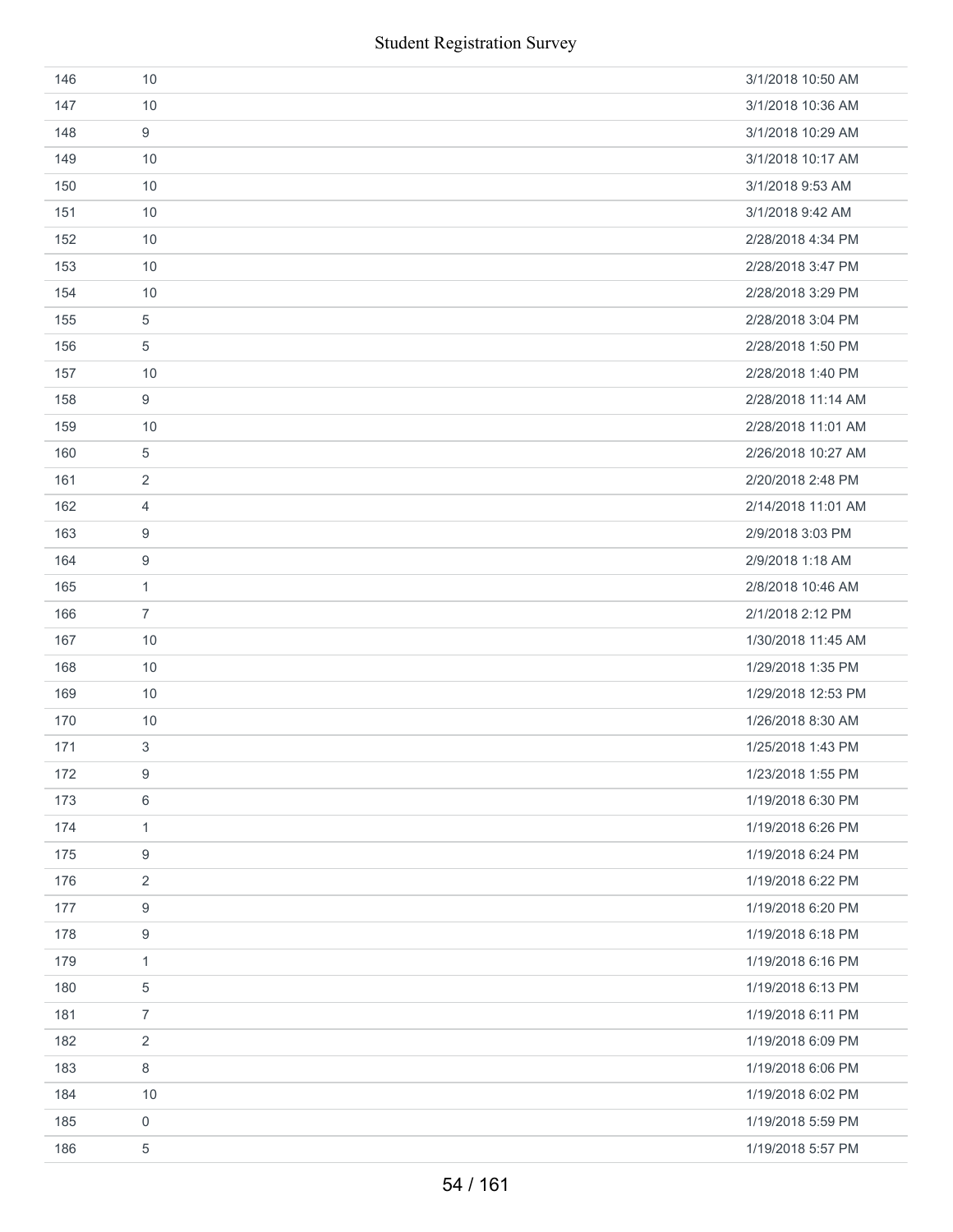| | | |
|---|---|---|
| 146 | 10 | 3/1/2018 10:50 AM |
| 147 | 10 | 3/1/2018 10:36 AM |
| 148 | 9 | 3/1/2018 10:29 AM |
| 149 | 10 | 3/1/2018 10:17 AM |
| 150 | 10 | 3/1/2018 9:53 AM |
| 151 | 10 | 3/1/2018 9:42 AM |
| 152 | 10 | 2/28/2018 4:34 PM |
| 153 | 10 | 2/28/2018 3:47 PM |
| 154 | 10 | 2/28/2018 3:29 PM |
| 155 | 5 | 2/28/2018 3:04 PM |
| 156 | 5 | 2/28/2018 1:50 PM |
| 157 | 10 | 2/28/2018 1:40 PM |
| 158 | 9 | 2/28/2018 11:14 AM |
| 159 | 10 | 2/28/2018 11:01 AM |
| 160 | 5 | 2/26/2018 10:27 AM |
| 161 | 2 | 2/20/2018 2:48 PM |
| 162 | 4 | 2/14/2018 11:01 AM |
| 163 | 9 | 2/9/2018 3:03 PM |
| 164 | 9 | 2/9/2018 1:18 AM |
| 165 | 1 | 2/8/2018 10:46 AM |
| 166 | 7 | 2/1/2018 2:12 PM |
| 167 | 10 | 1/30/2018 11:45 AM |
| 168 | 10 | 1/29/2018 1:35 PM |
| 169 | 10 | 1/29/2018 12:53 PM |
| 170 | 10 | 1/26/2018 8:30 AM |
| 171 | 3 | 1/25/2018 1:43 PM |
| 172 | 9 | 1/23/2018 1:55 PM |
| 173 | 6 | 1/19/2018 6:30 PM |
| 174 | 1 | 1/19/2018 6:26 PM |
| 175 | 9 | 1/19/2018 6:24 PM |
| 176 | 2 | 1/19/2018 6:22 PM |
| 177 | 9 | 1/19/2018 6:20 PM |
| 178 | 9 | 1/19/2018 6:18 PM |
| 179 | 1 | 1/19/2018 6:16 PM |
| 180 | 5 | 1/19/2018 6:13 PM |
| 181 | 7 | 1/19/2018 6:11 PM |
| 182 | 2 | 1/19/2018 6:09 PM |
| 183 | 8 | 1/19/2018 6:06 PM |
| 184 | 10 | 1/19/2018 6:02 PM |
| 185 | 0 | 1/19/2018 5:59 PM |
| 186 | 5 | 1/19/2018 5:57 PM |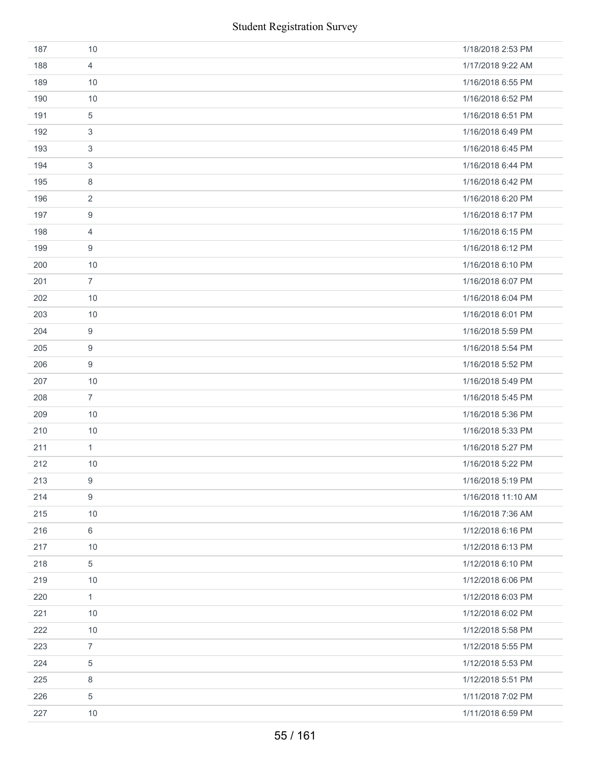| | | |
|---|---|---|
| 187 | 10 | 1/18/2018 2:53 PM |
| 188 | 4 | 1/17/2018 9:22 AM |
| 189 | 10 | 1/16/2018 6:55 PM |
| 190 | 10 | 1/16/2018 6:52 PM |
| 191 | 5 | 1/16/2018 6:51 PM |
| 192 | 3 | 1/16/2018 6:49 PM |
| 193 | 3 | 1/16/2018 6:45 PM |
| 194 | 3 | 1/16/2018 6:44 PM |
| 195 | 8 | 1/16/2018 6:42 PM |
| 196 | 2 | 1/16/2018 6:20 PM |
| 197 | 9 | 1/16/2018 6:17 PM |
| 198 | 4 | 1/16/2018 6:15 PM |
| 199 | 9 | 1/16/2018 6:12 PM |
| 200 | 10 | 1/16/2018 6:10 PM |
| 201 | 7 | 1/16/2018 6:07 PM |
| 202 | 10 | 1/16/2018 6:04 PM |
| 203 | 10 | 1/16/2018 6:01 PM |
| 204 | 9 | 1/16/2018 5:59 PM |
| 205 | 9 | 1/16/2018 5:54 PM |
| 206 | 9 | 1/16/2018 5:52 PM |
| 207 | 10 | 1/16/2018 5:49 PM |
| 208 | 7 | 1/16/2018 5:45 PM |
| 209 | 10 | 1/16/2018 5:36 PM |
| 210 | 10 | 1/16/2018 5:33 PM |
| 211 | 1 | 1/16/2018 5:27 PM |
| 212 | 10 | 1/16/2018 5:22 PM |
| 213 | 9 | 1/16/2018 5:19 PM |
| 214 | 9 | 1/16/2018 11:10 AM |
| 215 | 10 | 1/16/2018 7:36 AM |
| 216 | 6 | 1/12/2018 6:16 PM |
| 217 | 10 | 1/12/2018 6:13 PM |
| 218 | 5 | 1/12/2018 6:10 PM |
| 219 | 10 | 1/12/2018 6:06 PM |
| 220 | 1 | 1/12/2018 6:03 PM |
| 221 | 10 | 1/12/2018 6:02 PM |
| 222 | 10 | 1/12/2018 5:58 PM |
| 223 | 7 | 1/12/2018 5:55 PM |
| 224 | 5 | 1/12/2018 5:53 PM |
| 225 | 8 | 1/12/2018 5:51 PM |
| 226 | 5 | 1/11/2018 7:02 PM |
| 227 | 10 | 1/11/2018 6:59 PM |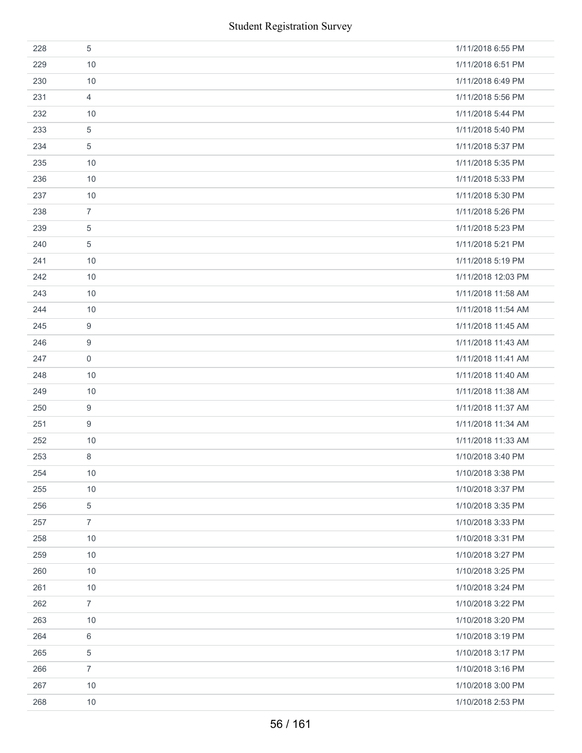| | | |
|---|---|---|
| 228 | 5 | 1/11/2018 6:55 PM |
| 229 | 10 | 1/11/2018 6:51 PM |
| 230 | 10 | 1/11/2018 6:49 PM |
| 231 | 4 | 1/11/2018 5:56 PM |
| 232 | 10 | 1/11/2018 5:44 PM |
| 233 | 5 | 1/11/2018 5:40 PM |
| 234 | 5 | 1/11/2018 5:37 PM |
| 235 | 10 | 1/11/2018 5:35 PM |
| 236 | 10 | 1/11/2018 5:33 PM |
| 237 | 10 | 1/11/2018 5:30 PM |
| 238 | 7 | 1/11/2018 5:26 PM |
| 239 | 5 | 1/11/2018 5:23 PM |
| 240 | 5 | 1/11/2018 5:21 PM |
| 241 | 10 | 1/11/2018 5:19 PM |
| 242 | 10 | 1/11/2018 12:03 PM |
| 243 | 10 | 1/11/2018 11:58 AM |
| 244 | 10 | 1/11/2018 11:54 AM |
| 245 | 9 | 1/11/2018 11:45 AM |
| 246 | 9 | 1/11/2018 11:43 AM |
| 247 | 0 | 1/11/2018 11:41 AM |
| 248 | 10 | 1/11/2018 11:40 AM |
| 249 | 10 | 1/11/2018 11:38 AM |
| 250 | 9 | 1/11/2018 11:37 AM |
| 251 | 9 | 1/11/2018 11:34 AM |
| 252 | 10 | 1/11/2018 11:33 AM |
| 253 | 8 | 1/10/2018 3:40 PM |
| 254 | 10 | 1/10/2018 3:38 PM |
| 255 | 10 | 1/10/2018 3:37 PM |
| 256 | 5 | 1/10/2018 3:35 PM |
| 257 | 7 | 1/10/2018 3:33 PM |
| 258 | 10 | 1/10/2018 3:31 PM |
| 259 | 10 | 1/10/2018 3:27 PM |
| 260 | 10 | 1/10/2018 3:25 PM |
| 261 | 10 | 1/10/2018 3:24 PM |
| 262 | 7 | 1/10/2018 3:22 PM |
| 263 | 10 | 1/10/2018 3:20 PM |
| 264 | 6 | 1/10/2018 3:19 PM |
| 265 | 5 | 1/10/2018 3:17 PM |
| 266 | 7 | 1/10/2018 3:16 PM |
| 267 | 10 | 1/10/2018 3:00 PM |
| 268 | 10 | 1/10/2018 2:53 PM |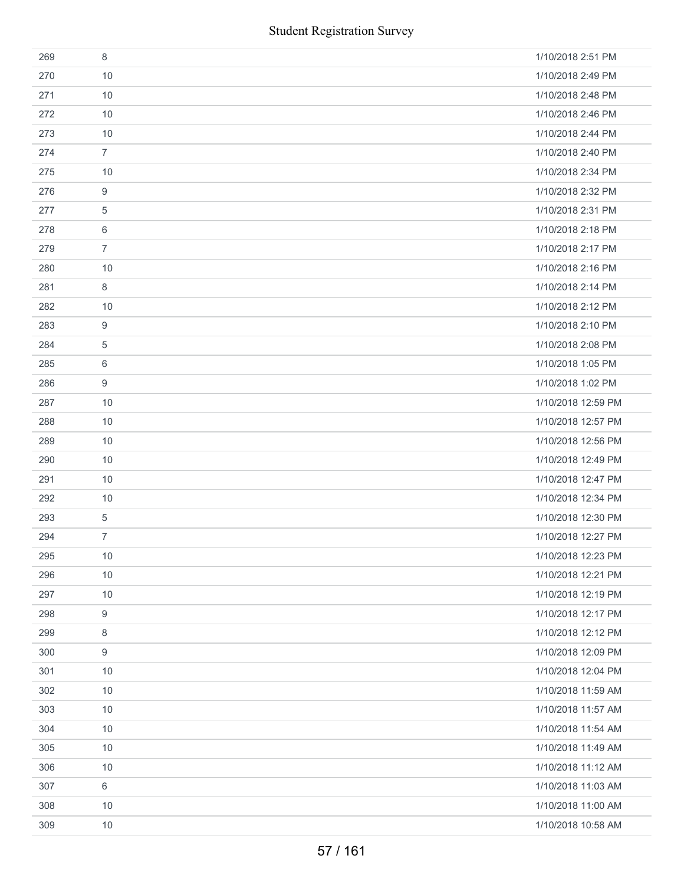| | | |
|---|---|---|
| 269 | 8 | 1/10/2018 2:51 PM |
| 270 | 10 | 1/10/2018 2:49 PM |
| 271 | 10 | 1/10/2018 2:48 PM |
| 272 | 10 | 1/10/2018 2:46 PM |
| 273 | 10 | 1/10/2018 2:44 PM |
| 274 | 7 | 1/10/2018 2:40 PM |
| 275 | 10 | 1/10/2018 2:34 PM |
| 276 | 9 | 1/10/2018 2:32 PM |
| 277 | 5 | 1/10/2018 2:31 PM |
| 278 | 6 | 1/10/2018 2:18 PM |
| 279 | 7 | 1/10/2018 2:17 PM |
| 280 | 10 | 1/10/2018 2:16 PM |
| 281 | 8 | 1/10/2018 2:14 PM |
| 282 | 10 | 1/10/2018 2:12 PM |
| 283 | 9 | 1/10/2018 2:10 PM |
| 284 | 5 | 1/10/2018 2:08 PM |
| 285 | 6 | 1/10/2018 1:05 PM |
| 286 | 9 | 1/10/2018 1:02 PM |
| 287 | 10 | 1/10/2018 12:59 PM |
| 288 | 10 | 1/10/2018 12:57 PM |
| 289 | 10 | 1/10/2018 12:56 PM |
| 290 | 10 | 1/10/2018 12:49 PM |
| 291 | 10 | 1/10/2018 12:47 PM |
| 292 | 10 | 1/10/2018 12:34 PM |
| 293 | 5 | 1/10/2018 12:30 PM |
| 294 | 7 | 1/10/2018 12:27 PM |
| 295 | 10 | 1/10/2018 12:23 PM |
| 296 | 10 | 1/10/2018 12:21 PM |
| 297 | 10 | 1/10/2018 12:19 PM |
| 298 | 9 | 1/10/2018 12:17 PM |
| 299 | 8 | 1/10/2018 12:12 PM |
| 300 | 9 | 1/10/2018 12:09 PM |
| 301 | 10 | 1/10/2018 12:04 PM |
| 302 | 10 | 1/10/2018 11:59 AM |
| 303 | 10 | 1/10/2018 11:57 AM |
| 304 | 10 | 1/10/2018 11:54 AM |
| 305 | 10 | 1/10/2018 11:49 AM |
| 306 | 10 | 1/10/2018 11:12 AM |
| 307 | 6 | 1/10/2018 11:03 AM |
| 308 | 10 | 1/10/2018 11:00 AM |
| 309 | 10 | 1/10/2018 10:58 AM |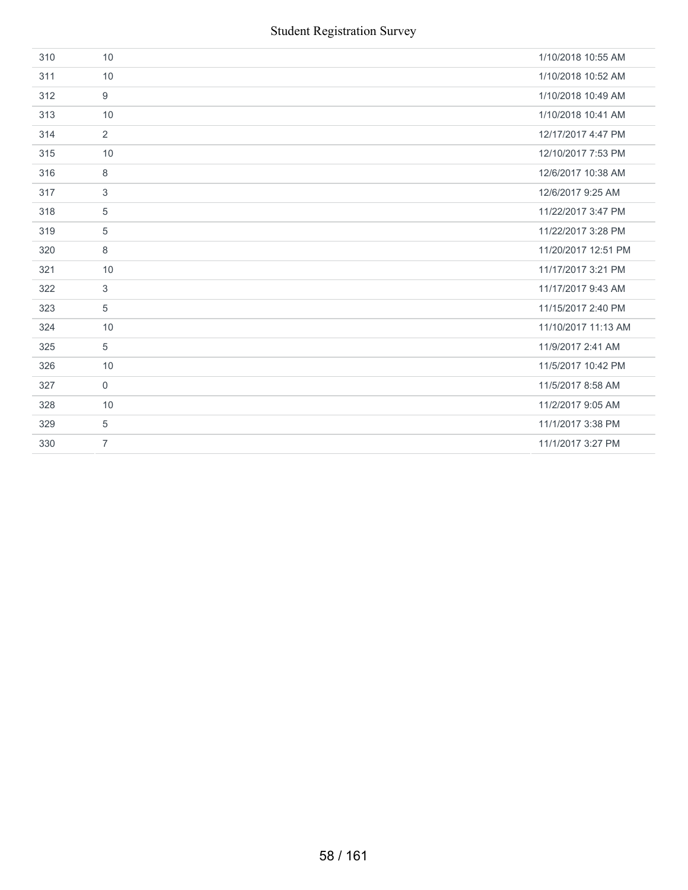| | | |
|---|---|---|
| 310 | 10 | 1/10/2018 10:55 AM |
| 311 | 10 | 1/10/2018 10:52 AM |
| 312 | 9 | 1/10/2018 10:49 AM |
| 313 | 10 | 1/10/2018 10:41 AM |
| 314 | 2 | 12/17/2017 4:47 PM |
| 315 | 10 | 12/10/2017 7:53 PM |
| 316 | 8 | 12/6/2017 10:38 AM |
| 317 | 3 | 12/6/2017 9:25 AM |
| 318 | 5 | 11/22/2017 3:47 PM |
| 319 | 5 | 11/22/2017 3:28 PM |
| 320 | 8 | 11/20/2017 12:51 PM |
| 321 | 10 | 11/17/2017 3:21 PM |
| 322 | 3 | 11/17/2017 9:43 AM |
| 323 | 5 | 11/15/2017 2:40 PM |
| 324 | 10 | 11/10/2017 11:13 AM |
| 325 | 5 | 11/9/2017 2:41 AM |
| 326 | 10 | 11/5/2017 10:42 PM |
| 327 | 0 | 11/5/2017 8:58 AM |
| 328 | 10 | 11/2/2017 9:05 AM |
| 329 | 5 | 11/1/2017 3:38 PM |
| 330 | 7 | 11/1/2017 3:27 PM |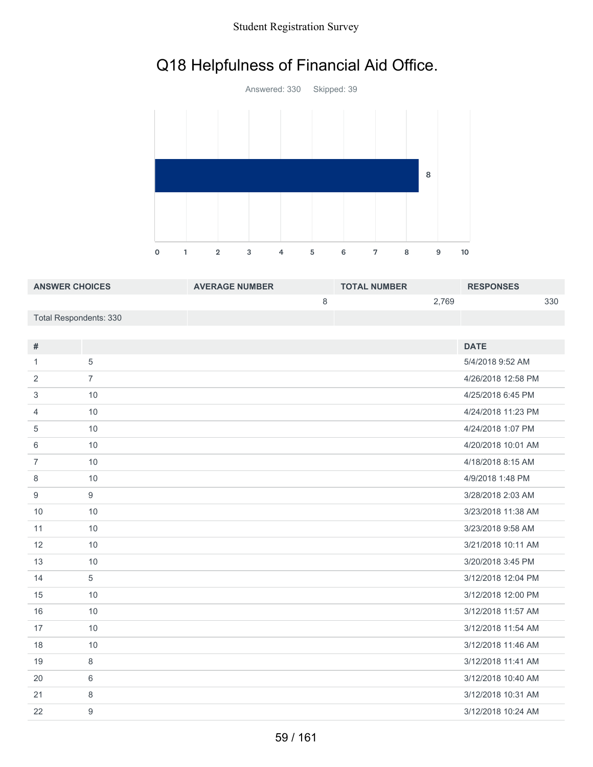# Q18 Helpfulness of Financial Aid Office.

Answered: 330 Skipped: 39

| ANSWER CHOICES | AVERAGE NUMBER | TOTAL NUMBER | RESPONSES |
|---|---|---|---|
| | 8 | 2,769 | 330 |
| Total Respondents: 330 | | | |

| # | | DATE |
|---|---|---|
| 1 | 5 | 5/4/2018 9:52 AM |
| 2 | 7 | 4/26/2018 12:58 PM |
| 3 | 10 | 4/25/2018 6:45 PM |
| 4 | 10 | 4/24/2018 11:23 PM |
| 5 | 10 | 4/24/2018 1:07 PM |
| 6 | 10 | 4/20/2018 10:01 AM |
| 7 | 10 | 4/18/2018 8:15 AM |
| 8 | 10 | 4/9/2018 1:48 PM |
| 9 | 9 | 3/28/2018 2:03 AM |
| 10 | 10 | 3/23/2018 11:38 AM |
| 11 | 10 | 3/23/2018 9:58 AM |
| 12 | 10 | 3/21/2018 10:11 AM |
| 13 | 10 | 3/20/2018 3:45 PM |
| 14 | 5 | 3/12/2018 12:04 PM |
| 15 | 10 | 3/12/2018 12:00 PM |
| 16 | 10 | 3/12/2018 11:57 AM |
| 17 | 10 | 3/12/2018 11:54 AM |
| 18 | 10 | 3/12/2018 11:46 AM |
| 19 | 8 | 3/12/2018 11:41 AM |
| 20 | 6 | 3/12/2018 10:40 AM |
| 21 | 8 | 3/12/2018 10:31 AM |
| 22 | 9 | 3/12/2018 10:24 AM |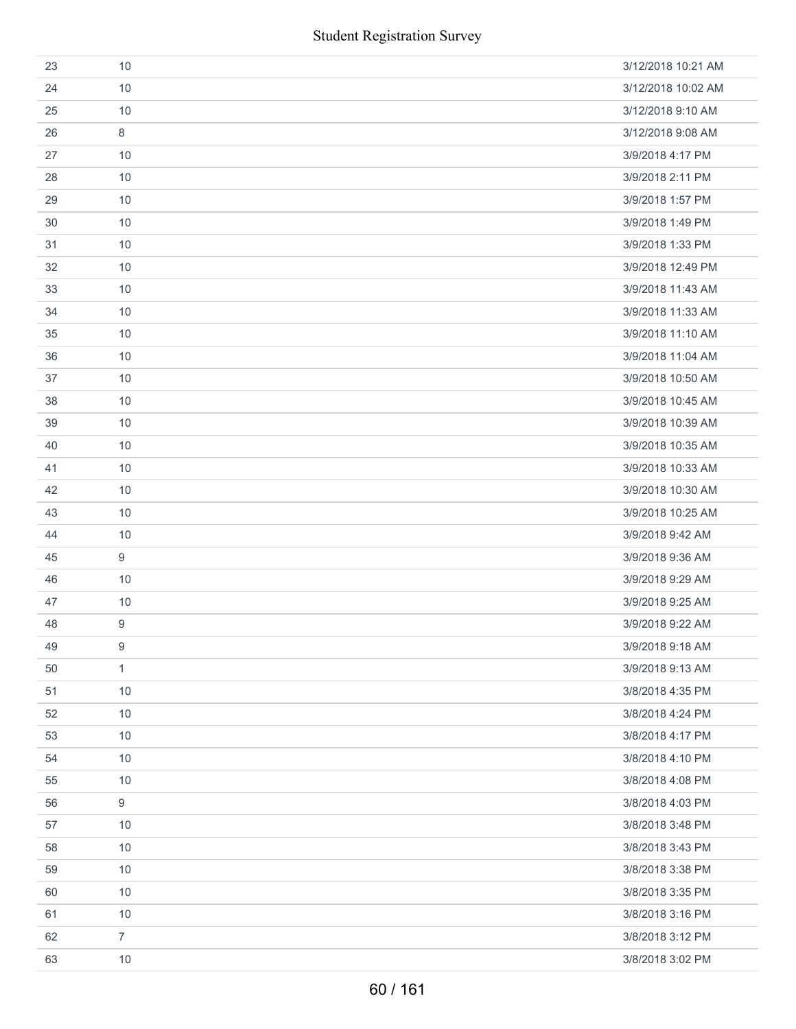| | | |
|---|---|---|
| 23 | 10 | 3/12/2018 10:21 AM |
| 24 | 10 | 3/12/2018 10:02 AM |
| 25 | 10 | 3/12/2018 9:10 AM |
| 26 | 8 | 3/12/2018 9:08 AM |
| 27 | 10 | 3/9/2018 4:17 PM |
| 28 | 10 | 3/9/2018 2:11 PM |
| 29 | 10 | 3/9/2018 1:57 PM |
| 30 | 10 | 3/9/2018 1:49 PM |
| 31 | 10 | 3/9/2018 1:33 PM |
| 32 | 10 | 3/9/2018 12:49 PM |
| 33 | 10 | 3/9/2018 11:43 AM |
| 34 | 10 | 3/9/2018 11:33 AM |
| 35 | 10 | 3/9/2018 11:10 AM |
| 36 | 10 | 3/9/2018 11:04 AM |
| 37 | 10 | 3/9/2018 10:50 AM |
| 38 | 10 | 3/9/2018 10:45 AM |
| 39 | 10 | 3/9/2018 10:39 AM |
| 40 | 10 | 3/9/2018 10:35 AM |
| 41 | 10 | 3/9/2018 10:33 AM |
| 42 | 10 | 3/9/2018 10:30 AM |
| 43 | 10 | 3/9/2018 10:25 AM |
| 44 | 10 | 3/9/2018 9:42 AM |
| 45 | 9 | 3/9/2018 9:36 AM |
| 46 | 10 | 3/9/2018 9:29 AM |
| 47 | 10 | 3/9/2018 9:25 AM |
| 48 | 9 | 3/9/2018 9:22 AM |
| 49 | 9 | 3/9/2018 9:18 AM |
| 50 | 1 | 3/9/2018 9:13 AM |
| 51 | 10 | 3/8/2018 4:35 PM |
| 52 | 10 | 3/8/2018 4:24 PM |
| 53 | 10 | 3/8/2018 4:17 PM |
| 54 | 10 | 3/8/2018 4:10 PM |
| 55 | 10 | 3/8/2018 4:08 PM |
| 56 | 9 | 3/8/2018 4:03 PM |
| 57 | 10 | 3/8/2018 3:48 PM |
| 58 | 10 | 3/8/2018 3:43 PM |
| 59 | 10 | 3/8/2018 3:38 PM |
| 60 | 10 | 3/8/2018 3:35 PM |
| 61 | 10 | 3/8/2018 3:16 PM |
| 62 | 7 | 3/8/2018 3:12 PM |
| 63 | 10 | 3/8/2018 3:02 PM |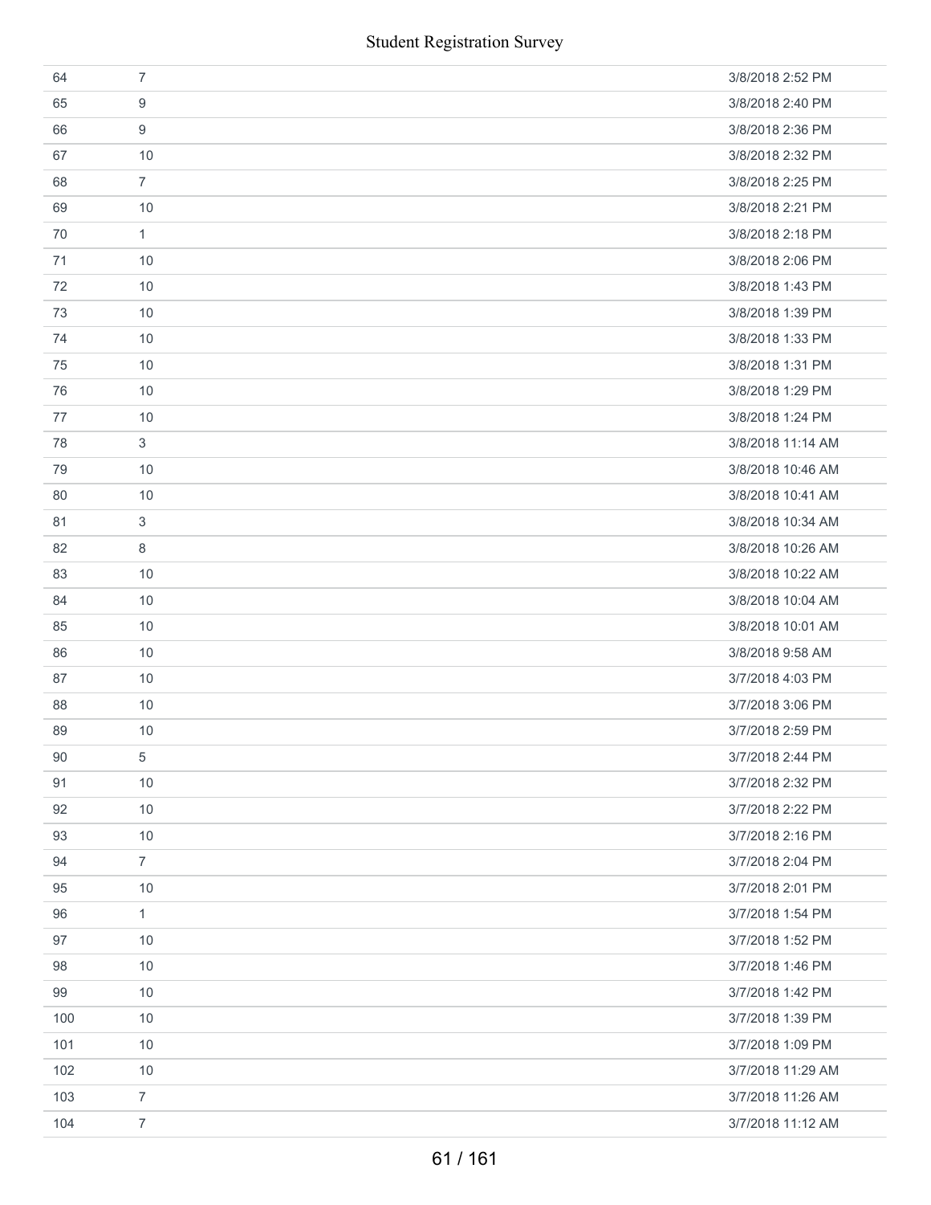| | | |
|---|---|---|
| 64 | 7 | 3/8/2018 2:52 PM |
| 65 | 9 | 3/8/2018 2:40 PM |
| 66 | 9 | 3/8/2018 2:36 PM |
| 67 | 10 | 3/8/2018 2:32 PM |
| 68 | 7 | 3/8/2018 2:25 PM |
| 69 | 10 | 3/8/2018 2:21 PM |
| 70 | 1 | 3/8/2018 2:18 PM |
| 71 | 10 | 3/8/2018 2:06 PM |
| 72 | 10 | 3/8/2018 1:43 PM |
| 73 | 10 | 3/8/2018 1:39 PM |
| 74 | 10 | 3/8/2018 1:33 PM |
| 75 | 10 | 3/8/2018 1:31 PM |
| 76 | 10 | 3/8/2018 1:29 PM |
| 77 | 10 | 3/8/2018 1:24 PM |
| 78 | 3 | 3/8/2018 11:14 AM |
| 79 | 10 | 3/8/2018 10:46 AM |
| 80 | 10 | 3/8/2018 10:41 AM |
| 81 | 3 | 3/8/2018 10:34 AM |
| 82 | 8 | 3/8/2018 10:26 AM |
| 83 | 10 | 3/8/2018 10:22 AM |
| 84 | 10 | 3/8/2018 10:04 AM |
| 85 | 10 | 3/8/2018 10:01 AM |
| 86 | 10 | 3/8/2018 9:58 AM |
| 87 | 10 | 3/7/2018 4:03 PM |
| 88 | 10 | 3/7/2018 3:06 PM |
| 89 | 10 | 3/7/2018 2:59 PM |
| 90 | 5 | 3/7/2018 2:44 PM |
| 91 | 10 | 3/7/2018 2:32 PM |
| 92 | 10 | 3/7/2018 2:22 PM |
| 93 | 10 | 3/7/2018 2:16 PM |
| 94 | 7 | 3/7/2018 2:04 PM |
| 95 | 10 | 3/7/2018 2:01 PM |
| 96 | 1 | 3/7/2018 1:54 PM |
| 97 | 10 | 3/7/2018 1:52 PM |
| 98 | 10 | 3/7/2018 1:46 PM |
| 99 | 10 | 3/7/2018 1:42 PM |
| 100 | 10 | 3/7/2018 1:39 PM |
| 101 | 10 | 3/7/2018 1:09 PM |
| 102 | 10 | 3/7/2018 11:29 AM |
| 103 | 7 | 3/7/2018 11:26 AM |
| 104 | 7 | 3/7/2018 11:12 AM |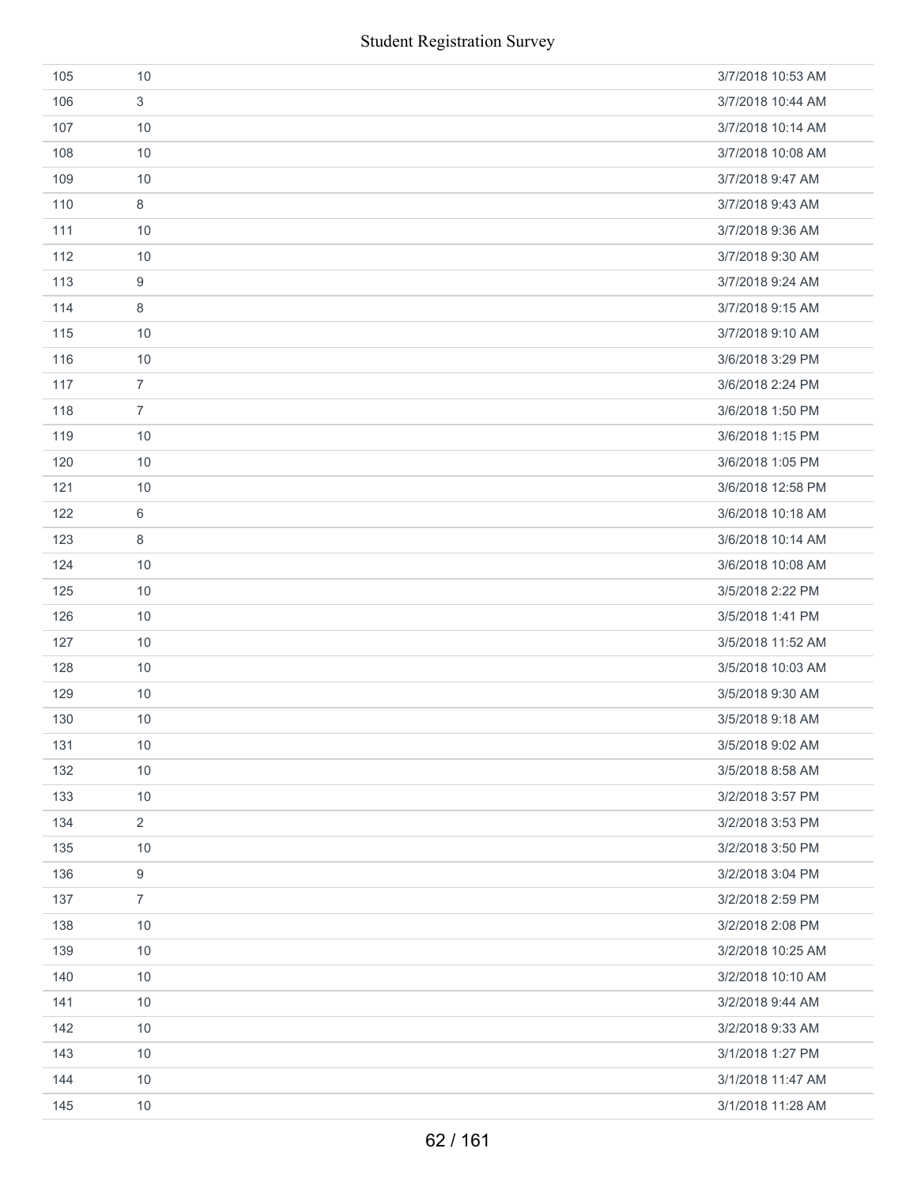| | | |
|---|---|---|
| 105 | 10 | 3/7/2018 10:53 AM |
| 106 | 3 | 3/7/2018 10:44 AM |
| 107 | 10 | 3/7/2018 10:14 AM |
| 108 | 10 | 3/7/2018 10:08 AM |
| 109 | 10 | 3/7/2018 9:47 AM |
| 110 | 8 | 3/7/2018 9:43 AM |
| 111 | 10 | 3/7/2018 9:36 AM |
| 112 | 10 | 3/7/2018 9:30 AM |
| 113 | 9 | 3/7/2018 9:24 AM |
| 114 | 8 | 3/7/2018 9:15 AM |
| 115 | 10 | 3/7/2018 9:10 AM |
| 116 | 10 | 3/6/2018 3:29 PM |
| 117 | 7 | 3/6/2018 2:24 PM |
| 118 | 7 | 3/6/2018 1:50 PM |
| 119 | 10 | 3/6/2018 1:15 PM |
| 120 | 10 | 3/6/2018 1:05 PM |
| 121 | 10 | 3/6/2018 12:58 PM |
| 122 | 6 | 3/6/2018 10:18 AM |
| 123 | 8 | 3/6/2018 10:14 AM |
| 124 | 10 | 3/6/2018 10:08 AM |
| 125 | 10 | 3/5/2018 2:22 PM |
| 126 | 10 | 3/5/2018 1:41 PM |
| 127 | 10 | 3/5/2018 11:52 AM |
| 128 | 10 | 3/5/2018 10:03 AM |
| 129 | 10 | 3/5/2018 9:30 AM |
| 130 | 10 | 3/5/2018 9:18 AM |
| 131 | 10 | 3/5/2018 9:02 AM |
| 132 | 10 | 3/5/2018 8:58 AM |
| 133 | 10 | 3/2/2018 3:57 PM |
| 134 | 2 | 3/2/2018 3:53 PM |
| 135 | 10 | 3/2/2018 3:50 PM |
| 136 | 9 | 3/2/2018 3:04 PM |
| 137 | 7 | 3/2/2018 2:59 PM |
| 138 | 10 | 3/2/2018 2:08 PM |
| 139 | 10 | 3/2/2018 10:25 AM |
| 140 | 10 | 3/2/2018 10:10 AM |
| 141 | 10 | 3/2/2018 9:44 AM |
| 142 | 10 | 3/2/2018 9:33 AM |
| 143 | 10 | 3/1/2018 1:27 PM |
| 144 | 10 | 3/1/2018 11:47 AM |
| 145 | 10 | 3/1/2018 11:28 AM |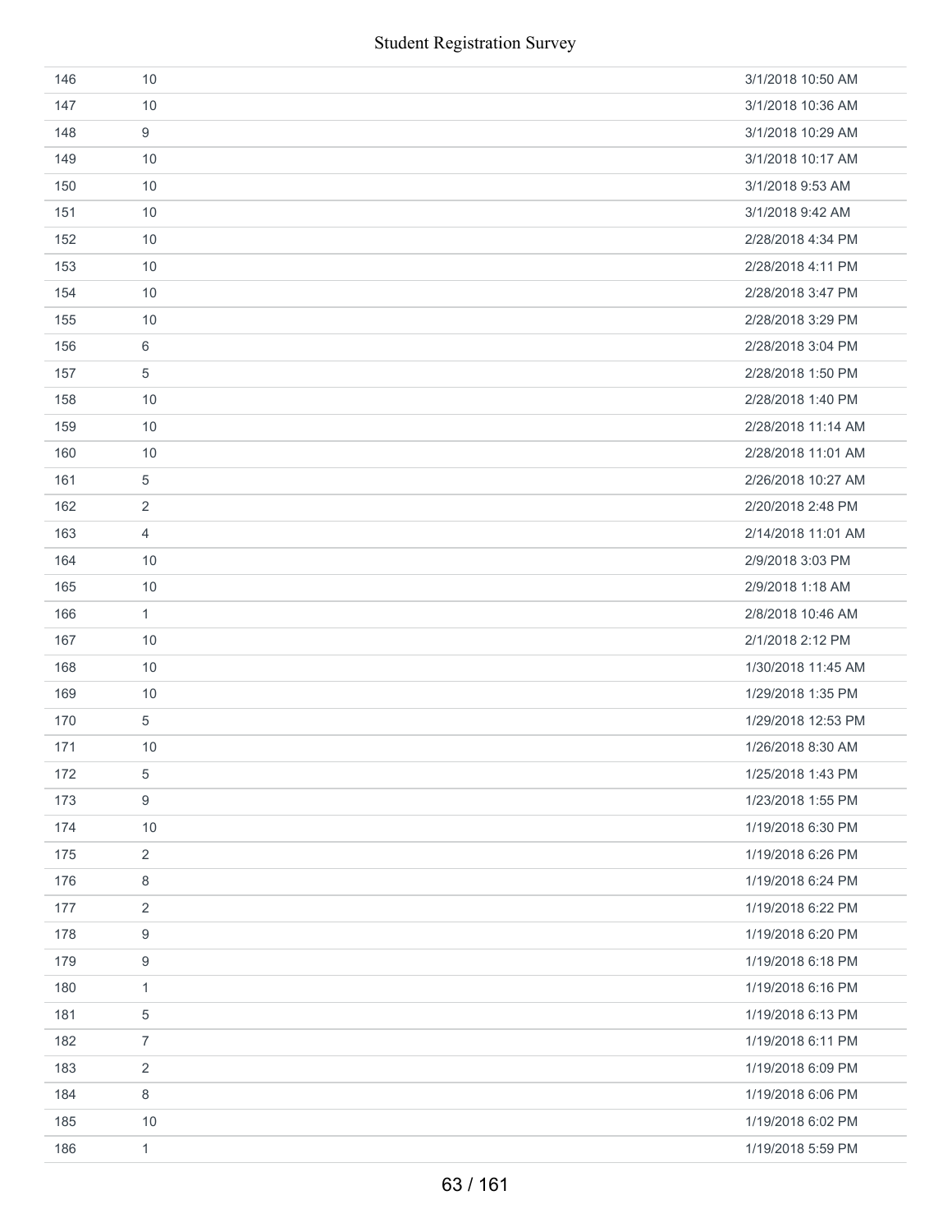| | | |
|---|---|---|
| 146 | 10 | 3/1/2018 10:50 AM |
| 147 | 10 | 3/1/2018 10:36 AM |
| 148 | 9 | 3/1/2018 10:29 AM |
| 149 | 10 | 3/1/2018 10:17 AM |
| 150 | 10 | 3/1/2018 9:53 AM |
| 151 | 10 | 3/1/2018 9:42 AM |
| 152 | 10 | 2/28/2018 4:34 PM |
| 153 | 10 | 2/28/2018 4:11 PM |
| 154 | 10 | 2/28/2018 3:47 PM |
| 155 | 10 | 2/28/2018 3:29 PM |
| 156 | 6 | 2/28/2018 3:04 PM |
| 157 | 5 | 2/28/2018 1:50 PM |
| 158 | 10 | 2/28/2018 1:40 PM |
| 159 | 10 | 2/28/2018 11:14 AM |
| 160 | 10 | 2/28/2018 11:01 AM |
| 161 | 5 | 2/26/2018 10:27 AM |
| 162 | 2 | 2/20/2018 2:48 PM |
| 163 | 4 | 2/14/2018 11:01 AM |
| 164 | 10 | 2/9/2018 3:03 PM |
| 165 | 10 | 2/9/2018 1:18 AM |
| 166 | 1 | 2/8/2018 10:46 AM |
| 167 | 10 | 2/1/2018 2:12 PM |
| 168 | 10 | 1/30/2018 11:45 AM |
| 169 | 10 | 1/29/2018 1:35 PM |
| 170 | 5 | 1/29/2018 12:53 PM |
| 171 | 10 | 1/26/2018 8:30 AM |
| 172 | 5 | 1/25/2018 1:43 PM |
| 173 | 9 | 1/23/2018 1:55 PM |
| 174 | 10 | 1/19/2018 6:30 PM |
| 175 | 2 | 1/19/2018 6:26 PM |
| 176 | 8 | 1/19/2018 6:24 PM |
| 177 | 2 | 1/19/2018 6:22 PM |
| 178 | 9 | 1/19/2018 6:20 PM |
| 179 | 9 | 1/19/2018 6:18 PM |
| 180 | 1 | 1/19/2018 6:16 PM |
| 181 | 5 | 1/19/2018 6:13 PM |
| 182 | 7 | 1/19/2018 6:11 PM |
| 183 | 2 | 1/19/2018 6:09 PM |
| 184 | 8 | 1/19/2018 6:06 PM |
| 185 | 10 | 1/19/2018 6:02 PM |
| 186 | 1 | 1/19/2018 5:59 PM |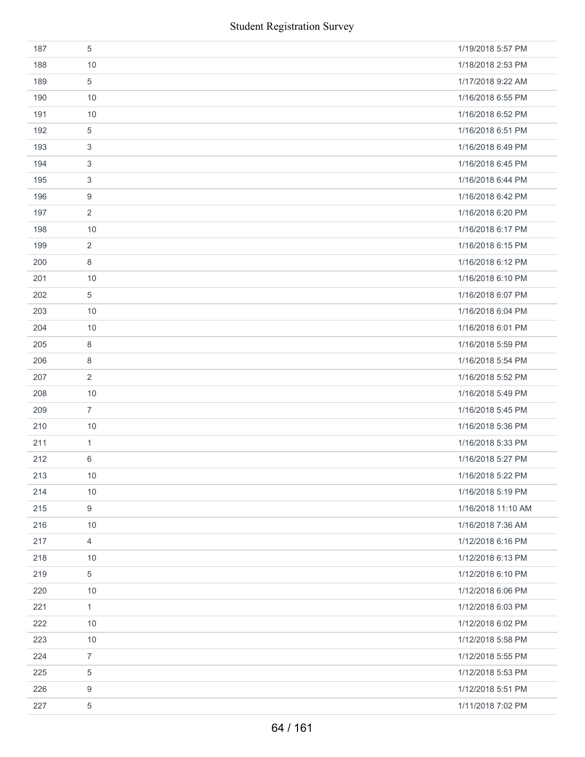| | | |
|---|---|---|
| 187 | 5 | 1/19/2018 5:57 PM |
| 188 | 10 | 1/18/2018 2:53 PM |
| 189 | 5 | 1/17/2018 9:22 AM |
| 190 | 10 | 1/16/2018 6:55 PM |
| 191 | 10 | 1/16/2018 6:52 PM |
| 192 | 5 | 1/16/2018 6:51 PM |
| 193 | 3 | 1/16/2018 6:49 PM |
| 194 | 3 | 1/16/2018 6:45 PM |
| 195 | 3 | 1/16/2018 6:44 PM |
| 196 | 9 | 1/16/2018 6:42 PM |
| 197 | 2 | 1/16/2018 6:20 PM |
| 198 | 10 | 1/16/2018 6:17 PM |
| 199 | 2 | 1/16/2018 6:15 PM |
| 200 | 8 | 1/16/2018 6:12 PM |
| 201 | 10 | 1/16/2018 6:10 PM |
| 202 | 5 | 1/16/2018 6:07 PM |
| 203 | 10 | 1/16/2018 6:04 PM |
| 204 | 10 | 1/16/2018 6:01 PM |
| 205 | 8 | 1/16/2018 5:59 PM |
| 206 | 8 | 1/16/2018 5:54 PM |
| 207 | 2 | 1/16/2018 5:52 PM |
| 208 | 10 | 1/16/2018 5:49 PM |
| 209 | 7 | 1/16/2018 5:45 PM |
| 210 | 10 | 1/16/2018 5:36 PM |
| 211 | 1 | 1/16/2018 5:33 PM |
| 212 | 6 | 1/16/2018 5:27 PM |
| 213 | 10 | 1/16/2018 5:22 PM |
| 214 | 10 | 1/16/2018 5:19 PM |
| 215 | 9 | 1/16/2018 11:10 AM |
| 216 | 10 | 1/16/2018 7:36 AM |
| 217 | 4 | 1/12/2018 6:16 PM |
| 218 | 10 | 1/12/2018 6:13 PM |
| 219 | 5 | 1/12/2018 6:10 PM |
| 220 | 10 | 1/12/2018 6:06 PM |
| 221 | 1 | 1/12/2018 6:03 PM |
| 222 | 10 | 1/12/2018 6:02 PM |
| 223 | 10 | 1/12/2018 5:58 PM |
| 224 | 7 | 1/12/2018 5:55 PM |
| 225 | 5 | 1/12/2018 5:53 PM |
| 226 | 9 | 1/12/2018 5:51 PM |
| 227 | 5 | 1/11/2018 7:02 PM |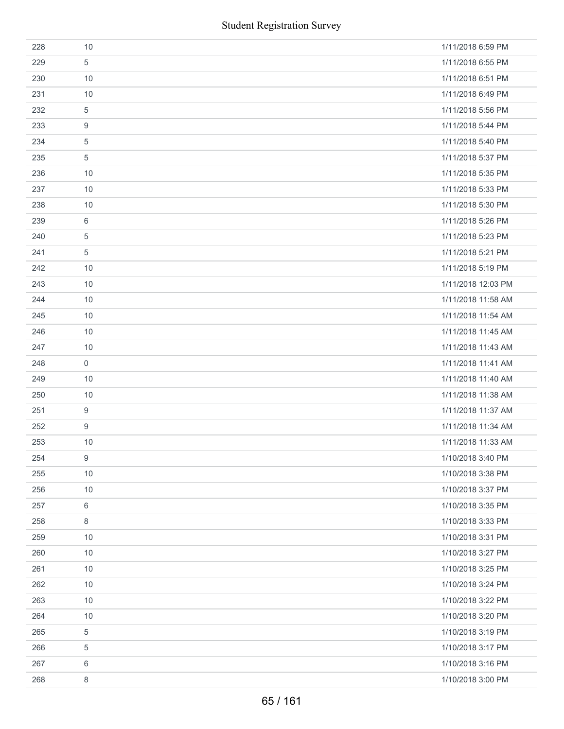| | | |
|---|---|---|
| 228 | 10 | 1/11/2018 6:59 PM |
| 229 | 5 | 1/11/2018 6:55 PM |
| 230 | 10 | 1/11/2018 6:51 PM |
| 231 | 10 | 1/11/2018 6:49 PM |
| 232 | 5 | 1/11/2018 5:56 PM |
| 233 | 9 | 1/11/2018 5:44 PM |
| 234 | 5 | 1/11/2018 5:40 PM |
| 235 | 5 | 1/11/2018 5:37 PM |
| 236 | 10 | 1/11/2018 5:35 PM |
| 237 | 10 | 1/11/2018 5:33 PM |
| 238 | 10 | 1/11/2018 5:30 PM |
| 239 | 6 | 1/11/2018 5:26 PM |
| 240 | 5 | 1/11/2018 5:23 PM |
| 241 | 5 | 1/11/2018 5:21 PM |
| 242 | 10 | 1/11/2018 5:19 PM |
| 243 | 10 | 1/11/2018 12:03 PM |
| 244 | 10 | 1/11/2018 11:58 AM |
| 245 | 10 | 1/11/2018 11:54 AM |
| 246 | 10 | 1/11/2018 11:45 AM |
| 247 | 10 | 1/11/2018 11:43 AM |
| 248 | 0 | 1/11/2018 11:41 AM |
| 249 | 10 | 1/11/2018 11:40 AM |
| 250 | 10 | 1/11/2018 11:38 AM |
| 251 | 9 | 1/11/2018 11:37 AM |
| 252 | 9 | 1/11/2018 11:34 AM |
| 253 | 10 | 1/11/2018 11:33 AM |
| 254 | 9 | 1/10/2018 3:40 PM |
| 255 | 10 | 1/10/2018 3:38 PM |
| 256 | 10 | 1/10/2018 3:37 PM |
| 257 | 6 | 1/10/2018 3:35 PM |
| 258 | 8 | 1/10/2018 3:33 PM |
| 259 | 10 | 1/10/2018 3:31 PM |
| 260 | 10 | 1/10/2018 3:27 PM |
| 261 | 10 | 1/10/2018 3:25 PM |
| 262 | 10 | 1/10/2018 3:24 PM |
| 263 | 10 | 1/10/2018 3:22 PM |
| 264 | 10 | 1/10/2018 3:20 PM |
| 265 | 5 | 1/10/2018 3:19 PM |
| 266 | 5 | 1/10/2018 3:17 PM |
| 267 | 6 | 1/10/2018 3:16 PM |
| 268 | 8 | 1/10/2018 3:00 PM |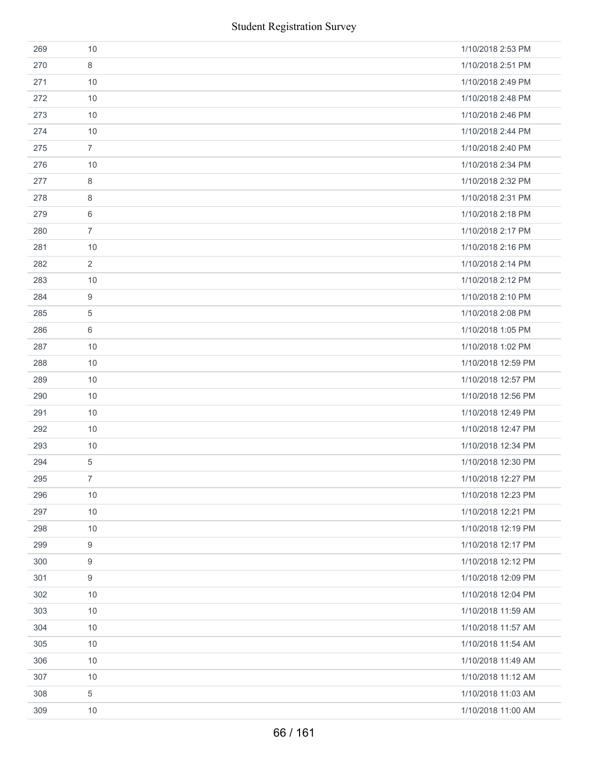| | | |
|---|---|---|
| 269 | 10 | 1/10/2018 2:53 PM |
| 270 | 8 | 1/10/2018 2:51 PM |
| 271 | 10 | 1/10/2018 2:49 PM |
| 272 | 10 | 1/10/2018 2:48 PM |
| 273 | 10 | 1/10/2018 2:46 PM |
| 274 | 10 | 1/10/2018 2:44 PM |
| 275 | 7 | 1/10/2018 2:40 PM |
| 276 | 10 | 1/10/2018 2:34 PM |
| 277 | 8 | 1/10/2018 2:32 PM |
| 278 | 8 | 1/10/2018 2:31 PM |
| 279 | 6 | 1/10/2018 2:18 PM |
| 280 | 7 | 1/10/2018 2:17 PM |
| 281 | 10 | 1/10/2018 2:16 PM |
| 282 | 2 | 1/10/2018 2:14 PM |
| 283 | 10 | 1/10/2018 2:12 PM |
| 284 | 9 | 1/10/2018 2:10 PM |
| 285 | 5 | 1/10/2018 2:08 PM |
| 286 | 6 | 1/10/2018 1:05 PM |
| 287 | 10 | 1/10/2018 1:02 PM |
| 288 | 10 | 1/10/2018 12:59 PM |
| 289 | 10 | 1/10/2018 12:57 PM |
| 290 | 10 | 1/10/2018 12:56 PM |
| 291 | 10 | 1/10/2018 12:49 PM |
| 292 | 10 | 1/10/2018 12:47 PM |
| 293 | 10 | 1/10/2018 12:34 PM |
| 294 | 5 | 1/10/2018 12:30 PM |
| 295 | 7 | 1/10/2018 12:27 PM |
| 296 | 10 | 1/10/2018 12:23 PM |
| 297 | 10 | 1/10/2018 12:21 PM |
| 298 | 10 | 1/10/2018 12:19 PM |
| 299 | 9 | 1/10/2018 12:17 PM |
| 300 | 9 | 1/10/2018 12:12 PM |
| 301 | 9 | 1/10/2018 12:09 PM |
| 302 | 10 | 1/10/2018 12:04 PM |
| 303 | 10 | 1/10/2018 11:59 AM |
| 304 | 10 | 1/10/2018 11:57 AM |
| 305 | 10 | 1/10/2018 11:54 AM |
| 306 | 10 | 1/10/2018 11:49 AM |
| 307 | 10 | 1/10/2018 11:12 AM |
| 308 | 5 | 1/10/2018 11:03 AM |
| 309 | 10 | 1/10/2018 11:00 AM |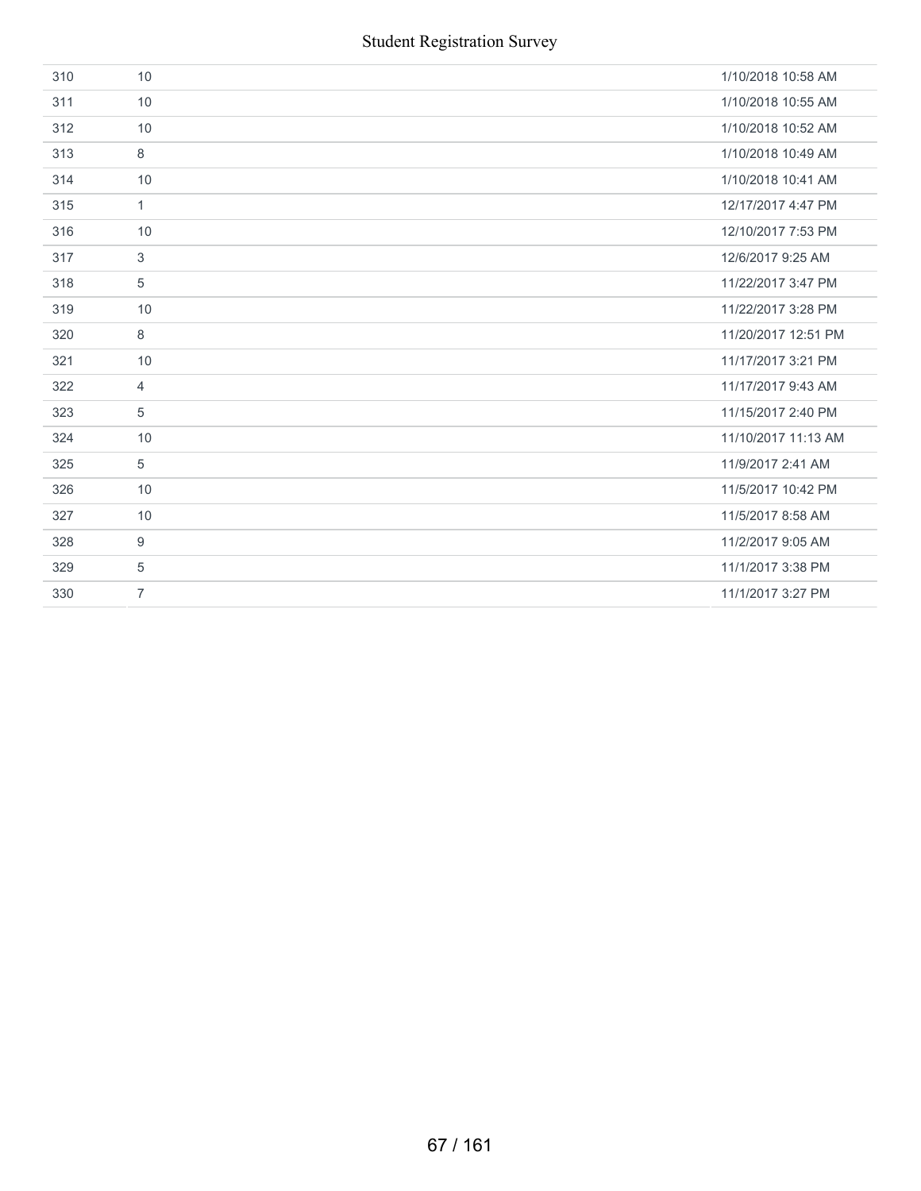| | | |
|---|---|---|
| 310 | 10 | 1/10/2018 10:58 AM |
| 311 | 10 | 1/10/2018 10:55 AM |
| 312 | 10 | 1/10/2018 10:52 AM |
| 313 | 8 | 1/10/2018 10:49 AM |
| 314 | 10 | 1/10/2018 10:41 AM |
| 315 | 1 | 12/17/2017 4:47 PM |
| 316 | 10 | 12/10/2017 7:53 PM |
| 317 | 3 | 12/6/2017 9:25 AM |
| 318 | 5 | 11/22/2017 3:47 PM |
| 319 | 10 | 11/22/2017 3:28 PM |
| 320 | 8 | 11/20/2017 12:51 PM |
| 321 | 10 | 11/17/2017 3:21 PM |
| 322 | 4 | 11/17/2017 9:43 AM |
| 323 | 5 | 11/15/2017 2:40 PM |
| 324 | 10 | 11/10/2017 11:13 AM |
| 325 | 5 | 11/9/2017 2:41 AM |
| 326 | 10 | 11/5/2017 10:42 PM |
| 327 | 10 | 11/5/2017 8:58 AM |
| 328 | 9 | 11/2/2017 9:05 AM |
| 329 | 5 | 11/1/2017 3:38 PM |
| 330 | 7 | 11/1/2017 3:27 PM |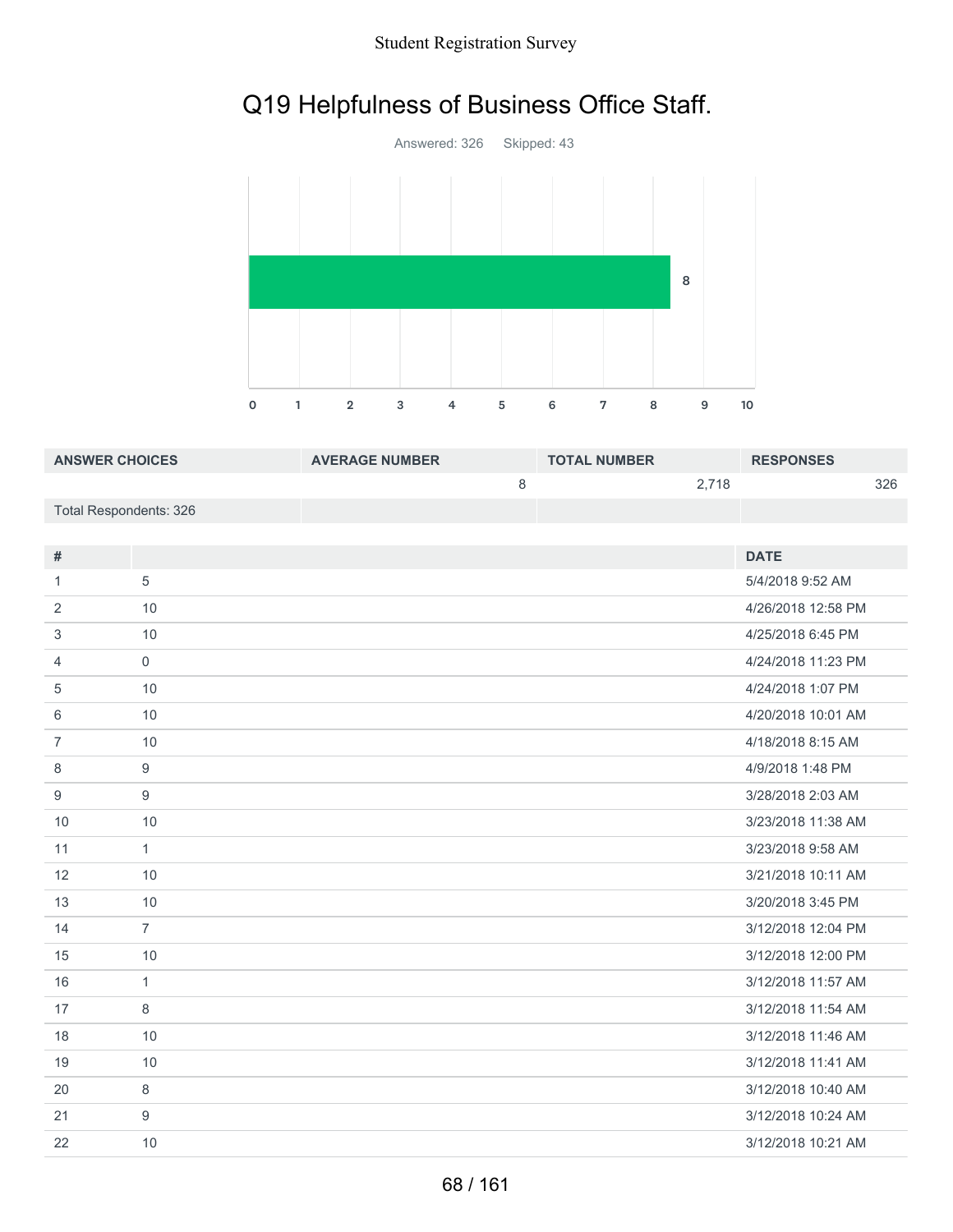# Q19 Helpfulness of Business Office Staff.

Answered: 326 Skipped: 43

| ANSWER CHOICES | AVERAGE NUMBER | TOTAL NUMBER | RESPONSES |
|---|---|---|---|
| | 8 | 2,718 | 326 |
| Total Respondents: 326 | | | |

| # | | DATE |
|---|---|---|
| 1 | 5 | 5/4/2018 9:52 AM |
| 2 | 10 | 4/26/2018 12:58 PM |
| 3 | 10 | 4/25/2018 6:45 PM |
| 4 | 0 | 4/24/2018 11:23 PM |
| 5 | 10 | 4/24/2018 1:07 PM |
| 6 | 10 | 4/20/2018 10:01 AM |
| 7 | 10 | 4/18/2018 8:15 AM |
| 8 | 9 | 4/9/2018 1:48 PM |
| 9 | 9 | 3/28/2018 2:03 AM |
| 10 | 10 | 3/23/2018 11:38 AM |
| 11 | 1 | 3/23/2018 9:58 AM |
| 12 | 10 | 3/21/2018 10:11 AM |
| 13 | 10 | 3/20/2018 3:45 PM |
| 14 | 7 | 3/12/2018 12:04 PM |
| 15 | 10 | 3/12/2018 12:00 PM |
| 16 | 1 | 3/12/2018 11:57 AM |
| 17 | 8 | 3/12/2018 11:54 AM |
| 18 | 10 | 3/12/2018 11:46 AM |
| 19 | 10 | 3/12/2018 11:41 AM |
| 20 | 8 | 3/12/2018 10:40 AM |
| 21 | 9 | 3/12/2018 10:24 AM |
| 22 | 10 | 3/12/2018 10:21 AM |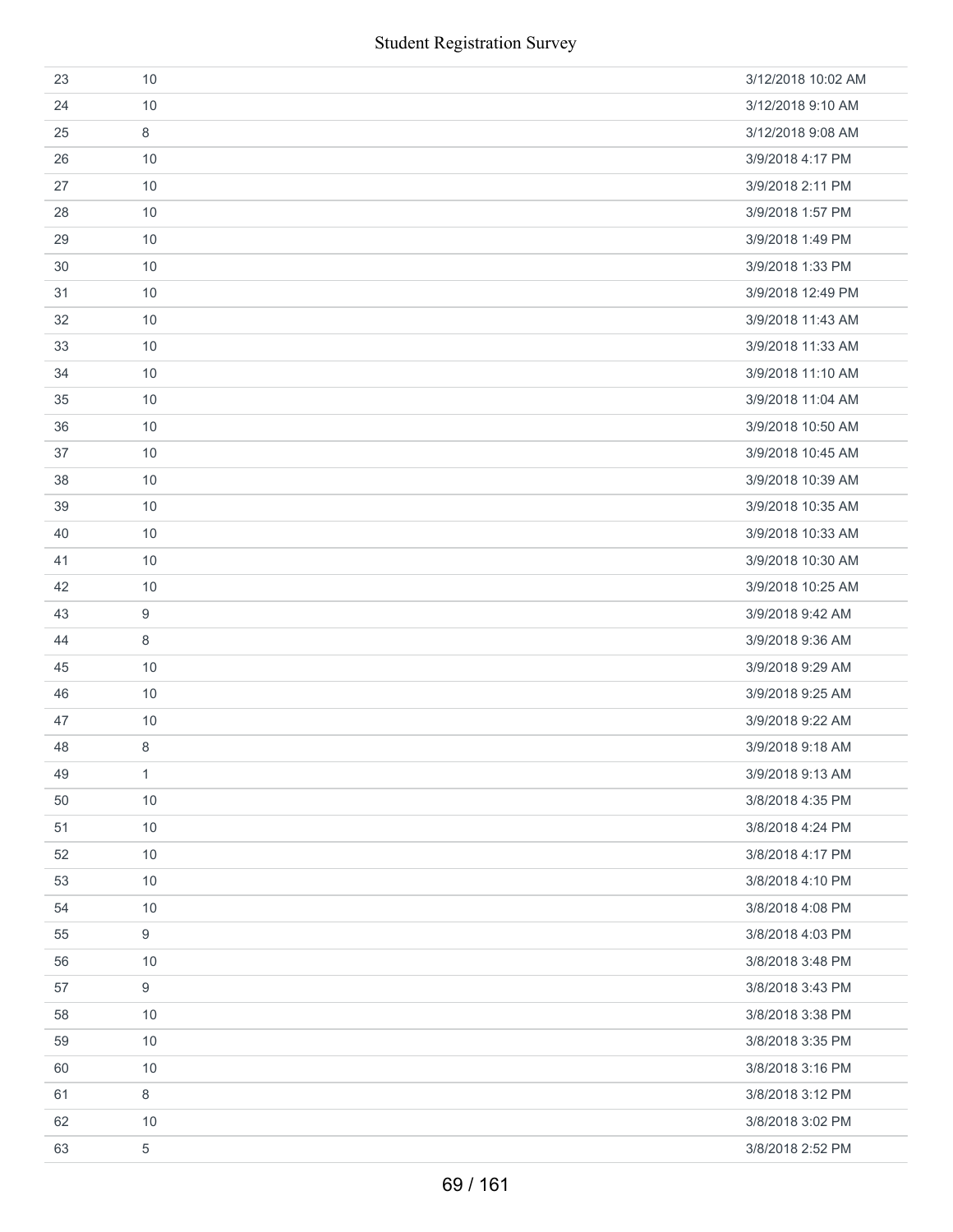| | | |
|---|---|---|
| 23 | 10 | 3/12/2018 10:02 AM |
| 24 | 10 | 3/12/2018 9:10 AM |
| 25 | 8 | 3/12/2018 9:08 AM |
| 26 | 10 | 3/9/2018 4:17 PM |
| 27 | 10 | 3/9/2018 2:11 PM |
| 28 | 10 | 3/9/2018 1:57 PM |
| 29 | 10 | 3/9/2018 1:49 PM |
| 30 | 10 | 3/9/2018 1:33 PM |
| 31 | 10 | 3/9/2018 12:49 PM |
| 32 | 10 | 3/9/2018 11:43 AM |
| 33 | 10 | 3/9/2018 11:33 AM |
| 34 | 10 | 3/9/2018 11:10 AM |
| 35 | 10 | 3/9/2018 11:04 AM |
| 36 | 10 | 3/9/2018 10:50 AM |
| 37 | 10 | 3/9/2018 10:45 AM |
| 38 | 10 | 3/9/2018 10:39 AM |
| 39 | 10 | 3/9/2018 10:35 AM |
| 40 | 10 | 3/9/2018 10:33 AM |
| 41 | 10 | 3/9/2018 10:30 AM |
| 42 | 10 | 3/9/2018 10:25 AM |
| 43 | 9 | 3/9/2018 9:42 AM |
| 44 | 8 | 3/9/2018 9:36 AM |
| 45 | 10 | 3/9/2018 9:29 AM |
| 46 | 10 | 3/9/2018 9:25 AM |
| 47 | 10 | 3/9/2018 9:22 AM |
| 48 | 8 | 3/9/2018 9:18 AM |
| 49 | 1 | 3/9/2018 9:13 AM |
| 50 | 10 | 3/8/2018 4:35 PM |
| 51 | 10 | 3/8/2018 4:24 PM |
| 52 | 10 | 3/8/2018 4:17 PM |
| 53 | 10 | 3/8/2018 4:10 PM |
| 54 | 10 | 3/8/2018 4:08 PM |
| 55 | 9 | 3/8/2018 4:03 PM |
| 56 | 10 | 3/8/2018 3:48 PM |
| 57 | 9 | 3/8/2018 3:43 PM |
| 58 | 10 | 3/8/2018 3:38 PM |
| 59 | 10 | 3/8/2018 3:35 PM |
| 60 | 10 | 3/8/2018 3:16 PM |
| 61 | 8 | 3/8/2018 3:12 PM |
| 62 | 10 | 3/8/2018 3:02 PM |
| 63 | 5 | 3/8/2018 2:52 PM |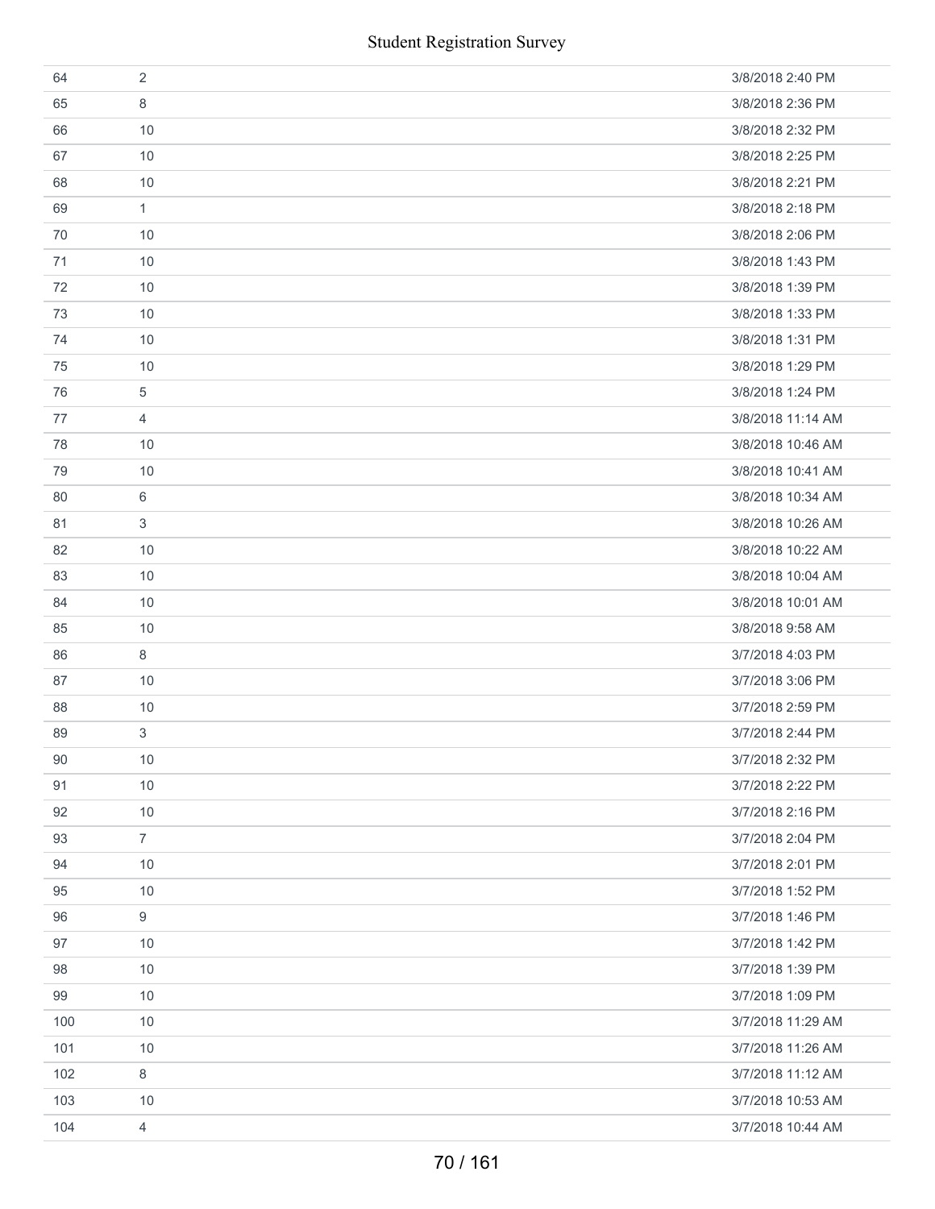| | | |
|---|---|---|
| 64 | 2 | 3/8/2018 2:40 PM |
| 65 | 8 | 3/8/2018 2:36 PM |
| 66 | 10 | 3/8/2018 2:32 PM |
| 67 | 10 | 3/8/2018 2:25 PM |
| 68 | 10 | 3/8/2018 2:21 PM |
| 69 | 1 | 3/8/2018 2:18 PM |
| 70 | 10 | 3/8/2018 2:06 PM |
| 71 | 10 | 3/8/2018 1:43 PM |
| 72 | 10 | 3/8/2018 1:39 PM |
| 73 | 10 | 3/8/2018 1:33 PM |
| 74 | 10 | 3/8/2018 1:31 PM |
| 75 | 10 | 3/8/2018 1:29 PM |
| 76 | 5 | 3/8/2018 1:24 PM |
| 77 | 4 | 3/8/2018 11:14 AM |
| 78 | 10 | 3/8/2018 10:46 AM |
| 79 | 10 | 3/8/2018 10:41 AM |
| 80 | 6 | 3/8/2018 10:34 AM |
| 81 | 3 | 3/8/2018 10:26 AM |
| 82 | 10 | 3/8/2018 10:22 AM |
| 83 | 10 | 3/8/2018 10:04 AM |
| 84 | 10 | 3/8/2018 10:01 AM |
| 85 | 10 | 3/8/2018 9:58 AM |
| 86 | 8 | 3/7/2018 4:03 PM |
| 87 | 10 | 3/7/2018 3:06 PM |
| 88 | 10 | 3/7/2018 2:59 PM |
| 89 | 3 | 3/7/2018 2:44 PM |
| 90 | 10 | 3/7/2018 2:32 PM |
| 91 | 10 | 3/7/2018 2:22 PM |
| 92 | 10 | 3/7/2018 2:16 PM |
| 93 | 7 | 3/7/2018 2:04 PM |
| 94 | 10 | 3/7/2018 2:01 PM |
| 95 | 10 | 3/7/2018 1:52 PM |
| 96 | 9 | 3/7/2018 1:46 PM |
| 97 | 10 | 3/7/2018 1:42 PM |
| 98 | 10 | 3/7/2018 1:39 PM |
| 99 | 10 | 3/7/2018 1:09 PM |
| 100 | 10 | 3/7/2018 11:29 AM |
| 101 | 10 | 3/7/2018 11:26 AM |
| 102 | 8 | 3/7/2018 11:12 AM |
| 103 | 10 | 3/7/2018 10:53 AM |
| 104 | 4 | 3/7/2018 10:44 AM |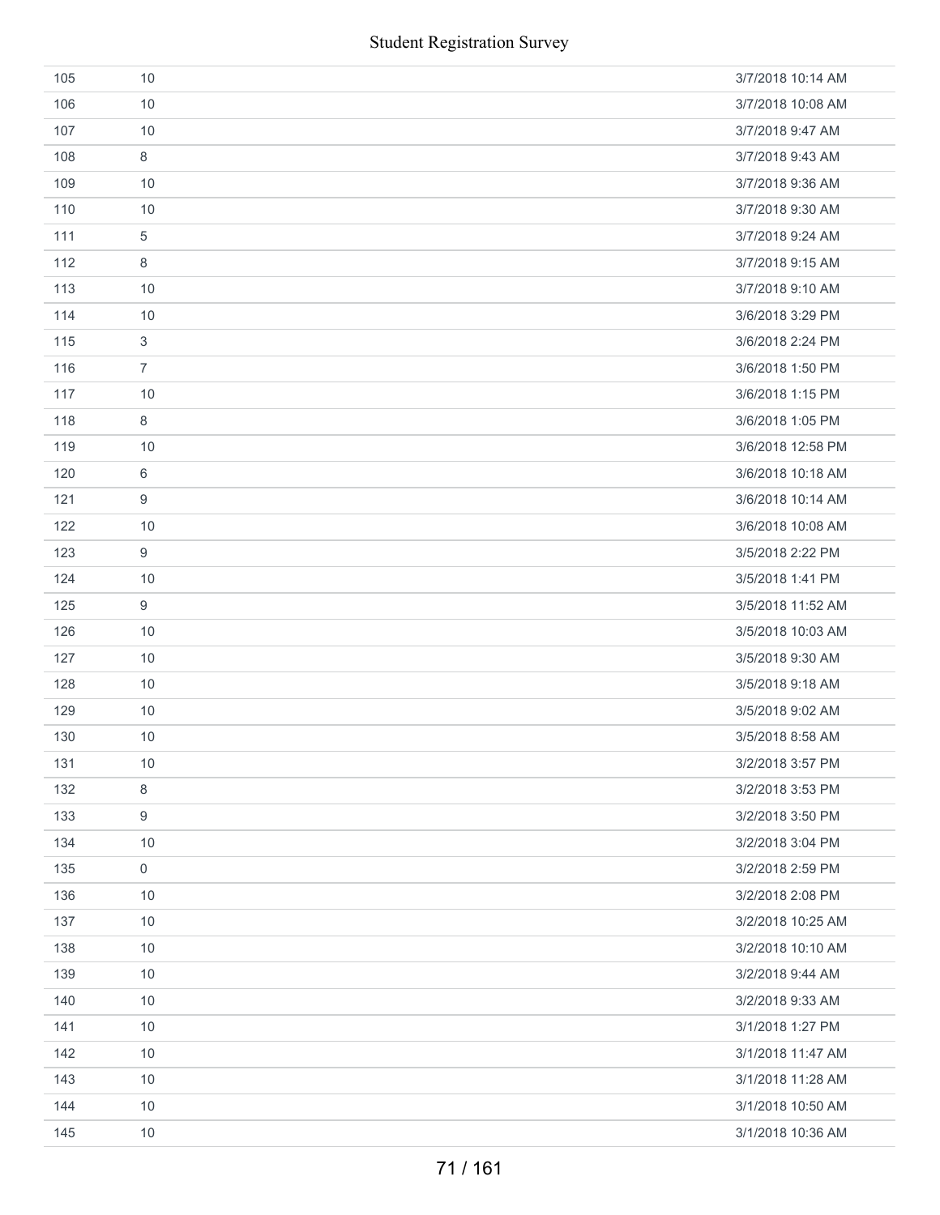| | | |
|---|---|---|
| 105 | 10 | 3/7/2018 10:14 AM |
| 106 | 10 | 3/7/2018 10:08 AM |
| 107 | 10 | 3/7/2018 9:47 AM |
| 108 | 8 | 3/7/2018 9:43 AM |
| 109 | 10 | 3/7/2018 9:36 AM |
| 110 | 10 | 3/7/2018 9:30 AM |
| 111 | 5 | 3/7/2018 9:24 AM |
| 112 | 8 | 3/7/2018 9:15 AM |
| 113 | 10 | 3/7/2018 9:10 AM |
| 114 | 10 | 3/6/2018 3:29 PM |
| 115 | 3 | 3/6/2018 2:24 PM |
| 116 | 7 | 3/6/2018 1:50 PM |
| 117 | 10 | 3/6/2018 1:15 PM |
| 118 | 8 | 3/6/2018 1:05 PM |
| 119 | 10 | 3/6/2018 12:58 PM |
| 120 | 6 | 3/6/2018 10:18 AM |
| 121 | 9 | 3/6/2018 10:14 AM |
| 122 | 10 | 3/6/2018 10:08 AM |
| 123 | 9 | 3/5/2018 2:22 PM |
| 124 | 10 | 3/5/2018 1:41 PM |
| 125 | 9 | 3/5/2018 11:52 AM |
| 126 | 10 | 3/5/2018 10:03 AM |
| 127 | 10 | 3/5/2018 9:30 AM |
| 128 | 10 | 3/5/2018 9:18 AM |
| 129 | 10 | 3/5/2018 9:02 AM |
| 130 | 10 | 3/5/2018 8:58 AM |
| 131 | 10 | 3/2/2018 3:57 PM |
| 132 | 8 | 3/2/2018 3:53 PM |
| 133 | 9 | 3/2/2018 3:50 PM |
| 134 | 10 | 3/2/2018 3:04 PM |
| 135 | 0 | 3/2/2018 2:59 PM |
| 136 | 10 | 3/2/2018 2:08 PM |
| 137 | 10 | 3/2/2018 10:25 AM |
| 138 | 10 | 3/2/2018 10:10 AM |
| 139 | 10 | 3/2/2018 9:44 AM |
| 140 | 10 | 3/2/2018 9:33 AM |
| 141 | 10 | 3/1/2018 1:27 PM |
| 142 | 10 | 3/1/2018 11:47 AM |
| 143 | 10 | 3/1/2018 11:28 AM |
| 144 | 10 | 3/1/2018 10:50 AM |
| 145 | 10 | 3/1/2018 10:36 AM |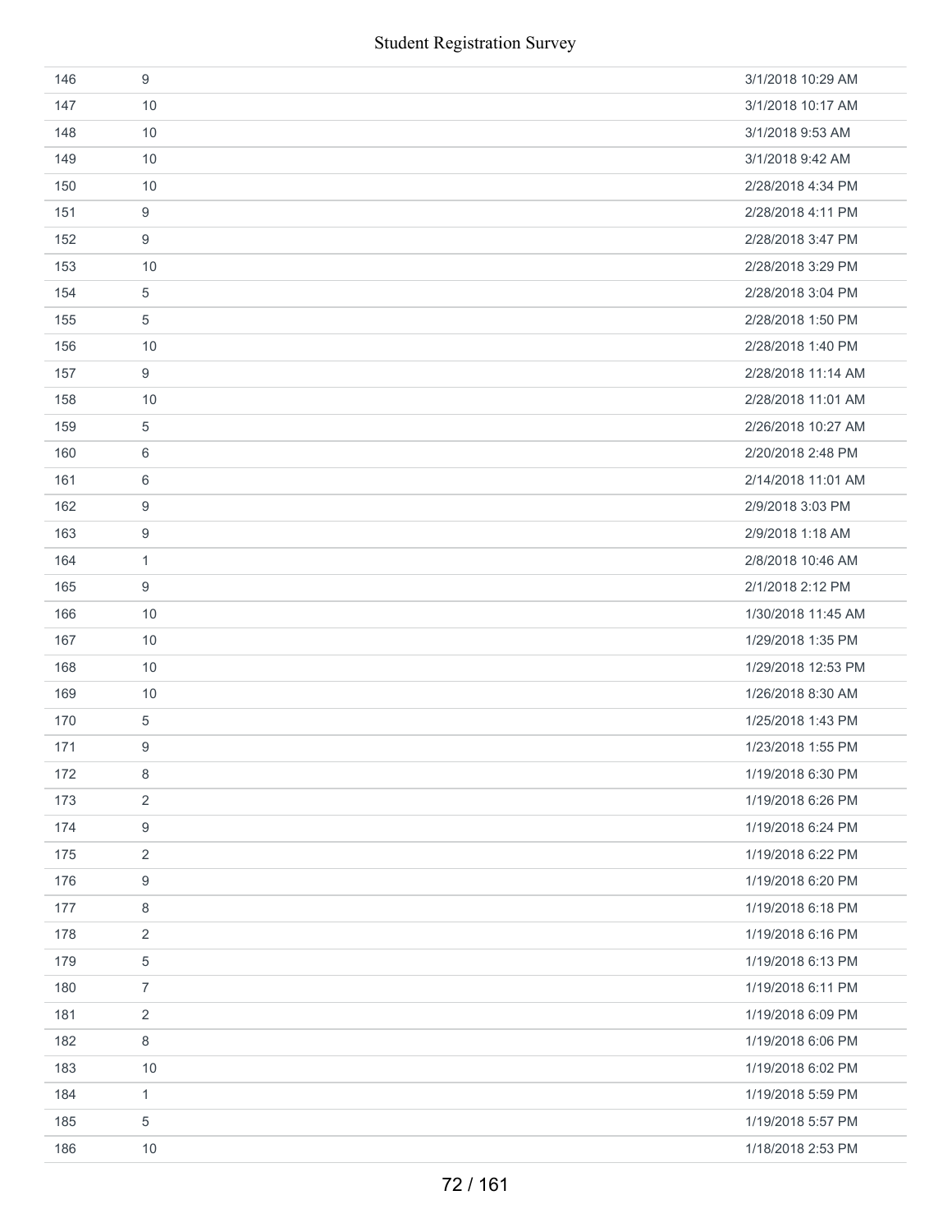| | | |
|---|---|---|
| 146 | 9 | 3/1/2018 10:29 AM |
| 147 | 10 | 3/1/2018 10:17 AM |
| 148 | 10 | 3/1/2018 9:53 AM |
| 149 | 10 | 3/1/2018 9:42 AM |
| 150 | 10 | 2/28/2018 4:34 PM |
| 151 | 9 | 2/28/2018 4:11 PM |
| 152 | 9 | 2/28/2018 3:47 PM |
| 153 | 10 | 2/28/2018 3:29 PM |
| 154 | 5 | 2/28/2018 3:04 PM |
| 155 | 5 | 2/28/2018 1:50 PM |
| 156 | 10 | 2/28/2018 1:40 PM |
| 157 | 9 | 2/28/2018 11:14 AM |
| 158 | 10 | 2/28/2018 11:01 AM |
| 159 | 5 | 2/26/2018 10:27 AM |
| 160 | 6 | 2/20/2018 2:48 PM |
| 161 | 6 | 2/14/2018 11:01 AM |
| 162 | 9 | 2/9/2018 3:03 PM |
| 163 | 9 | 2/9/2018 1:18 AM |
| 164 | 1 | 2/8/2018 10:46 AM |
| 165 | 9 | 2/1/2018 2:12 PM |
| 166 | 10 | 1/30/2018 11:45 AM |
| 167 | 10 | 1/29/2018 1:35 PM |
| 168 | 10 | 1/29/2018 12:53 PM |
| 169 | 10 | 1/26/2018 8:30 AM |
| 170 | 5 | 1/25/2018 1:43 PM |
| 171 | 9 | 1/23/2018 1:55 PM |
| 172 | 8 | 1/19/2018 6:30 PM |
| 173 | 2 | 1/19/2018 6:26 PM |
| 174 | 9 | 1/19/2018 6:24 PM |
| 175 | 2 | 1/19/2018 6:22 PM |
| 176 | 9 | 1/19/2018 6:20 PM |
| 177 | 8 | 1/19/2018 6:18 PM |
| 178 | 2 | 1/19/2018 6:16 PM |
| 179 | 5 | 1/19/2018 6:13 PM |
| 180 | 7 | 1/19/2018 6:11 PM |
| 181 | 2 | 1/19/2018 6:09 PM |
| 182 | 8 | 1/19/2018 6:06 PM |
| 183 | 10 | 1/19/2018 6:02 PM |
| 184 | 1 | 1/19/2018 5:59 PM |
| 185 | 5 | 1/19/2018 5:57 PM |
| 186 | 10 | 1/18/2018 2:53 PM |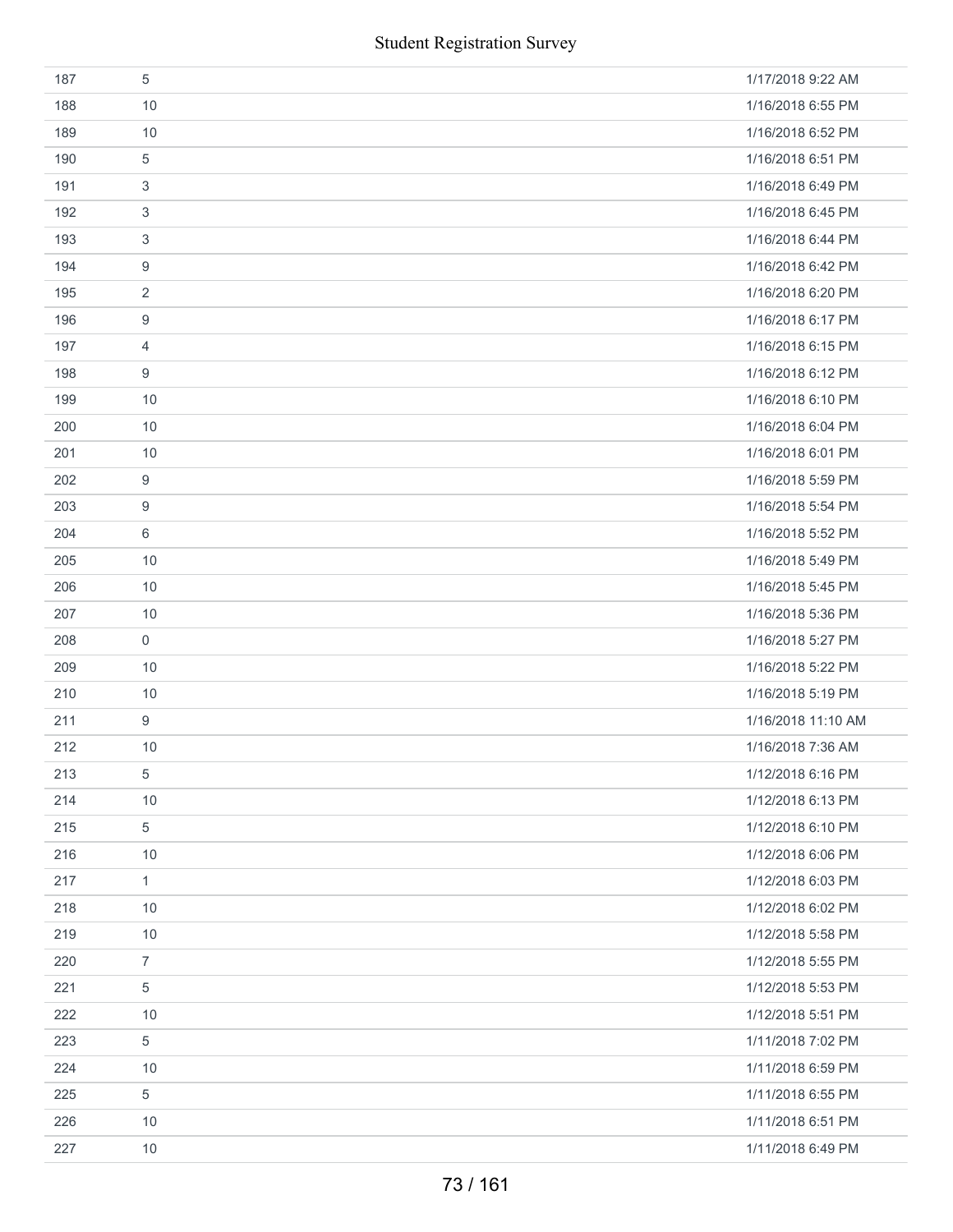| | | |
|---|---|---|
| 187 | 5 | 1/17/2018 9:22 AM |
| 188 | 10 | 1/16/2018 6:55 PM |
| 189 | 10 | 1/16/2018 6:52 PM |
| 190 | 5 | 1/16/2018 6:51 PM |
| 191 | 3 | 1/16/2018 6:49 PM |
| 192 | 3 | 1/16/2018 6:45 PM |
| 193 | 3 | 1/16/2018 6:44 PM |
| 194 | 9 | 1/16/2018 6:42 PM |
| 195 | 2 | 1/16/2018 6:20 PM |
| 196 | 9 | 1/16/2018 6:17 PM |
| 197 | 4 | 1/16/2018 6:15 PM |
| 198 | 9 | 1/16/2018 6:12 PM |
| 199 | 10 | 1/16/2018 6:10 PM |
| 200 | 10 | 1/16/2018 6:04 PM |
| 201 | 10 | 1/16/2018 6:01 PM |
| 202 | 9 | 1/16/2018 5:59 PM |
| 203 | 9 | 1/16/2018 5:54 PM |
| 204 | 6 | 1/16/2018 5:52 PM |
| 205 | 10 | 1/16/2018 5:49 PM |
| 206 | 10 | 1/16/2018 5:45 PM |
| 207 | 10 | 1/16/2018 5:36 PM |
| 208 | 0 | 1/16/2018 5:27 PM |
| 209 | 10 | 1/16/2018 5:22 PM |
| 210 | 10 | 1/16/2018 5:19 PM |
| 211 | 9 | 1/16/2018 11:10 AM |
| 212 | 10 | 1/16/2018 7:36 AM |
| 213 | 5 | 1/12/2018 6:16 PM |
| 214 | 10 | 1/12/2018 6:13 PM |
| 215 | 5 | 1/12/2018 6:10 PM |
| 216 | 10 | 1/12/2018 6:06 PM |
| 217 | 1 | 1/12/2018 6:03 PM |
| 218 | 10 | 1/12/2018 6:02 PM |
| 219 | 10 | 1/12/2018 5:58 PM |
| 220 | 7 | 1/12/2018 5:55 PM |
| 221 | 5 | 1/12/2018 5:53 PM |
| 222 | 10 | 1/12/2018 5:51 PM |
| 223 | 5 | 1/11/2018 7:02 PM |
| 224 | 10 | 1/11/2018 6:59 PM |
| 225 | 5 | 1/11/2018 6:55 PM |
| 226 | 10 | 1/11/2018 6:51 PM |
| 227 | 10 | 1/11/2018 6:49 PM |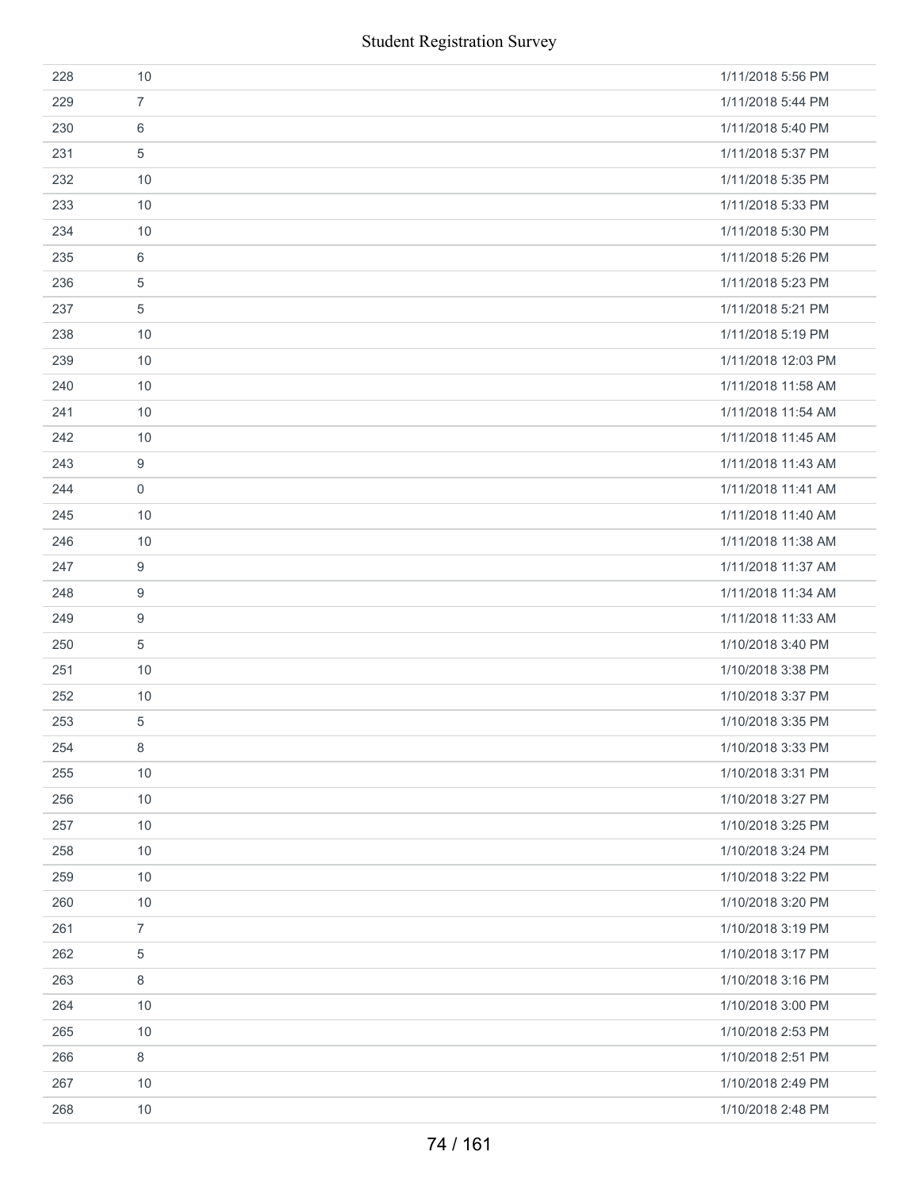| | | |
|---|---|---|
| 228 | 10 | 1/11/2018 5:56 PM |
| 229 | 7 | 1/11/2018 5:44 PM |
| 230 | 6 | 1/11/2018 5:40 PM |
| 231 | 5 | 1/11/2018 5:37 PM |
| 232 | 10 | 1/11/2018 5:35 PM |
| 233 | 10 | 1/11/2018 5:33 PM |
| 234 | 10 | 1/11/2018 5:30 PM |
| 235 | 6 | 1/11/2018 5:26 PM |
| 236 | 5 | 1/11/2018 5:23 PM |
| 237 | 5 | 1/11/2018 5:21 PM |
| 238 | 10 | 1/11/2018 5:19 PM |
| 239 | 10 | 1/11/2018 12:03 PM |
| 240 | 10 | 1/11/2018 11:58 AM |
| 241 | 10 | 1/11/2018 11:54 AM |
| 242 | 10 | 1/11/2018 11:45 AM |
| 243 | 9 | 1/11/2018 11:43 AM |
| 244 | 0 | 1/11/2018 11:41 AM |
| 245 | 10 | 1/11/2018 11:40 AM |
| 246 | 10 | 1/11/2018 11:38 AM |
| 247 | 9 | 1/11/2018 11:37 AM |
| 248 | 9 | 1/11/2018 11:34 AM |
| 249 | 9 | 1/11/2018 11:33 AM |
| 250 | 5 | 1/10/2018 3:40 PM |
| 251 | 10 | 1/10/2018 3:38 PM |
| 252 | 10 | 1/10/2018 3:37 PM |
| 253 | 5 | 1/10/2018 3:35 PM |
| 254 | 8 | 1/10/2018 3:33 PM |
| 255 | 10 | 1/10/2018 3:31 PM |
| 256 | 10 | 1/10/2018 3:27 PM |
| 257 | 10 | 1/10/2018 3:25 PM |
| 258 | 10 | 1/10/2018 3:24 PM |
| 259 | 10 | 1/10/2018 3:22 PM |
| 260 | 10 | 1/10/2018 3:20 PM |
| 261 | 7 | 1/10/2018 3:19 PM |
| 262 | 5 | 1/10/2018 3:17 PM |
| 263 | 8 | 1/10/2018 3:16 PM |
| 264 | 10 | 1/10/2018 3:00 PM |
| 265 | 10 | 1/10/2018 2:53 PM |
| 266 | 8 | 1/10/2018 2:51 PM |
| 267 | 10 | 1/10/2018 2:49 PM |
| 268 | 10 | 1/10/2018 2:48 PM |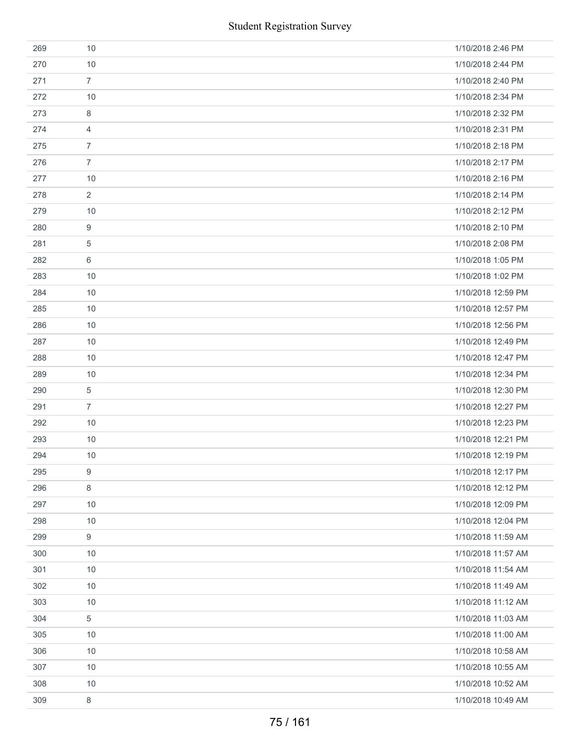| | | |
|---|---|---|
| 269 | 10 | 1/10/2018 2:46 PM |
| 270 | 10 | 1/10/2018 2:44 PM |
| 271 | 7 | 1/10/2018 2:40 PM |
| 272 | 10 | 1/10/2018 2:34 PM |
| 273 | 8 | 1/10/2018 2:32 PM |
| 274 | 4 | 1/10/2018 2:31 PM |
| 275 | 7 | 1/10/2018 2:18 PM |
| 276 | 7 | 1/10/2018 2:17 PM |
| 277 | 10 | 1/10/2018 2:16 PM |
| 278 | 2 | 1/10/2018 2:14 PM |
| 279 | 10 | 1/10/2018 2:12 PM |
| 280 | 9 | 1/10/2018 2:10 PM |
| 281 | 5 | 1/10/2018 2:08 PM |
| 282 | 6 | 1/10/2018 1:05 PM |
| 283 | 10 | 1/10/2018 1:02 PM |
| 284 | 10 | 1/10/2018 12:59 PM |
| 285 | 10 | 1/10/2018 12:57 PM |
| 286 | 10 | 1/10/2018 12:56 PM |
| 287 | 10 | 1/10/2018 12:49 PM |
| 288 | 10 | 1/10/2018 12:47 PM |
| 289 | 10 | 1/10/2018 12:34 PM |
| 290 | 5 | 1/10/2018 12:30 PM |
| 291 | 7 | 1/10/2018 12:27 PM |
| 292 | 10 | 1/10/2018 12:23 PM |
| 293 | 10 | 1/10/2018 12:21 PM |
| 294 | 10 | 1/10/2018 12:19 PM |
| 295 | 9 | 1/10/2018 12:17 PM |
| 296 | 8 | 1/10/2018 12:12 PM |
| 297 | 10 | 1/10/2018 12:09 PM |
| 298 | 10 | 1/10/2018 12:04 PM |
| 299 | 9 | 1/10/2018 11:59 AM |
| 300 | 10 | 1/10/2018 11:57 AM |
| 301 | 10 | 1/10/2018 11:54 AM |
| 302 | 10 | 1/10/2018 11:49 AM |
| 303 | 10 | 1/10/2018 11:12 AM |
| 304 | 5 | 1/10/2018 11:03 AM |
| 305 | 10 | 1/10/2018 11:00 AM |
| 306 | 10 | 1/10/2018 10:58 AM |
| 307 | 10 | 1/10/2018 10:55 AM |
| 308 | 10 | 1/10/2018 10:52 AM |
| 309 | 8 | 1/10/2018 10:49 AM |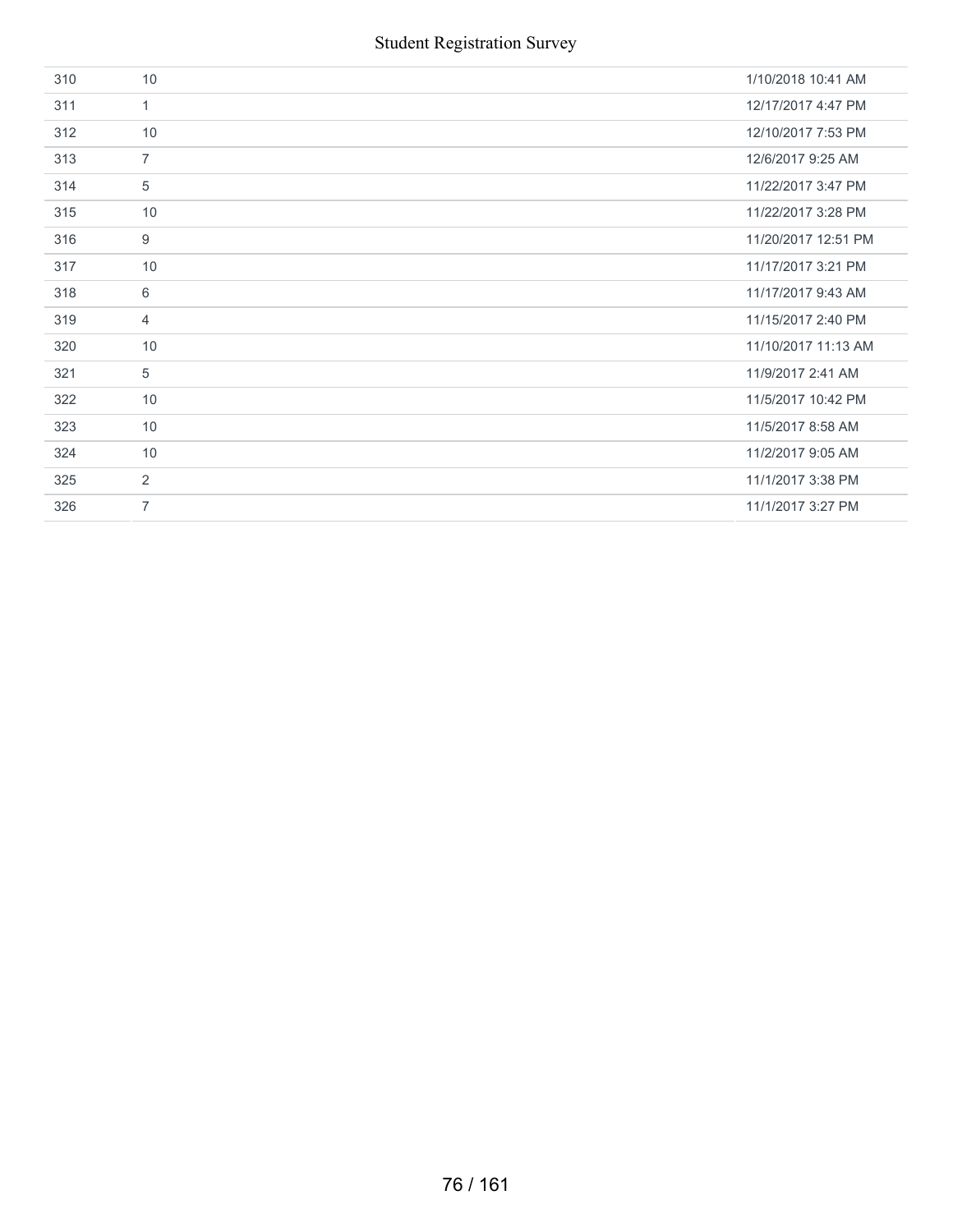| | | |
|---|---|---|
| 310 | 10 | 1/10/2018 10:41 AM |
| 311 | 1 | 12/17/2017 4:47 PM |
| 312 | 10 | 12/10/2017 7:53 PM |
| 313 | 7 | 12/6/2017 9:25 AM |
| 314 | 5 | 11/22/2017 3:47 PM |
| 315 | 10 | 11/22/2017 3:28 PM |
| 316 | 9 | 11/20/2017 12:51 PM |
| 317 | 10 | 11/17/2017 3:21 PM |
| 318 | 6 | 11/17/2017 9:43 AM |
| 319 | 4 | 11/15/2017 2:40 PM |
| 320 | 10 | 11/10/2017 11:13 AM |
| 321 | 5 | 11/9/2017 2:41 AM |
| 322 | 10 | 11/5/2017 10:42 PM |
| 323 | 10 | 11/5/2017 8:58 AM |
| 324 | 10 | 11/2/2017 9:05 AM |
| 325 | 2 | 11/1/2017 3:38 PM |
| 326 | 7 | 11/1/2017 3:27 PM |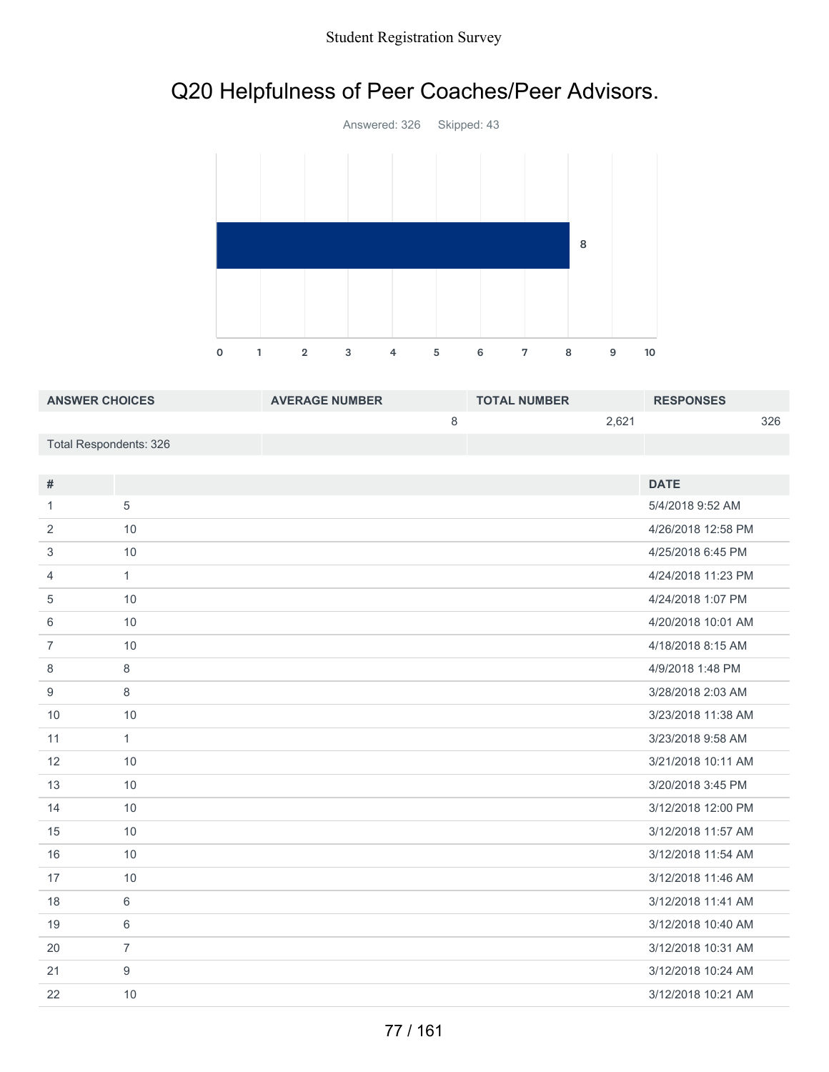# Q20 Helpfulness of Peer Coaches/Peer Advisors.

Answered: 326 Skipped: 43

| ANSWER CHOICES | AVERAGE NUMBER | TOTAL NUMBER | RESPONSES |
|---|---|---|---|
| | 8 | 2,621 | 326 |
| Total Respondents: 326 | | | |

| # | | DATE |
|---|---|---|
| 1 | 5 | 5/4/2018 9:52 AM |
| 2 | 10 | 4/26/2018 12:58 PM |
| 3 | 10 | 4/25/2018 6:45 PM |
| 4 | 1 | 4/24/2018 11:23 PM |
| 5 | 10 | 4/24/2018 1:07 PM |
| 6 | 10 | 4/20/2018 10:01 AM |
| 7 | 10 | 4/18/2018 8:15 AM |
| 8 | 8 | 4/9/2018 1:48 PM |
| 9 | 8 | 3/28/2018 2:03 AM |
| 10 | 10 | 3/23/2018 11:38 AM |
| 11 | 1 | 3/23/2018 9:58 AM |
| 12 | 10 | 3/21/2018 10:11 AM |
| 13 | 10 | 3/20/2018 3:45 PM |
| 14 | 10 | 3/12/2018 12:00 PM |
| 15 | 10 | 3/12/2018 11:57 AM |
| 16 | 10 | 3/12/2018 11:54 AM |
| 17 | 10 | 3/12/2018 11:46 AM |
| 18 | 6 | 3/12/2018 11:41 AM |
| 19 | 6 | 3/12/2018 10:40 AM |
| 20 | 7 | 3/12/2018 10:31 AM |
| 21 | 9 | 3/12/2018 10:24 AM |
| 22 | 10 | 3/12/2018 10:21 AM |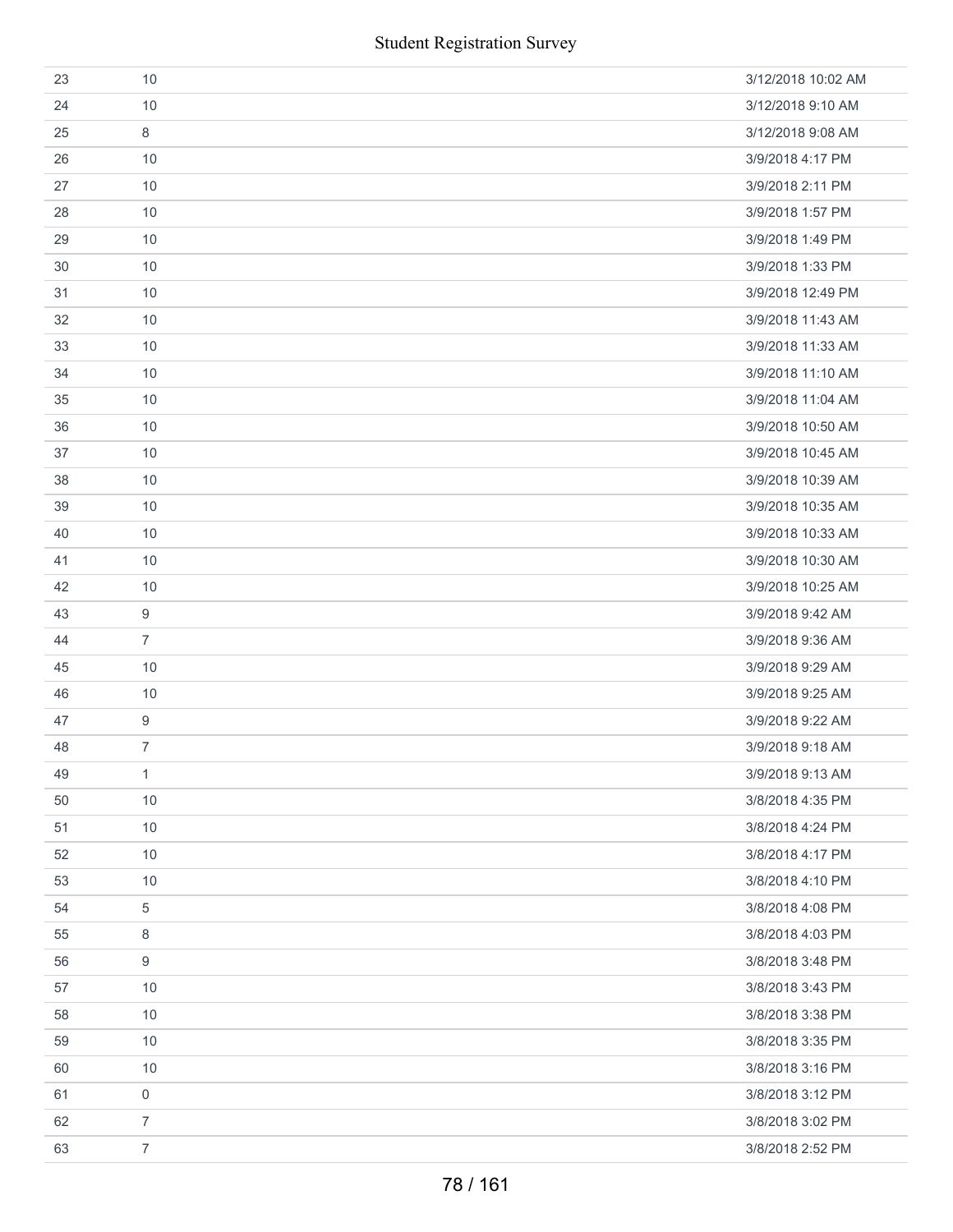| | | |
|---|---|---|
| 23 | 10 | 3/12/2018 10:02 AM |
| 24 | 10 | 3/12/2018 9:10 AM |
| 25 | 8 | 3/12/2018 9:08 AM |
| 26 | 10 | 3/9/2018 4:17 PM |
| 27 | 10 | 3/9/2018 2:11 PM |
| 28 | 10 | 3/9/2018 1:57 PM |
| 29 | 10 | 3/9/2018 1:49 PM |
| 30 | 10 | 3/9/2018 1:33 PM |
| 31 | 10 | 3/9/2018 12:49 PM |
| 32 | 10 | 3/9/2018 11:43 AM |
| 33 | 10 | 3/9/2018 11:33 AM |
| 34 | 10 | 3/9/2018 11:10 AM |
| 35 | 10 | 3/9/2018 11:04 AM |
| 36 | 10 | 3/9/2018 10:50 AM |
| 37 | 10 | 3/9/2018 10:45 AM |
| 38 | 10 | 3/9/2018 10:39 AM |
| 39 | 10 | 3/9/2018 10:35 AM |
| 40 | 10 | 3/9/2018 10:33 AM |
| 41 | 10 | 3/9/2018 10:30 AM |
| 42 | 10 | 3/9/2018 10:25 AM |
| 43 | 9 | 3/9/2018 9:42 AM |
| 44 | 7 | 3/9/2018 9:36 AM |
| 45 | 10 | 3/9/2018 9:29 AM |
| 46 | 10 | 3/9/2018 9:25 AM |
| 47 | 9 | 3/9/2018 9:22 AM |
| 48 | 7 | 3/9/2018 9:18 AM |
| 49 | 1 | 3/9/2018 9:13 AM |
| 50 | 10 | 3/8/2018 4:35 PM |
| 51 | 10 | 3/8/2018 4:24 PM |
| 52 | 10 | 3/8/2018 4:17 PM |
| 53 | 10 | 3/8/2018 4:10 PM |
| 54 | 5 | 3/8/2018 4:08 PM |
| 55 | 8 | 3/8/2018 4:03 PM |
| 56 | 9 | 3/8/2018 3:48 PM |
| 57 | 10 | 3/8/2018 3:43 PM |
| 58 | 10 | 3/8/2018 3:38 PM |
| 59 | 10 | 3/8/2018 3:35 PM |
| 60 | 10 | 3/8/2018 3:16 PM |
| 61 | 0 | 3/8/2018 3:12 PM |
| 62 | 7 | 3/8/2018 3:02 PM |
| 63 | 7 | 3/8/2018 2:52 PM |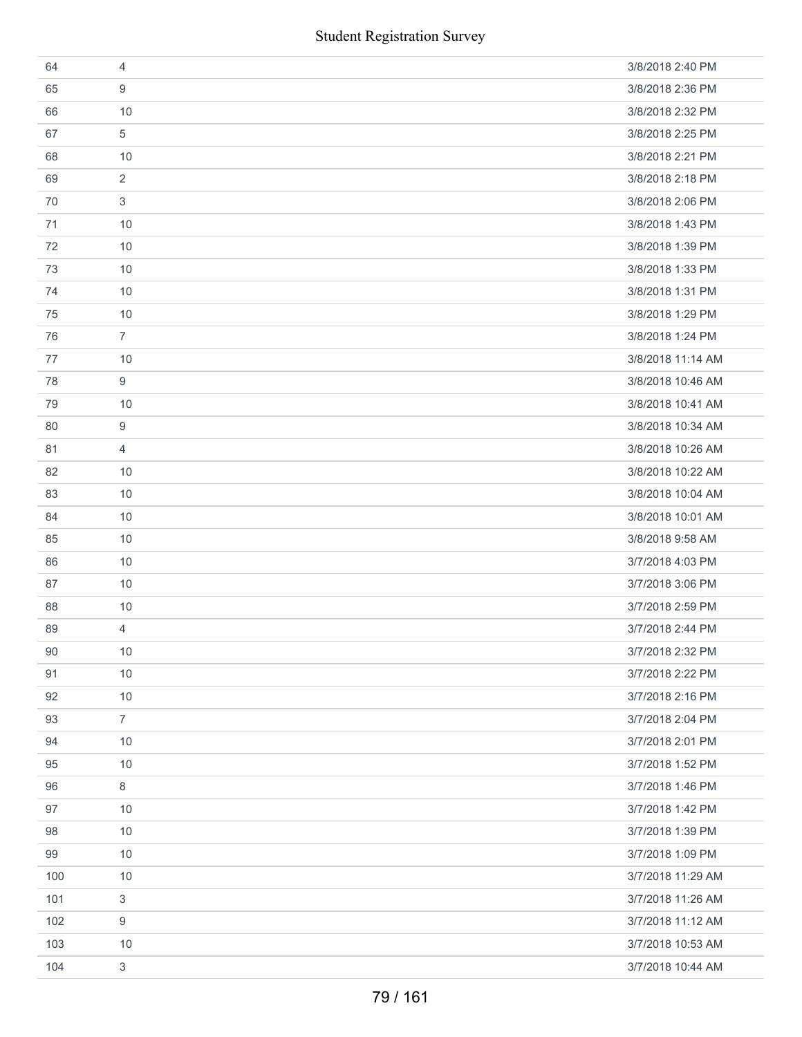| | | |
|---|---|---|
| 64 | 4 | 3/8/2018 2:40 PM |
| 65 | 9 | 3/8/2018 2:36 PM |
| 66 | 10 | 3/8/2018 2:32 PM |
| 67 | 5 | 3/8/2018 2:25 PM |
| 68 | 10 | 3/8/2018 2:21 PM |
| 69 | 2 | 3/8/2018 2:18 PM |
| 70 | 3 | 3/8/2018 2:06 PM |
| 71 | 10 | 3/8/2018 1:43 PM |
| 72 | 10 | 3/8/2018 1:39 PM |
| 73 | 10 | 3/8/2018 1:33 PM |
| 74 | 10 | 3/8/2018 1:31 PM |
| 75 | 10 | 3/8/2018 1:29 PM |
| 76 | 7 | 3/8/2018 1:24 PM |
| 77 | 10 | 3/8/2018 11:14 AM |
| 78 | 9 | 3/8/2018 10:46 AM |
| 79 | 10 | 3/8/2018 10:41 AM |
| 80 | 9 | 3/8/2018 10:34 AM |
| 81 | 4 | 3/8/2018 10:26 AM |
| 82 | 10 | 3/8/2018 10:22 AM |
| 83 | 10 | 3/8/2018 10:04 AM |
| 84 | 10 | 3/8/2018 10:01 AM |
| 85 | 10 | 3/8/2018 9:58 AM |
| 86 | 10 | 3/7/2018 4:03 PM |
| 87 | 10 | 3/7/2018 3:06 PM |
| 88 | 10 | 3/7/2018 2:59 PM |
| 89 | 4 | 3/7/2018 2:44 PM |
| 90 | 10 | 3/7/2018 2:32 PM |
| 91 | 10 | 3/7/2018 2:22 PM |
| 92 | 10 | 3/7/2018 2:16 PM |
| 93 | 7 | 3/7/2018 2:04 PM |
| 94 | 10 | 3/7/2018 2:01 PM |
| 95 | 10 | 3/7/2018 1:52 PM |
| 96 | 8 | 3/7/2018 1:46 PM |
| 97 | 10 | 3/7/2018 1:42 PM |
| 98 | 10 | 3/7/2018 1:39 PM |
| 99 | 10 | 3/7/2018 1:09 PM |
| 100 | 10 | 3/7/2018 11:29 AM |
| 101 | 3 | 3/7/2018 11:26 AM |
| 102 | 9 | 3/7/2018 11:12 AM |
| 103 | 10 | 3/7/2018 10:53 AM |
| 104 | 3 | 3/7/2018 10:44 AM |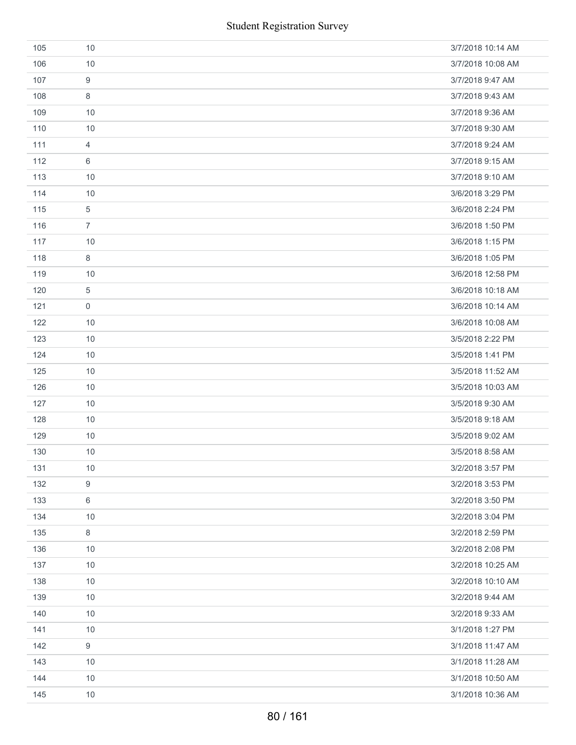| | | |
|---|---|---|
| 105 | 10 | 3/7/2018 10:14 AM |
| 106 | 10 | 3/7/2018 10:08 AM |
| 107 | 9 | 3/7/2018 9:47 AM |
| 108 | 8 | 3/7/2018 9:43 AM |
| 109 | 10 | 3/7/2018 9:36 AM |
| 110 | 10 | 3/7/2018 9:30 AM |
| 111 | 4 | 3/7/2018 9:24 AM |
| 112 | 6 | 3/7/2018 9:15 AM |
| 113 | 10 | 3/7/2018 9:10 AM |
| 114 | 10 | 3/6/2018 3:29 PM |
| 115 | 5 | 3/6/2018 2:24 PM |
| 116 | 7 | 3/6/2018 1:50 PM |
| 117 | 10 | 3/6/2018 1:15 PM |
| 118 | 8 | 3/6/2018 1:05 PM |
| 119 | 10 | 3/6/2018 12:58 PM |
| 120 | 5 | 3/6/2018 10:18 AM |
| 121 | 0 | 3/6/2018 10:14 AM |
| 122 | 10 | 3/6/2018 10:08 AM |
| 123 | 10 | 3/5/2018 2:22 PM |
| 124 | 10 | 3/5/2018 1:41 PM |
| 125 | 10 | 3/5/2018 11:52 AM |
| 126 | 10 | 3/5/2018 10:03 AM |
| 127 | 10 | 3/5/2018 9:30 AM |
| 128 | 10 | 3/5/2018 9:18 AM |
| 129 | 10 | 3/5/2018 9:02 AM |
| 130 | 10 | 3/5/2018 8:58 AM |
| 131 | 10 | 3/2/2018 3:57 PM |
| 132 | 9 | 3/2/2018 3:53 PM |
| 133 | 6 | 3/2/2018 3:50 PM |
| 134 | 10 | 3/2/2018 3:04 PM |
| 135 | 8 | 3/2/2018 2:59 PM |
| 136 | 10 | 3/2/2018 2:08 PM |
| 137 | 10 | 3/2/2018 10:25 AM |
| 138 | 10 | 3/2/2018 10:10 AM |
| 139 | 10 | 3/2/2018 9:44 AM |
| 140 | 10 | 3/2/2018 9:33 AM |
| 141 | 10 | 3/1/2018 1:27 PM |
| 142 | 9 | 3/1/2018 11:47 AM |
| 143 | 10 | 3/1/2018 11:28 AM |
| 144 | 10 | 3/1/2018 10:50 AM |
| 145 | 10 | 3/1/2018 10:36 AM |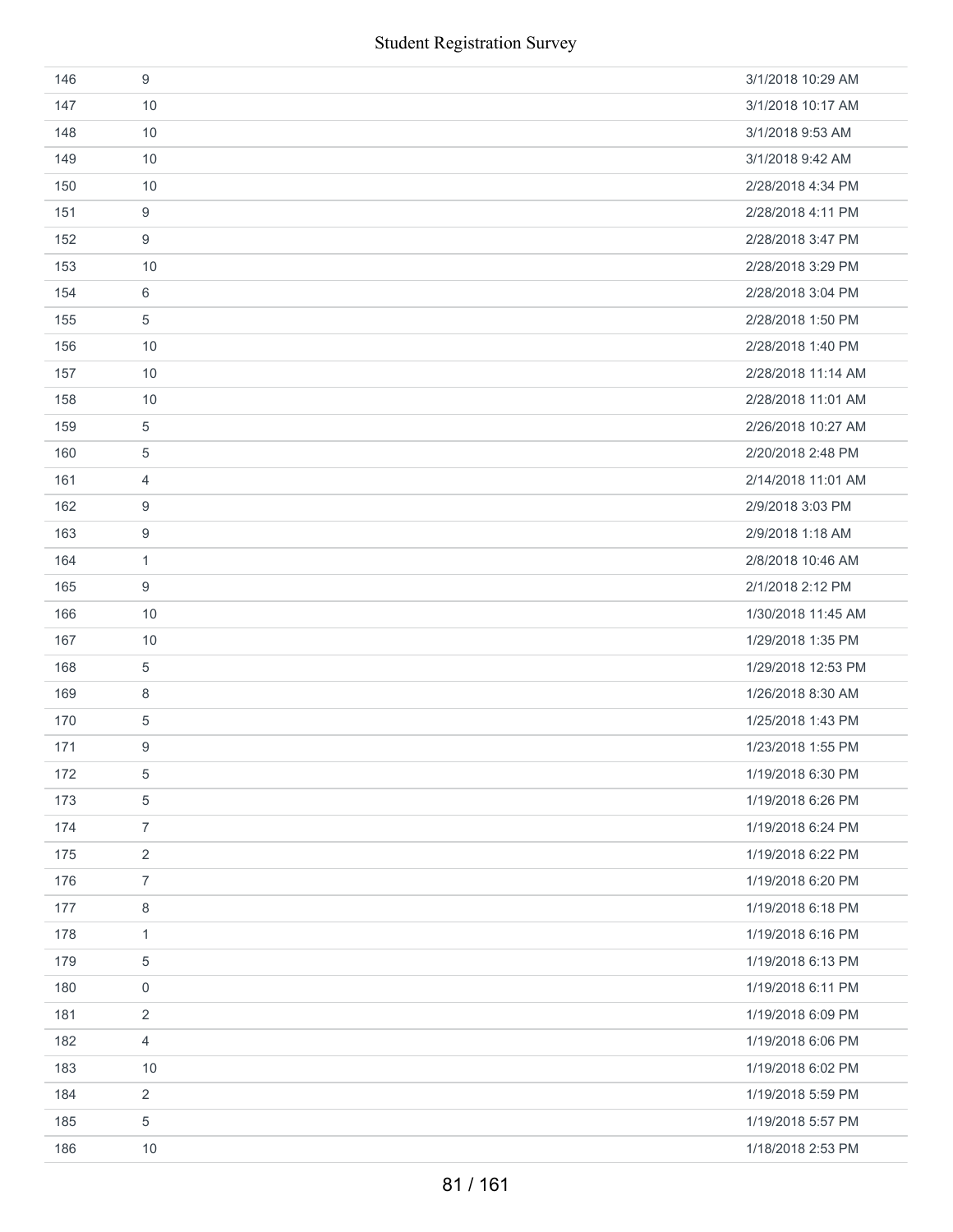| | | |
|---|---|---|
| 146 | 9 | 3/1/2018 10:29 AM |
| 147 | 10 | 3/1/2018 10:17 AM |
| 148 | 10 | 3/1/2018 9:53 AM |
| 149 | 10 | 3/1/2018 9:42 AM |
| 150 | 10 | 2/28/2018 4:34 PM |
| 151 | 9 | 2/28/2018 4:11 PM |
| 152 | 9 | 2/28/2018 3:47 PM |
| 153 | 10 | 2/28/2018 3:29 PM |
| 154 | 6 | 2/28/2018 3:04 PM |
| 155 | 5 | 2/28/2018 1:50 PM |
| 156 | 10 | 2/28/2018 1:40 PM |
| 157 | 10 | 2/28/2018 11:14 AM |
| 158 | 10 | 2/28/2018 11:01 AM |
| 159 | 5 | 2/26/2018 10:27 AM |
| 160 | 5 | 2/20/2018 2:48 PM |
| 161 | 4 | 2/14/2018 11:01 AM |
| 162 | 9 | 2/9/2018 3:03 PM |
| 163 | 9 | 2/9/2018 1:18 AM |
| 164 | 1 | 2/8/2018 10:46 AM |
| 165 | 9 | 2/1/2018 2:12 PM |
| 166 | 10 | 1/30/2018 11:45 AM |
| 167 | 10 | 1/29/2018 1:35 PM |
| 168 | 5 | 1/29/2018 12:53 PM |
| 169 | 8 | 1/26/2018 8:30 AM |
| 170 | 5 | 1/25/2018 1:43 PM |
| 171 | 9 | 1/23/2018 1:55 PM |
| 172 | 5 | 1/19/2018 6:30 PM |
| 173 | 5 | 1/19/2018 6:26 PM |
| 174 | 7 | 1/19/2018 6:24 PM |
| 175 | 2 | 1/19/2018 6:22 PM |
| 176 | 7 | 1/19/2018 6:20 PM |
| 177 | 8 | 1/19/2018 6:18 PM |
| 178 | 1 | 1/19/2018 6:16 PM |
| 179 | 5 | 1/19/2018 6:13 PM |
| 180 | 0 | 1/19/2018 6:11 PM |
| 181 | 2 | 1/19/2018 6:09 PM |
| 182 | 4 | 1/19/2018 6:06 PM |
| 183 | 10 | 1/19/2018 6:02 PM |
| 184 | 2 | 1/19/2018 5:59 PM |
| 185 | 5 | 1/19/2018 5:57 PM |
| 186 | 10 | 1/18/2018 2:53 PM |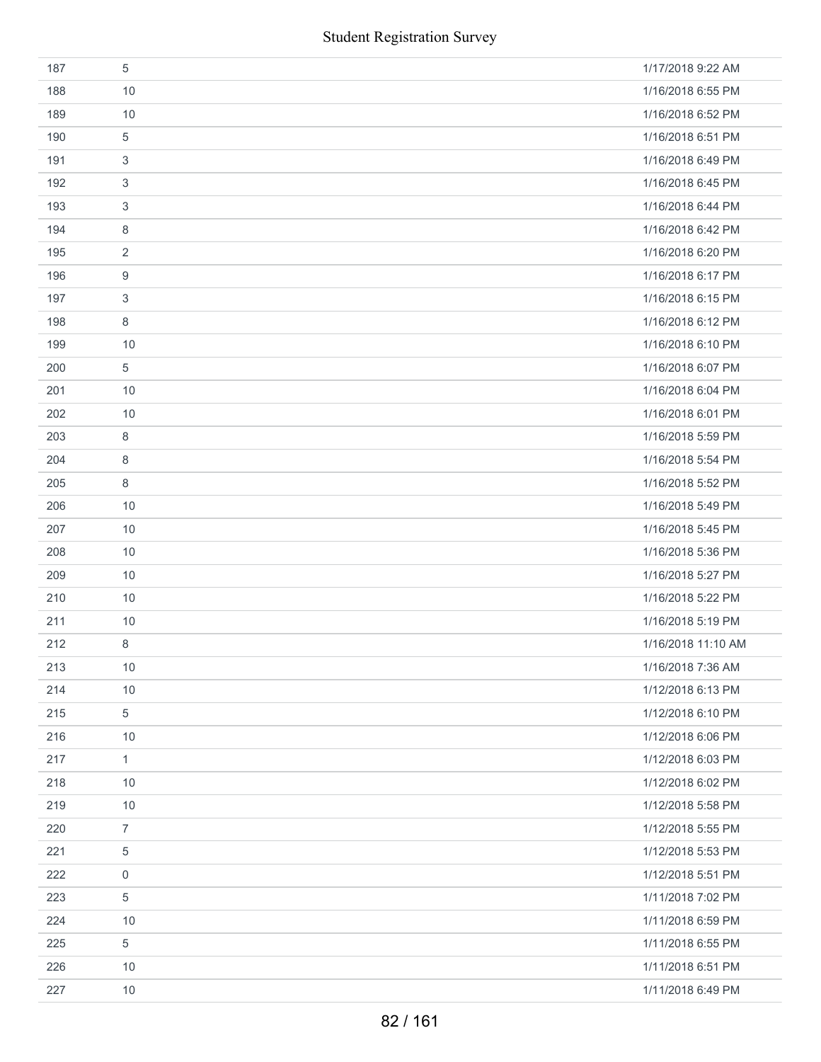| | | |
|---|---|---|
| 187 | 5 | 1/17/2018 9:22 AM |
| 188 | 10 | 1/16/2018 6:55 PM |
| 189 | 10 | 1/16/2018 6:52 PM |
| 190 | 5 | 1/16/2018 6:51 PM |
| 191 | 3 | 1/16/2018 6:49 PM |
| 192 | 3 | 1/16/2018 6:45 PM |
| 193 | 3 | 1/16/2018 6:44 PM |
| 194 | 8 | 1/16/2018 6:42 PM |
| 195 | 2 | 1/16/2018 6:20 PM |
| 196 | 9 | 1/16/2018 6:17 PM |
| 197 | 3 | 1/16/2018 6:15 PM |
| 198 | 8 | 1/16/2018 6:12 PM |
| 199 | 10 | 1/16/2018 6:10 PM |
| 200 | 5 | 1/16/2018 6:07 PM |
| 201 | 10 | 1/16/2018 6:04 PM |
| 202 | 10 | 1/16/2018 6:01 PM |
| 203 | 8 | 1/16/2018 5:59 PM |
| 204 | 8 | 1/16/2018 5:54 PM |
| 205 | 8 | 1/16/2018 5:52 PM |
| 206 | 10 | 1/16/2018 5:49 PM |
| 207 | 10 | 1/16/2018 5:45 PM |
| 208 | 10 | 1/16/2018 5:36 PM |
| 209 | 10 | 1/16/2018 5:27 PM |
| 210 | 10 | 1/16/2018 5:22 PM |
| 211 | 10 | 1/16/2018 5:19 PM |
| 212 | 8 | 1/16/2018 11:10 AM |
| 213 | 10 | 1/16/2018 7:36 AM |
| 214 | 10 | 1/12/2018 6:13 PM |
| 215 | 5 | 1/12/2018 6:10 PM |
| 216 | 10 | 1/12/2018 6:06 PM |
| 217 | 1 | 1/12/2018 6:03 PM |
| 218 | 10 | 1/12/2018 6:02 PM |
| 219 | 10 | 1/12/2018 5:58 PM |
| 220 | 7 | 1/12/2018 5:55 PM |
| 221 | 5 | 1/12/2018 5:53 PM |
| 222 | 0 | 1/12/2018 5:51 PM |
| 223 | 5 | 1/11/2018 7:02 PM |
| 224 | 10 | 1/11/2018 6:59 PM |
| 225 | 5 | 1/11/2018 6:55 PM |
| 226 | 10 | 1/11/2018 6:51 PM |
| 227 | 10 | 1/11/2018 6:49 PM |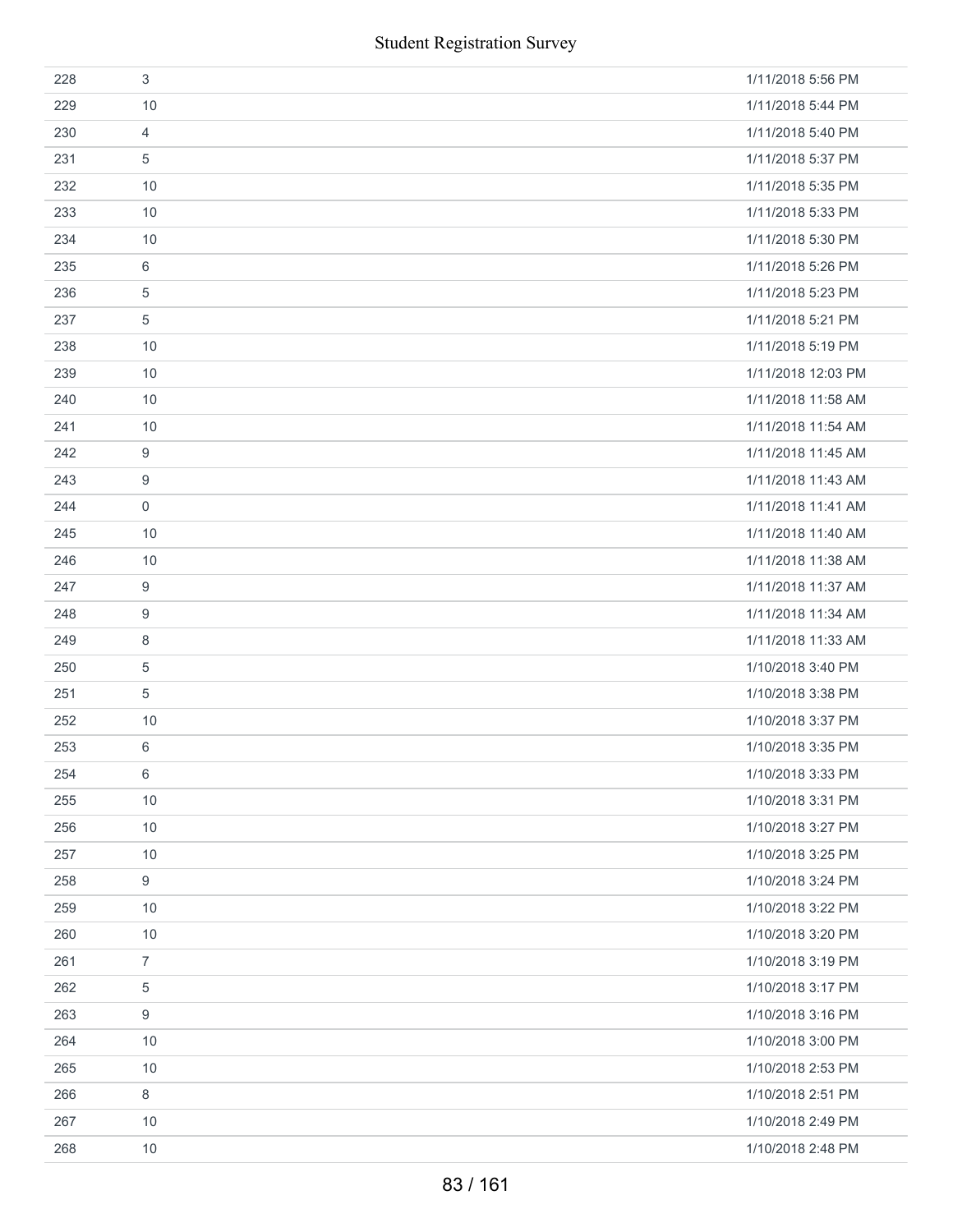| | | |
|---|---|---|
| 228 | 3 | 1/11/2018 5:56 PM |
| 229 | 10 | 1/11/2018 5:44 PM |
| 230 | 4 | 1/11/2018 5:40 PM |
| 231 | 5 | 1/11/2018 5:37 PM |
| 232 | 10 | 1/11/2018 5:35 PM |
| 233 | 10 | 1/11/2018 5:33 PM |
| 234 | 10 | 1/11/2018 5:30 PM |
| 235 | 6 | 1/11/2018 5:26 PM |
| 236 | 5 | 1/11/2018 5:23 PM |
| 237 | 5 | 1/11/2018 5:21 PM |
| 238 | 10 | 1/11/2018 5:19 PM |
| 239 | 10 | 1/11/2018 12:03 PM |
| 240 | 10 | 1/11/2018 11:58 AM |
| 241 | 10 | 1/11/2018 11:54 AM |
| 242 | 9 | 1/11/2018 11:45 AM |
| 243 | 9 | 1/11/2018 11:43 AM |
| 244 | 0 | 1/11/2018 11:41 AM |
| 245 | 10 | 1/11/2018 11:40 AM |
| 246 | 10 | 1/11/2018 11:38 AM |
| 247 | 9 | 1/11/2018 11:37 AM |
| 248 | 9 | 1/11/2018 11:34 AM |
| 249 | 8 | 1/11/2018 11:33 AM |
| 250 | 5 | 1/10/2018 3:40 PM |
| 251 | 5 | 1/10/2018 3:38 PM |
| 252 | 10 | 1/10/2018 3:37 PM |
| 253 | 6 | 1/10/2018 3:35 PM |
| 254 | 6 | 1/10/2018 3:33 PM |
| 255 | 10 | 1/10/2018 3:31 PM |
| 256 | 10 | 1/10/2018 3:27 PM |
| 257 | 10 | 1/10/2018 3:25 PM |
| 258 | 9 | 1/10/2018 3:24 PM |
| 259 | 10 | 1/10/2018 3:22 PM |
| 260 | 10 | 1/10/2018 3:20 PM |
| 261 | 7 | 1/10/2018 3:19 PM |
| 262 | 5 | 1/10/2018 3:17 PM |
| 263 | 9 | 1/10/2018 3:16 PM |
| 264 | 10 | 1/10/2018 3:00 PM |
| 265 | 10 | 1/10/2018 2:53 PM |
| 266 | 8 | 1/10/2018 2:51 PM |
| 267 | 10 | 1/10/2018 2:49 PM |
| 268 | 10 | 1/10/2018 2:48 PM |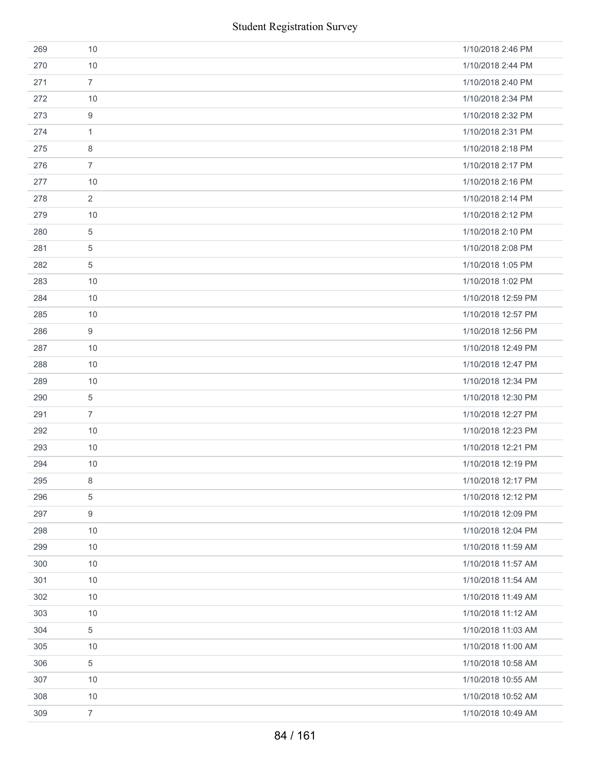| | | |
|---|---|---|
| 269 | 10 | 1/10/2018 2:46 PM |
| 270 | 10 | 1/10/2018 2:44 PM |
| 271 | 7 | 1/10/2018 2:40 PM |
| 272 | 10 | 1/10/2018 2:34 PM |
| 273 | 9 | 1/10/2018 2:32 PM |
| 274 | 1 | 1/10/2018 2:31 PM |
| 275 | 8 | 1/10/2018 2:18 PM |
| 276 | 7 | 1/10/2018 2:17 PM |
| 277 | 10 | 1/10/2018 2:16 PM |
| 278 | 2 | 1/10/2018 2:14 PM |
| 279 | 10 | 1/10/2018 2:12 PM |
| 280 | 5 | 1/10/2018 2:10 PM |
| 281 | 5 | 1/10/2018 2:08 PM |
| 282 | 5 | 1/10/2018 1:05 PM |
| 283 | 10 | 1/10/2018 1:02 PM |
| 284 | 10 | 1/10/2018 12:59 PM |
| 285 | 10 | 1/10/2018 12:57 PM |
| 286 | 9 | 1/10/2018 12:56 PM |
| 287 | 10 | 1/10/2018 12:49 PM |
| 288 | 10 | 1/10/2018 12:47 PM |
| 289 | 10 | 1/10/2018 12:34 PM |
| 290 | 5 | 1/10/2018 12:30 PM |
| 291 | 7 | 1/10/2018 12:27 PM |
| 292 | 10 | 1/10/2018 12:23 PM |
| 293 | 10 | 1/10/2018 12:21 PM |
| 294 | 10 | 1/10/2018 12:19 PM |
| 295 | 8 | 1/10/2018 12:17 PM |
| 296 | 5 | 1/10/2018 12:12 PM |
| 297 | 9 | 1/10/2018 12:09 PM |
| 298 | 10 | 1/10/2018 12:04 PM |
| 299 | 10 | 1/10/2018 11:59 AM |
| 300 | 10 | 1/10/2018 11:57 AM |
| 301 | 10 | 1/10/2018 11:54 AM |
| 302 | 10 | 1/10/2018 11:49 AM |
| 303 | 10 | 1/10/2018 11:12 AM |
| 304 | 5 | 1/10/2018 11:03 AM |
| 305 | 10 | 1/10/2018 11:00 AM |
| 306 | 5 | 1/10/2018 10:58 AM |
| 307 | 10 | 1/10/2018 10:55 AM |
| 308 | 10 | 1/10/2018 10:52 AM |
| 309 | 7 | 1/10/2018 10:49 AM |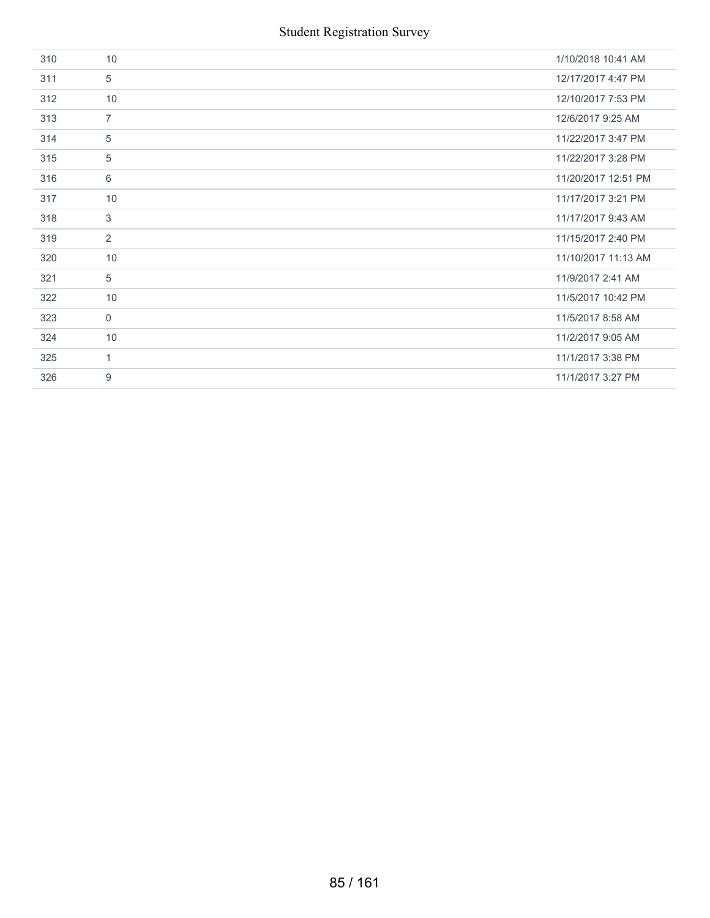| | | |
|---|---|---|
| 310 | 10 | 1/10/2018 10:41 AM |
| 311 | 5 | 12/17/2017 4:47 PM |
| 312 | 10 | 12/10/2017 7:53 PM |
| 313 | 7 | 12/6/2017 9:25 AM |
| 314 | 5 | 11/22/2017 3:47 PM |
| 315 | 5 | 11/22/2017 3:28 PM |
| 316 | 6 | 11/20/2017 12:51 PM |
| 317 | 10 | 11/17/2017 3:21 PM |
| 318 | 3 | 11/17/2017 9:43 AM |
| 319 | 2 | 11/15/2017 2:40 PM |
| 320 | 10 | 11/10/2017 11:13 AM |
| 321 | 5 | 11/9/2017 2:41 AM |
| 322 | 10 | 11/5/2017 10:42 PM |
| 323 | 0 | 11/5/2017 8:58 AM |
| 324 | 10 | 11/2/2017 9:05 AM |
| 325 | 1 | 11/1/2017 3:38 PM |
| 326 | 9 | 11/1/2017 3:27 PM |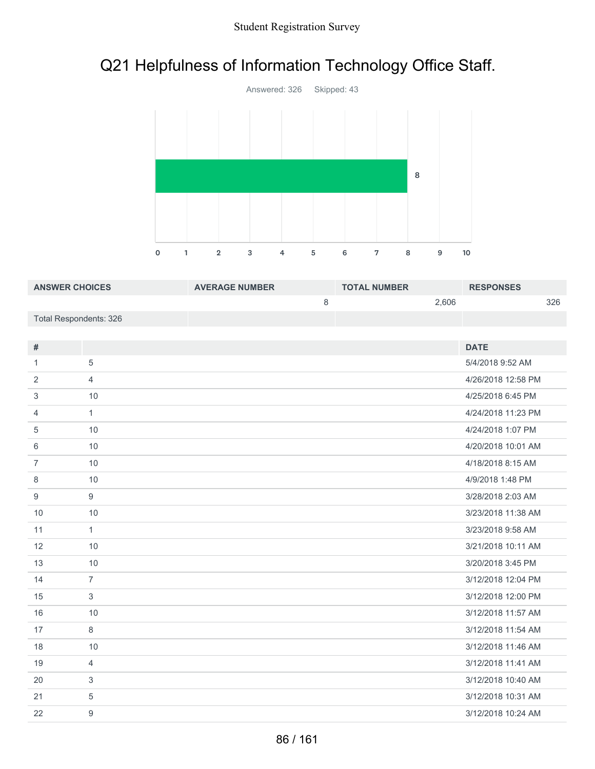# Q21 Helpfulness of Information Technology Office Staff.

Answered: 326 Skipped: 43

| ANSWER CHOICES | AVERAGE NUMBER | TOTAL NUMBER | RESPONSES |
|---|---|---|---|
| | 8 | 2,606 | 326 |
| Total Respondents: 326 | | | |

| # | | DATE |
|---|---|---|
| 1 | 5 | 5/4/2018 9:52 AM |
| 2 | 4 | 4/26/2018 12:58 PM |
| 3 | 10 | 4/25/2018 6:45 PM |
| 4 | 1 | 4/24/2018 11:23 PM |
| 5 | 10 | 4/24/2018 1:07 PM |
| 6 | 10 | 4/20/2018 10:01 AM |
| 7 | 10 | 4/18/2018 8:15 AM |
| 8 | 10 | 4/9/2018 1:48 PM |
| 9 | 9 | 3/28/2018 2:03 AM |
| 10 | 10 | 3/23/2018 11:38 AM |
| 11 | 1 | 3/23/2018 9:58 AM |
| 12 | 10 | 3/21/2018 10:11 AM |
| 13 | 10 | 3/20/2018 3:45 PM |
| 14 | 7 | 3/12/2018 12:04 PM |
| 15 | 3 | 3/12/2018 12:00 PM |
| 16 | 10 | 3/12/2018 11:57 AM |
| 17 | 8 | 3/12/2018 11:54 AM |
| 18 | 10 | 3/12/2018 11:46 AM |
| 19 | 4 | 3/12/2018 11:41 AM |
| 20 | 3 | 3/12/2018 10:40 AM |
| 21 | 5 | 3/12/2018 10:31 AM |
| 22 | 9 | 3/12/2018 10:24 AM |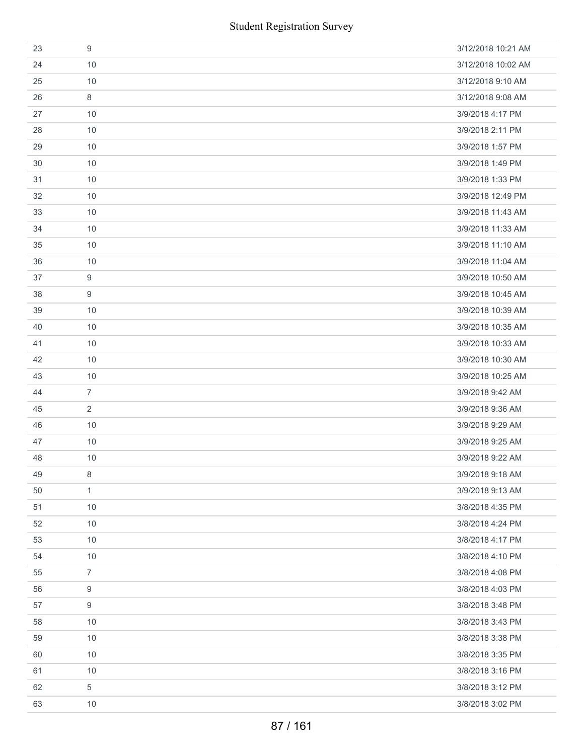| | | |
|---|---|---|
| 23 | 9 | 3/12/2018 10:21 AM |
| 24 | 10 | 3/12/2018 10:02 AM |
| 25 | 10 | 3/12/2018 9:10 AM |
| 26 | 8 | 3/12/2018 9:08 AM |
| 27 | 10 | 3/9/2018 4:17 PM |
| 28 | 10 | 3/9/2018 2:11 PM |
| 29 | 10 | 3/9/2018 1:57 PM |
| 30 | 10 | 3/9/2018 1:49 PM |
| 31 | 10 | 3/9/2018 1:33 PM |
| 32 | 10 | 3/9/2018 12:49 PM |
| 33 | 10 | 3/9/2018 11:43 AM |
| 34 | 10 | 3/9/2018 11:33 AM |
| 35 | 10 | 3/9/2018 11:10 AM |
| 36 | 10 | 3/9/2018 11:04 AM |
| 37 | 9 | 3/9/2018 10:50 AM |
| 38 | 9 | 3/9/2018 10:45 AM |
| 39 | 10 | 3/9/2018 10:39 AM |
| 40 | 10 | 3/9/2018 10:35 AM |
| 41 | 10 | 3/9/2018 10:33 AM |
| 42 | 10 | 3/9/2018 10:30 AM |
| 43 | 10 | 3/9/2018 10:25 AM |
| 44 | 7 | 3/9/2018 9:42 AM |
| 45 | 2 | 3/9/2018 9:36 AM |
| 46 | 10 | 3/9/2018 9:29 AM |
| 47 | 10 | 3/9/2018 9:25 AM |
| 48 | 10 | 3/9/2018 9:22 AM |
| 49 | 8 | 3/9/2018 9:18 AM |
| 50 | 1 | 3/9/2018 9:13 AM |
| 51 | 10 | 3/8/2018 4:35 PM |
| 52 | 10 | 3/8/2018 4:24 PM |
| 53 | 10 | 3/8/2018 4:17 PM |
| 54 | 10 | 3/8/2018 4:10 PM |
| 55 | 7 | 3/8/2018 4:08 PM |
| 56 | 9 | 3/8/2018 4:03 PM |
| 57 | 9 | 3/8/2018 3:48 PM |
| 58 | 10 | 3/8/2018 3:43 PM |
| 59 | 10 | 3/8/2018 3:38 PM |
| 60 | 10 | 3/8/2018 3:35 PM |
| 61 | 10 | 3/8/2018 3:16 PM |
| 62 | 5 | 3/8/2018 3:12 PM |
| 63 | 10 | 3/8/2018 3:02 PM |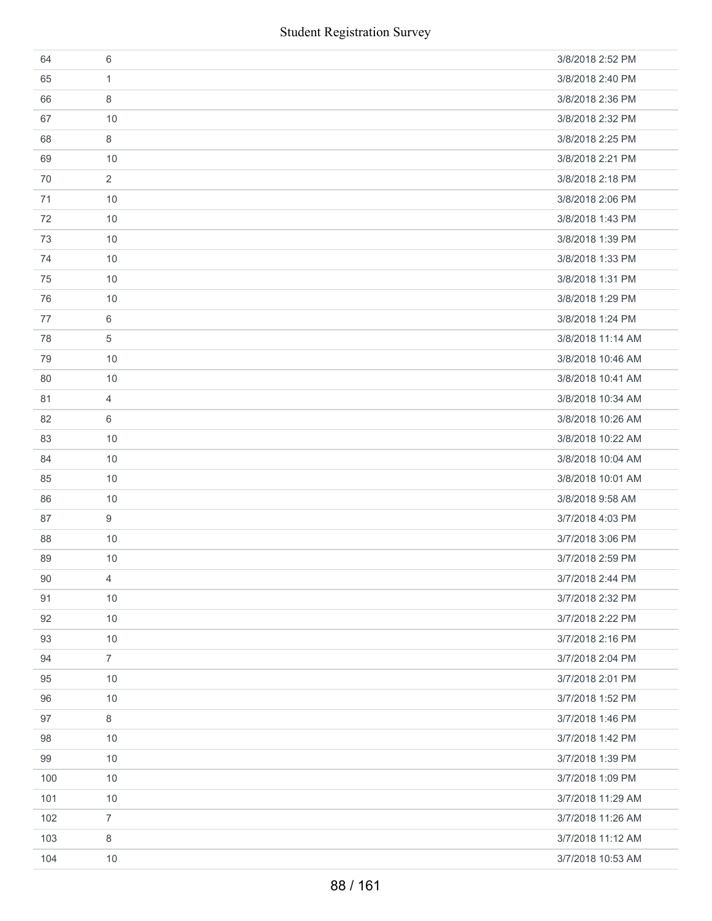| | | |
|---|---|---|
| 64 | 6 | 3/8/2018 2:52 PM |
| 65 | 1 | 3/8/2018 2:40 PM |
| 66 | 8 | 3/8/2018 2:36 PM |
| 67 | 10 | 3/8/2018 2:32 PM |
| 68 | 8 | 3/8/2018 2:25 PM |
| 69 | 10 | 3/8/2018 2:21 PM |
| 70 | 2 | 3/8/2018 2:18 PM |
| 71 | 10 | 3/8/2018 2:06 PM |
| 72 | 10 | 3/8/2018 1:43 PM |
| 73 | 10 | 3/8/2018 1:39 PM |
| 74 | 10 | 3/8/2018 1:33 PM |
| 75 | 10 | 3/8/2018 1:31 PM |
| 76 | 10 | 3/8/2018 1:29 PM |
| 77 | 6 | 3/8/2018 1:24 PM |
| 78 | 5 | 3/8/2018 11:14 AM |
| 79 | 10 | 3/8/2018 10:46 AM |
| 80 | 10 | 3/8/2018 10:41 AM |
| 81 | 4 | 3/8/2018 10:34 AM |
| 82 | 6 | 3/8/2018 10:26 AM |
| 83 | 10 | 3/8/2018 10:22 AM |
| 84 | 10 | 3/8/2018 10:04 AM |
| 85 | 10 | 3/8/2018 10:01 AM |
| 86 | 10 | 3/8/2018 9:58 AM |
| 87 | 9 | 3/7/2018 4:03 PM |
| 88 | 10 | 3/7/2018 3:06 PM |
| 89 | 10 | 3/7/2018 2:59 PM |
| 90 | 4 | 3/7/2018 2:44 PM |
| 91 | 10 | 3/7/2018 2:32 PM |
| 92 | 10 | 3/7/2018 2:22 PM |
| 93 | 10 | 3/7/2018 2:16 PM |
| 94 | 7 | 3/7/2018 2:04 PM |
| 95 | 10 | 3/7/2018 2:01 PM |
| 96 | 10 | 3/7/2018 1:52 PM |
| 97 | 8 | 3/7/2018 1:46 PM |
| 98 | 10 | 3/7/2018 1:42 PM |
| 99 | 10 | 3/7/2018 1:39 PM |
| 100 | 10 | 3/7/2018 1:09 PM |
| 101 | 10 | 3/7/2018 11:29 AM |
| 102 | 7 | 3/7/2018 11:26 AM |
| 103 | 8 | 3/7/2018 11:12 AM |
| 104 | 10 | 3/7/2018 10:53 AM |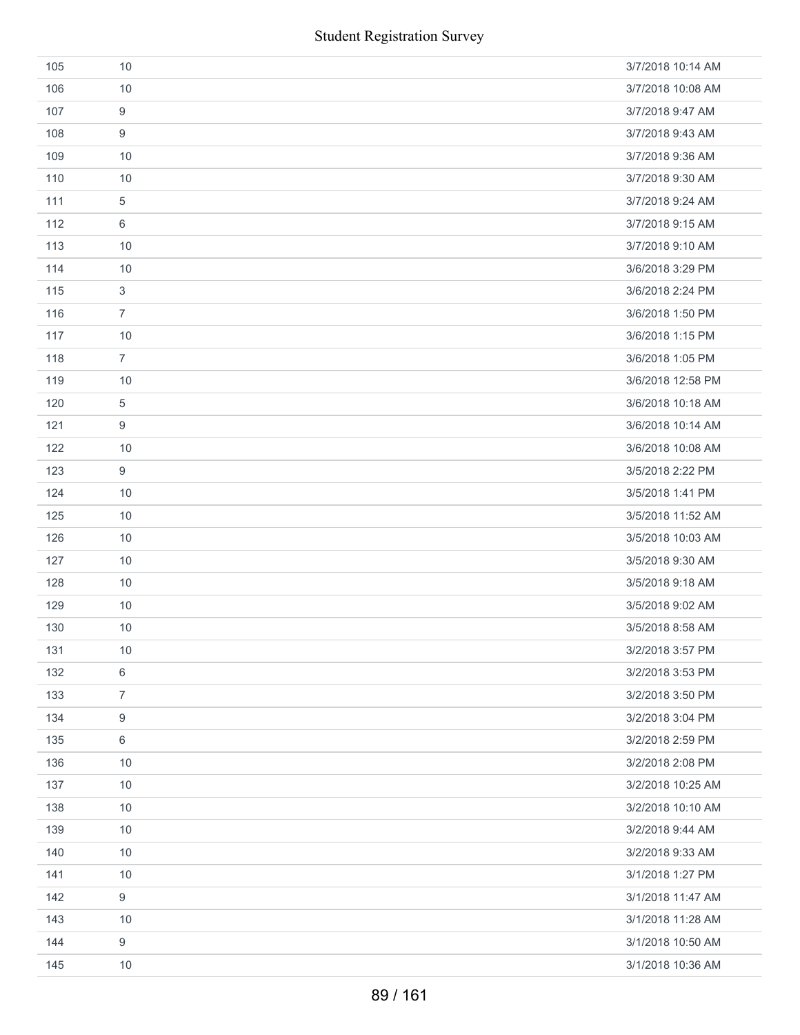| | | |
|---|---|---|
| 105 | 10 | 3/7/2018 10:14 AM |
| 106 | 10 | 3/7/2018 10:08 AM |
| 107 | 9 | 3/7/2018 9:47 AM |
| 108 | 9 | 3/7/2018 9:43 AM |
| 109 | 10 | 3/7/2018 9:36 AM |
| 110 | 10 | 3/7/2018 9:30 AM |
| 111 | 5 | 3/7/2018 9:24 AM |
| 112 | 6 | 3/7/2018 9:15 AM |
| 113 | 10 | 3/7/2018 9:10 AM |
| 114 | 10 | 3/6/2018 3:29 PM |
| 115 | 3 | 3/6/2018 2:24 PM |
| 116 | 7 | 3/6/2018 1:50 PM |
| 117 | 10 | 3/6/2018 1:15 PM |
| 118 | 7 | 3/6/2018 1:05 PM |
| 119 | 10 | 3/6/2018 12:58 PM |
| 120 | 5 | 3/6/2018 10:18 AM |
| 121 | 9 | 3/6/2018 10:14 AM |
| 122 | 10 | 3/6/2018 10:08 AM |
| 123 | 9 | 3/5/2018 2:22 PM |
| 124 | 10 | 3/5/2018 1:41 PM |
| 125 | 10 | 3/5/2018 11:52 AM |
| 126 | 10 | 3/5/2018 10:03 AM |
| 127 | 10 | 3/5/2018 9:30 AM |
| 128 | 10 | 3/5/2018 9:18 AM |
| 129 | 10 | 3/5/2018 9:02 AM |
| 130 | 10 | 3/5/2018 8:58 AM |
| 131 | 10 | 3/2/2018 3:57 PM |
| 132 | 6 | 3/2/2018 3:53 PM |
| 133 | 7 | 3/2/2018 3:50 PM |
| 134 | 9 | 3/2/2018 3:04 PM |
| 135 | 6 | 3/2/2018 2:59 PM |
| 136 | 10 | 3/2/2018 2:08 PM |
| 137 | 10 | 3/2/2018 10:25 AM |
| 138 | 10 | 3/2/2018 10:10 AM |
| 139 | 10 | 3/2/2018 9:44 AM |
| 140 | 10 | 3/2/2018 9:33 AM |
| 141 | 10 | 3/1/2018 1:27 PM |
| 142 | 9 | 3/1/2018 11:47 AM |
| 143 | 10 | 3/1/2018 11:28 AM |
| 144 | 9 | 3/1/2018 10:50 AM |
| 145 | 10 | 3/1/2018 10:36 AM |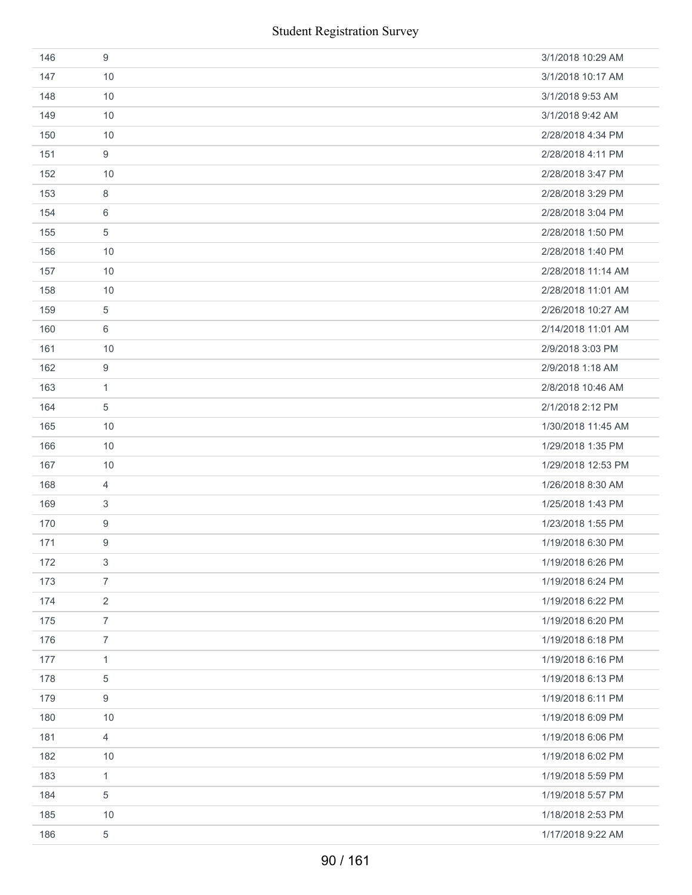| | | |
|---|---|---|
| 146 | 9 | 3/1/2018 10:29 AM |
| 147 | 10 | 3/1/2018 10:17 AM |
| 148 | 10 | 3/1/2018 9:53 AM |
| 149 | 10 | 3/1/2018 9:42 AM |
| 150 | 10 | 2/28/2018 4:34 PM |
| 151 | 9 | 2/28/2018 4:11 PM |
| 152 | 10 | 2/28/2018 3:47 PM |
| 153 | 8 | 2/28/2018 3:29 PM |
| 154 | 6 | 2/28/2018 3:04 PM |
| 155 | 5 | 2/28/2018 1:50 PM |
| 156 | 10 | 2/28/2018 1:40 PM |
| 157 | 10 | 2/28/2018 11:14 AM |
| 158 | 10 | 2/28/2018 11:01 AM |
| 159 | 5 | 2/26/2018 10:27 AM |
| 160 | 6 | 2/14/2018 11:01 AM |
| 161 | 10 | 2/9/2018 3:03 PM |
| 162 | 9 | 2/9/2018 1:18 AM |
| 163 | 1 | 2/8/2018 10:46 AM |
| 164 | 5 | 2/1/2018 2:12 PM |
| 165 | 10 | 1/30/2018 11:45 AM |
| 166 | 10 | 1/29/2018 1:35 PM |
| 167 | 10 | 1/29/2018 12:53 PM |
| 168 | 4 | 1/26/2018 8:30 AM |
| 169 | 3 | 1/25/2018 1:43 PM |
| 170 | 9 | 1/23/2018 1:55 PM |
| 171 | 9 | 1/19/2018 6:30 PM |
| 172 | 3 | 1/19/2018 6:26 PM |
| 173 | 7 | 1/19/2018 6:24 PM |
| 174 | 2 | 1/19/2018 6:22 PM |
| 175 | 7 | 1/19/2018 6:20 PM |
| 176 | 7 | 1/19/2018 6:18 PM |
| 177 | 1 | 1/19/2018 6:16 PM |
| 178 | 5 | 1/19/2018 6:13 PM |
| 179 | 9 | 1/19/2018 6:11 PM |
| 180 | 10 | 1/19/2018 6:09 PM |
| 181 | 4 | 1/19/2018 6:06 PM |
| 182 | 10 | 1/19/2018 6:02 PM |
| 183 | 1 | 1/19/2018 5:59 PM |
| 184 | 5 | 1/19/2018 5:57 PM |
| 185 | 10 | 1/18/2018 2:53 PM |
| 186 | 5 | 1/17/2018 9:22 AM |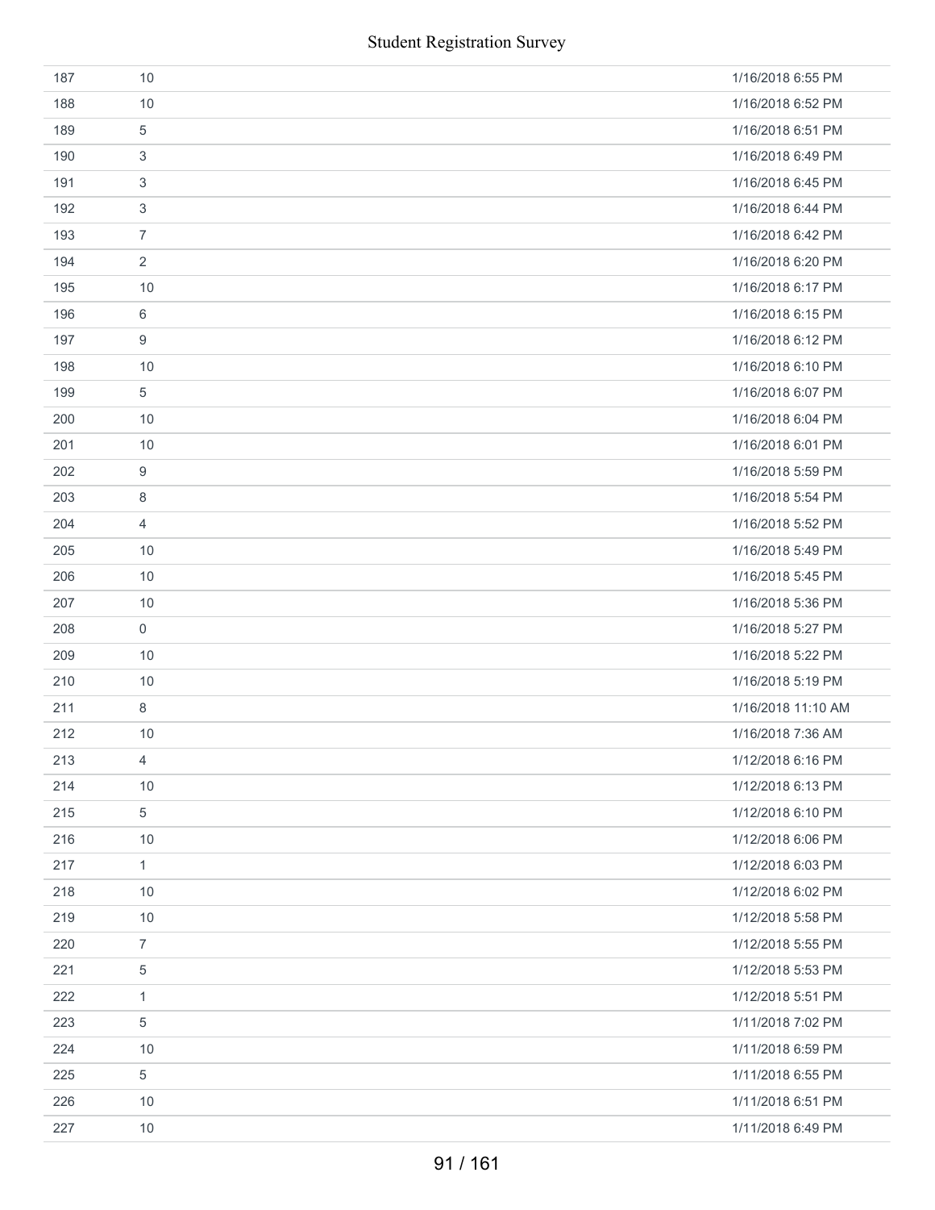| | | |
|---|---|---|
| 187 | 10 | 1/16/2018 6:55 PM |
| 188 | 10 | 1/16/2018 6:52 PM |
| 189 | 5 | 1/16/2018 6:51 PM |
| 190 | 3 | 1/16/2018 6:49 PM |
| 191 | 3 | 1/16/2018 6:45 PM |
| 192 | 3 | 1/16/2018 6:44 PM |
| 193 | 7 | 1/16/2018 6:42 PM |
| 194 | 2 | 1/16/2018 6:20 PM |
| 195 | 10 | 1/16/2018 6:17 PM |
| 196 | 6 | 1/16/2018 6:15 PM |
| 197 | 9 | 1/16/2018 6:12 PM |
| 198 | 10 | 1/16/2018 6:10 PM |
| 199 | 5 | 1/16/2018 6:07 PM |
| 200 | 10 | 1/16/2018 6:04 PM |
| 201 | 10 | 1/16/2018 6:01 PM |
| 202 | 9 | 1/16/2018 5:59 PM |
| 203 | 8 | 1/16/2018 5:54 PM |
| 204 | 4 | 1/16/2018 5:52 PM |
| 205 | 10 | 1/16/2018 5:49 PM |
| 206 | 10 | 1/16/2018 5:45 PM |
| 207 | 10 | 1/16/2018 5:36 PM |
| 208 | 0 | 1/16/2018 5:27 PM |
| 209 | 10 | 1/16/2018 5:22 PM |
| 210 | 10 | 1/16/2018 5:19 PM |
| 211 | 8 | 1/16/2018 11:10 AM |
| 212 | 10 | 1/16/2018 7:36 AM |
| 213 | 4 | 1/12/2018 6:16 PM |
| 214 | 10 | 1/12/2018 6:13 PM |
| 215 | 5 | 1/12/2018 6:10 PM |
| 216 | 10 | 1/12/2018 6:06 PM |
| 217 | 1 | 1/12/2018 6:03 PM |
| 218 | 10 | 1/12/2018 6:02 PM |
| 219 | 10 | 1/12/2018 5:58 PM |
| 220 | 7 | 1/12/2018 5:55 PM |
| 221 | 5 | 1/12/2018 5:53 PM |
| 222 | 1 | 1/12/2018 5:51 PM |
| 223 | 5 | 1/11/2018 7:02 PM |
| 224 | 10 | 1/11/2018 6:59 PM |
| 225 | 5 | 1/11/2018 6:55 PM |
| 226 | 10 | 1/11/2018 6:51 PM |
| 227 | 10 | 1/11/2018 6:49 PM |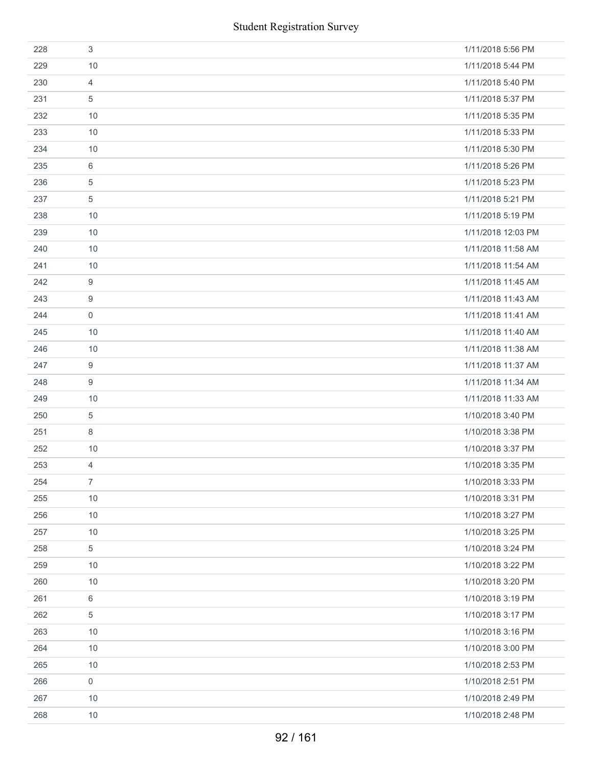| | | |
|---|---|---|
| 228 | 3 | 1/11/2018 5:56 PM |
| 229 | 10 | 1/11/2018 5:44 PM |
| 230 | 4 | 1/11/2018 5:40 PM |
| 231 | 5 | 1/11/2018 5:37 PM |
| 232 | 10 | 1/11/2018 5:35 PM |
| 233 | 10 | 1/11/2018 5:33 PM |
| 234 | 10 | 1/11/2018 5:30 PM |
| 235 | 6 | 1/11/2018 5:26 PM |
| 236 | 5 | 1/11/2018 5:23 PM |
| 237 | 5 | 1/11/2018 5:21 PM |
| 238 | 10 | 1/11/2018 5:19 PM |
| 239 | 10 | 1/11/2018 12:03 PM |
| 240 | 10 | 1/11/2018 11:58 AM |
| 241 | 10 | 1/11/2018 11:54 AM |
| 242 | 9 | 1/11/2018 11:45 AM |
| 243 | 9 | 1/11/2018 11:43 AM |
| 244 | 0 | 1/11/2018 11:41 AM |
| 245 | 10 | 1/11/2018 11:40 AM |
| 246 | 10 | 1/11/2018 11:38 AM |
| 247 | 9 | 1/11/2018 11:37 AM |
| 248 | 9 | 1/11/2018 11:34 AM |
| 249 | 10 | 1/11/2018 11:33 AM |
| 250 | 5 | 1/10/2018 3:40 PM |
| 251 | 8 | 1/10/2018 3:38 PM |
| 252 | 10 | 1/10/2018 3:37 PM |
| 253 | 4 | 1/10/2018 3:35 PM |
| 254 | 7 | 1/10/2018 3:33 PM |
| 255 | 10 | 1/10/2018 3:31 PM |
| 256 | 10 | 1/10/2018 3:27 PM |
| 257 | 10 | 1/10/2018 3:25 PM |
| 258 | 5 | 1/10/2018 3:24 PM |
| 259 | 10 | 1/10/2018 3:22 PM |
| 260 | 10 | 1/10/2018 3:20 PM |
| 261 | 6 | 1/10/2018 3:19 PM |
| 262 | 5 | 1/10/2018 3:17 PM |
| 263 | 10 | 1/10/2018 3:16 PM |
| 264 | 10 | 1/10/2018 3:00 PM |
| 265 | 10 | 1/10/2018 2:53 PM |
| 266 | 0 | 1/10/2018 2:51 PM |
| 267 | 10 | 1/10/2018 2:49 PM |
| 268 | 10 | 1/10/2018 2:48 PM |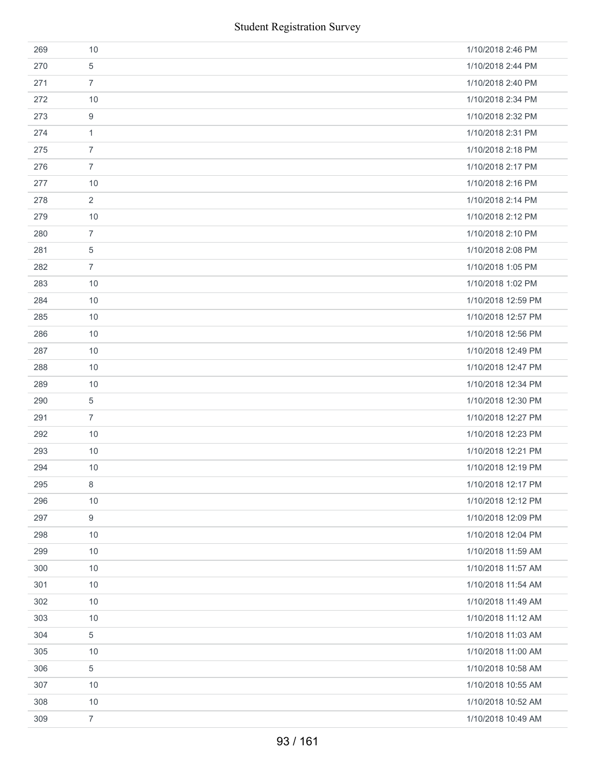| | | |
|---|---|---|
| 269 | 10 | 1/10/2018 2:46 PM |
| 270 | 5 | 1/10/2018 2:44 PM |
| 271 | 7 | 1/10/2018 2:40 PM |
| 272 | 10 | 1/10/2018 2:34 PM |
| 273 | 9 | 1/10/2018 2:32 PM |
| 274 | 1 | 1/10/2018 2:31 PM |
| 275 | 7 | 1/10/2018 2:18 PM |
| 276 | 7 | 1/10/2018 2:17 PM |
| 277 | 10 | 1/10/2018 2:16 PM |
| 278 | 2 | 1/10/2018 2:14 PM |
| 279 | 10 | 1/10/2018 2:12 PM |
| 280 | 7 | 1/10/2018 2:10 PM |
| 281 | 5 | 1/10/2018 2:08 PM |
| 282 | 7 | 1/10/2018 1:05 PM |
| 283 | 10 | 1/10/2018 1:02 PM |
| 284 | 10 | 1/10/2018 12:59 PM |
| 285 | 10 | 1/10/2018 12:57 PM |
| 286 | 10 | 1/10/2018 12:56 PM |
| 287 | 10 | 1/10/2018 12:49 PM |
| 288 | 10 | 1/10/2018 12:47 PM |
| 289 | 10 | 1/10/2018 12:34 PM |
| 290 | 5 | 1/10/2018 12:30 PM |
| 291 | 7 | 1/10/2018 12:27 PM |
| 292 | 10 | 1/10/2018 12:23 PM |
| 293 | 10 | 1/10/2018 12:21 PM |
| 294 | 10 | 1/10/2018 12:19 PM |
| 295 | 8 | 1/10/2018 12:17 PM |
| 296 | 10 | 1/10/2018 12:12 PM |
| 297 | 9 | 1/10/2018 12:09 PM |
| 298 | 10 | 1/10/2018 12:04 PM |
| 299 | 10 | 1/10/2018 11:59 AM |
| 300 | 10 | 1/10/2018 11:57 AM |
| 301 | 10 | 1/10/2018 11:54 AM |
| 302 | 10 | 1/10/2018 11:49 AM |
| 303 | 10 | 1/10/2018 11:12 AM |
| 304 | 5 | 1/10/2018 11:03 AM |
| 305 | 10 | 1/10/2018 11:00 AM |
| 306 | 5 | 1/10/2018 10:58 AM |
| 307 | 10 | 1/10/2018 10:55 AM |
| 308 | 10 | 1/10/2018 10:52 AM |
| 309 | 7 | 1/10/2018 10:49 AM |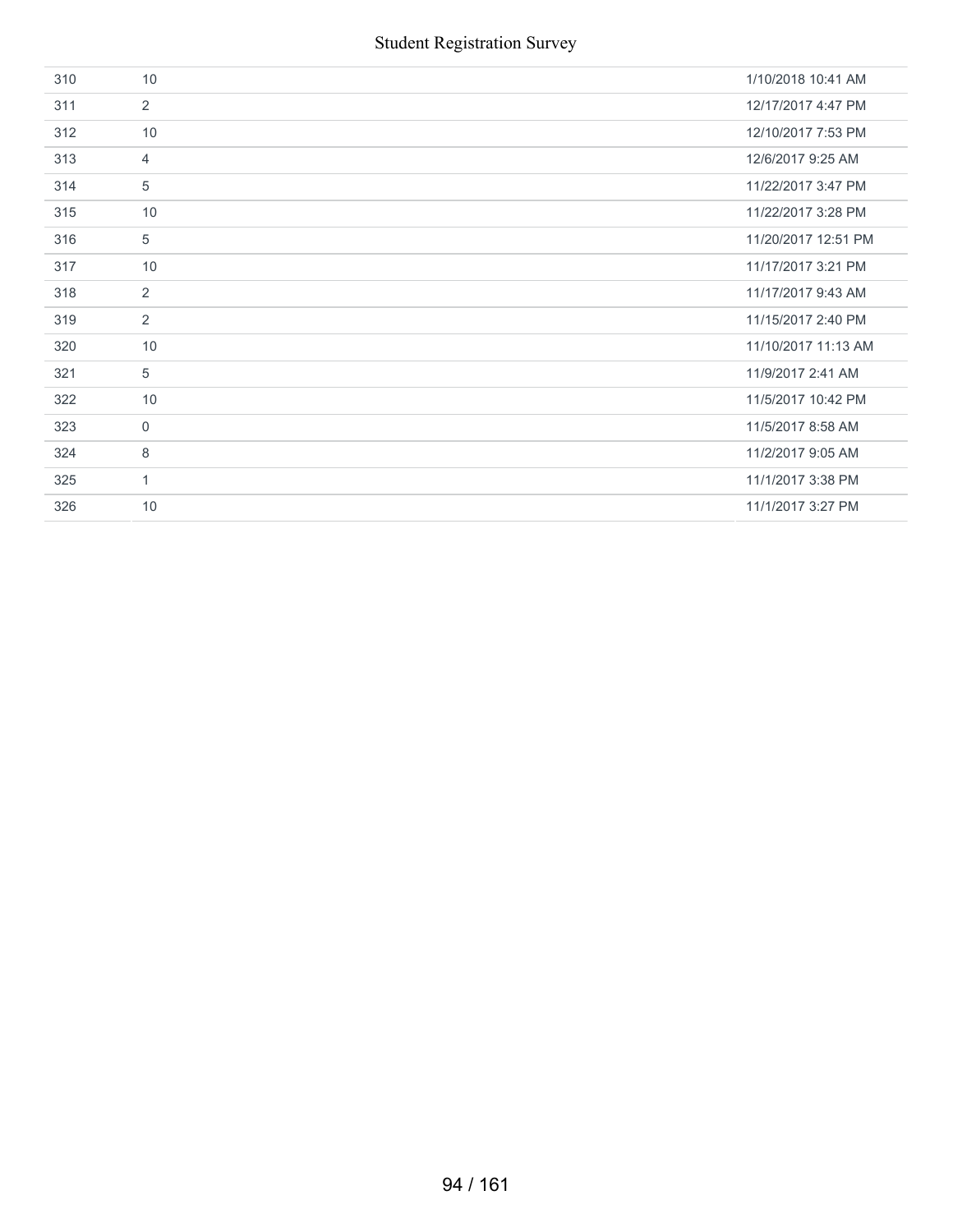| | | |
|---|---|---|
| 310 | 10 | 1/10/2018 10:41 AM |
| 311 | 2 | 12/17/2017 4:47 PM |
| 312 | 10 | 12/10/2017 7:53 PM |
| 313 | 4 | 12/6/2017 9:25 AM |
| 314 | 5 | 11/22/2017 3:47 PM |
| 315 | 10 | 11/22/2017 3:28 PM |
| 316 | 5 | 11/20/2017 12:51 PM |
| 317 | 10 | 11/17/2017 3:21 PM |
| 318 | 2 | 11/17/2017 9:43 AM |
| 319 | 2 | 11/15/2017 2:40 PM |
| 320 | 10 | 11/10/2017 11:13 AM |
| 321 | 5 | 11/9/2017 2:41 AM |
| 322 | 10 | 11/5/2017 10:42 PM |
| 323 | 0 | 11/5/2017 8:58 AM |
| 324 | 8 | 11/2/2017 9:05 AM |
| 325 | 1 | 11/1/2017 3:38 PM |
| 326 | 10 | 11/1/2017 3:27 PM |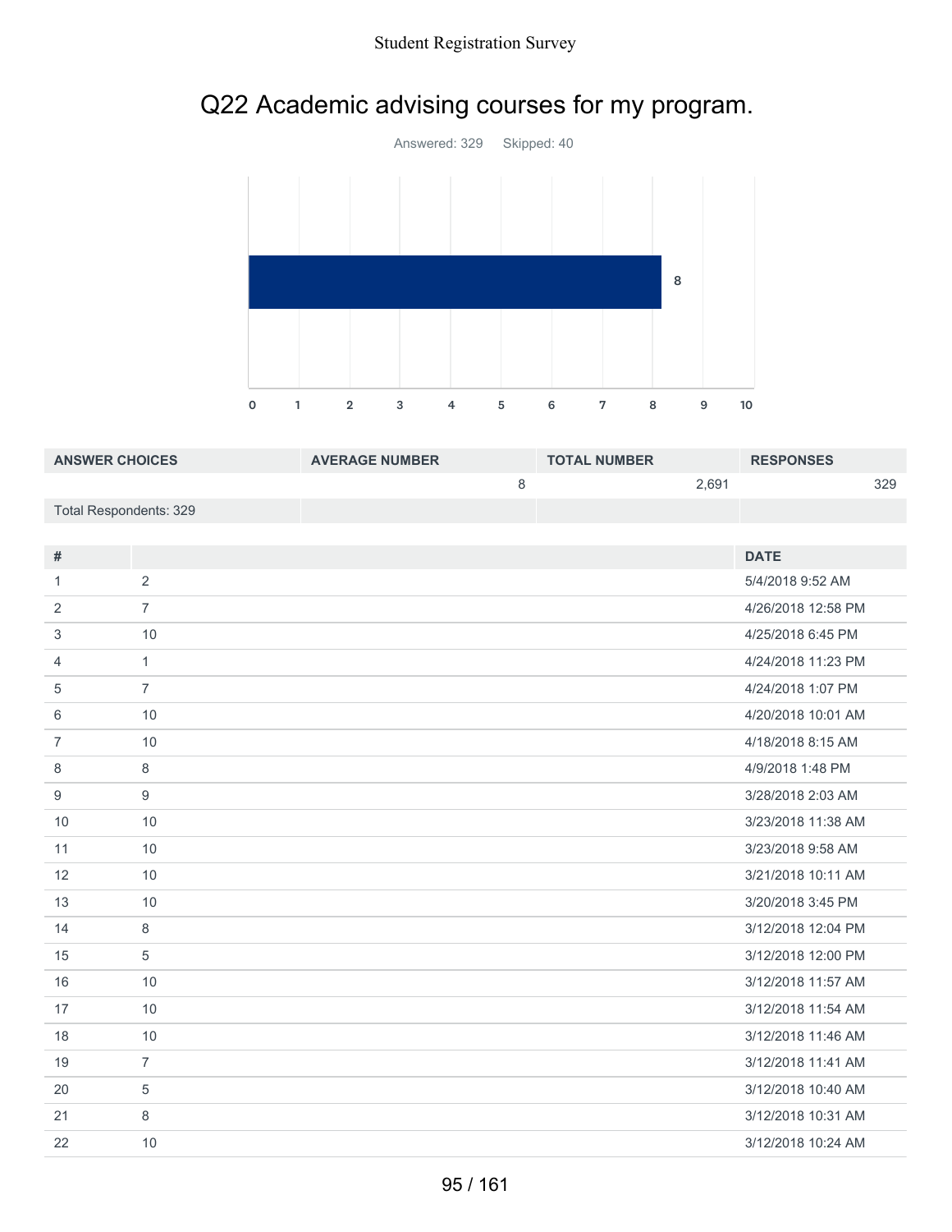## Q22 Academic advising courses for my program.

Answered: 329 Skipped: 40

| ANSWER CHOICES | AVERAGE NUMBER | TOTAL NUMBER | RESPONSES |
|---|---|---|---|
| | 8 | 2,691 | 329 |
| Total Respondents: 329 | | | |

| # | | DATE |
|---|---|---|
| 1 | 2 | 5/4/2018 9:52 AM |
| 2 | 7 | 4/26/2018 12:58 PM |
| 3 | 10 | 4/25/2018 6:45 PM |
| 4 | 1 | 4/24/2018 11:23 PM |
| 5 | 7 | 4/24/2018 1:07 PM |
| 6 | 10 | 4/20/2018 10:01 AM |
| 7 | 10 | 4/18/2018 8:15 AM |
| 8 | 8 | 4/9/2018 1:48 PM |
| 9 | 9 | 3/28/2018 2:03 AM |
| 10 | 10 | 3/23/2018 11:38 AM |
| 11 | 10 | 3/23/2018 9:58 AM |
| 12 | 10 | 3/21/2018 10:11 AM |
| 13 | 10 | 3/20/2018 3:45 PM |
| 14 | 8 | 3/12/2018 12:04 PM |
| 15 | 5 | 3/12/2018 12:00 PM |
| 16 | 10 | 3/12/2018 11:57 AM |
| 17 | 10 | 3/12/2018 11:54 AM |
| 18 | 10 | 3/12/2018 11:46 AM |
| 19 | 7 | 3/12/2018 11:41 AM |
| 20 | 5 | 3/12/2018 10:40 AM |
| 21 | 8 | 3/12/2018 10:31 AM |
| 22 | 10 | 3/12/2018 10:24 AM |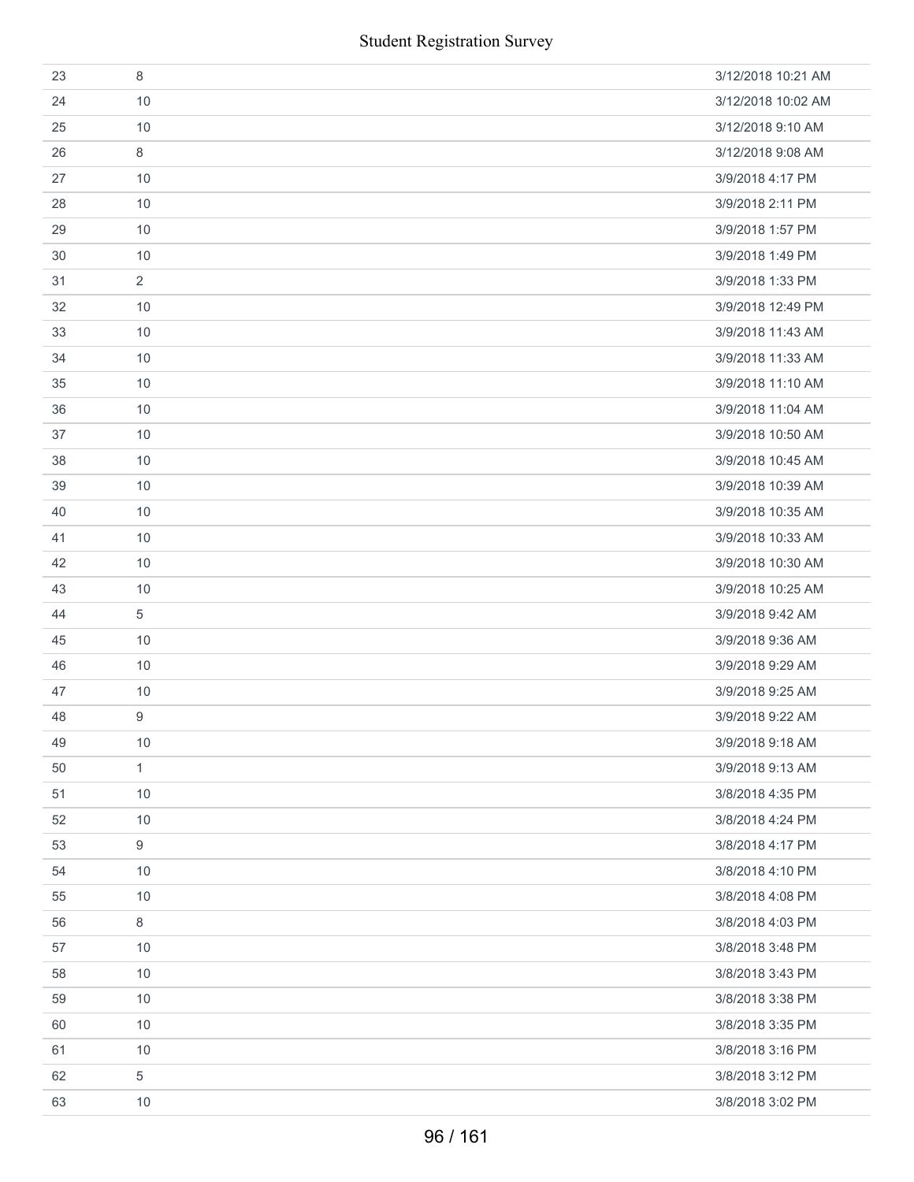| | | |
|---|---|---|
| 23 | 8 | 3/12/2018 10:21 AM |
| 24 | 10 | 3/12/2018 10:02 AM |
| 25 | 10 | 3/12/2018 9:10 AM |
| 26 | 8 | 3/12/2018 9:08 AM |
| 27 | 10 | 3/9/2018 4:17 PM |
| 28 | 10 | 3/9/2018 2:11 PM |
| 29 | 10 | 3/9/2018 1:57 PM |
| 30 | 10 | 3/9/2018 1:49 PM |
| 31 | 2 | 3/9/2018 1:33 PM |
| 32 | 10 | 3/9/2018 12:49 PM |
| 33 | 10 | 3/9/2018 11:43 AM |
| 34 | 10 | 3/9/2018 11:33 AM |
| 35 | 10 | 3/9/2018 11:10 AM |
| 36 | 10 | 3/9/2018 11:04 AM |
| 37 | 10 | 3/9/2018 10:50 AM |
| 38 | 10 | 3/9/2018 10:45 AM |
| 39 | 10 | 3/9/2018 10:39 AM |
| 40 | 10 | 3/9/2018 10:35 AM |
| 41 | 10 | 3/9/2018 10:33 AM |
| 42 | 10 | 3/9/2018 10:30 AM |
| 43 | 10 | 3/9/2018 10:25 AM |
| 44 | 5 | 3/9/2018 9:42 AM |
| 45 | 10 | 3/9/2018 9:36 AM |
| 46 | 10 | 3/9/2018 9:29 AM |
| 47 | 10 | 3/9/2018 9:25 AM |
| 48 | 9 | 3/9/2018 9:22 AM |
| 49 | 10 | 3/9/2018 9:18 AM |
| 50 | 1 | 3/9/2018 9:13 AM |
| 51 | 10 | 3/8/2018 4:35 PM |
| 52 | 10 | 3/8/2018 4:24 PM |
| 53 | 9 | 3/8/2018 4:17 PM |
| 54 | 10 | 3/8/2018 4:10 PM |
| 55 | 10 | 3/8/2018 4:08 PM |
| 56 | 8 | 3/8/2018 4:03 PM |
| 57 | 10 | 3/8/2018 3:48 PM |
| 58 | 10 | 3/8/2018 3:43 PM |
| 59 | 10 | 3/8/2018 3:38 PM |
| 60 | 10 | 3/8/2018 3:35 PM |
| 61 | 10 | 3/8/2018 3:16 PM |
| 62 | 5 | 3/8/2018 3:12 PM |
| 63 | 10 | 3/8/2018 3:02 PM |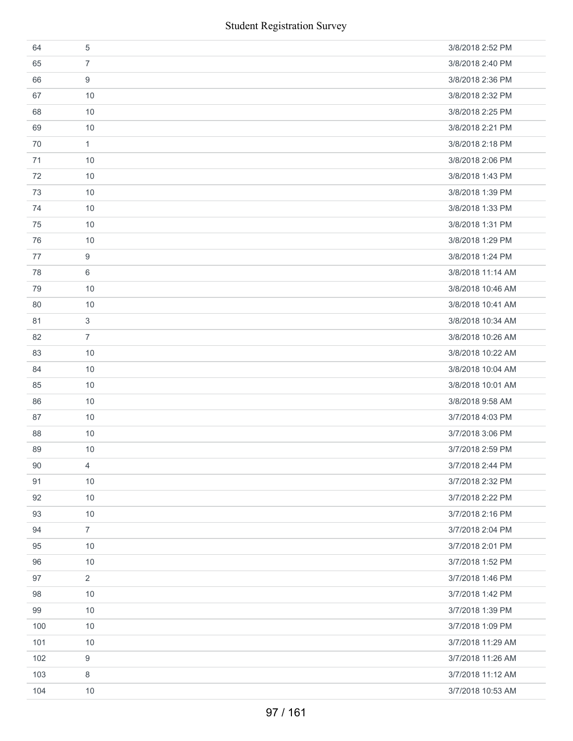| | | |
|---|---|---|
| 64 | 5 | 3/8/2018 2:52 PM |
| 65 | 7 | 3/8/2018 2:40 PM |
| 66 | 9 | 3/8/2018 2:36 PM |
| 67 | 10 | 3/8/2018 2:32 PM |
| 68 | 10 | 3/8/2018 2:25 PM |
| 69 | 10 | 3/8/2018 2:21 PM |
| 70 | 1 | 3/8/2018 2:18 PM |
| 71 | 10 | 3/8/2018 2:06 PM |
| 72 | 10 | 3/8/2018 1:43 PM |
| 73 | 10 | 3/8/2018 1:39 PM |
| 74 | 10 | 3/8/2018 1:33 PM |
| 75 | 10 | 3/8/2018 1:31 PM |
| 76 | 10 | 3/8/2018 1:29 PM |
| 77 | 9 | 3/8/2018 1:24 PM |
| 78 | 6 | 3/8/2018 11:14 AM |
| 79 | 10 | 3/8/2018 10:46 AM |
| 80 | 10 | 3/8/2018 10:41 AM |
| 81 | 3 | 3/8/2018 10:34 AM |
| 82 | 7 | 3/8/2018 10:26 AM |
| 83 | 10 | 3/8/2018 10:22 AM |
| 84 | 10 | 3/8/2018 10:04 AM |
| 85 | 10 | 3/8/2018 10:01 AM |
| 86 | 10 | 3/8/2018 9:58 AM |
| 87 | 10 | 3/7/2018 4:03 PM |
| 88 | 10 | 3/7/2018 3:06 PM |
| 89 | 10 | 3/7/2018 2:59 PM |
| 90 | 4 | 3/7/2018 2:44 PM |
| 91 | 10 | 3/7/2018 2:32 PM |
| 92 | 10 | 3/7/2018 2:22 PM |
| 93 | 10 | 3/7/2018 2:16 PM |
| 94 | 7 | 3/7/2018 2:04 PM |
| 95 | 10 | 3/7/2018 2:01 PM |
| 96 | 10 | 3/7/2018 1:52 PM |
| 97 | 2 | 3/7/2018 1:46 PM |
| 98 | 10 | 3/7/2018 1:42 PM |
| 99 | 10 | 3/7/2018 1:39 PM |
| 100 | 10 | 3/7/2018 1:09 PM |
| 101 | 10 | 3/7/2018 11:29 AM |
| 102 | 9 | 3/7/2018 11:26 AM |
| 103 | 8 | 3/7/2018 11:12 AM |
| 104 | 10 | 3/7/2018 10:53 AM |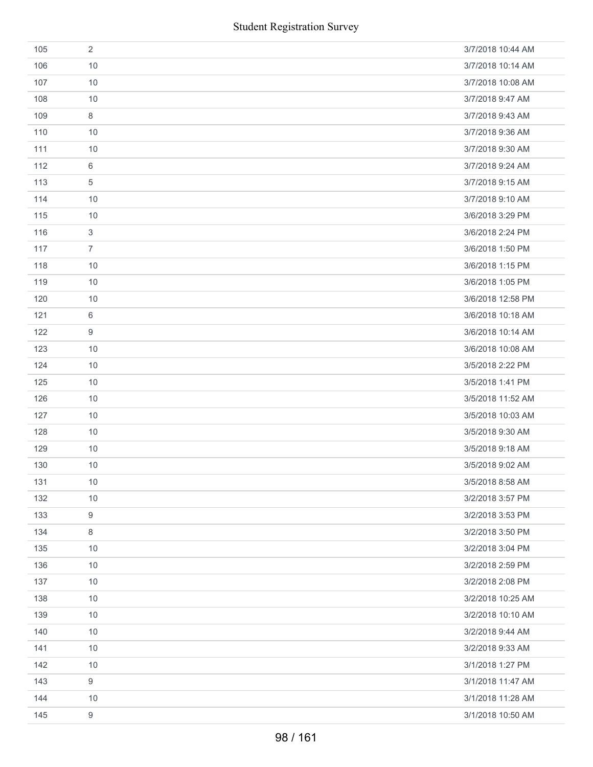| | | |
|---|---|---|
| 105 | 2 | 3/7/2018 10:44 AM |
| 106 | 10 | 3/7/2018 10:14 AM |
| 107 | 10 | 3/7/2018 10:08 AM |
| 108 | 10 | 3/7/2018 9:47 AM |
| 109 | 8 | 3/7/2018 9:43 AM |
| 110 | 10 | 3/7/2018 9:36 AM |
| 111 | 10 | 3/7/2018 9:30 AM |
| 112 | 6 | 3/7/2018 9:24 AM |
| 113 | 5 | 3/7/2018 9:15 AM |
| 114 | 10 | 3/7/2018 9:10 AM |
| 115 | 10 | 3/6/2018 3:29 PM |
| 116 | 3 | 3/6/2018 2:24 PM |
| 117 | 7 | 3/6/2018 1:50 PM |
| 118 | 10 | 3/6/2018 1:15 PM |
| 119 | 10 | 3/6/2018 1:05 PM |
| 120 | 10 | 3/6/2018 12:58 PM |
| 121 | 6 | 3/6/2018 10:18 AM |
| 122 | 9 | 3/6/2018 10:14 AM |
| 123 | 10 | 3/6/2018 10:08 AM |
| 124 | 10 | 3/5/2018 2:22 PM |
| 125 | 10 | 3/5/2018 1:41 PM |
| 126 | 10 | 3/5/2018 11:52 AM |
| 127 | 10 | 3/5/2018 10:03 AM |
| 128 | 10 | 3/5/2018 9:30 AM |
| 129 | 10 | 3/5/2018 9:18 AM |
| 130 | 10 | 3/5/2018 9:02 AM |
| 131 | 10 | 3/5/2018 8:58 AM |
| 132 | 10 | 3/2/2018 3:57 PM |
| 133 | 9 | 3/2/2018 3:53 PM |
| 134 | 8 | 3/2/2018 3:50 PM |
| 135 | 10 | 3/2/2018 3:04 PM |
| 136 | 10 | 3/2/2018 2:59 PM |
| 137 | 10 | 3/2/2018 2:08 PM |
| 138 | 10 | 3/2/2018 10:25 AM |
| 139 | 10 | 3/2/2018 10:10 AM |
| 140 | 10 | 3/2/2018 9:44 AM |
| 141 | 10 | 3/2/2018 9:33 AM |
| 142 | 10 | 3/1/2018 1:27 PM |
| 143 | 9 | 3/1/2018 11:47 AM |
| 144 | 10 | 3/1/2018 11:28 AM |
| 145 | 9 | 3/1/2018 10:50 AM |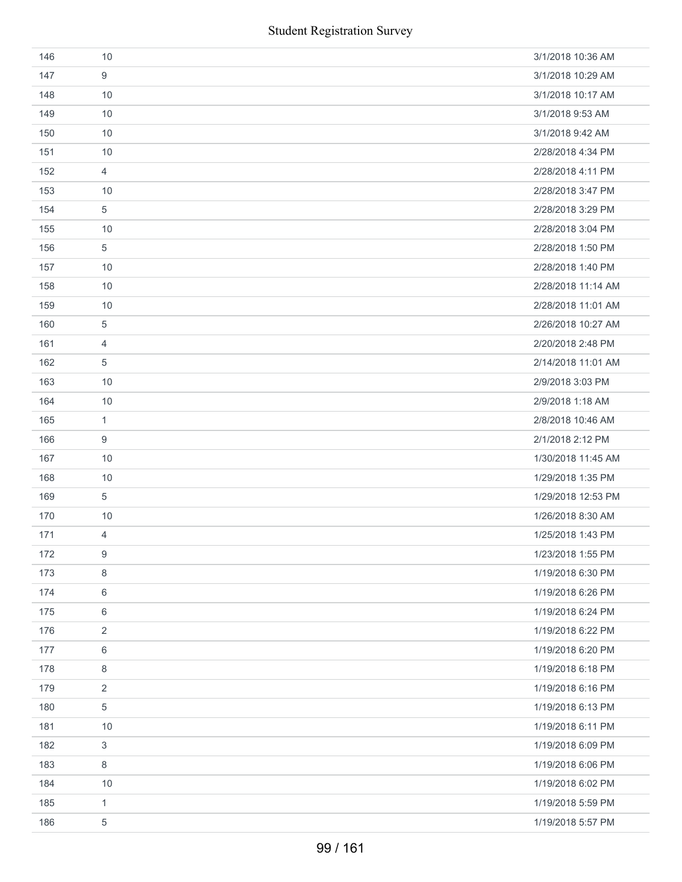| | | |
|---|---|---|
| 146 | 10 | 3/1/2018 10:36 AM |
| 147 | 9 | 3/1/2018 10:29 AM |
| 148 | 10 | 3/1/2018 10:17 AM |
| 149 | 10 | 3/1/2018 9:53 AM |
| 150 | 10 | 3/1/2018 9:42 AM |
| 151 | 10 | 2/28/2018 4:34 PM |
| 152 | 4 | 2/28/2018 4:11 PM |
| 153 | 10 | 2/28/2018 3:47 PM |
| 154 | 5 | 2/28/2018 3:29 PM |
| 155 | 10 | 2/28/2018 3:04 PM |
| 156 | 5 | 2/28/2018 1:50 PM |
| 157 | 10 | 2/28/2018 1:40 PM |
| 158 | 10 | 2/28/2018 11:14 AM |
| 159 | 10 | 2/28/2018 11:01 AM |
| 160 | 5 | 2/26/2018 10:27 AM |
| 161 | 4 | 2/20/2018 2:48 PM |
| 162 | 5 | 2/14/2018 11:01 AM |
| 163 | 10 | 2/9/2018 3:03 PM |
| 164 | 10 | 2/9/2018 1:18 AM |
| 165 | 1 | 2/8/2018 10:46 AM |
| 166 | 9 | 2/1/2018 2:12 PM |
| 167 | 10 | 1/30/2018 11:45 AM |
| 168 | 10 | 1/29/2018 1:35 PM |
| 169 | 5 | 1/29/2018 12:53 PM |
| 170 | 10 | 1/26/2018 8:30 AM |
| 171 | 4 | 1/25/2018 1:43 PM |
| 172 | 9 | 1/23/2018 1:55 PM |
| 173 | 8 | 1/19/2018 6:30 PM |
| 174 | 6 | 1/19/2018 6:26 PM |
| 175 | 6 | 1/19/2018 6:24 PM |
| 176 | 2 | 1/19/2018 6:22 PM |
| 177 | 6 | 1/19/2018 6:20 PM |
| 178 | 8 | 1/19/2018 6:18 PM |
| 179 | 2 | 1/19/2018 6:16 PM |
| 180 | 5 | 1/19/2018 6:13 PM |
| 181 | 10 | 1/19/2018 6:11 PM |
| 182 | 3 | 1/19/2018 6:09 PM |
| 183 | 8 | 1/19/2018 6:06 PM |
| 184 | 10 | 1/19/2018 6:02 PM |
| 185 | 1 | 1/19/2018 5:59 PM |
| 186 | 5 | 1/19/2018 5:57 PM |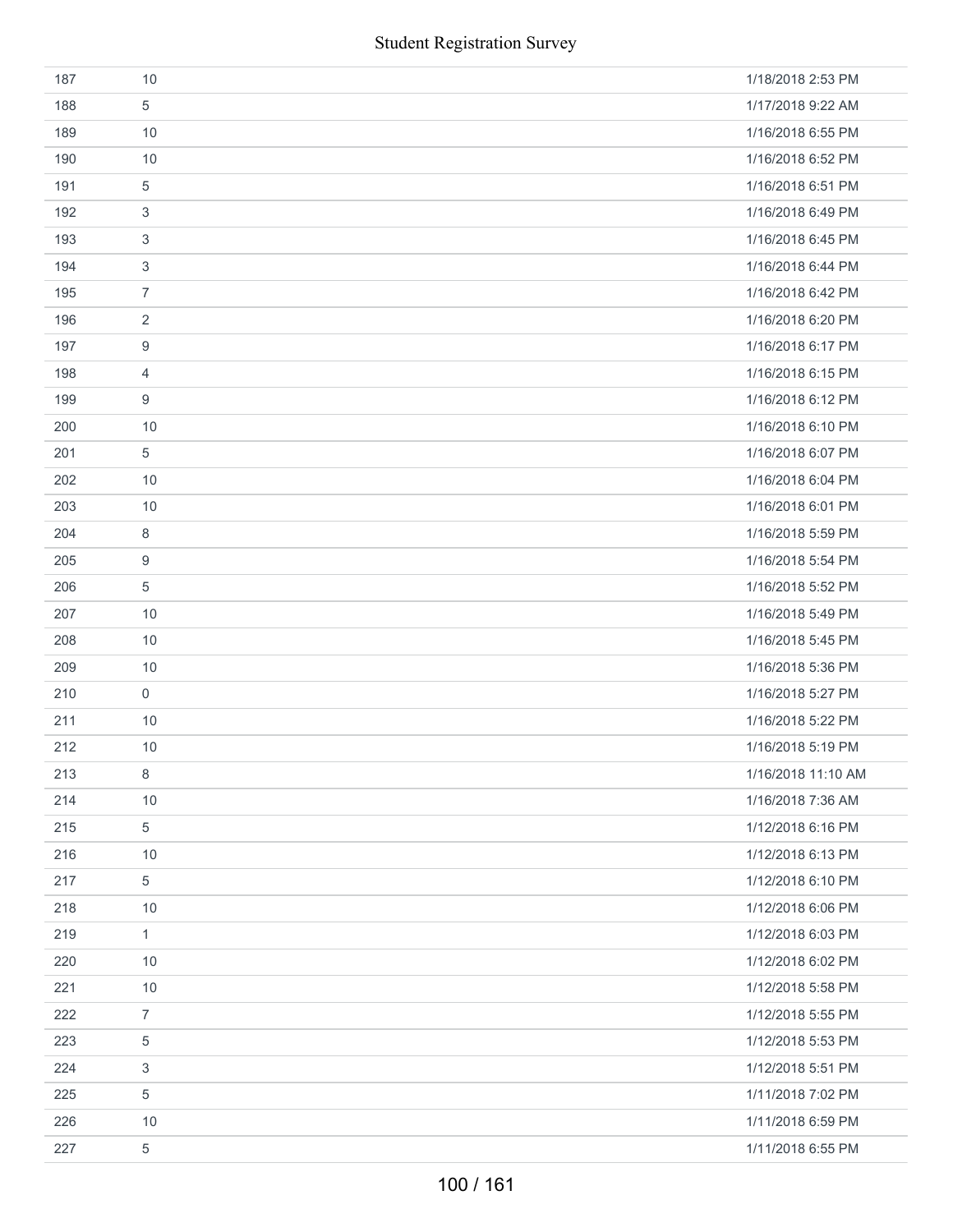| | | |
|---|---|---|
| 187 | 10 | 1/18/2018 2:53 PM |
| 188 | 5 | 1/17/2018 9:22 AM |
| 189 | 10 | 1/16/2018 6:55 PM |
| 190 | 10 | 1/16/2018 6:52 PM |
| 191 | 5 | 1/16/2018 6:51 PM |
| 192 | 3 | 1/16/2018 6:49 PM |
| 193 | 3 | 1/16/2018 6:45 PM |
| 194 | 3 | 1/16/2018 6:44 PM |
| 195 | 7 | 1/16/2018 6:42 PM |
| 196 | 2 | 1/16/2018 6:20 PM |
| 197 | 9 | 1/16/2018 6:17 PM |
| 198 | 4 | 1/16/2018 6:15 PM |
| 199 | 9 | 1/16/2018 6:12 PM |
| 200 | 10 | 1/16/2018 6:10 PM |
| 201 | 5 | 1/16/2018 6:07 PM |
| 202 | 10 | 1/16/2018 6:04 PM |
| 203 | 10 | 1/16/2018 6:01 PM |
| 204 | 8 | 1/16/2018 5:59 PM |
| 205 | 9 | 1/16/2018 5:54 PM |
| 206 | 5 | 1/16/2018 5:52 PM |
| 207 | 10 | 1/16/2018 5:49 PM |
| 208 | 10 | 1/16/2018 5:45 PM |
| 209 | 10 | 1/16/2018 5:36 PM |
| 210 | 0 | 1/16/2018 5:27 PM |
| 211 | 10 | 1/16/2018 5:22 PM |
| 212 | 10 | 1/16/2018 5:19 PM |
| 213 | 8 | 1/16/2018 11:10 AM |
| 214 | 10 | 1/16/2018 7:36 AM |
| 215 | 5 | 1/12/2018 6:16 PM |
| 216 | 10 | 1/12/2018 6:13 PM |
| 217 | 5 | 1/12/2018 6:10 PM |
| 218 | 10 | 1/12/2018 6:06 PM |
| 219 | 1 | 1/12/2018 6:03 PM |
| 220 | 10 | 1/12/2018 6:02 PM |
| 221 | 10 | 1/12/2018 5:58 PM |
| 222 | 7 | 1/12/2018 5:55 PM |
| 223 | 5 | 1/12/2018 5:53 PM |
| 224 | 3 | 1/12/2018 5:51 PM |
| 225 | 5 | 1/11/2018 7:02 PM |
| 226 | 10 | 1/11/2018 6:59 PM |
| 227 | 5 | 1/11/2018 6:55 PM |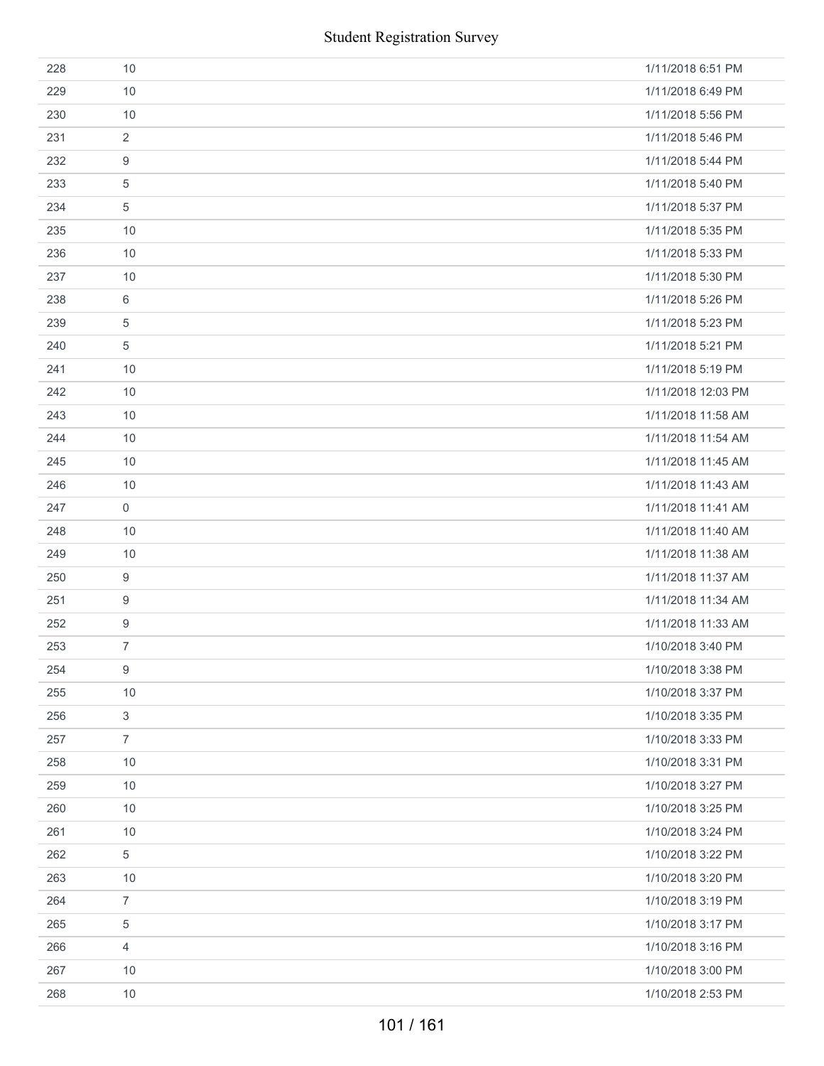| | | |
|---|---|---|
| 228 | 10 | 1/11/2018 6:51 PM |
| 229 | 10 | 1/11/2018 6:49 PM |
| 230 | 10 | 1/11/2018 5:56 PM |
| 231 | 2 | 1/11/2018 5:46 PM |
| 232 | 9 | 1/11/2018 5:44 PM |
| 233 | 5 | 1/11/2018 5:40 PM |
| 234 | 5 | 1/11/2018 5:37 PM |
| 235 | 10 | 1/11/2018 5:35 PM |
| 236 | 10 | 1/11/2018 5:33 PM |
| 237 | 10 | 1/11/2018 5:30 PM |
| 238 | 6 | 1/11/2018 5:26 PM |
| 239 | 5 | 1/11/2018 5:23 PM |
| 240 | 5 | 1/11/2018 5:21 PM |
| 241 | 10 | 1/11/2018 5:19 PM |
| 242 | 10 | 1/11/2018 12:03 PM |
| 243 | 10 | 1/11/2018 11:58 AM |
| 244 | 10 | 1/11/2018 11:54 AM |
| 245 | 10 | 1/11/2018 11:45 AM |
| 246 | 10 | 1/11/2018 11:43 AM |
| 247 | 0 | 1/11/2018 11:41 AM |
| 248 | 10 | 1/11/2018 11:40 AM |
| 249 | 10 | 1/11/2018 11:38 AM |
| 250 | 9 | 1/11/2018 11:37 AM |
| 251 | 9 | 1/11/2018 11:34 AM |
| 252 | 9 | 1/11/2018 11:33 AM |
| 253 | 7 | 1/10/2018 3:40 PM |
| 254 | 9 | 1/10/2018 3:38 PM |
| 255 | 10 | 1/10/2018 3:37 PM |
| 256 | 3 | 1/10/2018 3:35 PM |
| 257 | 7 | 1/10/2018 3:33 PM |
| 258 | 10 | 1/10/2018 3:31 PM |
| 259 | 10 | 1/10/2018 3:27 PM |
| 260 | 10 | 1/10/2018 3:25 PM |
| 261 | 10 | 1/10/2018 3:24 PM |
| 262 | 5 | 1/10/2018 3:22 PM |
| 263 | 10 | 1/10/2018 3:20 PM |
| 264 | 7 | 1/10/2018 3:19 PM |
| 265 | 5 | 1/10/2018 3:17 PM |
| 266 | 4 | 1/10/2018 3:16 PM |
| 267 | 10 | 1/10/2018 3:00 PM |
| 268 | 10 | 1/10/2018 2:53 PM |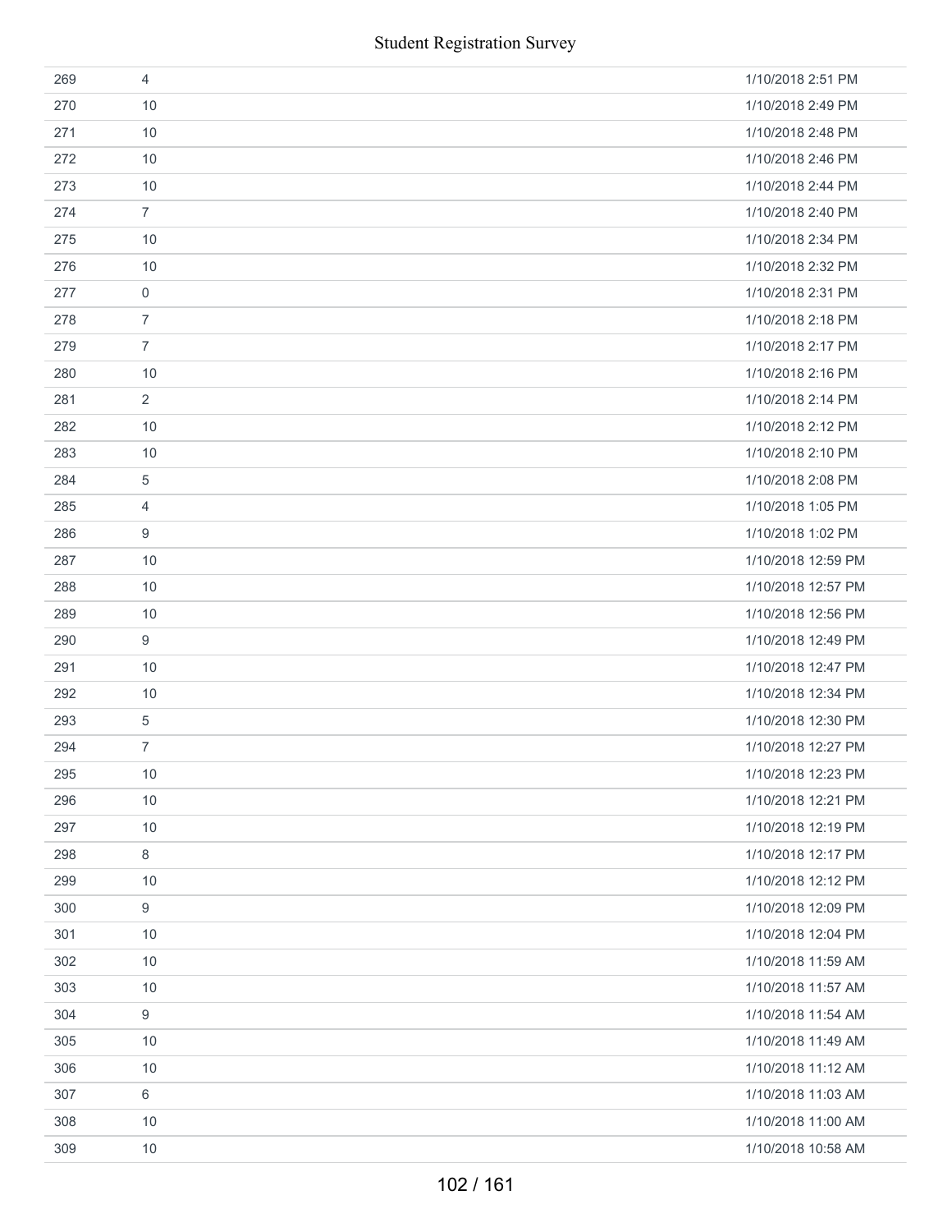| | | |
|---|---|---|
| 269 | 4 | 1/10/2018 2:51 PM |
| 270 | 10 | 1/10/2018 2:49 PM |
| 271 | 10 | 1/10/2018 2:48 PM |
| 272 | 10 | 1/10/2018 2:46 PM |
| 273 | 10 | 1/10/2018 2:44 PM |
| 274 | 7 | 1/10/2018 2:40 PM |
| 275 | 10 | 1/10/2018 2:34 PM |
| 276 | 10 | 1/10/2018 2:32 PM |
| 277 | 0 | 1/10/2018 2:31 PM |
| 278 | 7 | 1/10/2018 2:18 PM |
| 279 | 7 | 1/10/2018 2:17 PM |
| 280 | 10 | 1/10/2018 2:16 PM |
| 281 | 2 | 1/10/2018 2:14 PM |
| 282 | 10 | 1/10/2018 2:12 PM |
| 283 | 10 | 1/10/2018 2:10 PM |
| 284 | 5 | 1/10/2018 2:08 PM |
| 285 | 4 | 1/10/2018 1:05 PM |
| 286 | 9 | 1/10/2018 1:02 PM |
| 287 | 10 | 1/10/2018 12:59 PM |
| 288 | 10 | 1/10/2018 12:57 PM |
| 289 | 10 | 1/10/2018 12:56 PM |
| 290 | 9 | 1/10/2018 12:49 PM |
| 291 | 10 | 1/10/2018 12:47 PM |
| 292 | 10 | 1/10/2018 12:34 PM |
| 293 | 5 | 1/10/2018 12:30 PM |
| 294 | 7 | 1/10/2018 12:27 PM |
| 295 | 10 | 1/10/2018 12:23 PM |
| 296 | 10 | 1/10/2018 12:21 PM |
| 297 | 10 | 1/10/2018 12:19 PM |
| 298 | 8 | 1/10/2018 12:17 PM |
| 299 | 10 | 1/10/2018 12:12 PM |
| 300 | 9 | 1/10/2018 12:09 PM |
| 301 | 10 | 1/10/2018 12:04 PM |
| 302 | 10 | 1/10/2018 11:59 AM |
| 303 | 10 | 1/10/2018 11:57 AM |
| 304 | 9 | 1/10/2018 11:54 AM |
| 305 | 10 | 1/10/2018 11:49 AM |
| 306 | 10 | 1/10/2018 11:12 AM |
| 307 | 6 | 1/10/2018 11:03 AM |
| 308 | 10 | 1/10/2018 11:00 AM |
| 309 | 10 | 1/10/2018 10:58 AM |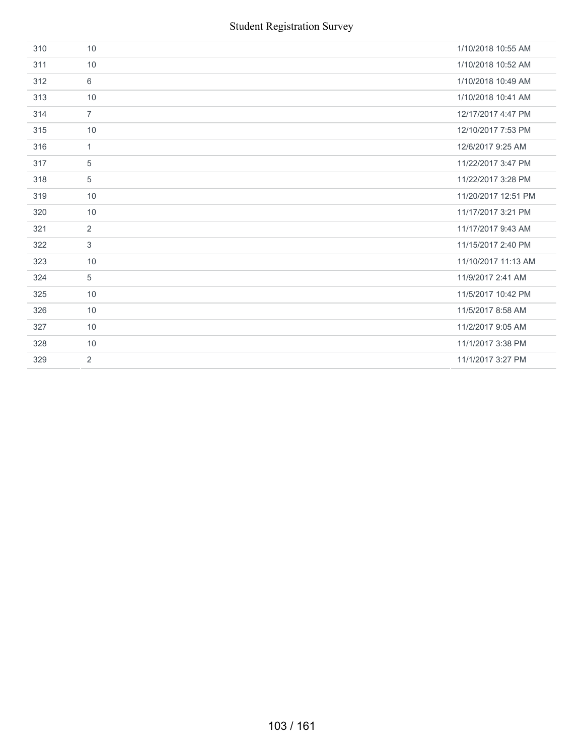| | | |
|---|---|---|
| 310 | 10 | 1/10/2018 10:55 AM |
| 311 | 10 | 1/10/2018 10:52 AM |
| 312 | 6 | 1/10/2018 10:49 AM |
| 313 | 10 | 1/10/2018 10:41 AM |
| 314 | 7 | 12/17/2017 4:47 PM |
| 315 | 10 | 12/10/2017 7:53 PM |
| 316 | 1 | 12/6/2017 9:25 AM |
| 317 | 5 | 11/22/2017 3:47 PM |
| 318 | 5 | 11/22/2017 3:28 PM |
| 319 | 10 | 11/20/2017 12:51 PM |
| 320 | 10 | 11/17/2017 3:21 PM |
| 321 | 2 | 11/17/2017 9:43 AM |
| 322 | 3 | 11/15/2017 2:40 PM |
| 323 | 10 | 11/10/2017 11:13 AM |
| 324 | 5 | 11/9/2017 2:41 AM |
| 325 | 10 | 11/5/2017 10:42 PM |
| 326 | 10 | 11/5/2017 8:58 AM |
| 327 | 10 | 11/2/2017 9:05 AM |
| 328 | 10 | 11/1/2017 3:38 PM |
| 329 | 2 | 11/1/2017 3:27 PM |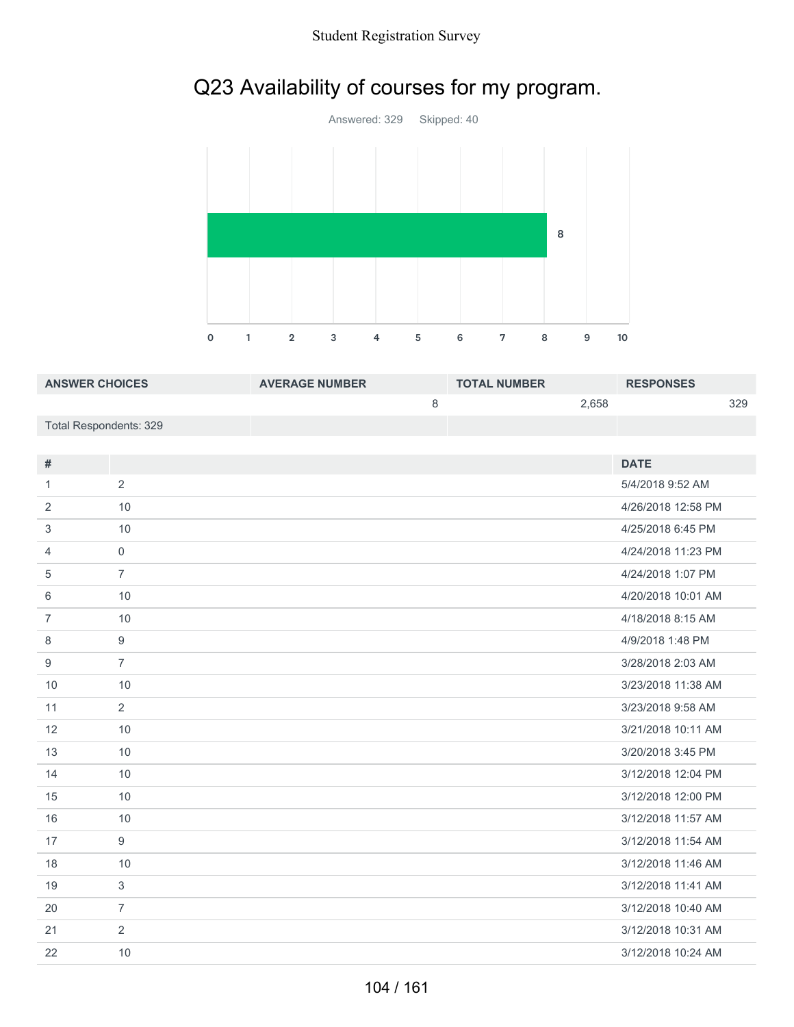# Q23 Availability of courses for my program.

Answered: 329 Skipped: 40

| ANSWER CHOICES | AVERAGE NUMBER | TOTAL NUMBER | RESPONSES |
|---|---|---|---|
| | 8 | 2,658 | 329 |
| Total Respondents: 329 | | | |

| # | | DATE |
|---|---|---|
| 1 | 2 | 5/4/2018 9:52 AM |
| 2 | 10 | 4/26/2018 12:58 PM |
| 3 | 10 | 4/25/2018 6:45 PM |
| 4 | 0 | 4/24/2018 11:23 PM |
| 5 | 7 | 4/24/2018 1:07 PM |
| 6 | 10 | 4/20/2018 10:01 AM |
| 7 | 10 | 4/18/2018 8:15 AM |
| 8 | 9 | 4/9/2018 1:48 PM |
| 9 | 7 | 3/28/2018 2:03 AM |
| 10 | 10 | 3/23/2018 11:38 AM |
| 11 | 2 | 3/23/2018 9:58 AM |
| 12 | 10 | 3/21/2018 10:11 AM |
| 13 | 10 | 3/20/2018 3:45 PM |
| 14 | 10 | 3/12/2018 12:04 PM |
| 15 | 10 | 3/12/2018 12:00 PM |
| 16 | 10 | 3/12/2018 11:57 AM |
| 17 | 9 | 3/12/2018 11:54 AM |
| 18 | 10 | 3/12/2018 11:46 AM |
| 19 | 3 | 3/12/2018 11:41 AM |
| 20 | 7 | 3/12/2018 10:40 AM |
| 21 | 2 | 3/12/2018 10:31 AM |
| 22 | 10 | 3/12/2018 10:24 AM |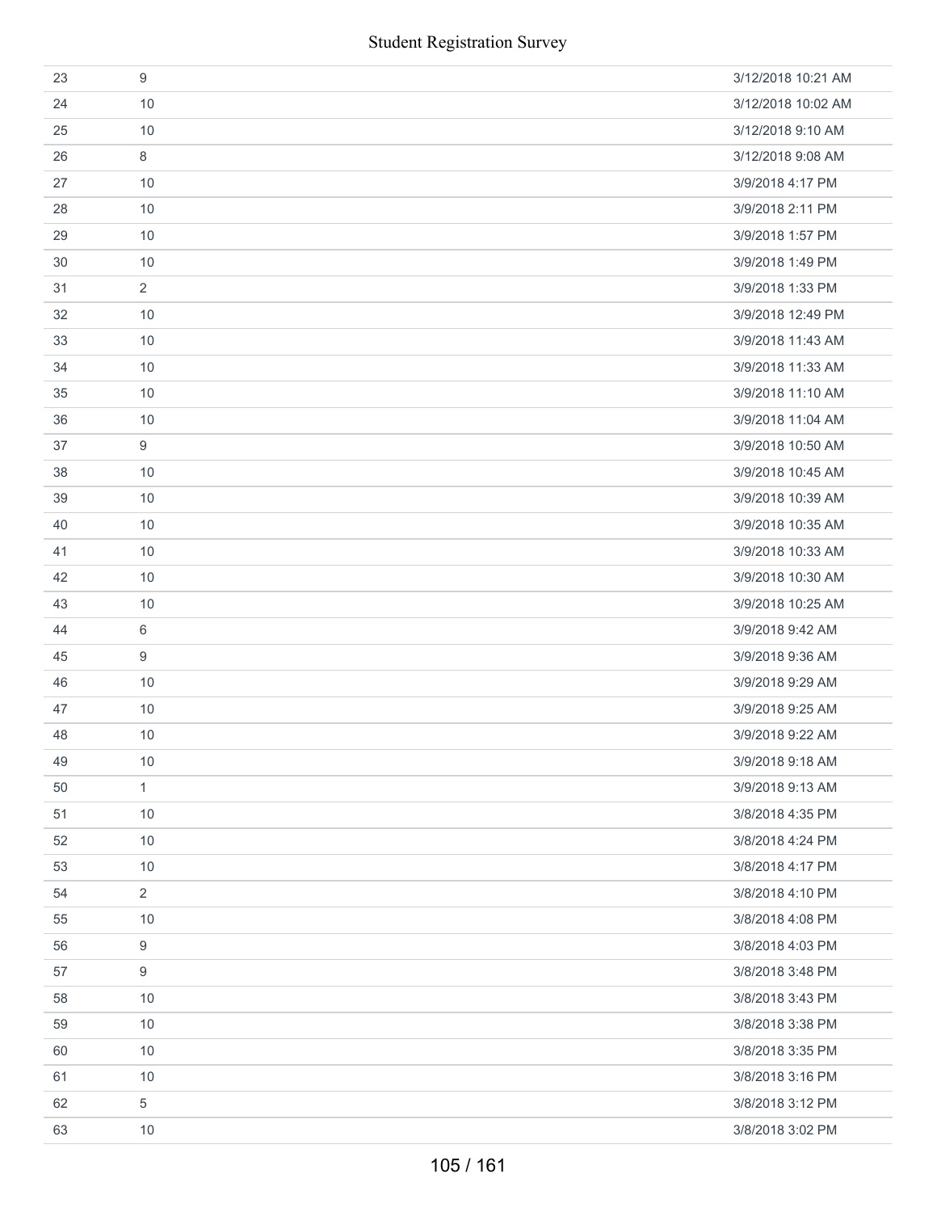| | | |
|---|---|---|
| 23 | 9 | 3/12/2018 10:21 AM |
| 24 | 10 | 3/12/2018 10:02 AM |
| 25 | 10 | 3/12/2018 9:10 AM |
| 26 | 8 | 3/12/2018 9:08 AM |
| 27 | 10 | 3/9/2018 4:17 PM |
| 28 | 10 | 3/9/2018 2:11 PM |
| 29 | 10 | 3/9/2018 1:57 PM |
| 30 | 10 | 3/9/2018 1:49 PM |
| 31 | 2 | 3/9/2018 1:33 PM |
| 32 | 10 | 3/9/2018 12:49 PM |
| 33 | 10 | 3/9/2018 11:43 AM |
| 34 | 10 | 3/9/2018 11:33 AM |
| 35 | 10 | 3/9/2018 11:10 AM |
| 36 | 10 | 3/9/2018 11:04 AM |
| 37 | 9 | 3/9/2018 10:50 AM |
| 38 | 10 | 3/9/2018 10:45 AM |
| 39 | 10 | 3/9/2018 10:39 AM |
| 40 | 10 | 3/9/2018 10:35 AM |
| 41 | 10 | 3/9/2018 10:33 AM |
| 42 | 10 | 3/9/2018 10:30 AM |
| 43 | 10 | 3/9/2018 10:25 AM |
| 44 | 6 | 3/9/2018 9:42 AM |
| 45 | 9 | 3/9/2018 9:36 AM |
| 46 | 10 | 3/9/2018 9:29 AM |
| 47 | 10 | 3/9/2018 9:25 AM |
| 48 | 10 | 3/9/2018 9:22 AM |
| 49 | 10 | 3/9/2018 9:18 AM |
| 50 | 1 | 3/9/2018 9:13 AM |
| 51 | 10 | 3/8/2018 4:35 PM |
| 52 | 10 | 3/8/2018 4:24 PM |
| 53 | 10 | 3/8/2018 4:17 PM |
| 54 | 2 | 3/8/2018 4:10 PM |
| 55 | 10 | 3/8/2018 4:08 PM |
| 56 | 9 | 3/8/2018 4:03 PM |
| 57 | 9 | 3/8/2018 3:48 PM |
| 58 | 10 | 3/8/2018 3:43 PM |
| 59 | 10 | 3/8/2018 3:38 PM |
| 60 | 10 | 3/8/2018 3:35 PM |
| 61 | 10 | 3/8/2018 3:16 PM |
| 62 | 5 | 3/8/2018 3:12 PM |
| 63 | 10 | 3/8/2018 3:02 PM |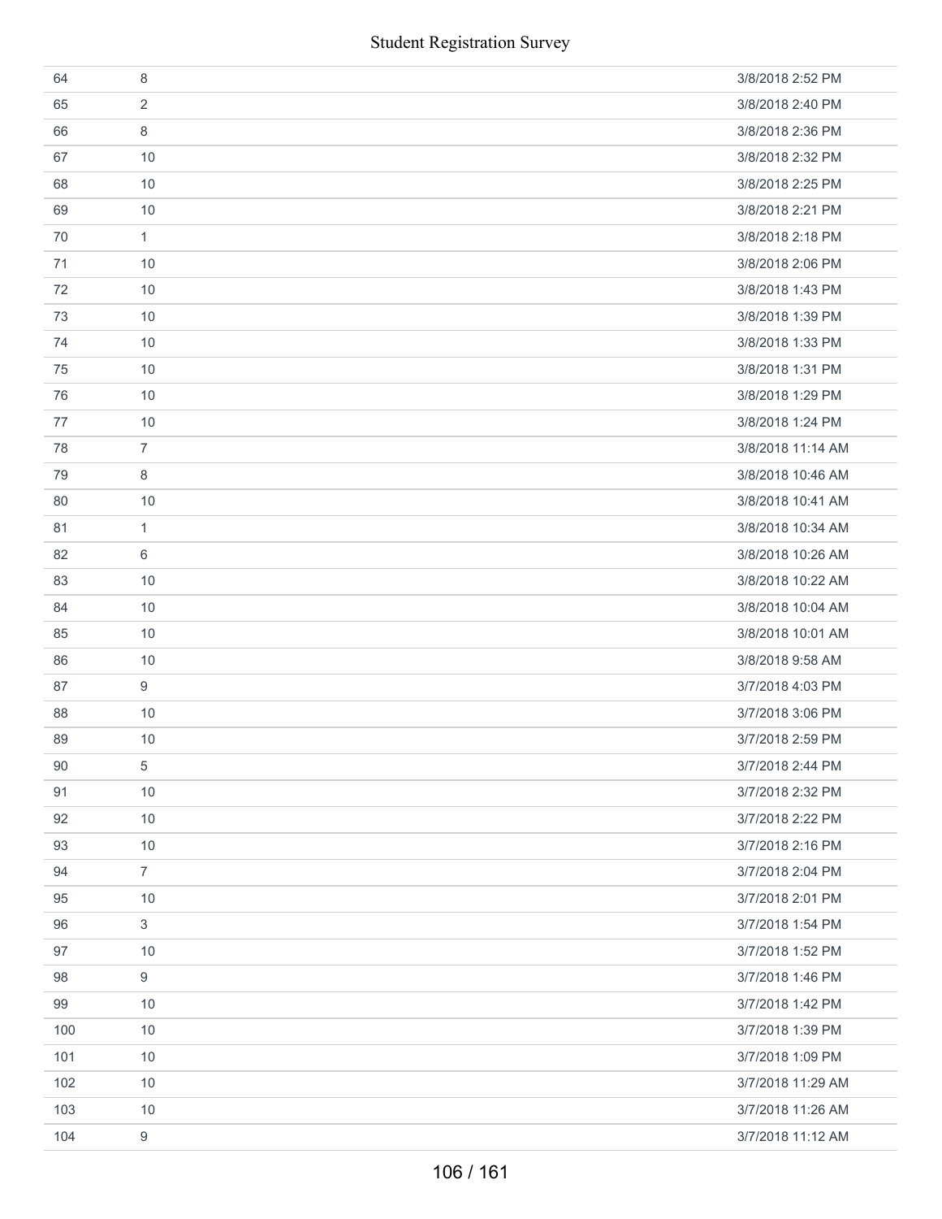| | | |
|---|---|---|
| 64 | 8 | 3/8/2018 2:52 PM |
| 65 | 2 | 3/8/2018 2:40 PM |
| 66 | 8 | 3/8/2018 2:36 PM |
| 67 | 10 | 3/8/2018 2:32 PM |
| 68 | 10 | 3/8/2018 2:25 PM |
| 69 | 10 | 3/8/2018 2:21 PM |
| 70 | 1 | 3/8/2018 2:18 PM |
| 71 | 10 | 3/8/2018 2:06 PM |
| 72 | 10 | 3/8/2018 1:43 PM |
| 73 | 10 | 3/8/2018 1:39 PM |
| 74 | 10 | 3/8/2018 1:33 PM |
| 75 | 10 | 3/8/2018 1:31 PM |
| 76 | 10 | 3/8/2018 1:29 PM |
| 77 | 10 | 3/8/2018 1:24 PM |
| 78 | 7 | 3/8/2018 11:14 AM |
| 79 | 8 | 3/8/2018 10:46 AM |
| 80 | 10 | 3/8/2018 10:41 AM |
| 81 | 1 | 3/8/2018 10:34 AM |
| 82 | 6 | 3/8/2018 10:26 AM |
| 83 | 10 | 3/8/2018 10:22 AM |
| 84 | 10 | 3/8/2018 10:04 AM |
| 85 | 10 | 3/8/2018 10:01 AM |
| 86 | 10 | 3/8/2018 9:58 AM |
| 87 | 9 | 3/7/2018 4:03 PM |
| 88 | 10 | 3/7/2018 3:06 PM |
| 89 | 10 | 3/7/2018 2:59 PM |
| 90 | 5 | 3/7/2018 2:44 PM |
| 91 | 10 | 3/7/2018 2:32 PM |
| 92 | 10 | 3/7/2018 2:22 PM |
| 93 | 10 | 3/7/2018 2:16 PM |
| 94 | 7 | 3/7/2018 2:04 PM |
| 95 | 10 | 3/7/2018 2:01 PM |
| 96 | 3 | 3/7/2018 1:54 PM |
| 97 | 10 | 3/7/2018 1:52 PM |
| 98 | 9 | 3/7/2018 1:46 PM |
| 99 | 10 | 3/7/2018 1:42 PM |
| 100 | 10 | 3/7/2018 1:39 PM |
| 101 | 10 | 3/7/2018 1:09 PM |
| 102 | 10 | 3/7/2018 11:29 AM |
| 103 | 10 | 3/7/2018 11:26 AM |
| 104 | 9 | 3/7/2018 11:12 AM |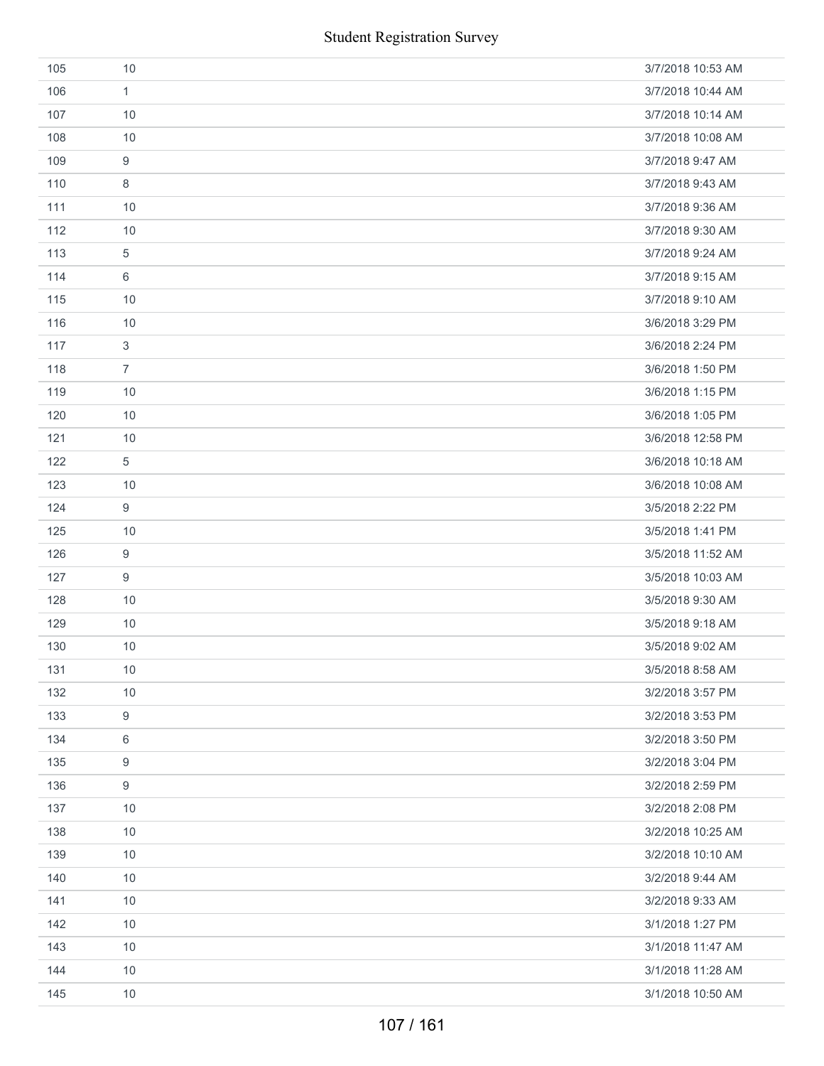| | | |
|---|---|---|
| 105 | 10 | 3/7/2018 10:53 AM |
| 106 | 1 | 3/7/2018 10:44 AM |
| 107 | 10 | 3/7/2018 10:14 AM |
| 108 | 10 | 3/7/2018 10:08 AM |
| 109 | 9 | 3/7/2018 9:47 AM |
| 110 | 8 | 3/7/2018 9:43 AM |
| 111 | 10 | 3/7/2018 9:36 AM |
| 112 | 10 | 3/7/2018 9:30 AM |
| 113 | 5 | 3/7/2018 9:24 AM |
| 114 | 6 | 3/7/2018 9:15 AM |
| 115 | 10 | 3/7/2018 9:10 AM |
| 116 | 10 | 3/6/2018 3:29 PM |
| 117 | 3 | 3/6/2018 2:24 PM |
| 118 | 7 | 3/6/2018 1:50 PM |
| 119 | 10 | 3/6/2018 1:15 PM |
| 120 | 10 | 3/6/2018 1:05 PM |
| 121 | 10 | 3/6/2018 12:58 PM |
| 122 | 5 | 3/6/2018 10:18 AM |
| 123 | 10 | 3/6/2018 10:08 AM |
| 124 | 9 | 3/5/2018 2:22 PM |
| 125 | 10 | 3/5/2018 1:41 PM |
| 126 | 9 | 3/5/2018 11:52 AM |
| 127 | 9 | 3/5/2018 10:03 AM |
| 128 | 10 | 3/5/2018 9:30 AM |
| 129 | 10 | 3/5/2018 9:18 AM |
| 130 | 10 | 3/5/2018 9:02 AM |
| 131 | 10 | 3/5/2018 8:58 AM |
| 132 | 10 | 3/2/2018 3:57 PM |
| 133 | 9 | 3/2/2018 3:53 PM |
| 134 | 6 | 3/2/2018 3:50 PM |
| 135 | 9 | 3/2/2018 3:04 PM |
| 136 | 9 | 3/2/2018 2:59 PM |
| 137 | 10 | 3/2/2018 2:08 PM |
| 138 | 10 | 3/2/2018 10:25 AM |
| 139 | 10 | 3/2/2018 10:10 AM |
| 140 | 10 | 3/2/2018 9:44 AM |
| 141 | 10 | 3/2/2018 9:33 AM |
| 142 | 10 | 3/1/2018 1:27 PM |
| 143 | 10 | 3/1/2018 11:47 AM |
| 144 | 10 | 3/1/2018 11:28 AM |
| 145 | 10 | 3/1/2018 10:50 AM |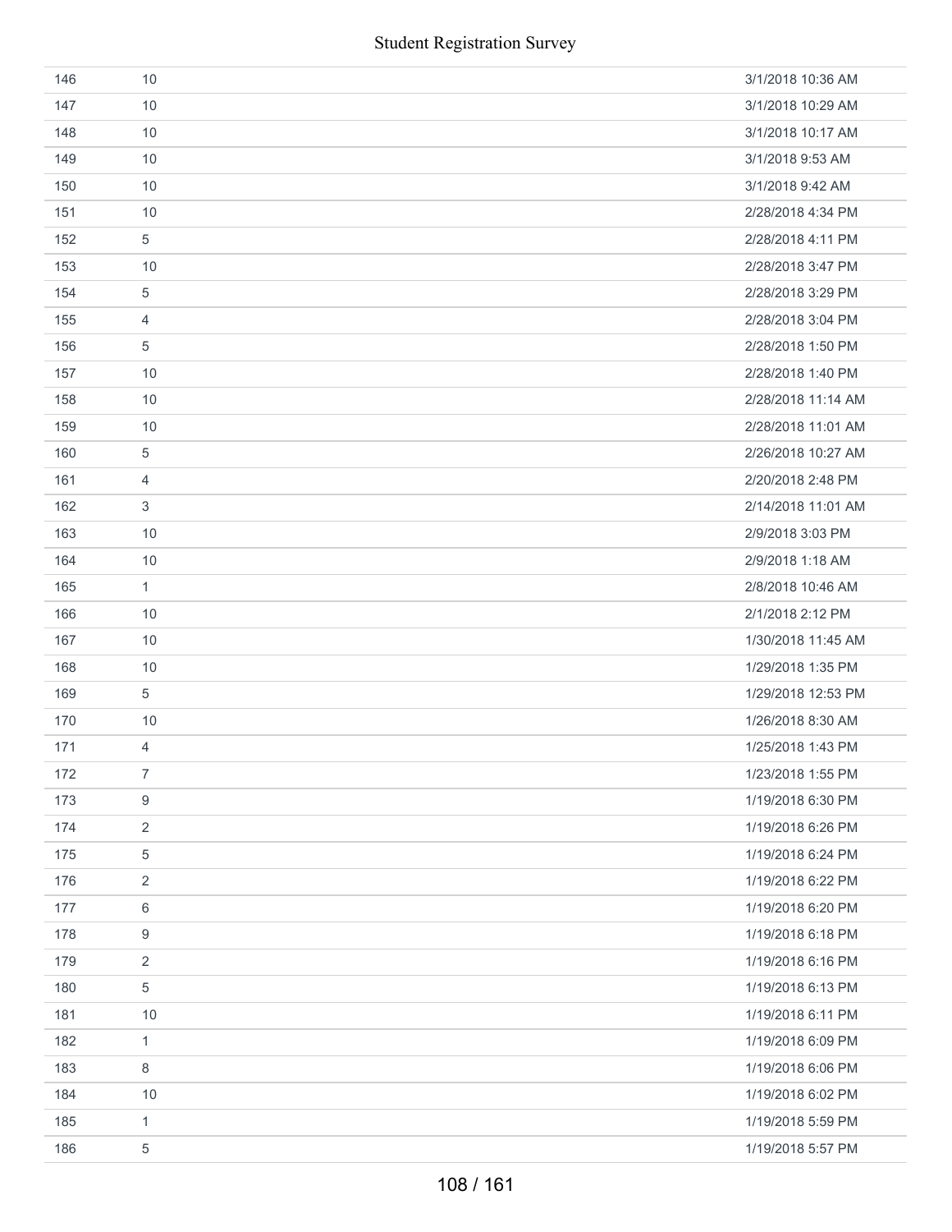| | | |
|---|---|---|
| 146 | 10 | 3/1/2018 10:36 AM |
| 147 | 10 | 3/1/2018 10:29 AM |
| 148 | 10 | 3/1/2018 10:17 AM |
| 149 | 10 | 3/1/2018 9:53 AM |
| 150 | 10 | 3/1/2018 9:42 AM |
| 151 | 10 | 2/28/2018 4:34 PM |
| 152 | 5 | 2/28/2018 4:11 PM |
| 153 | 10 | 2/28/2018 3:47 PM |
| 154 | 5 | 2/28/2018 3:29 PM |
| 155 | 4 | 2/28/2018 3:04 PM |
| 156 | 5 | 2/28/2018 1:50 PM |
| 157 | 10 | 2/28/2018 1:40 PM |
| 158 | 10 | 2/28/2018 11:14 AM |
| 159 | 10 | 2/28/2018 11:01 AM |
| 160 | 5 | 2/26/2018 10:27 AM |
| 161 | 4 | 2/20/2018 2:48 PM |
| 162 | 3 | 2/14/2018 11:01 AM |
| 163 | 10 | 2/9/2018 3:03 PM |
| 164 | 10 | 2/9/2018 1:18 AM |
| 165 | 1 | 2/8/2018 10:46 AM |
| 166 | 10 | 2/1/2018 2:12 PM |
| 167 | 10 | 1/30/2018 11:45 AM |
| 168 | 10 | 1/29/2018 1:35 PM |
| 169 | 5 | 1/29/2018 12:53 PM |
| 170 | 10 | 1/26/2018 8:30 AM |
| 171 | 4 | 1/25/2018 1:43 PM |
| 172 | 7 | 1/23/2018 1:55 PM |
| 173 | 9 | 1/19/2018 6:30 PM |
| 174 | 2 | 1/19/2018 6:26 PM |
| 175 | 5 | 1/19/2018 6:24 PM |
| 176 | 2 | 1/19/2018 6:22 PM |
| 177 | 6 | 1/19/2018 6:20 PM |
| 178 | 9 | 1/19/2018 6:18 PM |
| 179 | 2 | 1/19/2018 6:16 PM |
| 180 | 5 | 1/19/2018 6:13 PM |
| 181 | 10 | 1/19/2018 6:11 PM |
| 182 | 1 | 1/19/2018 6:09 PM |
| 183 | 8 | 1/19/2018 6:06 PM |
| 184 | 10 | 1/19/2018 6:02 PM |
| 185 | 1 | 1/19/2018 5:59 PM |
| 186 | 5 | 1/19/2018 5:57 PM |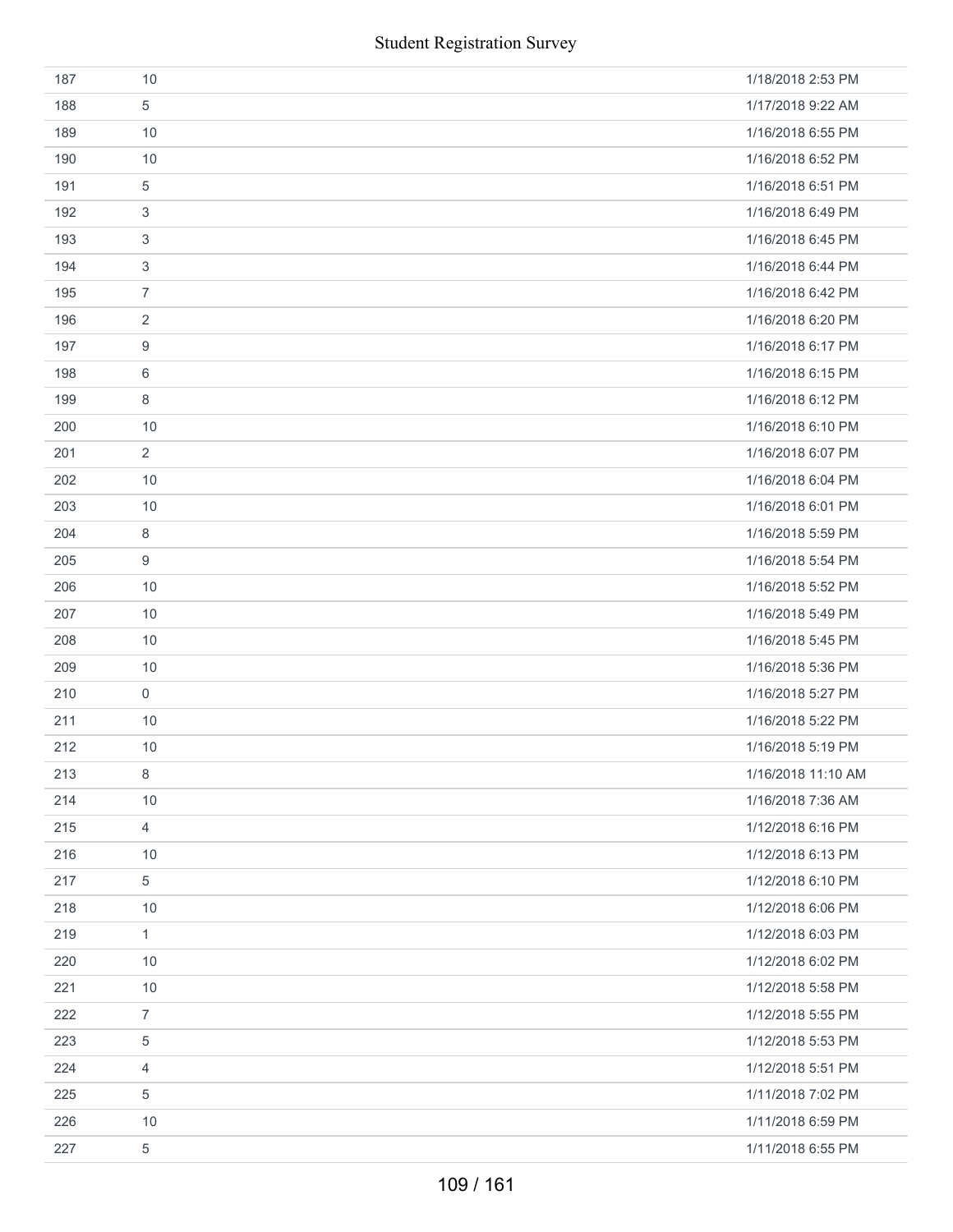| | | |
|---|---|---|
| 187 | 10 | 1/18/2018 2:53 PM |
| 188 | 5 | 1/17/2018 9:22 AM |
| 189 | 10 | 1/16/2018 6:55 PM |
| 190 | 10 | 1/16/2018 6:52 PM |
| 191 | 5 | 1/16/2018 6:51 PM |
| 192 | 3 | 1/16/2018 6:49 PM |
| 193 | 3 | 1/16/2018 6:45 PM |
| 194 | 3 | 1/16/2018 6:44 PM |
| 195 | 7 | 1/16/2018 6:42 PM |
| 196 | 2 | 1/16/2018 6:20 PM |
| 197 | 9 | 1/16/2018 6:17 PM |
| 198 | 6 | 1/16/2018 6:15 PM |
| 199 | 8 | 1/16/2018 6:12 PM |
| 200 | 10 | 1/16/2018 6:10 PM |
| 201 | 2 | 1/16/2018 6:07 PM |
| 202 | 10 | 1/16/2018 6:04 PM |
| 203 | 10 | 1/16/2018 6:01 PM |
| 204 | 8 | 1/16/2018 5:59 PM |
| 205 | 9 | 1/16/2018 5:54 PM |
| 206 | 10 | 1/16/2018 5:52 PM |
| 207 | 10 | 1/16/2018 5:49 PM |
| 208 | 10 | 1/16/2018 5:45 PM |
| 209 | 10 | 1/16/2018 5:36 PM |
| 210 | 0 | 1/16/2018 5:27 PM |
| 211 | 10 | 1/16/2018 5:22 PM |
| 212 | 10 | 1/16/2018 5:19 PM |
| 213 | 8 | 1/16/2018 11:10 AM |
| 214 | 10 | 1/16/2018 7:36 AM |
| 215 | 4 | 1/12/2018 6:16 PM |
| 216 | 10 | 1/12/2018 6:13 PM |
| 217 | 5 | 1/12/2018 6:10 PM |
| 218 | 10 | 1/12/2018 6:06 PM |
| 219 | 1 | 1/12/2018 6:03 PM |
| 220 | 10 | 1/12/2018 6:02 PM |
| 221 | 10 | 1/12/2018 5:58 PM |
| 222 | 7 | 1/12/2018 5:55 PM |
| 223 | 5 | 1/12/2018 5:53 PM |
| 224 | 4 | 1/12/2018 5:51 PM |
| 225 | 5 | 1/11/2018 7:02 PM |
| 226 | 10 | 1/11/2018 6:59 PM |
| 227 | 5 | 1/11/2018 6:55 PM |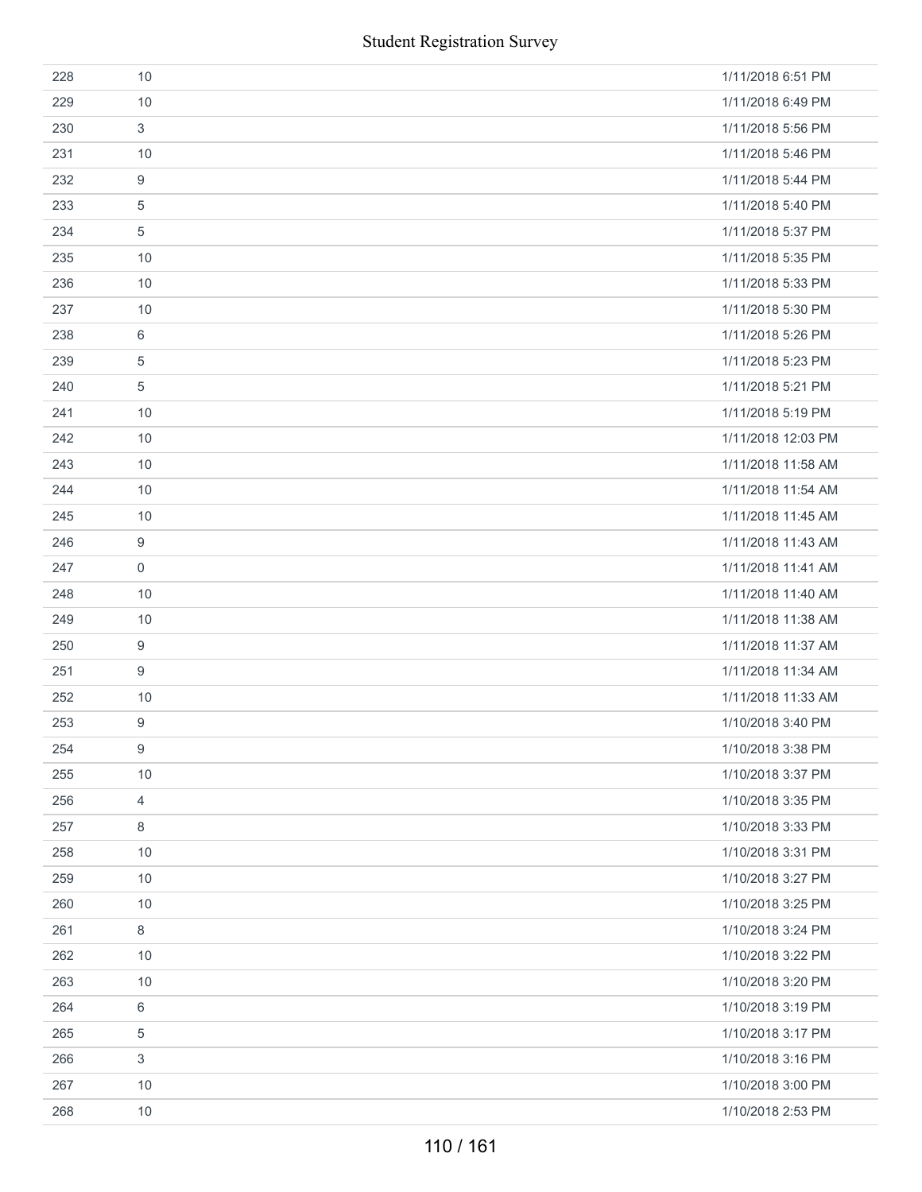| | | |
|---|---|---|
| 228 | 10 | 1/11/2018 6:51 PM |
| 229 | 10 | 1/11/2018 6:49 PM |
| 230 | 3 | 1/11/2018 5:56 PM |
| 231 | 10 | 1/11/2018 5:46 PM |
| 232 | 9 | 1/11/2018 5:44 PM |
| 233 | 5 | 1/11/2018 5:40 PM |
| 234 | 5 | 1/11/2018 5:37 PM |
| 235 | 10 | 1/11/2018 5:35 PM |
| 236 | 10 | 1/11/2018 5:33 PM |
| 237 | 10 | 1/11/2018 5:30 PM |
| 238 | 6 | 1/11/2018 5:26 PM |
| 239 | 5 | 1/11/2018 5:23 PM |
| 240 | 5 | 1/11/2018 5:21 PM |
| 241 | 10 | 1/11/2018 5:19 PM |
| 242 | 10 | 1/11/2018 12:03 PM |
| 243 | 10 | 1/11/2018 11:58 AM |
| 244 | 10 | 1/11/2018 11:54 AM |
| 245 | 10 | 1/11/2018 11:45 AM |
| 246 | 9 | 1/11/2018 11:43 AM |
| 247 | 0 | 1/11/2018 11:41 AM |
| 248 | 10 | 1/11/2018 11:40 AM |
| 249 | 10 | 1/11/2018 11:38 AM |
| 250 | 9 | 1/11/2018 11:37 AM |
| 251 | 9 | 1/11/2018 11:34 AM |
| 252 | 10 | 1/11/2018 11:33 AM |
| 253 | 9 | 1/10/2018 3:40 PM |
| 254 | 9 | 1/10/2018 3:38 PM |
| 255 | 10 | 1/10/2018 3:37 PM |
| 256 | 4 | 1/10/2018 3:35 PM |
| 257 | 8 | 1/10/2018 3:33 PM |
| 258 | 10 | 1/10/2018 3:31 PM |
| 259 | 10 | 1/10/2018 3:27 PM |
| 260 | 10 | 1/10/2018 3:25 PM |
| 261 | 8 | 1/10/2018 3:24 PM |
| 262 | 10 | 1/10/2018 3:22 PM |
| 263 | 10 | 1/10/2018 3:20 PM |
| 264 | 6 | 1/10/2018 3:19 PM |
| 265 | 5 | 1/10/2018 3:17 PM |
| 266 | 3 | 1/10/2018 3:16 PM |
| 267 | 10 | 1/10/2018 3:00 PM |
| 268 | 10 | 1/10/2018 2:53 PM |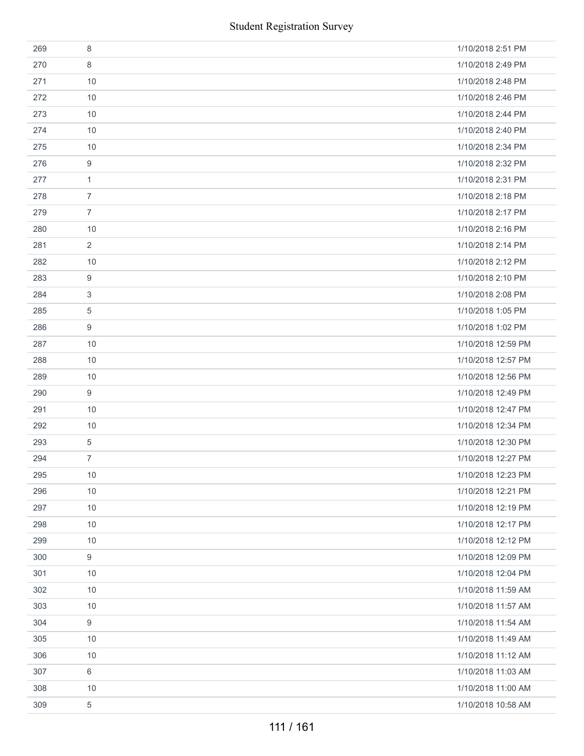| | | |
|---|---|---|
| 269 | 8 | 1/10/2018 2:51 PM |
| 270 | 8 | 1/10/2018 2:49 PM |
| 271 | 10 | 1/10/2018 2:48 PM |
| 272 | 10 | 1/10/2018 2:46 PM |
| 273 | 10 | 1/10/2018 2:44 PM |
| 274 | 10 | 1/10/2018 2:40 PM |
| 275 | 10 | 1/10/2018 2:34 PM |
| 276 | 9 | 1/10/2018 2:32 PM |
| 277 | 1 | 1/10/2018 2:31 PM |
| 278 | 7 | 1/10/2018 2:18 PM |
| 279 | 7 | 1/10/2018 2:17 PM |
| 280 | 10 | 1/10/2018 2:16 PM |
| 281 | 2 | 1/10/2018 2:14 PM |
| 282 | 10 | 1/10/2018 2:12 PM |
| 283 | 9 | 1/10/2018 2:10 PM |
| 284 | 3 | 1/10/2018 2:08 PM |
| 285 | 5 | 1/10/2018 1:05 PM |
| 286 | 9 | 1/10/2018 1:02 PM |
| 287 | 10 | 1/10/2018 12:59 PM |
| 288 | 10 | 1/10/2018 12:57 PM |
| 289 | 10 | 1/10/2018 12:56 PM |
| 290 | 9 | 1/10/2018 12:49 PM |
| 291 | 10 | 1/10/2018 12:47 PM |
| 292 | 10 | 1/10/2018 12:34 PM |
| 293 | 5 | 1/10/2018 12:30 PM |
| 294 | 7 | 1/10/2018 12:27 PM |
| 295 | 10 | 1/10/2018 12:23 PM |
| 296 | 10 | 1/10/2018 12:21 PM |
| 297 | 10 | 1/10/2018 12:19 PM |
| 298 | 10 | 1/10/2018 12:17 PM |
| 299 | 10 | 1/10/2018 12:12 PM |
| 300 | 9 | 1/10/2018 12:09 PM |
| 301 | 10 | 1/10/2018 12:04 PM |
| 302 | 10 | 1/10/2018 11:59 AM |
| 303 | 10 | 1/10/2018 11:57 AM |
| 304 | 9 | 1/10/2018 11:54 AM |
| 305 | 10 | 1/10/2018 11:49 AM |
| 306 | 10 | 1/10/2018 11:12 AM |
| 307 | 6 | 1/10/2018 11:03 AM |
| 308 | 10 | 1/10/2018 11:00 AM |
| 309 | 5 | 1/10/2018 10:58 AM |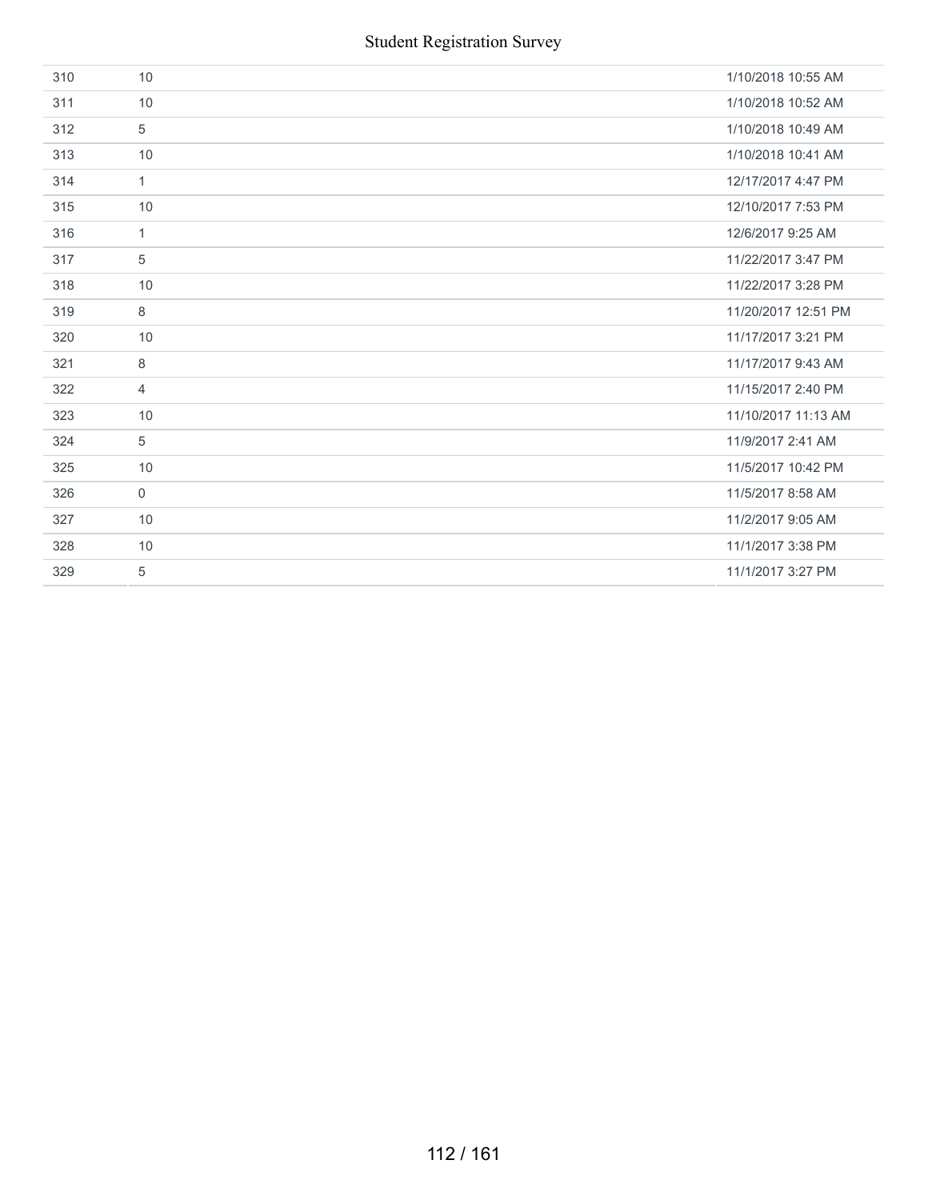| | | |
|---|---|---|
| 310 | 10 | 1/10/2018 10:55 AM |
| 311 | 10 | 1/10/2018 10:52 AM |
| 312 | 5 | 1/10/2018 10:49 AM |
| 313 | 10 | 1/10/2018 10:41 AM |
| 314 | 1 | 12/17/2017 4:47 PM |
| 315 | 10 | 12/10/2017 7:53 PM |
| 316 | 1 | 12/6/2017 9:25 AM |
| 317 | 5 | 11/22/2017 3:47 PM |
| 318 | 10 | 11/22/2017 3:28 PM |
| 319 | 8 | 11/20/2017 12:51 PM |
| 320 | 10 | 11/17/2017 3:21 PM |
| 321 | 8 | 11/17/2017 9:43 AM |
| 322 | 4 | 11/15/2017 2:40 PM |
| 323 | 10 | 11/10/2017 11:13 AM |
| 324 | 5 | 11/9/2017 2:41 AM |
| 325 | 10 | 11/5/2017 10:42 PM |
| 326 | 0 | 11/5/2017 8:58 AM |
| 327 | 10 | 11/2/2017 9:05 AM |
| 328 | 10 | 11/1/2017 3:38 PM |
| 329 | 5 | 11/1/2017 3:27 PM |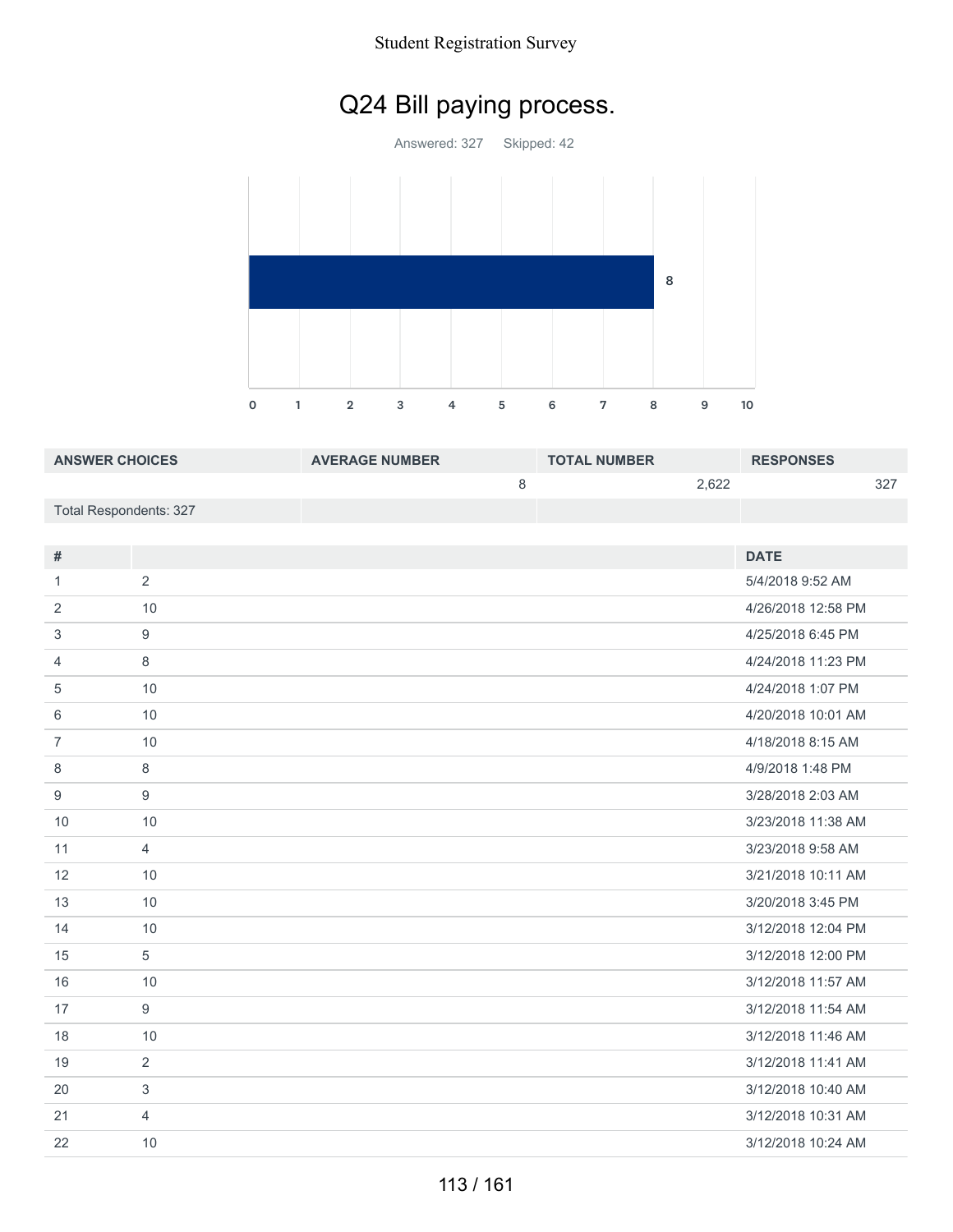# Q24 Bill paying process.

Answered: 327    Skipped: 42

| ANSWER CHOICES | AVERAGE NUMBER | TOTAL NUMBER | RESPONSES |
|---|---|---|---|
| | 8 | 2,622 | 327 |
| Total Respondents: 327 | | | |

| # | | DATE |
|---|---|---|
| 1 | 2 | 5/4/2018 9:52 AM |
| 2 | 10 | 4/26/2018 12:58 PM |
| 3 | 9 | 4/25/2018 6:45 PM |
| 4 | 8 | 4/24/2018 11:23 PM |
| 5 | 10 | 4/24/2018 1:07 PM |
| 6 | 10 | 4/20/2018 10:01 AM |
| 7 | 10 | 4/18/2018 8:15 AM |
| 8 | 8 | 4/9/2018 1:48 PM |
| 9 | 9 | 3/28/2018 2:03 AM |
| 10 | 10 | 3/23/2018 11:38 AM |
| 11 | 4 | 3/23/2018 9:58 AM |
| 12 | 10 | 3/21/2018 10:11 AM |
| 13 | 10 | 3/20/2018 3:45 PM |
| 14 | 10 | 3/12/2018 12:04 PM |
| 15 | 5 | 3/12/2018 12:00 PM |
| 16 | 10 | 3/12/2018 11:57 AM |
| 17 | 9 | 3/12/2018 11:54 AM |
| 18 | 10 | 3/12/2018 11:46 AM |
| 19 | 2 | 3/12/2018 11:41 AM |
| 20 | 3 | 3/12/2018 10:40 AM |
| 21 | 4 | 3/12/2018 10:31 AM |
| 22 | 10 | 3/12/2018 10:24 AM |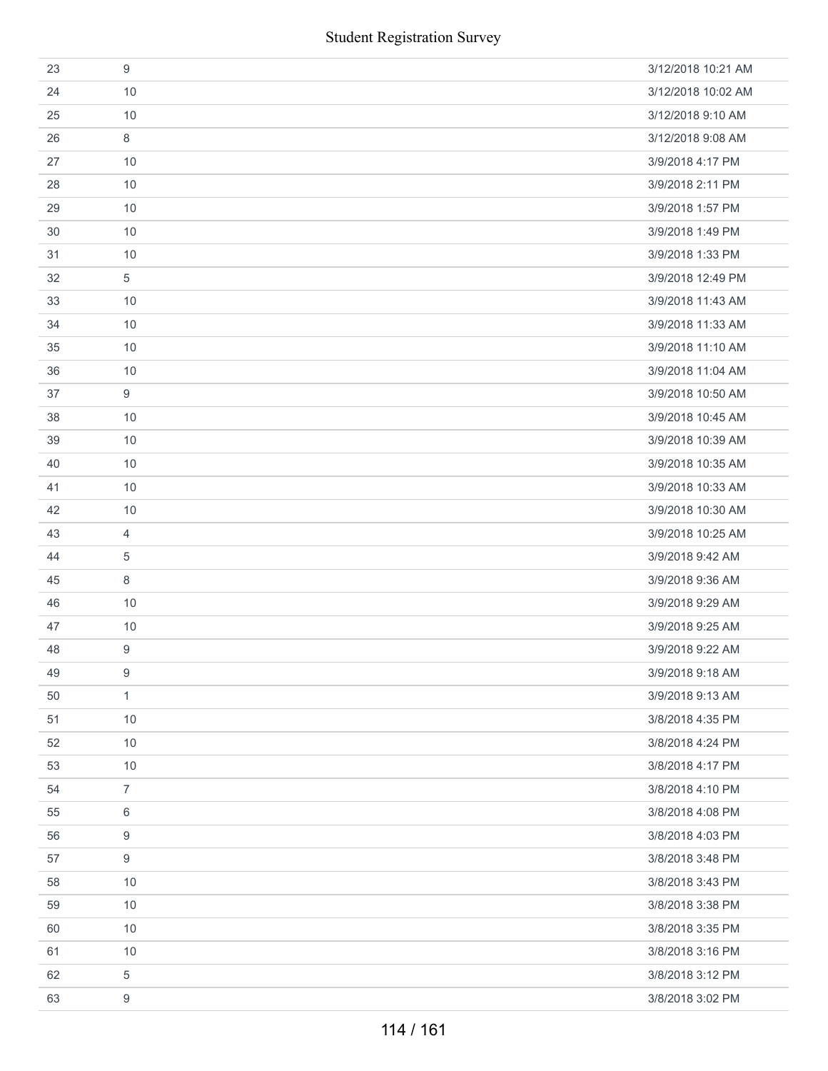| | | |
|---|---|---|
| 23 | 9 | 3/12/2018 10:21 AM |
| 24 | 10 | 3/12/2018 10:02 AM |
| 25 | 10 | 3/12/2018 9:10 AM |
| 26 | 8 | 3/12/2018 9:08 AM |
| 27 | 10 | 3/9/2018 4:17 PM |
| 28 | 10 | 3/9/2018 2:11 PM |
| 29 | 10 | 3/9/2018 1:57 PM |
| 30 | 10 | 3/9/2018 1:49 PM |
| 31 | 10 | 3/9/2018 1:33 PM |
| 32 | 5 | 3/9/2018 12:49 PM |
| 33 | 10 | 3/9/2018 11:43 AM |
| 34 | 10 | 3/9/2018 11:33 AM |
| 35 | 10 | 3/9/2018 11:10 AM |
| 36 | 10 | 3/9/2018 11:04 AM |
| 37 | 9 | 3/9/2018 10:50 AM |
| 38 | 10 | 3/9/2018 10:45 AM |
| 39 | 10 | 3/9/2018 10:39 AM |
| 40 | 10 | 3/9/2018 10:35 AM |
| 41 | 10 | 3/9/2018 10:33 AM |
| 42 | 10 | 3/9/2018 10:30 AM |
| 43 | 4 | 3/9/2018 10:25 AM |
| 44 | 5 | 3/9/2018 9:42 AM |
| 45 | 8 | 3/9/2018 9:36 AM |
| 46 | 10 | 3/9/2018 9:29 AM |
| 47 | 10 | 3/9/2018 9:25 AM |
| 48 | 9 | 3/9/2018 9:22 AM |
| 49 | 9 | 3/9/2018 9:18 AM |
| 50 | 1 | 3/9/2018 9:13 AM |
| 51 | 10 | 3/8/2018 4:35 PM |
| 52 | 10 | 3/8/2018 4:24 PM |
| 53 | 10 | 3/8/2018 4:17 PM |
| 54 | 7 | 3/8/2018 4:10 PM |
| 55 | 6 | 3/8/2018 4:08 PM |
| 56 | 9 | 3/8/2018 4:03 PM |
| 57 | 9 | 3/8/2018 3:48 PM |
| 58 | 10 | 3/8/2018 3:43 PM |
| 59 | 10 | 3/8/2018 3:38 PM |
| 60 | 10 | 3/8/2018 3:35 PM |
| 61 | 10 | 3/8/2018 3:16 PM |
| 62 | 5 | 3/8/2018 3:12 PM |
| 63 | 9 | 3/8/2018 3:02 PM |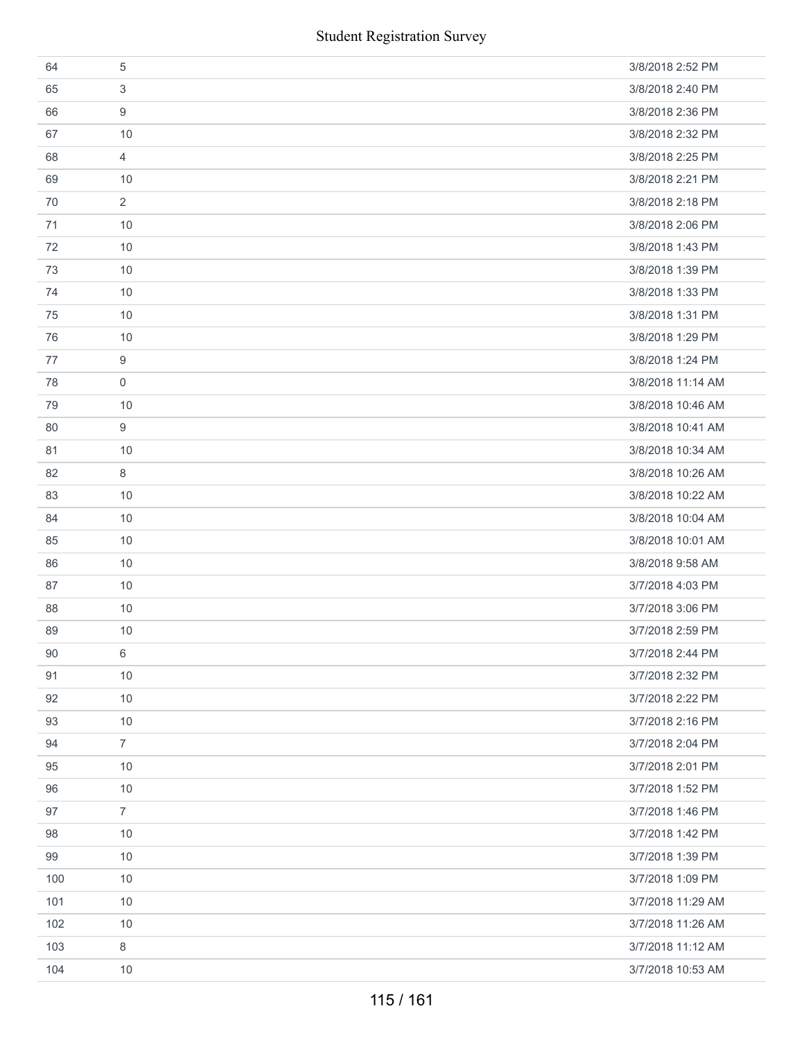| | | |
|---|---|---|
| 64 | 5 | 3/8/2018 2:52 PM |
| 65 | 3 | 3/8/2018 2:40 PM |
| 66 | 9 | 3/8/2018 2:36 PM |
| 67 | 10 | 3/8/2018 2:32 PM |
| 68 | 4 | 3/8/2018 2:25 PM |
| 69 | 10 | 3/8/2018 2:21 PM |
| 70 | 2 | 3/8/2018 2:18 PM |
| 71 | 10 | 3/8/2018 2:06 PM |
| 72 | 10 | 3/8/2018 1:43 PM |
| 73 | 10 | 3/8/2018 1:39 PM |
| 74 | 10 | 3/8/2018 1:33 PM |
| 75 | 10 | 3/8/2018 1:31 PM |
| 76 | 10 | 3/8/2018 1:29 PM |
| 77 | 9 | 3/8/2018 1:24 PM |
| 78 | 0 | 3/8/2018 11:14 AM |
| 79 | 10 | 3/8/2018 10:46 AM |
| 80 | 9 | 3/8/2018 10:41 AM |
| 81 | 10 | 3/8/2018 10:34 AM |
| 82 | 8 | 3/8/2018 10:26 AM |
| 83 | 10 | 3/8/2018 10:22 AM |
| 84 | 10 | 3/8/2018 10:04 AM |
| 85 | 10 | 3/8/2018 10:01 AM |
| 86 | 10 | 3/8/2018 9:58 AM |
| 87 | 10 | 3/7/2018 4:03 PM |
| 88 | 10 | 3/7/2018 3:06 PM |
| 89 | 10 | 3/7/2018 2:59 PM |
| 90 | 6 | 3/7/2018 2:44 PM |
| 91 | 10 | 3/7/2018 2:32 PM |
| 92 | 10 | 3/7/2018 2:22 PM |
| 93 | 10 | 3/7/2018 2:16 PM |
| 94 | 7 | 3/7/2018 2:04 PM |
| 95 | 10 | 3/7/2018 2:01 PM |
| 96 | 10 | 3/7/2018 1:52 PM |
| 97 | 7 | 3/7/2018 1:46 PM |
| 98 | 10 | 3/7/2018 1:42 PM |
| 99 | 10 | 3/7/2018 1:39 PM |
| 100 | 10 | 3/7/2018 1:09 PM |
| 101 | 10 | 3/7/2018 11:29 AM |
| 102 | 10 | 3/7/2018 11:26 AM |
| 103 | 8 | 3/7/2018 11:12 AM |
| 104 | 10 | 3/7/2018 10:53 AM |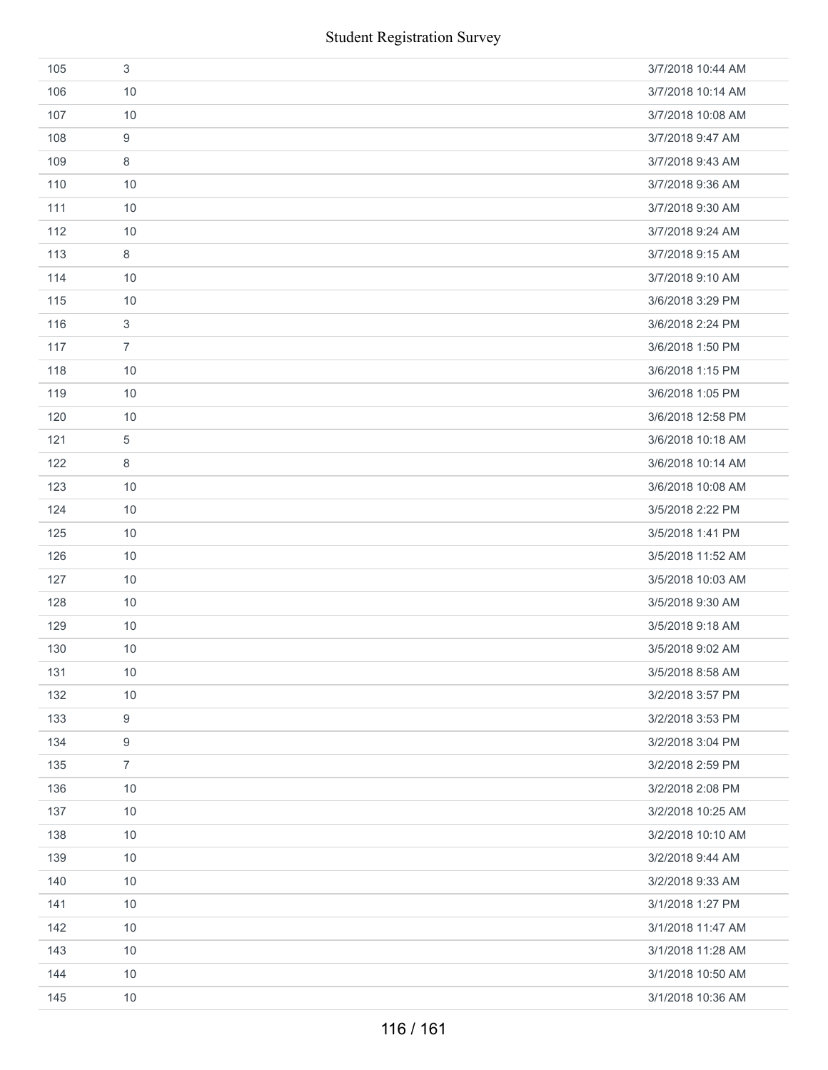| | | |
|---|---|---|
| 105 | 3 | 3/7/2018 10:44 AM |
| 106 | 10 | 3/7/2018 10:14 AM |
| 107 | 10 | 3/7/2018 10:08 AM |
| 108 | 9 | 3/7/2018 9:47 AM |
| 109 | 8 | 3/7/2018 9:43 AM |
| 110 | 10 | 3/7/2018 9:36 AM |
| 111 | 10 | 3/7/2018 9:30 AM |
| 112 | 10 | 3/7/2018 9:24 AM |
| 113 | 8 | 3/7/2018 9:15 AM |
| 114 | 10 | 3/7/2018 9:10 AM |
| 115 | 10 | 3/6/2018 3:29 PM |
| 116 | 3 | 3/6/2018 2:24 PM |
| 117 | 7 | 3/6/2018 1:50 PM |
| 118 | 10 | 3/6/2018 1:15 PM |
| 119 | 10 | 3/6/2018 1:05 PM |
| 120 | 10 | 3/6/2018 12:58 PM |
| 121 | 5 | 3/6/2018 10:18 AM |
| 122 | 8 | 3/6/2018 10:14 AM |
| 123 | 10 | 3/6/2018 10:08 AM |
| 124 | 10 | 3/5/2018 2:22 PM |
| 125 | 10 | 3/5/2018 1:41 PM |
| 126 | 10 | 3/5/2018 11:52 AM |
| 127 | 10 | 3/5/2018 10:03 AM |
| 128 | 10 | 3/5/2018 9:30 AM |
| 129 | 10 | 3/5/2018 9:18 AM |
| 130 | 10 | 3/5/2018 9:02 AM |
| 131 | 10 | 3/5/2018 8:58 AM |
| 132 | 10 | 3/2/2018 3:57 PM |
| 133 | 9 | 3/2/2018 3:53 PM |
| 134 | 9 | 3/2/2018 3:04 PM |
| 135 | 7 | 3/2/2018 2:59 PM |
| 136 | 10 | 3/2/2018 2:08 PM |
| 137 | 10 | 3/2/2018 10:25 AM |
| 138 | 10 | 3/2/2018 10:10 AM |
| 139 | 10 | 3/2/2018 9:44 AM |
| 140 | 10 | 3/2/2018 9:33 AM |
| 141 | 10 | 3/1/2018 1:27 PM |
| 142 | 10 | 3/1/2018 11:47 AM |
| 143 | 10 | 3/1/2018 11:28 AM |
| 144 | 10 | 3/1/2018 10:50 AM |
| 145 | 10 | 3/1/2018 10:36 AM |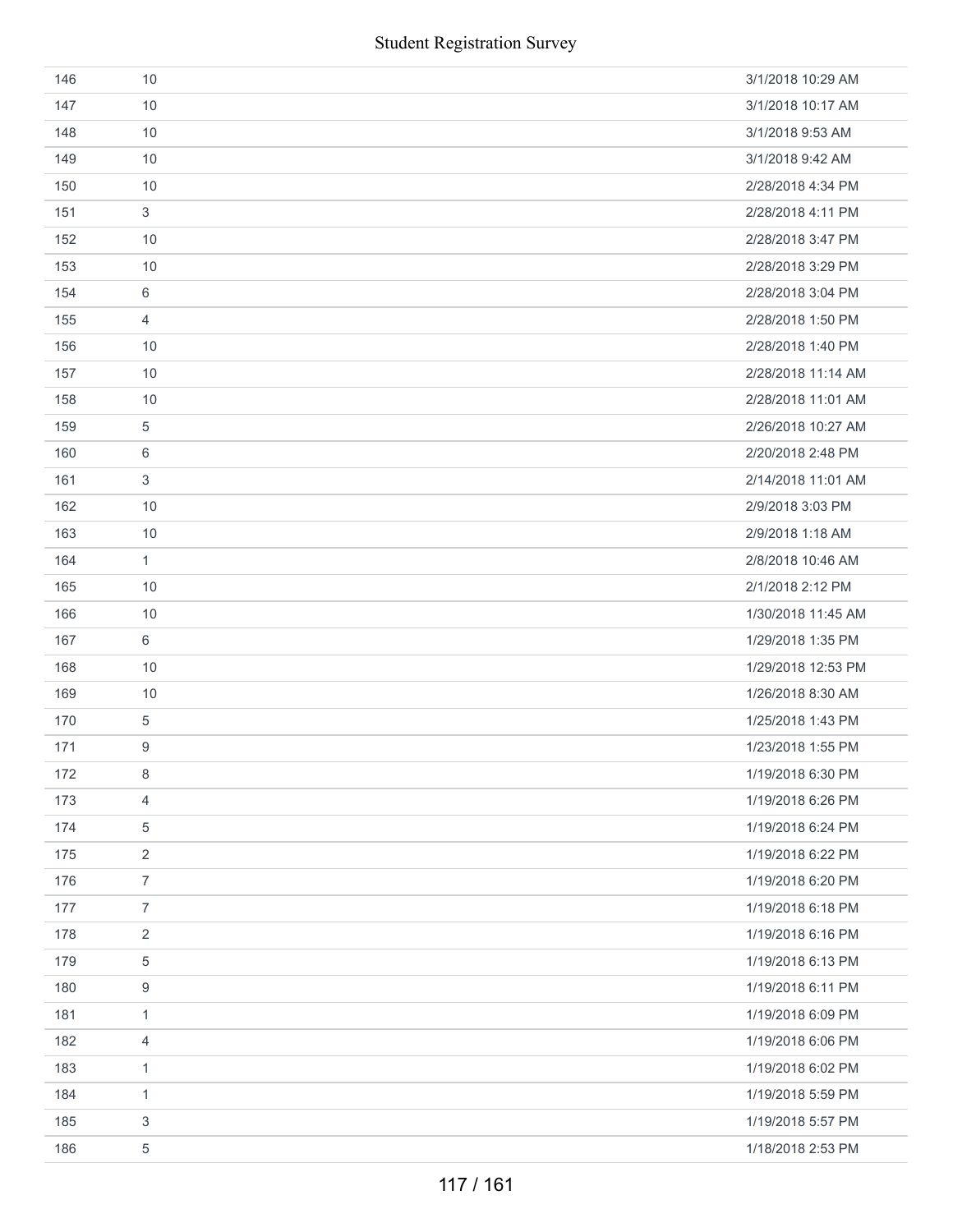| | | |
|---|---|---|
| 146 | 10 | 3/1/2018 10:29 AM |
| 147 | 10 | 3/1/2018 10:17 AM |
| 148 | 10 | 3/1/2018 9:53 AM |
| 149 | 10 | 3/1/2018 9:42 AM |
| 150 | 10 | 2/28/2018 4:34 PM |
| 151 | 3 | 2/28/2018 4:11 PM |
| 152 | 10 | 2/28/2018 3:47 PM |
| 153 | 10 | 2/28/2018 3:29 PM |
| 154 | 6 | 2/28/2018 3:04 PM |
| 155 | 4 | 2/28/2018 1:50 PM |
| 156 | 10 | 2/28/2018 1:40 PM |
| 157 | 10 | 2/28/2018 11:14 AM |
| 158 | 10 | 2/28/2018 11:01 AM |
| 159 | 5 | 2/26/2018 10:27 AM |
| 160 | 6 | 2/20/2018 2:48 PM |
| 161 | 3 | 2/14/2018 11:01 AM |
| 162 | 10 | 2/9/2018 3:03 PM |
| 163 | 10 | 2/9/2018 1:18 AM |
| 164 | 1 | 2/8/2018 10:46 AM |
| 165 | 10 | 2/1/2018 2:12 PM |
| 166 | 10 | 1/30/2018 11:45 AM |
| 167 | 6 | 1/29/2018 1:35 PM |
| 168 | 10 | 1/29/2018 12:53 PM |
| 169 | 10 | 1/26/2018 8:30 AM |
| 170 | 5 | 1/25/2018 1:43 PM |
| 171 | 9 | 1/23/2018 1:55 PM |
| 172 | 8 | 1/19/2018 6:30 PM |
| 173 | 4 | 1/19/2018 6:26 PM |
| 174 | 5 | 1/19/2018 6:24 PM |
| 175 | 2 | 1/19/2018 6:22 PM |
| 176 | 7 | 1/19/2018 6:20 PM |
| 177 | 7 | 1/19/2018 6:18 PM |
| 178 | 2 | 1/19/2018 6:16 PM |
| 179 | 5 | 1/19/2018 6:13 PM |
| 180 | 9 | 1/19/2018 6:11 PM |
| 181 | 1 | 1/19/2018 6:09 PM |
| 182 | 4 | 1/19/2018 6:06 PM |
| 183 | 1 | 1/19/2018 6:02 PM |
| 184 | 1 | 1/19/2018 5:59 PM |
| 185 | 3 | 1/19/2018 5:57 PM |
| 186 | 5 | 1/18/2018 2:53 PM |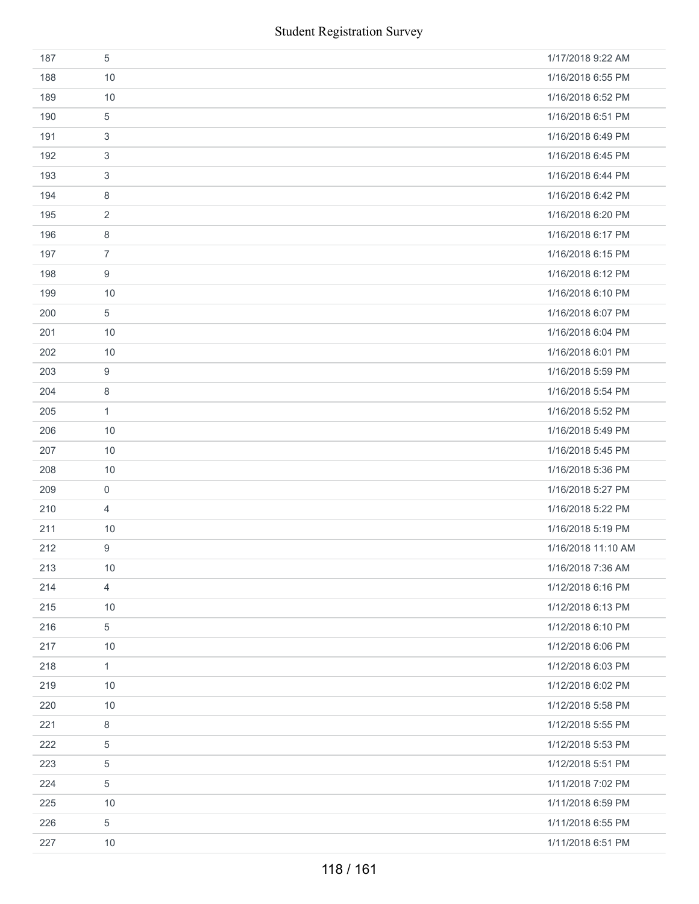| | | |
|---|---|---|
| 187 | 5 | 1/17/2018 9:22 AM |
| 188 | 10 | 1/16/2018 6:55 PM |
| 189 | 10 | 1/16/2018 6:52 PM |
| 190 | 5 | 1/16/2018 6:51 PM |
| 191 | 3 | 1/16/2018 6:49 PM |
| 192 | 3 | 1/16/2018 6:45 PM |
| 193 | 3 | 1/16/2018 6:44 PM |
| 194 | 8 | 1/16/2018 6:42 PM |
| 195 | 2 | 1/16/2018 6:20 PM |
| 196 | 8 | 1/16/2018 6:17 PM |
| 197 | 7 | 1/16/2018 6:15 PM |
| 198 | 9 | 1/16/2018 6:12 PM |
| 199 | 10 | 1/16/2018 6:10 PM |
| 200 | 5 | 1/16/2018 6:07 PM |
| 201 | 10 | 1/16/2018 6:04 PM |
| 202 | 10 | 1/16/2018 6:01 PM |
| 203 | 9 | 1/16/2018 5:59 PM |
| 204 | 8 | 1/16/2018 5:54 PM |
| 205 | 1 | 1/16/2018 5:52 PM |
| 206 | 10 | 1/16/2018 5:49 PM |
| 207 | 10 | 1/16/2018 5:45 PM |
| 208 | 10 | 1/16/2018 5:36 PM |
| 209 | 0 | 1/16/2018 5:27 PM |
| 210 | 4 | 1/16/2018 5:22 PM |
| 211 | 10 | 1/16/2018 5:19 PM |
| 212 | 9 | 1/16/2018 11:10 AM |
| 213 | 10 | 1/16/2018 7:36 AM |
| 214 | 4 | 1/12/2018 6:16 PM |
| 215 | 10 | 1/12/2018 6:13 PM |
| 216 | 5 | 1/12/2018 6:10 PM |
| 217 | 10 | 1/12/2018 6:06 PM |
| 218 | 1 | 1/12/2018 6:03 PM |
| 219 | 10 | 1/12/2018 6:02 PM |
| 220 | 10 | 1/12/2018 5:58 PM |
| 221 | 8 | 1/12/2018 5:55 PM |
| 222 | 5 | 1/12/2018 5:53 PM |
| 223 | 5 | 1/12/2018 5:51 PM |
| 224 | 5 | 1/11/2018 7:02 PM |
| 225 | 10 | 1/11/2018 6:59 PM |
| 226 | 5 | 1/11/2018 6:55 PM |
| 227 | 10 | 1/11/2018 6:51 PM |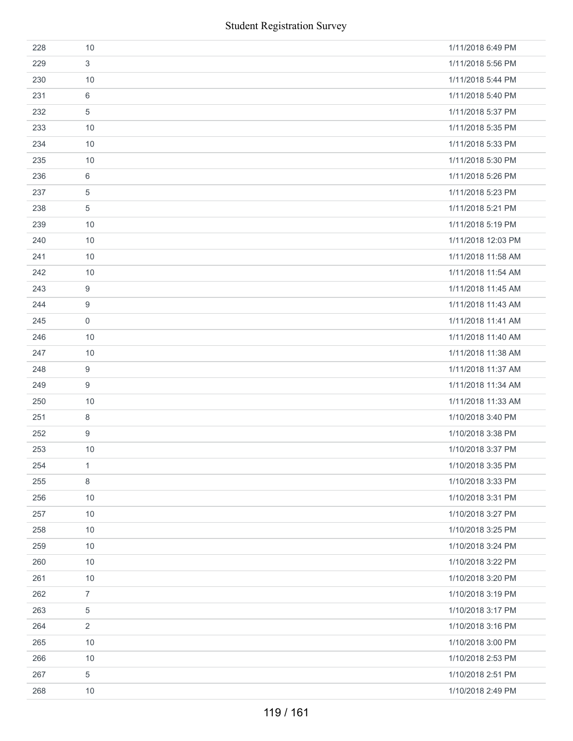| | | |
|---|---|---|
| 228 | 10 | 1/11/2018 6:49 PM |
| 229 | 3 | 1/11/2018 5:56 PM |
| 230 | 10 | 1/11/2018 5:44 PM |
| 231 | 6 | 1/11/2018 5:40 PM |
| 232 | 5 | 1/11/2018 5:37 PM |
| 233 | 10 | 1/11/2018 5:35 PM |
| 234 | 10 | 1/11/2018 5:33 PM |
| 235 | 10 | 1/11/2018 5:30 PM |
| 236 | 6 | 1/11/2018 5:26 PM |
| 237 | 5 | 1/11/2018 5:23 PM |
| 238 | 5 | 1/11/2018 5:21 PM |
| 239 | 10 | 1/11/2018 5:19 PM |
| 240 | 10 | 1/11/2018 12:03 PM |
| 241 | 10 | 1/11/2018 11:58 AM |
| 242 | 10 | 1/11/2018 11:54 AM |
| 243 | 9 | 1/11/2018 11:45 AM |
| 244 | 9 | 1/11/2018 11:43 AM |
| 245 | 0 | 1/11/2018 11:41 AM |
| 246 | 10 | 1/11/2018 11:40 AM |
| 247 | 10 | 1/11/2018 11:38 AM |
| 248 | 9 | 1/11/2018 11:37 AM |
| 249 | 9 | 1/11/2018 11:34 AM |
| 250 | 10 | 1/11/2018 11:33 AM |
| 251 | 8 | 1/10/2018 3:40 PM |
| 252 | 9 | 1/10/2018 3:38 PM |
| 253 | 10 | 1/10/2018 3:37 PM |
| 254 | 1 | 1/10/2018 3:35 PM |
| 255 | 8 | 1/10/2018 3:33 PM |
| 256 | 10 | 1/10/2018 3:31 PM |
| 257 | 10 | 1/10/2018 3:27 PM |
| 258 | 10 | 1/10/2018 3:25 PM |
| 259 | 10 | 1/10/2018 3:24 PM |
| 260 | 10 | 1/10/2018 3:22 PM |
| 261 | 10 | 1/10/2018 3:20 PM |
| 262 | 7 | 1/10/2018 3:19 PM |
| 263 | 5 | 1/10/2018 3:17 PM |
| 264 | 2 | 1/10/2018 3:16 PM |
| 265 | 10 | 1/10/2018 3:00 PM |
| 266 | 10 | 1/10/2018 2:53 PM |
| 267 | 5 | 1/10/2018 2:51 PM |
| 268 | 10 | 1/10/2018 2:49 PM |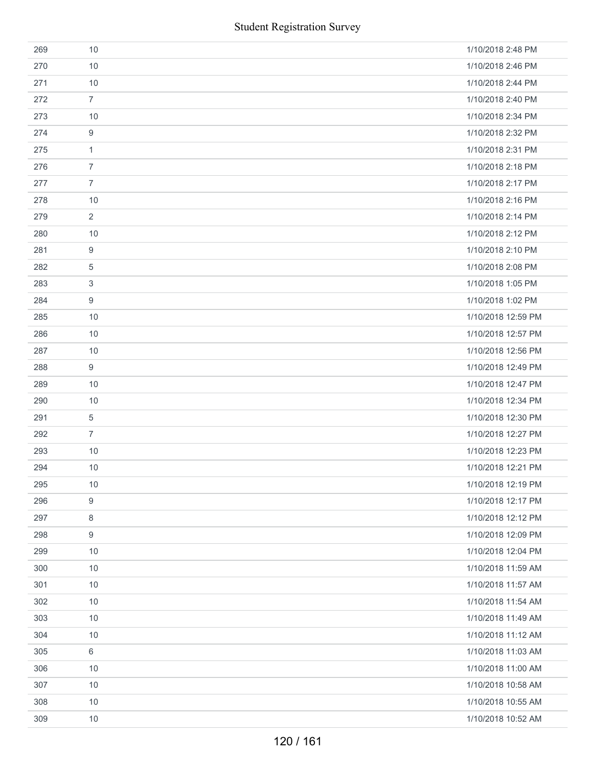| | | |
|---|---|---|
| 269 | 10 | 1/10/2018 2:48 PM |
| 270 | 10 | 1/10/2018 2:46 PM |
| 271 | 10 | 1/10/2018 2:44 PM |
| 272 | 7 | 1/10/2018 2:40 PM |
| 273 | 10 | 1/10/2018 2:34 PM |
| 274 | 9 | 1/10/2018 2:32 PM |
| 275 | 1 | 1/10/2018 2:31 PM |
| 276 | 7 | 1/10/2018 2:18 PM |
| 277 | 7 | 1/10/2018 2:17 PM |
| 278 | 10 | 1/10/2018 2:16 PM |
| 279 | 2 | 1/10/2018 2:14 PM |
| 280 | 10 | 1/10/2018 2:12 PM |
| 281 | 9 | 1/10/2018 2:10 PM |
| 282 | 5 | 1/10/2018 2:08 PM |
| 283 | 3 | 1/10/2018 1:05 PM |
| 284 | 9 | 1/10/2018 1:02 PM |
| 285 | 10 | 1/10/2018 12:59 PM |
| 286 | 10 | 1/10/2018 12:57 PM |
| 287 | 10 | 1/10/2018 12:56 PM |
| 288 | 9 | 1/10/2018 12:49 PM |
| 289 | 10 | 1/10/2018 12:47 PM |
| 290 | 10 | 1/10/2018 12:34 PM |
| 291 | 5 | 1/10/2018 12:30 PM |
| 292 | 7 | 1/10/2018 12:27 PM |
| 293 | 10 | 1/10/2018 12:23 PM |
| 294 | 10 | 1/10/2018 12:21 PM |
| 295 | 10 | 1/10/2018 12:19 PM |
| 296 | 9 | 1/10/2018 12:17 PM |
| 297 | 8 | 1/10/2018 12:12 PM |
| 298 | 9 | 1/10/2018 12:09 PM |
| 299 | 10 | 1/10/2018 12:04 PM |
| 300 | 10 | 1/10/2018 11:59 AM |
| 301 | 10 | 1/10/2018 11:57 AM |
| 302 | 10 | 1/10/2018 11:54 AM |
| 303 | 10 | 1/10/2018 11:49 AM |
| 304 | 10 | 1/10/2018 11:12 AM |
| 305 | 6 | 1/10/2018 11:03 AM |
| 306 | 10 | 1/10/2018 11:00 AM |
| 307 | 10 | 1/10/2018 10:58 AM |
| 308 | 10 | 1/10/2018 10:55 AM |
| 309 | 10 | 1/10/2018 10:52 AM |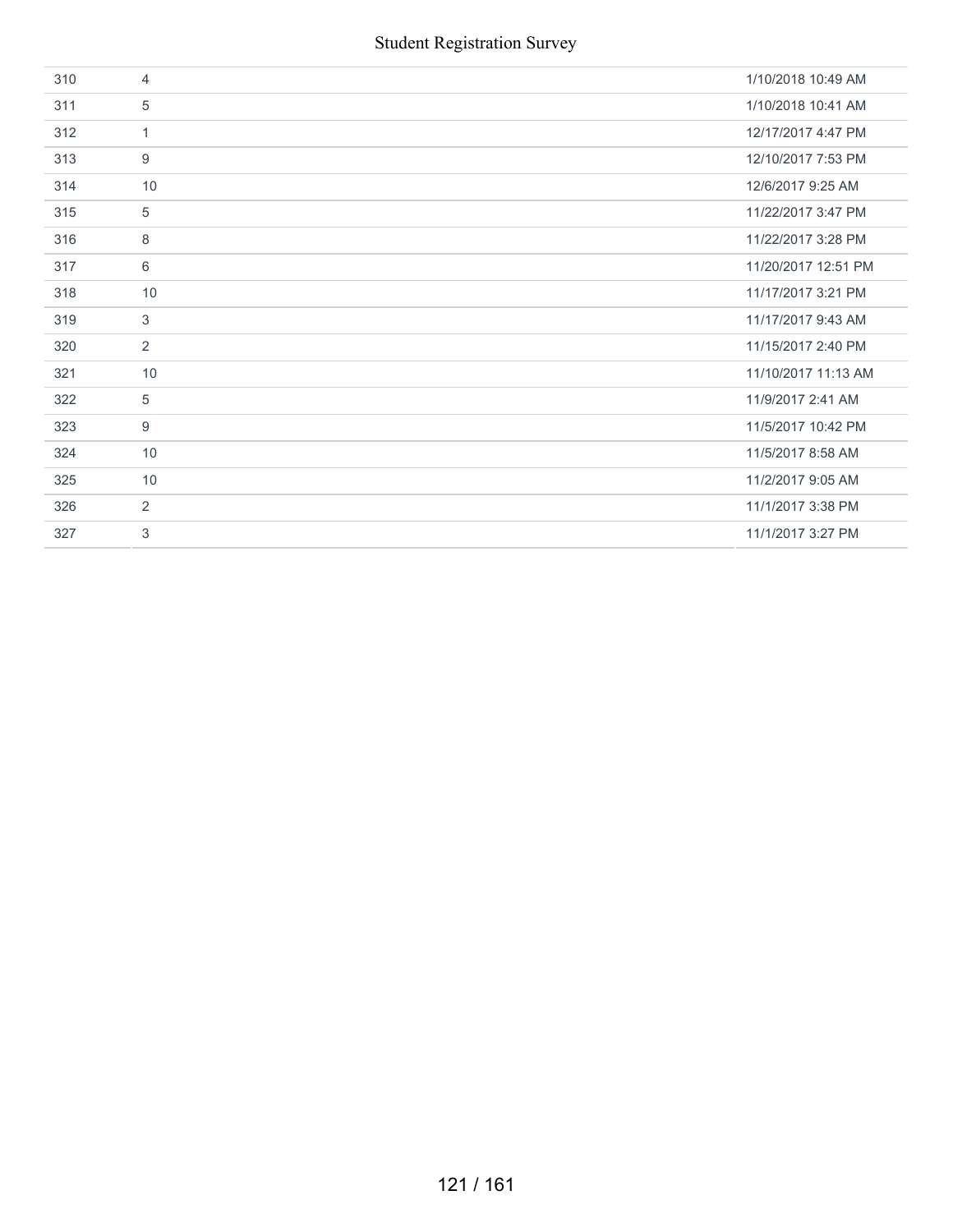| | | |
|---|---|---|
| 310 | 4 | 1/10/2018 10:49 AM |
| 311 | 5 | 1/10/2018 10:41 AM |
| 312 | 1 | 12/17/2017 4:47 PM |
| 313 | 9 | 12/10/2017 7:53 PM |
| 314 | 10 | 12/6/2017 9:25 AM |
| 315 | 5 | 11/22/2017 3:47 PM |
| 316 | 8 | 11/22/2017 3:28 PM |
| 317 | 6 | 11/20/2017 12:51 PM |
| 318 | 10 | 11/17/2017 3:21 PM |
| 319 | 3 | 11/17/2017 9:43 AM |
| 320 | 2 | 11/15/2017 2:40 PM |
| 321 | 10 | 11/10/2017 11:13 AM |
| 322 | 5 | 11/9/2017 2:41 AM |
| 323 | 9 | 11/5/2017 10:42 PM |
| 324 | 10 | 11/5/2017 8:58 AM |
| 325 | 10 | 11/2/2017 9:05 AM |
| 326 | 2 | 11/1/2017 3:38 PM |
| 327 | 3 | 11/1/2017 3:27 PM |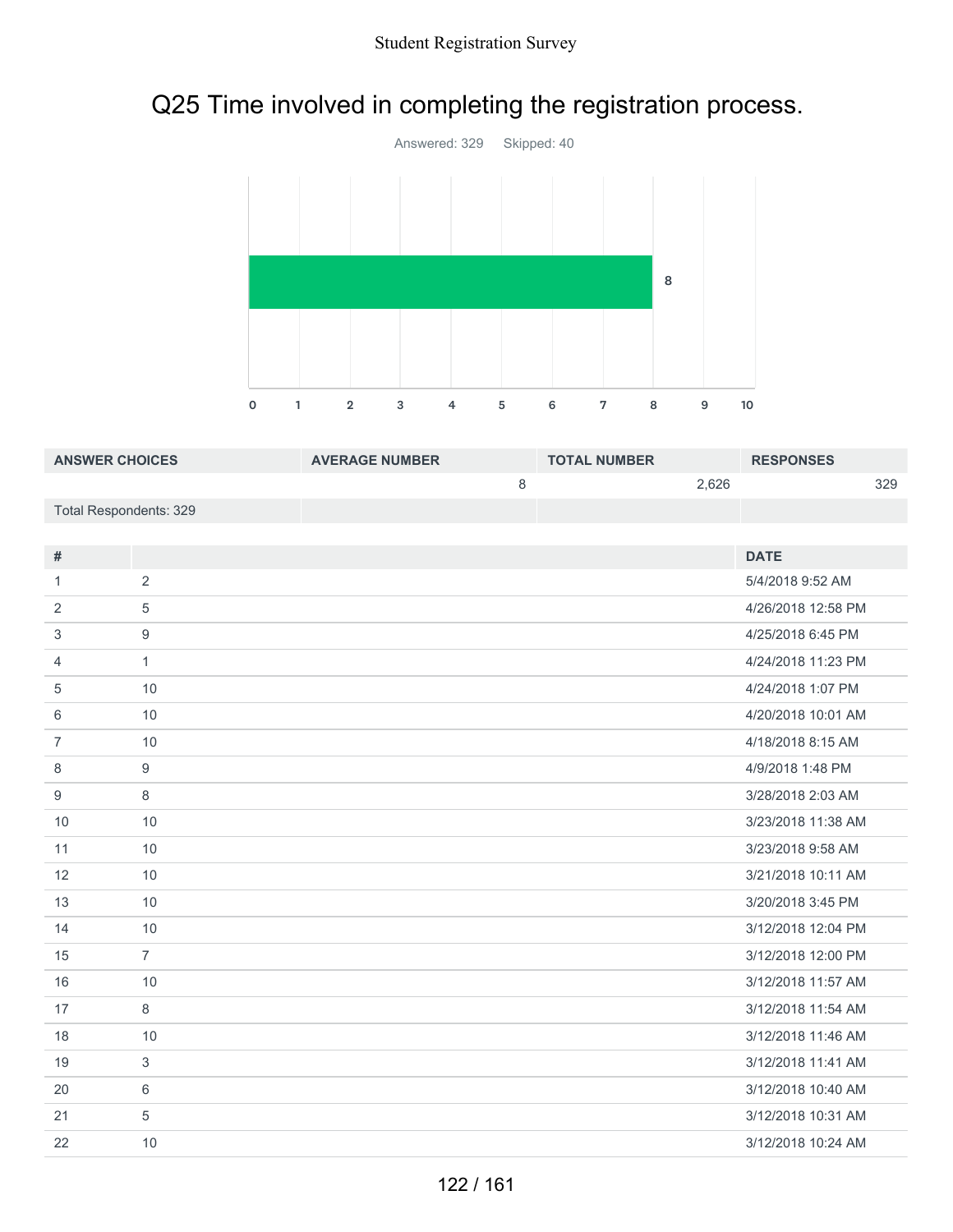# Q25 Time involved in completing the registration process.

Answered: 329    Skipped: 40

| ANSWER CHOICES | AVERAGE NUMBER | TOTAL NUMBER | RESPONSES |
|---|---|---|---|
| | 8 | 2,626 | 329 |
| Total Respondents: 329 | | | |

| # | | DATE |
|---|---|---|
| 1 | 2 | 5/4/2018 9:52 AM |
| 2 | 5 | 4/26/2018 12:58 PM |
| 3 | 9 | 4/25/2018 6:45 PM |
| 4 | 1 | 4/24/2018 11:23 PM |
| 5 | 10 | 4/24/2018 1:07 PM |
| 6 | 10 | 4/20/2018 10:01 AM |
| 7 | 10 | 4/18/2018 8:15 AM |
| 8 | 9 | 4/9/2018 1:48 PM |
| 9 | 8 | 3/28/2018 2:03 AM |
| 10 | 10 | 3/23/2018 11:38 AM |
| 11 | 10 | 3/23/2018 9:58 AM |
| 12 | 10 | 3/21/2018 10:11 AM |
| 13 | 10 | 3/20/2018 3:45 PM |
| 14 | 10 | 3/12/2018 12:04 PM |
| 15 | 7 | 3/12/2018 12:00 PM |
| 16 | 10 | 3/12/2018 11:57 AM |
| 17 | 8 | 3/12/2018 11:54 AM |
| 18 | 10 | 3/12/2018 11:46 AM |
| 19 | 3 | 3/12/2018 11:41 AM |
| 20 | 6 | 3/12/2018 10:40 AM |
| 21 | 5 | 3/12/2018 10:31 AM |
| 22 | 10 | 3/12/2018 10:24 AM |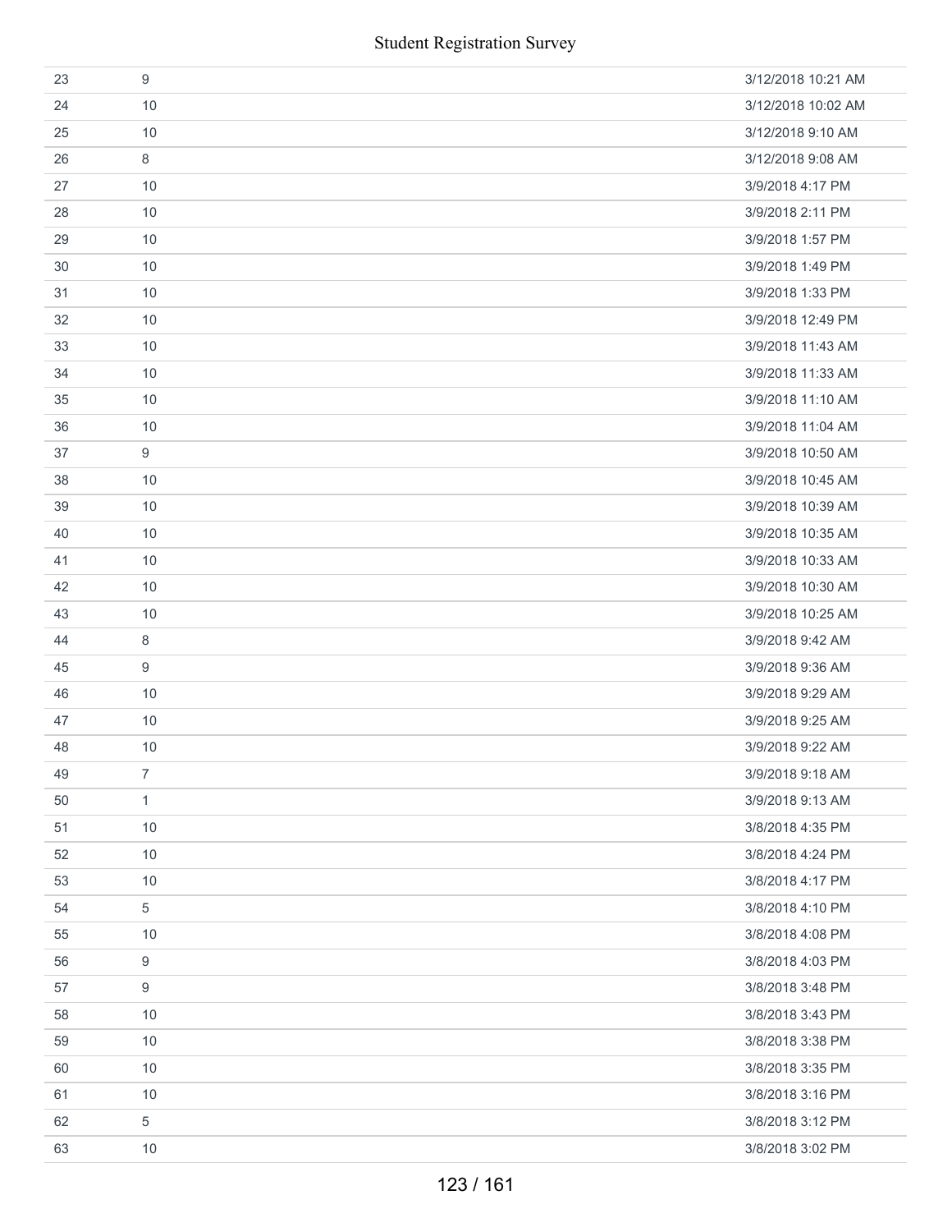| | | |
|---|---|---|
| 23 | 9 | 3/12/2018 10:21 AM |
| 24 | 10 | 3/12/2018 10:02 AM |
| 25 | 10 | 3/12/2018 9:10 AM |
| 26 | 8 | 3/12/2018 9:08 AM |
| 27 | 10 | 3/9/2018 4:17 PM |
| 28 | 10 | 3/9/2018 2:11 PM |
| 29 | 10 | 3/9/2018 1:57 PM |
| 30 | 10 | 3/9/2018 1:49 PM |
| 31 | 10 | 3/9/2018 1:33 PM |
| 32 | 10 | 3/9/2018 12:49 PM |
| 33 | 10 | 3/9/2018 11:43 AM |
| 34 | 10 | 3/9/2018 11:33 AM |
| 35 | 10 | 3/9/2018 11:10 AM |
| 36 | 10 | 3/9/2018 11:04 AM |
| 37 | 9 | 3/9/2018 10:50 AM |
| 38 | 10 | 3/9/2018 10:45 AM |
| 39 | 10 | 3/9/2018 10:39 AM |
| 40 | 10 | 3/9/2018 10:35 AM |
| 41 | 10 | 3/9/2018 10:33 AM |
| 42 | 10 | 3/9/2018 10:30 AM |
| 43 | 10 | 3/9/2018 10:25 AM |
| 44 | 8 | 3/9/2018 9:42 AM |
| 45 | 9 | 3/9/2018 9:36 AM |
| 46 | 10 | 3/9/2018 9:29 AM |
| 47 | 10 | 3/9/2018 9:25 AM |
| 48 | 10 | 3/9/2018 9:22 AM |
| 49 | 7 | 3/9/2018 9:18 AM |
| 50 | 1 | 3/9/2018 9:13 AM |
| 51 | 10 | 3/8/2018 4:35 PM |
| 52 | 10 | 3/8/2018 4:24 PM |
| 53 | 10 | 3/8/2018 4:17 PM |
| 54 | 5 | 3/8/2018 4:10 PM |
| 55 | 10 | 3/8/2018 4:08 PM |
| 56 | 9 | 3/8/2018 4:03 PM |
| 57 | 9 | 3/8/2018 3:48 PM |
| 58 | 10 | 3/8/2018 3:43 PM |
| 59 | 10 | 3/8/2018 3:38 PM |
| 60 | 10 | 3/8/2018 3:35 PM |
| 61 | 10 | 3/8/2018 3:16 PM |
| 62 | 5 | 3/8/2018 3:12 PM |
| 63 | 10 | 3/8/2018 3:02 PM |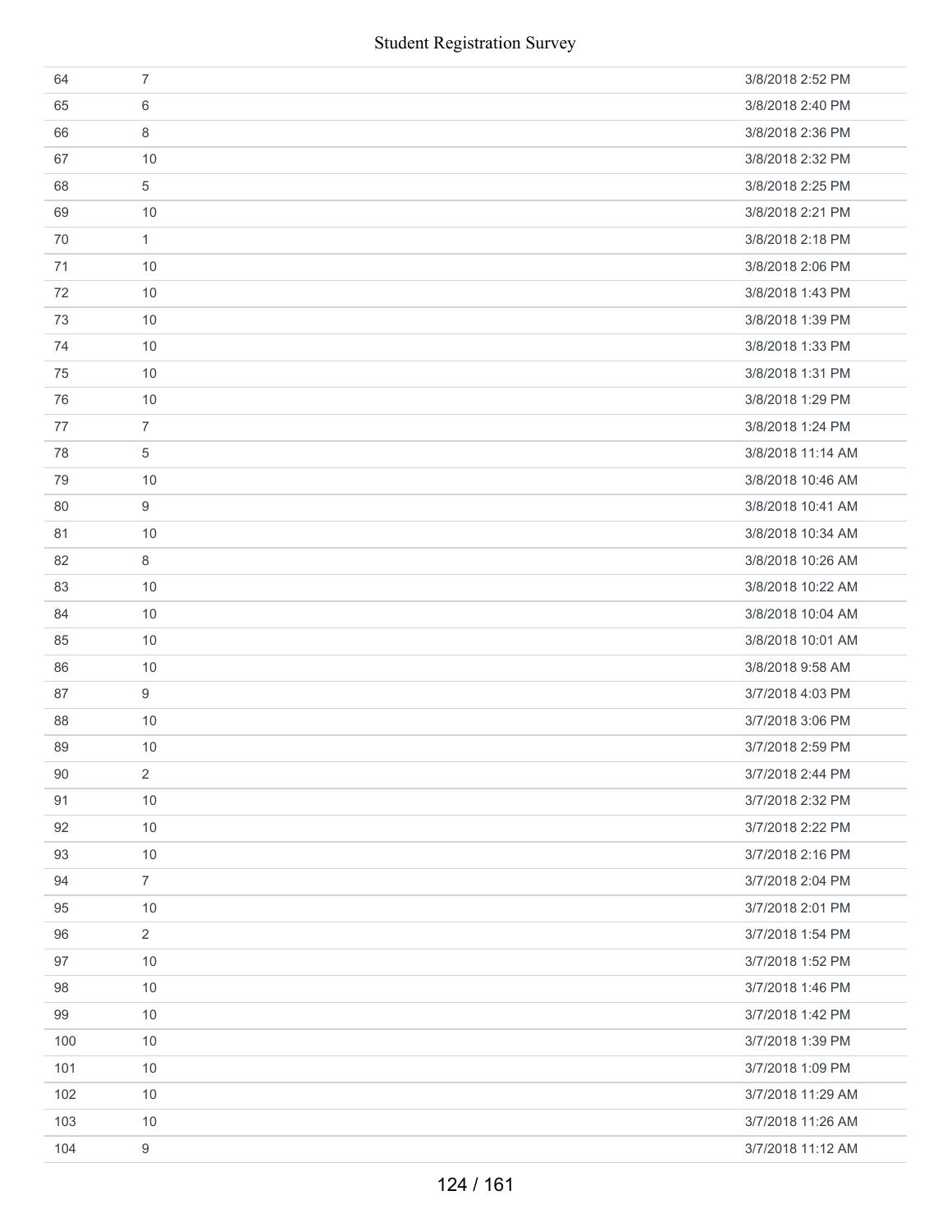| | | |
|---|---|---|
| 64 | 7 | 3/8/2018 2:52 PM |
| 65 | 6 | 3/8/2018 2:40 PM |
| 66 | 8 | 3/8/2018 2:36 PM |
| 67 | 10 | 3/8/2018 2:32 PM |
| 68 | 5 | 3/8/2018 2:25 PM |
| 69 | 10 | 3/8/2018 2:21 PM |
| 70 | 1 | 3/8/2018 2:18 PM |
| 71 | 10 | 3/8/2018 2:06 PM |
| 72 | 10 | 3/8/2018 1:43 PM |
| 73 | 10 | 3/8/2018 1:39 PM |
| 74 | 10 | 3/8/2018 1:33 PM |
| 75 | 10 | 3/8/2018 1:31 PM |
| 76 | 10 | 3/8/2018 1:29 PM |
| 77 | 7 | 3/8/2018 1:24 PM |
| 78 | 5 | 3/8/2018 11:14 AM |
| 79 | 10 | 3/8/2018 10:46 AM |
| 80 | 9 | 3/8/2018 10:41 AM |
| 81 | 10 | 3/8/2018 10:34 AM |
| 82 | 8 | 3/8/2018 10:26 AM |
| 83 | 10 | 3/8/2018 10:22 AM |
| 84 | 10 | 3/8/2018 10:04 AM |
| 85 | 10 | 3/8/2018 10:01 AM |
| 86 | 10 | 3/8/2018 9:58 AM |
| 87 | 9 | 3/7/2018 4:03 PM |
| 88 | 10 | 3/7/2018 3:06 PM |
| 89 | 10 | 3/7/2018 2:59 PM |
| 90 | 2 | 3/7/2018 2:44 PM |
| 91 | 10 | 3/7/2018 2:32 PM |
| 92 | 10 | 3/7/2018 2:22 PM |
| 93 | 10 | 3/7/2018 2:16 PM |
| 94 | 7 | 3/7/2018 2:04 PM |
| 95 | 10 | 3/7/2018 2:01 PM |
| 96 | 2 | 3/7/2018 1:54 PM |
| 97 | 10 | 3/7/2018 1:52 PM |
| 98 | 10 | 3/7/2018 1:46 PM |
| 99 | 10 | 3/7/2018 1:42 PM |
| 100 | 10 | 3/7/2018 1:39 PM |
| 101 | 10 | 3/7/2018 1:09 PM |
| 102 | 10 | 3/7/2018 11:29 AM |
| 103 | 10 | 3/7/2018 11:26 AM |
| 104 | 9 | 3/7/2018 11:12 AM |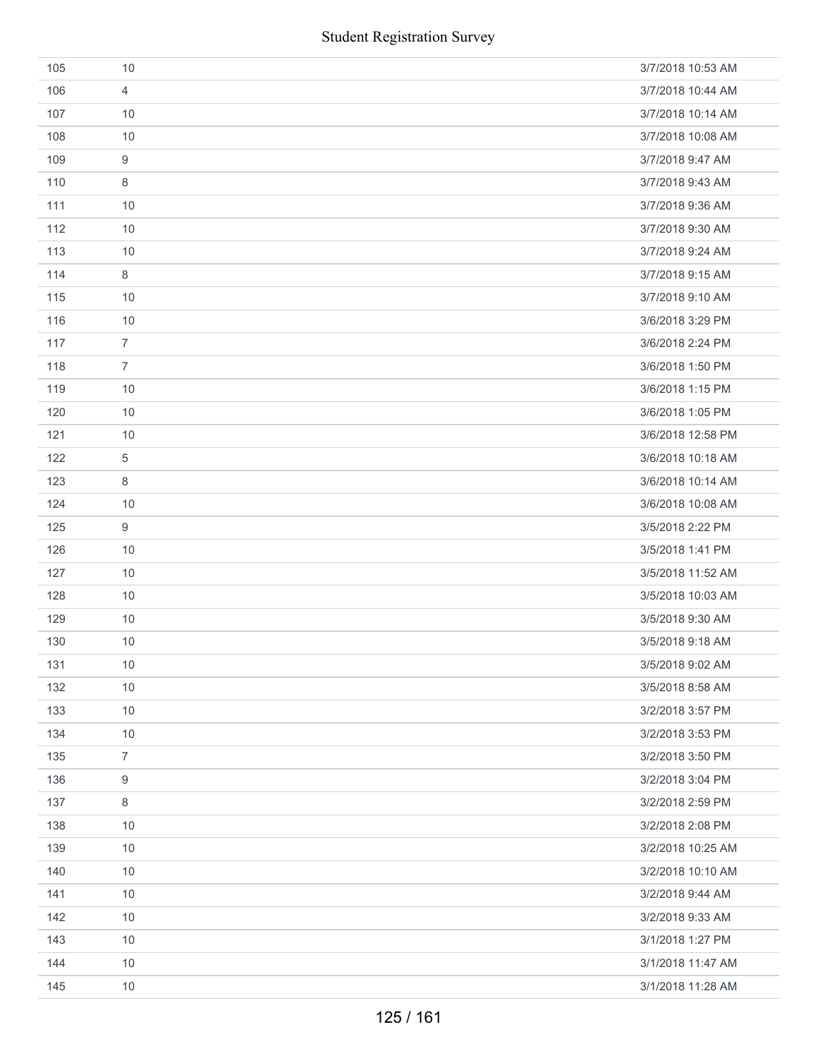| | | |
|---|---|---|
| 105 | 10 | 3/7/2018 10:53 AM |
| 106 | 4 | 3/7/2018 10:44 AM |
| 107 | 10 | 3/7/2018 10:14 AM |
| 108 | 10 | 3/7/2018 10:08 AM |
| 109 | 9 | 3/7/2018 9:47 AM |
| 110 | 8 | 3/7/2018 9:43 AM |
| 111 | 10 | 3/7/2018 9:36 AM |
| 112 | 10 | 3/7/2018 9:30 AM |
| 113 | 10 | 3/7/2018 9:24 AM |
| 114 | 8 | 3/7/2018 9:15 AM |
| 115 | 10 | 3/7/2018 9:10 AM |
| 116 | 10 | 3/6/2018 3:29 PM |
| 117 | 7 | 3/6/2018 2:24 PM |
| 118 | 7 | 3/6/2018 1:50 PM |
| 119 | 10 | 3/6/2018 1:15 PM |
| 120 | 10 | 3/6/2018 1:05 PM |
| 121 | 10 | 3/6/2018 12:58 PM |
| 122 | 5 | 3/6/2018 10:18 AM |
| 123 | 8 | 3/6/2018 10:14 AM |
| 124 | 10 | 3/6/2018 10:08 AM |
| 125 | 9 | 3/5/2018 2:22 PM |
| 126 | 10 | 3/5/2018 1:41 PM |
| 127 | 10 | 3/5/2018 11:52 AM |
| 128 | 10 | 3/5/2018 10:03 AM |
| 129 | 10 | 3/5/2018 9:30 AM |
| 130 | 10 | 3/5/2018 9:18 AM |
| 131 | 10 | 3/5/2018 9:02 AM |
| 132 | 10 | 3/5/2018 8:58 AM |
| 133 | 10 | 3/2/2018 3:57 PM |
| 134 | 10 | 3/2/2018 3:53 PM |
| 135 | 7 | 3/2/2018 3:50 PM |
| 136 | 9 | 3/2/2018 3:04 PM |
| 137 | 8 | 3/2/2018 2:59 PM |
| 138 | 10 | 3/2/2018 2:08 PM |
| 139 | 10 | 3/2/2018 10:25 AM |
| 140 | 10 | 3/2/2018 10:10 AM |
| 141 | 10 | 3/2/2018 9:44 AM |
| 142 | 10 | 3/2/2018 9:33 AM |
| 143 | 10 | 3/1/2018 1:27 PM |
| 144 | 10 | 3/1/2018 11:47 AM |
| 145 | 10 | 3/1/2018 11:28 AM |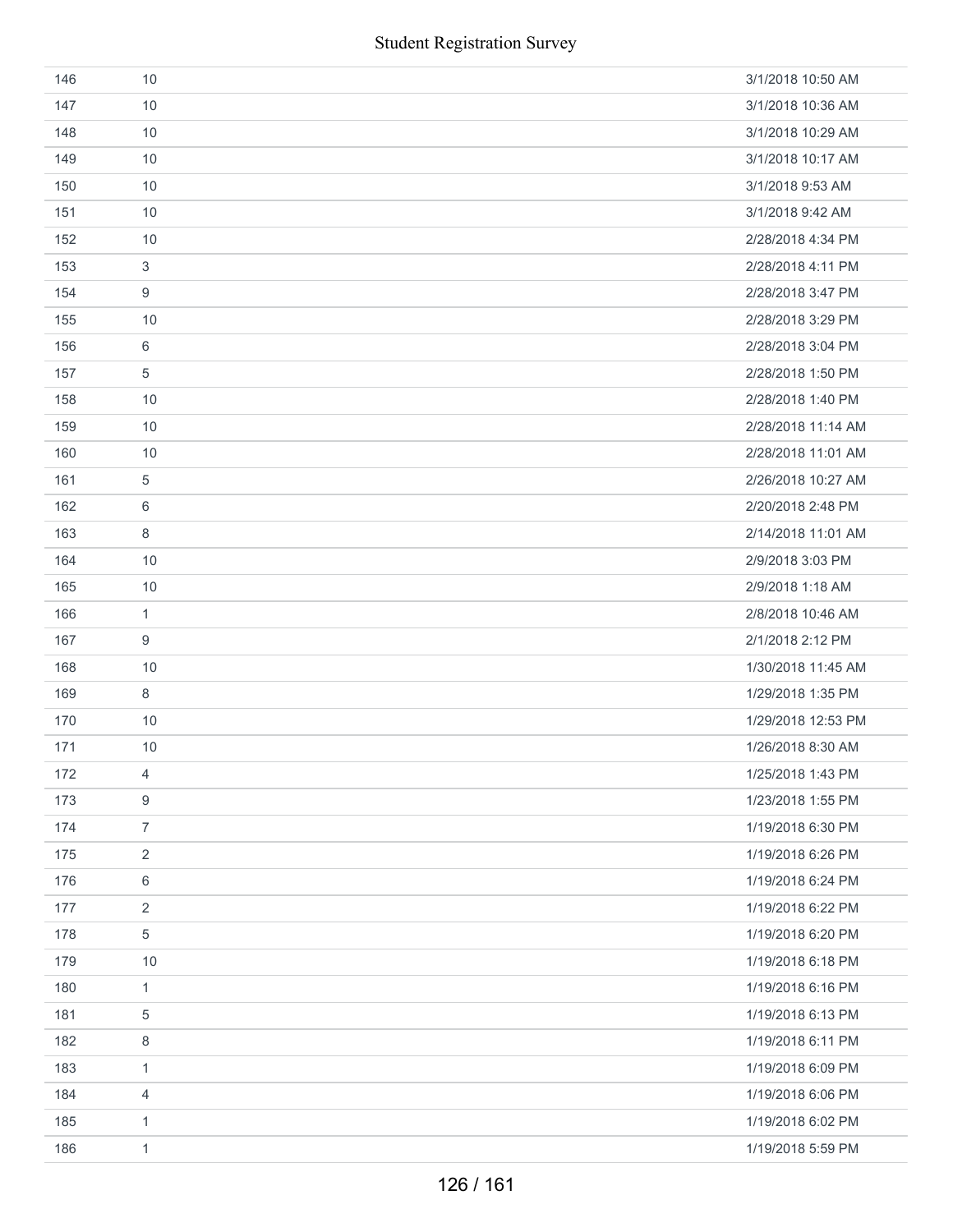| | | |
|---|---|---|
| 146 | 10 | 3/1/2018 10:50 AM |
| 147 | 10 | 3/1/2018 10:36 AM |
| 148 | 10 | 3/1/2018 10:29 AM |
| 149 | 10 | 3/1/2018 10:17 AM |
| 150 | 10 | 3/1/2018 9:53 AM |
| 151 | 10 | 3/1/2018 9:42 AM |
| 152 | 10 | 2/28/2018 4:34 PM |
| 153 | 3 | 2/28/2018 4:11 PM |
| 154 | 9 | 2/28/2018 3:47 PM |
| 155 | 10 | 2/28/2018 3:29 PM |
| 156 | 6 | 2/28/2018 3:04 PM |
| 157 | 5 | 2/28/2018 1:50 PM |
| 158 | 10 | 2/28/2018 1:40 PM |
| 159 | 10 | 2/28/2018 11:14 AM |
| 160 | 10 | 2/28/2018 11:01 AM |
| 161 | 5 | 2/26/2018 10:27 AM |
| 162 | 6 | 2/20/2018 2:48 PM |
| 163 | 8 | 2/14/2018 11:01 AM |
| 164 | 10 | 2/9/2018 3:03 PM |
| 165 | 10 | 2/9/2018 1:18 AM |
| 166 | 1 | 2/8/2018 10:46 AM |
| 167 | 9 | 2/1/2018 2:12 PM |
| 168 | 10 | 1/30/2018 11:45 AM |
| 169 | 8 | 1/29/2018 1:35 PM |
| 170 | 10 | 1/29/2018 12:53 PM |
| 171 | 10 | 1/26/2018 8:30 AM |
| 172 | 4 | 1/25/2018 1:43 PM |
| 173 | 9 | 1/23/2018 1:55 PM |
| 174 | 7 | 1/19/2018 6:30 PM |
| 175 | 2 | 1/19/2018 6:26 PM |
| 176 | 6 | 1/19/2018 6:24 PM |
| 177 | 2 | 1/19/2018 6:22 PM |
| 178 | 5 | 1/19/2018 6:20 PM |
| 179 | 10 | 1/19/2018 6:18 PM |
| 180 | 1 | 1/19/2018 6:16 PM |
| 181 | 5 | 1/19/2018 6:13 PM |
| 182 | 8 | 1/19/2018 6:11 PM |
| 183 | 1 | 1/19/2018 6:09 PM |
| 184 | 4 | 1/19/2018 6:06 PM |
| 185 | 1 | 1/19/2018 6:02 PM |
| 186 | 1 | 1/19/2018 5:59 PM |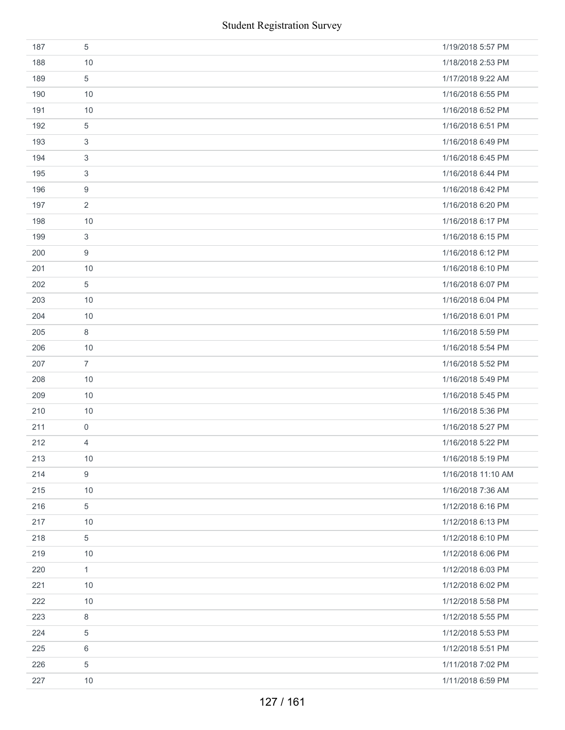| | | |
|---|---|---|
| 187 | 5 | 1/19/2018 5:57 PM |
| 188 | 10 | 1/18/2018 2:53 PM |
| 189 | 5 | 1/17/2018 9:22 AM |
| 190 | 10 | 1/16/2018 6:55 PM |
| 191 | 10 | 1/16/2018 6:52 PM |
| 192 | 5 | 1/16/2018 6:51 PM |
| 193 | 3 | 1/16/2018 6:49 PM |
| 194 | 3 | 1/16/2018 6:45 PM |
| 195 | 3 | 1/16/2018 6:44 PM |
| 196 | 9 | 1/16/2018 6:42 PM |
| 197 | 2 | 1/16/2018 6:20 PM |
| 198 | 10 | 1/16/2018 6:17 PM |
| 199 | 3 | 1/16/2018 6:15 PM |
| 200 | 9 | 1/16/2018 6:12 PM |
| 201 | 10 | 1/16/2018 6:10 PM |
| 202 | 5 | 1/16/2018 6:07 PM |
| 203 | 10 | 1/16/2018 6:04 PM |
| 204 | 10 | 1/16/2018 6:01 PM |
| 205 | 8 | 1/16/2018 5:59 PM |
| 206 | 10 | 1/16/2018 5:54 PM |
| 207 | 7 | 1/16/2018 5:52 PM |
| 208 | 10 | 1/16/2018 5:49 PM |
| 209 | 10 | 1/16/2018 5:45 PM |
| 210 | 10 | 1/16/2018 5:36 PM |
| 211 | 0 | 1/16/2018 5:27 PM |
| 212 | 4 | 1/16/2018 5:22 PM |
| 213 | 10 | 1/16/2018 5:19 PM |
| 214 | 9 | 1/16/2018 11:10 AM |
| 215 | 10 | 1/16/2018 7:36 AM |
| 216 | 5 | 1/12/2018 6:16 PM |
| 217 | 10 | 1/12/2018 6:13 PM |
| 218 | 5 | 1/12/2018 6:10 PM |
| 219 | 10 | 1/12/2018 6:06 PM |
| 220 | 1 | 1/12/2018 6:03 PM |
| 221 | 10 | 1/12/2018 6:02 PM |
| 222 | 10 | 1/12/2018 5:58 PM |
| 223 | 8 | 1/12/2018 5:55 PM |
| 224 | 5 | 1/12/2018 5:53 PM |
| 225 | 6 | 1/12/2018 5:51 PM |
| 226 | 5 | 1/11/2018 7:02 PM |
| 227 | 10 | 1/11/2018 6:59 PM |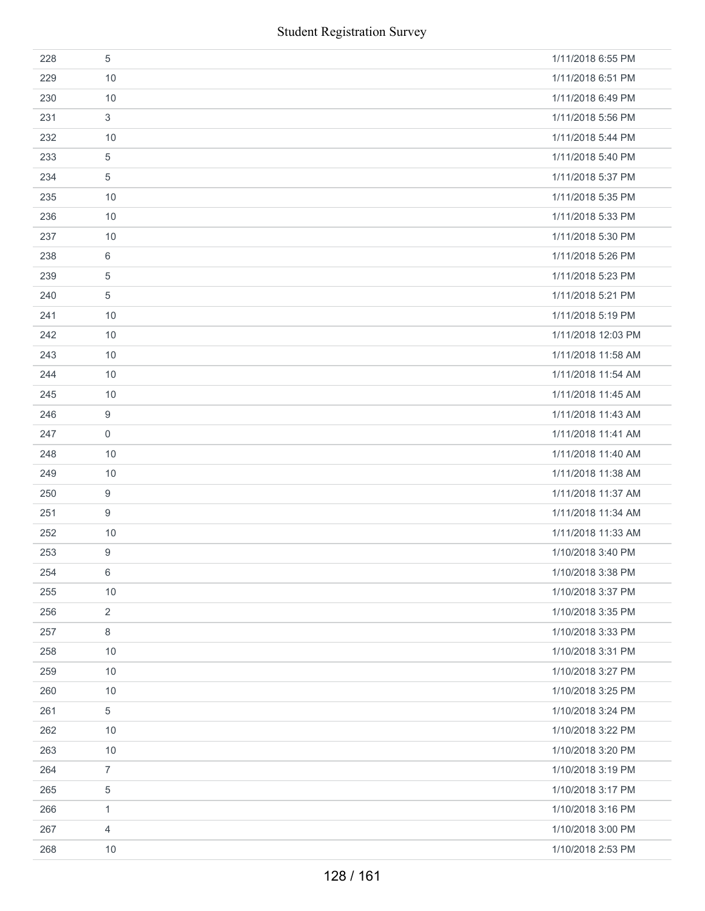| | | |
|---|---|---|
| 228 | 5 | 1/11/2018 6:55 PM |
| 229 | 10 | 1/11/2018 6:51 PM |
| 230 | 10 | 1/11/2018 6:49 PM |
| 231 | 3 | 1/11/2018 5:56 PM |
| 232 | 10 | 1/11/2018 5:44 PM |
| 233 | 5 | 1/11/2018 5:40 PM |
| 234 | 5 | 1/11/2018 5:37 PM |
| 235 | 10 | 1/11/2018 5:35 PM |
| 236 | 10 | 1/11/2018 5:33 PM |
| 237 | 10 | 1/11/2018 5:30 PM |
| 238 | 6 | 1/11/2018 5:26 PM |
| 239 | 5 | 1/11/2018 5:23 PM |
| 240 | 5 | 1/11/2018 5:21 PM |
| 241 | 10 | 1/11/2018 5:19 PM |
| 242 | 10 | 1/11/2018 12:03 PM |
| 243 | 10 | 1/11/2018 11:58 AM |
| 244 | 10 | 1/11/2018 11:54 AM |
| 245 | 10 | 1/11/2018 11:45 AM |
| 246 | 9 | 1/11/2018 11:43 AM |
| 247 | 0 | 1/11/2018 11:41 AM |
| 248 | 10 | 1/11/2018 11:40 AM |
| 249 | 10 | 1/11/2018 11:38 AM |
| 250 | 9 | 1/11/2018 11:37 AM |
| 251 | 9 | 1/11/2018 11:34 AM |
| 252 | 10 | 1/11/2018 11:33 AM |
| 253 | 9 | 1/10/2018 3:40 PM |
| 254 | 6 | 1/10/2018 3:38 PM |
| 255 | 10 | 1/10/2018 3:37 PM |
| 256 | 2 | 1/10/2018 3:35 PM |
| 257 | 8 | 1/10/2018 3:33 PM |
| 258 | 10 | 1/10/2018 3:31 PM |
| 259 | 10 | 1/10/2018 3:27 PM |
| 260 | 10 | 1/10/2018 3:25 PM |
| 261 | 5 | 1/10/2018 3:24 PM |
| 262 | 10 | 1/10/2018 3:22 PM |
| 263 | 10 | 1/10/2018 3:20 PM |
| 264 | 7 | 1/10/2018 3:19 PM |
| 265 | 5 | 1/10/2018 3:17 PM |
| 266 | 1 | 1/10/2018 3:16 PM |
| 267 | 4 | 1/10/2018 3:00 PM |
| 268 | 10 | 1/10/2018 2:53 PM |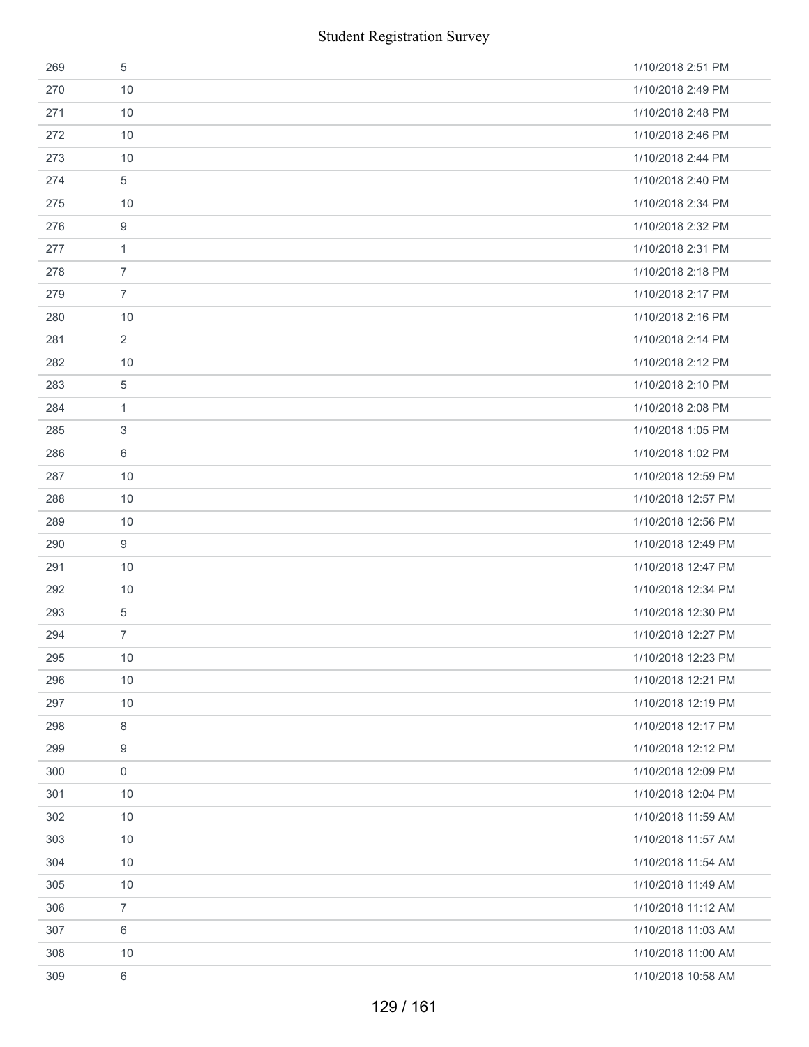| | | |
|---|---|---|
| 269 | 5 | 1/10/2018 2:51 PM |
| 270 | 10 | 1/10/2018 2:49 PM |
| 271 | 10 | 1/10/2018 2:48 PM |
| 272 | 10 | 1/10/2018 2:46 PM |
| 273 | 10 | 1/10/2018 2:44 PM |
| 274 | 5 | 1/10/2018 2:40 PM |
| 275 | 10 | 1/10/2018 2:34 PM |
| 276 | 9 | 1/10/2018 2:32 PM |
| 277 | 1 | 1/10/2018 2:31 PM |
| 278 | 7 | 1/10/2018 2:18 PM |
| 279 | 7 | 1/10/2018 2:17 PM |
| 280 | 10 | 1/10/2018 2:16 PM |
| 281 | 2 | 1/10/2018 2:14 PM |
| 282 | 10 | 1/10/2018 2:12 PM |
| 283 | 5 | 1/10/2018 2:10 PM |
| 284 | 1 | 1/10/2018 2:08 PM |
| 285 | 3 | 1/10/2018 1:05 PM |
| 286 | 6 | 1/10/2018 1:02 PM |
| 287 | 10 | 1/10/2018 12:59 PM |
| 288 | 10 | 1/10/2018 12:57 PM |
| 289 | 10 | 1/10/2018 12:56 PM |
| 290 | 9 | 1/10/2018 12:49 PM |
| 291 | 10 | 1/10/2018 12:47 PM |
| 292 | 10 | 1/10/2018 12:34 PM |
| 293 | 5 | 1/10/2018 12:30 PM |
| 294 | 7 | 1/10/2018 12:27 PM |
| 295 | 10 | 1/10/2018 12:23 PM |
| 296 | 10 | 1/10/2018 12:21 PM |
| 297 | 10 | 1/10/2018 12:19 PM |
| 298 | 8 | 1/10/2018 12:17 PM |
| 299 | 9 | 1/10/2018 12:12 PM |
| 300 | 0 | 1/10/2018 12:09 PM |
| 301 | 10 | 1/10/2018 12:04 PM |
| 302 | 10 | 1/10/2018 11:59 AM |
| 303 | 10 | 1/10/2018 11:57 AM |
| 304 | 10 | 1/10/2018 11:54 AM |
| 305 | 10 | 1/10/2018 11:49 AM |
| 306 | 7 | 1/10/2018 11:12 AM |
| 307 | 6 | 1/10/2018 11:03 AM |
| 308 | 10 | 1/10/2018 11:00 AM |
| 309 | 6 | 1/10/2018 10:58 AM |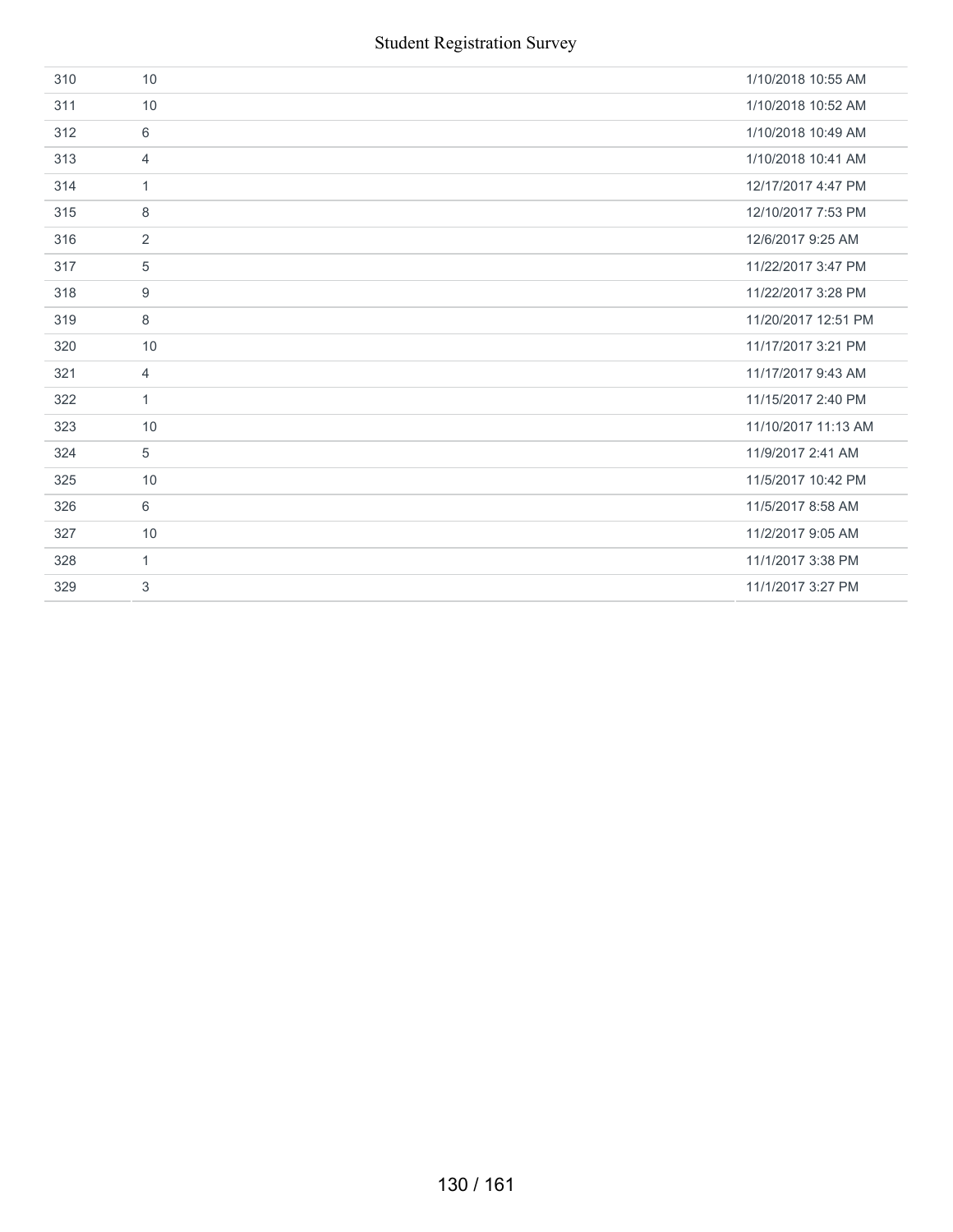| | | |
|---|---|---|
| 310 | 10 | 1/10/2018 10:55 AM |
| 311 | 10 | 1/10/2018 10:52 AM |
| 312 | 6 | 1/10/2018 10:49 AM |
| 313 | 4 | 1/10/2018 10:41 AM |
| 314 | 1 | 12/17/2017 4:47 PM |
| 315 | 8 | 12/10/2017 7:53 PM |
| 316 | 2 | 12/6/2017 9:25 AM |
| 317 | 5 | 11/22/2017 3:47 PM |
| 318 | 9 | 11/22/2017 3:28 PM |
| 319 | 8 | 11/20/2017 12:51 PM |
| 320 | 10 | 11/17/2017 3:21 PM |
| 321 | 4 | 11/17/2017 9:43 AM |
| 322 | 1 | 11/15/2017 2:40 PM |
| 323 | 10 | 11/10/2017 11:13 AM |
| 324 | 5 | 11/9/2017 2:41 AM |
| 325 | 10 | 11/5/2017 10:42 PM |
| 326 | 6 | 11/5/2017 8:58 AM |
| 327 | 10 | 11/2/2017 9:05 AM |
| 328 | 1 | 11/1/2017 3:38 PM |
| 329 | 3 | 11/1/2017 3:27 PM |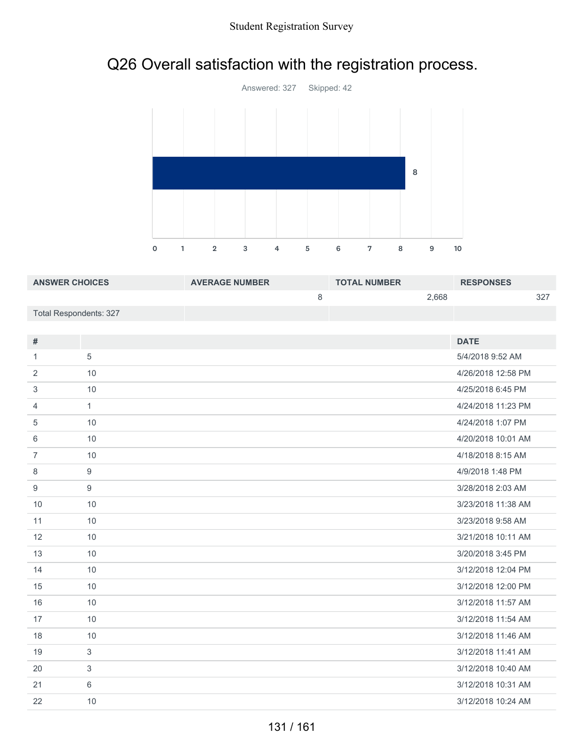# Q26 Overall satisfaction with the registration process.

Answered: 327 Skipped: 42

| ANSWER CHOICES | AVERAGE NUMBER | TOTAL NUMBER | RESPONSES |
|---|---|---|---|
| | 8 | 2,668 | 327 |
| Total Respondents: 327 | | | |

| # | | DATE |
|---|---|---|
| 1 | 5 | 5/4/2018 9:52 AM |
| 2 | 10 | 4/26/2018 12:58 PM |
| 3 | 10 | 4/25/2018 6:45 PM |
| 4 | 1 | 4/24/2018 11:23 PM |
| 5 | 10 | 4/24/2018 1:07 PM |
| 6 | 10 | 4/20/2018 10:01 AM |
| 7 | 10 | 4/18/2018 8:15 AM |
| 8 | 9 | 4/9/2018 1:48 PM |
| 9 | 9 | 3/28/2018 2:03 AM |
| 10 | 10 | 3/23/2018 11:38 AM |
| 11 | 10 | 3/23/2018 9:58 AM |
| 12 | 10 | 3/21/2018 10:11 AM |
| 13 | 10 | 3/20/2018 3:45 PM |
| 14 | 10 | 3/12/2018 12:04 PM |
| 15 | 10 | 3/12/2018 12:00 PM |
| 16 | 10 | 3/12/2018 11:57 AM |
| 17 | 10 | 3/12/2018 11:54 AM |
| 18 | 10 | 3/12/2018 11:46 AM |
| 19 | 3 | 3/12/2018 11:41 AM |
| 20 | 3 | 3/12/2018 10:40 AM |
| 21 | 6 | 3/12/2018 10:31 AM |
| 22 | 10 | 3/12/2018 10:24 AM |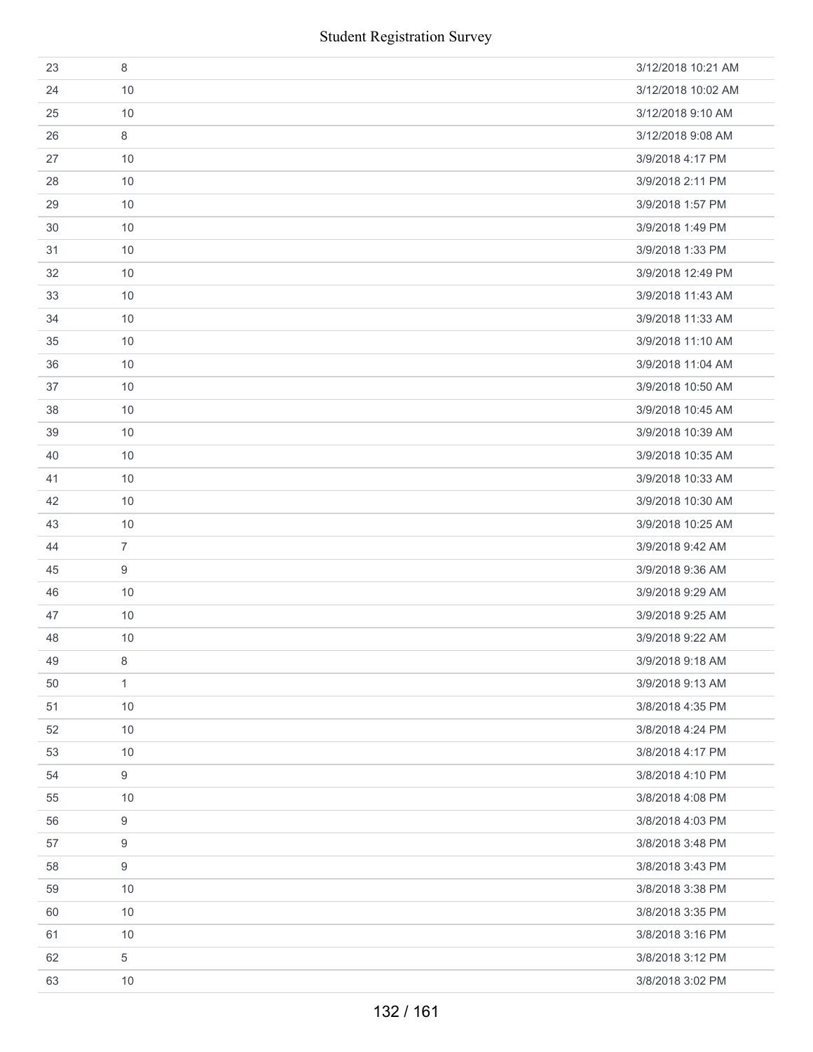| | | |
|---|---|---|
| 23 | 8 | 3/12/2018 10:21 AM |
| 24 | 10 | 3/12/2018 10:02 AM |
| 25 | 10 | 3/12/2018 9:10 AM |
| 26 | 8 | 3/12/2018 9:08 AM |
| 27 | 10 | 3/9/2018 4:17 PM |
| 28 | 10 | 3/9/2018 2:11 PM |
| 29 | 10 | 3/9/2018 1:57 PM |
| 30 | 10 | 3/9/2018 1:49 PM |
| 31 | 10 | 3/9/2018 1:33 PM |
| 32 | 10 | 3/9/2018 12:49 PM |
| 33 | 10 | 3/9/2018 11:43 AM |
| 34 | 10 | 3/9/2018 11:33 AM |
| 35 | 10 | 3/9/2018 11:10 AM |
| 36 | 10 | 3/9/2018 11:04 AM |
| 37 | 10 | 3/9/2018 10:50 AM |
| 38 | 10 | 3/9/2018 10:45 AM |
| 39 | 10 | 3/9/2018 10:39 AM |
| 40 | 10 | 3/9/2018 10:35 AM |
| 41 | 10 | 3/9/2018 10:33 AM |
| 42 | 10 | 3/9/2018 10:30 AM |
| 43 | 10 | 3/9/2018 10:25 AM |
| 44 | 7 | 3/9/2018 9:42 AM |
| 45 | 9 | 3/9/2018 9:36 AM |
| 46 | 10 | 3/9/2018 9:29 AM |
| 47 | 10 | 3/9/2018 9:25 AM |
| 48 | 10 | 3/9/2018 9:22 AM |
| 49 | 8 | 3/9/2018 9:18 AM |
| 50 | 1 | 3/9/2018 9:13 AM |
| 51 | 10 | 3/8/2018 4:35 PM |
| 52 | 10 | 3/8/2018 4:24 PM |
| 53 | 10 | 3/8/2018 4:17 PM |
| 54 | 9 | 3/8/2018 4:10 PM |
| 55 | 10 | 3/8/2018 4:08 PM |
| 56 | 9 | 3/8/2018 4:03 PM |
| 57 | 9 | 3/8/2018 3:48 PM |
| 58 | 9 | 3/8/2018 3:43 PM |
| 59 | 10 | 3/8/2018 3:38 PM |
| 60 | 10 | 3/8/2018 3:35 PM |
| 61 | 10 | 3/8/2018 3:16 PM |
| 62 | 5 | 3/8/2018 3:12 PM |
| 63 | 10 | 3/8/2018 3:02 PM |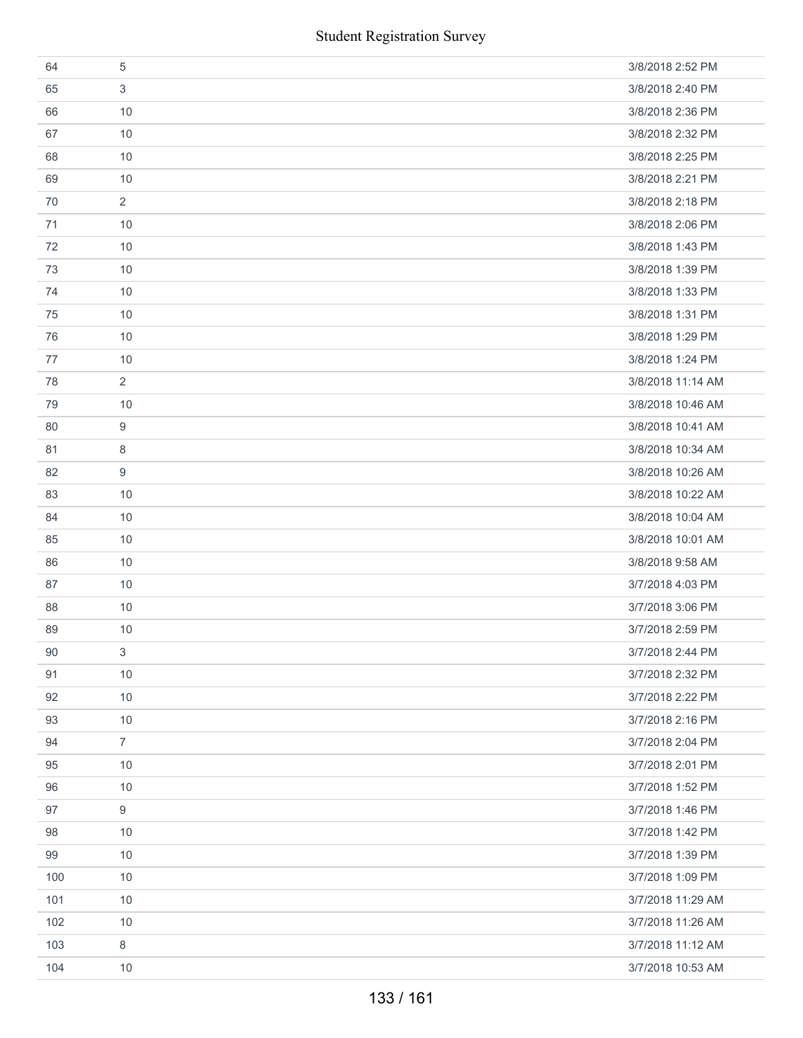| | | |
|---|---|---|
| 64 | 5 | 3/8/2018 2:52 PM |
| 65 | 3 | 3/8/2018 2:40 PM |
| 66 | 10 | 3/8/2018 2:36 PM |
| 67 | 10 | 3/8/2018 2:32 PM |
| 68 | 10 | 3/8/2018 2:25 PM |
| 69 | 10 | 3/8/2018 2:21 PM |
| 70 | 2 | 3/8/2018 2:18 PM |
| 71 | 10 | 3/8/2018 2:06 PM |
| 72 | 10 | 3/8/2018 1:43 PM |
| 73 | 10 | 3/8/2018 1:39 PM |
| 74 | 10 | 3/8/2018 1:33 PM |
| 75 | 10 | 3/8/2018 1:31 PM |
| 76 | 10 | 3/8/2018 1:29 PM |
| 77 | 10 | 3/8/2018 1:24 PM |
| 78 | 2 | 3/8/2018 11:14 AM |
| 79 | 10 | 3/8/2018 10:46 AM |
| 80 | 9 | 3/8/2018 10:41 AM |
| 81 | 8 | 3/8/2018 10:34 AM |
| 82 | 9 | 3/8/2018 10:26 AM |
| 83 | 10 | 3/8/2018 10:22 AM |
| 84 | 10 | 3/8/2018 10:04 AM |
| 85 | 10 | 3/8/2018 10:01 AM |
| 86 | 10 | 3/8/2018 9:58 AM |
| 87 | 10 | 3/7/2018 4:03 PM |
| 88 | 10 | 3/7/2018 3:06 PM |
| 89 | 10 | 3/7/2018 2:59 PM |
| 90 | 3 | 3/7/2018 2:44 PM |
| 91 | 10 | 3/7/2018 2:32 PM |
| 92 | 10 | 3/7/2018 2:22 PM |
| 93 | 10 | 3/7/2018 2:16 PM |
| 94 | 7 | 3/7/2018 2:04 PM |
| 95 | 10 | 3/7/2018 2:01 PM |
| 96 | 10 | 3/7/2018 1:52 PM |
| 97 | 9 | 3/7/2018 1:46 PM |
| 98 | 10 | 3/7/2018 1:42 PM |
| 99 | 10 | 3/7/2018 1:39 PM |
| 100 | 10 | 3/7/2018 1:09 PM |
| 101 | 10 | 3/7/2018 11:29 AM |
| 102 | 10 | 3/7/2018 11:26 AM |
| 103 | 8 | 3/7/2018 11:12 AM |
| 104 | 10 | 3/7/2018 10:53 AM |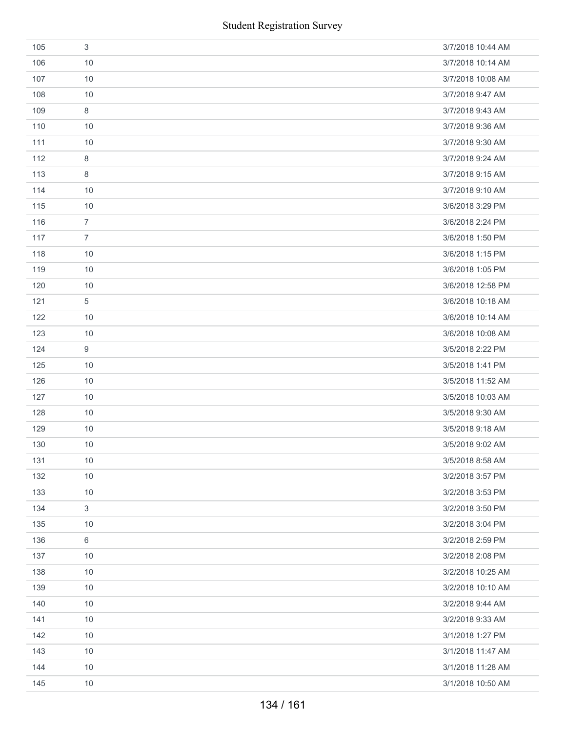| | | |
|---|---|---|
| 105 | 3 | 3/7/2018 10:44 AM |
| 106 | 10 | 3/7/2018 10:14 AM |
| 107 | 10 | 3/7/2018 10:08 AM |
| 108 | 10 | 3/7/2018 9:47 AM |
| 109 | 8 | 3/7/2018 9:43 AM |
| 110 | 10 | 3/7/2018 9:36 AM |
| 111 | 10 | 3/7/2018 9:30 AM |
| 112 | 8 | 3/7/2018 9:24 AM |
| 113 | 8 | 3/7/2018 9:15 AM |
| 114 | 10 | 3/7/2018 9:10 AM |
| 115 | 10 | 3/6/2018 3:29 PM |
| 116 | 7 | 3/6/2018 2:24 PM |
| 117 | 7 | 3/6/2018 1:50 PM |
| 118 | 10 | 3/6/2018 1:15 PM |
| 119 | 10 | 3/6/2018 1:05 PM |
| 120 | 10 | 3/6/2018 12:58 PM |
| 121 | 5 | 3/6/2018 10:18 AM |
| 122 | 10 | 3/6/2018 10:14 AM |
| 123 | 10 | 3/6/2018 10:08 AM |
| 124 | 9 | 3/5/2018 2:22 PM |
| 125 | 10 | 3/5/2018 1:41 PM |
| 126 | 10 | 3/5/2018 11:52 AM |
| 127 | 10 | 3/5/2018 10:03 AM |
| 128 | 10 | 3/5/2018 9:30 AM |
| 129 | 10 | 3/5/2018 9:18 AM |
| 130 | 10 | 3/5/2018 9:02 AM |
| 131 | 10 | 3/5/2018 8:58 AM |
| 132 | 10 | 3/2/2018 3:57 PM |
| 133 | 10 | 3/2/2018 3:53 PM |
| 134 | 3 | 3/2/2018 3:50 PM |
| 135 | 10 | 3/2/2018 3:04 PM |
| 136 | 6 | 3/2/2018 2:59 PM |
| 137 | 10 | 3/2/2018 2:08 PM |
| 138 | 10 | 3/2/2018 10:25 AM |
| 139 | 10 | 3/2/2018 10:10 AM |
| 140 | 10 | 3/2/2018 9:44 AM |
| 141 | 10 | 3/2/2018 9:33 AM |
| 142 | 10 | 3/1/2018 1:27 PM |
| 143 | 10 | 3/1/2018 11:47 AM |
| 144 | 10 | 3/1/2018 11:28 AM |
| 145 | 10 | 3/1/2018 10:50 AM |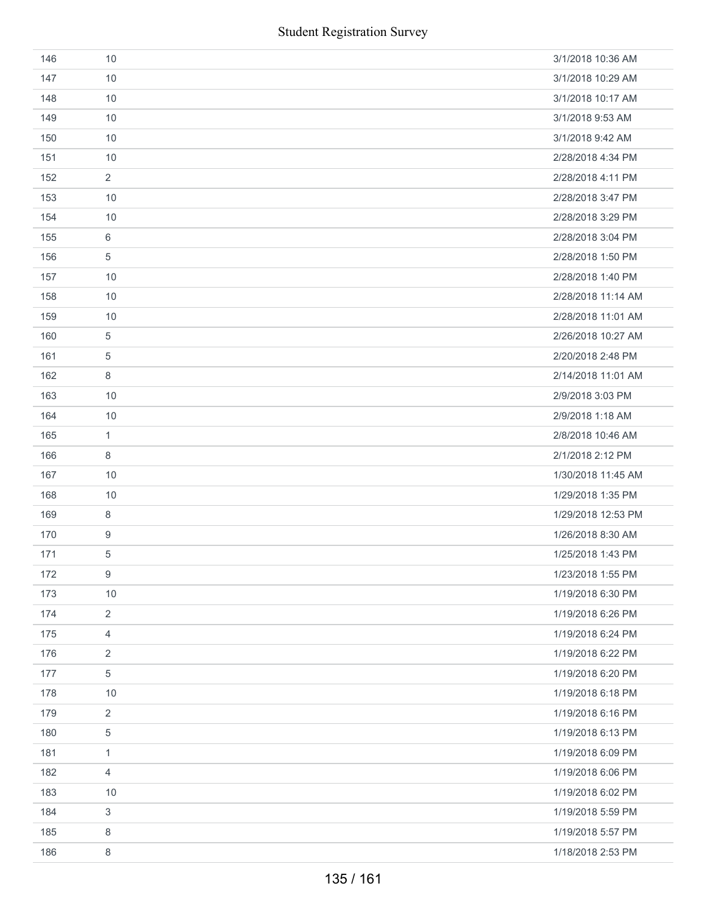| | | |
|---|---|---|
| 146 | 10 | 3/1/2018 10:36 AM |
| 147 | 10 | 3/1/2018 10:29 AM |
| 148 | 10 | 3/1/2018 10:17 AM |
| 149 | 10 | 3/1/2018 9:53 AM |
| 150 | 10 | 3/1/2018 9:42 AM |
| 151 | 10 | 2/28/2018 4:34 PM |
| 152 | 2 | 2/28/2018 4:11 PM |
| 153 | 10 | 2/28/2018 3:47 PM |
| 154 | 10 | 2/28/2018 3:29 PM |
| 155 | 6 | 2/28/2018 3:04 PM |
| 156 | 5 | 2/28/2018 1:50 PM |
| 157 | 10 | 2/28/2018 1:40 PM |
| 158 | 10 | 2/28/2018 11:14 AM |
| 159 | 10 | 2/28/2018 11:01 AM |
| 160 | 5 | 2/26/2018 10:27 AM |
| 161 | 5 | 2/20/2018 2:48 PM |
| 162 | 8 | 2/14/2018 11:01 AM |
| 163 | 10 | 2/9/2018 3:03 PM |
| 164 | 10 | 2/9/2018 1:18 AM |
| 165 | 1 | 2/8/2018 10:46 AM |
| 166 | 8 | 2/1/2018 2:12 PM |
| 167 | 10 | 1/30/2018 11:45 AM |
| 168 | 10 | 1/29/2018 1:35 PM |
| 169 | 8 | 1/29/2018 12:53 PM |
| 170 | 9 | 1/26/2018 8:30 AM |
| 171 | 5 | 1/25/2018 1:43 PM |
| 172 | 9 | 1/23/2018 1:55 PM |
| 173 | 10 | 1/19/2018 6:30 PM |
| 174 | 2 | 1/19/2018 6:26 PM |
| 175 | 4 | 1/19/2018 6:24 PM |
| 176 | 2 | 1/19/2018 6:22 PM |
| 177 | 5 | 1/19/2018 6:20 PM |
| 178 | 10 | 1/19/2018 6:18 PM |
| 179 | 2 | 1/19/2018 6:16 PM |
| 180 | 5 | 1/19/2018 6:13 PM |
| 181 | 1 | 1/19/2018 6:09 PM |
| 182 | 4 | 1/19/2018 6:06 PM |
| 183 | 10 | 1/19/2018 6:02 PM |
| 184 | 3 | 1/19/2018 5:59 PM |
| 185 | 8 | 1/19/2018 5:57 PM |
| 186 | 8 | 1/18/2018 2:53 PM |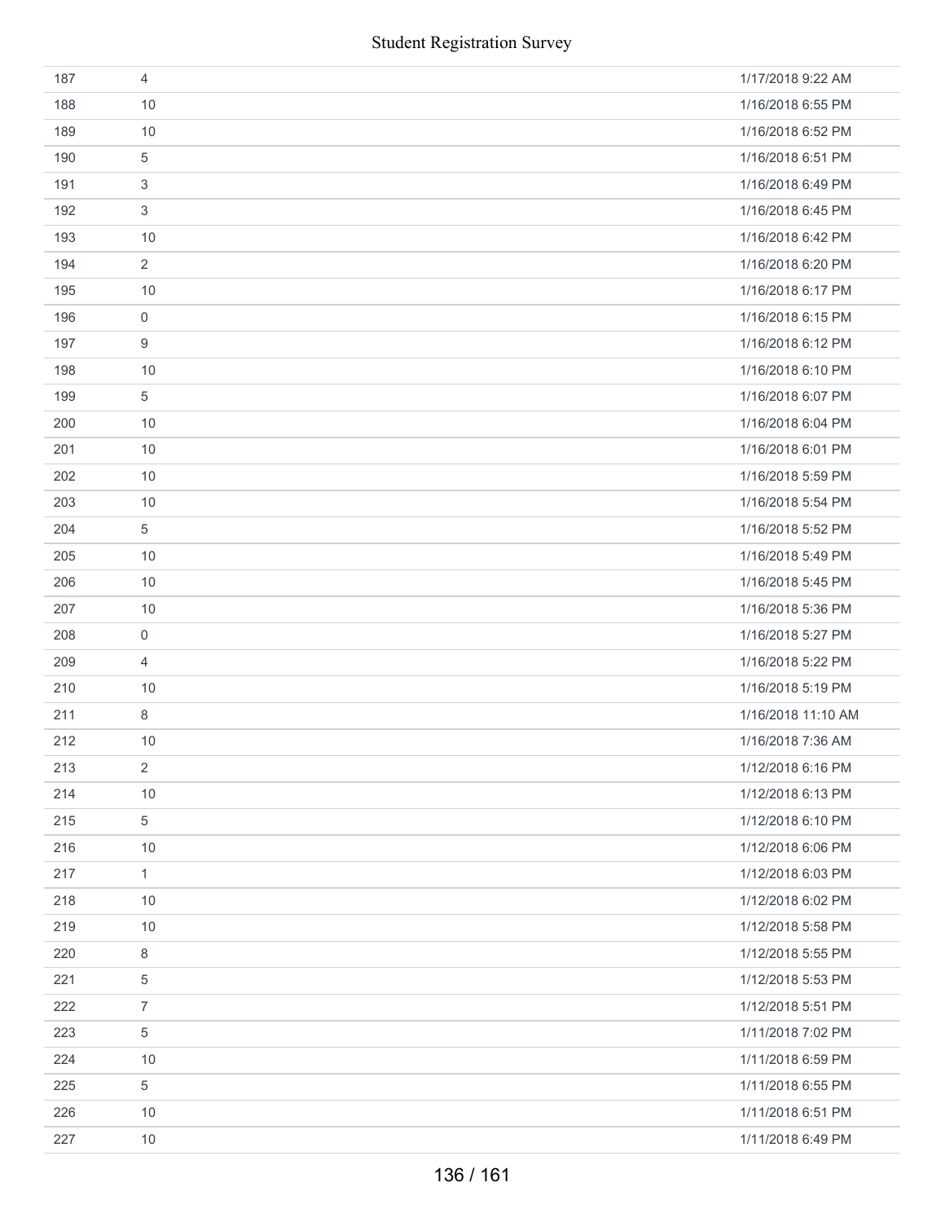| | | |
|---|---|---|
| 187 | 4 | 1/17/2018 9:22 AM |
| 188 | 10 | 1/16/2018 6:55 PM |
| 189 | 10 | 1/16/2018 6:52 PM |
| 190 | 5 | 1/16/2018 6:51 PM |
| 191 | 3 | 1/16/2018 6:49 PM |
| 192 | 3 | 1/16/2018 6:45 PM |
| 193 | 10 | 1/16/2018 6:42 PM |
| 194 | 2 | 1/16/2018 6:20 PM |
| 195 | 10 | 1/16/2018 6:17 PM |
| 196 | 0 | 1/16/2018 6:15 PM |
| 197 | 9 | 1/16/2018 6:12 PM |
| 198 | 10 | 1/16/2018 6:10 PM |
| 199 | 5 | 1/16/2018 6:07 PM |
| 200 | 10 | 1/16/2018 6:04 PM |
| 201 | 10 | 1/16/2018 6:01 PM |
| 202 | 10 | 1/16/2018 5:59 PM |
| 203 | 10 | 1/16/2018 5:54 PM |
| 204 | 5 | 1/16/2018 5:52 PM |
| 205 | 10 | 1/16/2018 5:49 PM |
| 206 | 10 | 1/16/2018 5:45 PM |
| 207 | 10 | 1/16/2018 5:36 PM |
| 208 | 0 | 1/16/2018 5:27 PM |
| 209 | 4 | 1/16/2018 5:22 PM |
| 210 | 10 | 1/16/2018 5:19 PM |
| 211 | 8 | 1/16/2018 11:10 AM |
| 212 | 10 | 1/16/2018 7:36 AM |
| 213 | 2 | 1/12/2018 6:16 PM |
| 214 | 10 | 1/12/2018 6:13 PM |
| 215 | 5 | 1/12/2018 6:10 PM |
| 216 | 10 | 1/12/2018 6:06 PM |
| 217 | 1 | 1/12/2018 6:03 PM |
| 218 | 10 | 1/12/2018 6:02 PM |
| 219 | 10 | 1/12/2018 5:58 PM |
| 220 | 8 | 1/12/2018 5:55 PM |
| 221 | 5 | 1/12/2018 5:53 PM |
| 222 | 7 | 1/12/2018 5:51 PM |
| 223 | 5 | 1/11/2018 7:02 PM |
| 224 | 10 | 1/11/2018 6:59 PM |
| 225 | 5 | 1/11/2018 6:55 PM |
| 226 | 10 | 1/11/2018 6:51 PM |
| 227 | 10 | 1/11/2018 6:49 PM |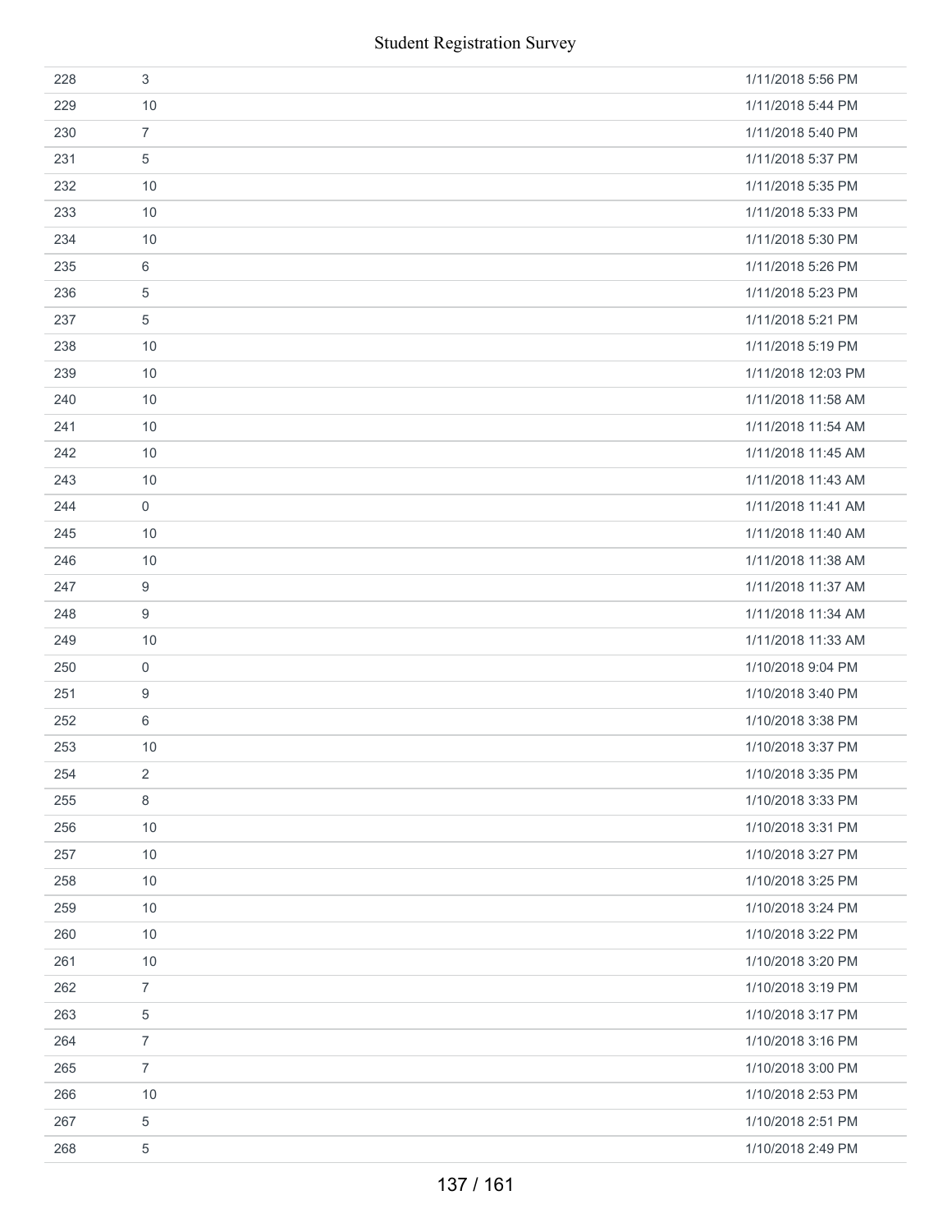| | | |
|---|---|---|
| 228 | 3 | 1/11/2018 5:56 PM |
| 229 | 10 | 1/11/2018 5:44 PM |
| 230 | 7 | 1/11/2018 5:40 PM |
| 231 | 5 | 1/11/2018 5:37 PM |
| 232 | 10 | 1/11/2018 5:35 PM |
| 233 | 10 | 1/11/2018 5:33 PM |
| 234 | 10 | 1/11/2018 5:30 PM |
| 235 | 6 | 1/11/2018 5:26 PM |
| 236 | 5 | 1/11/2018 5:23 PM |
| 237 | 5 | 1/11/2018 5:21 PM |
| 238 | 10 | 1/11/2018 5:19 PM |
| 239 | 10 | 1/11/2018 12:03 PM |
| 240 | 10 | 1/11/2018 11:58 AM |
| 241 | 10 | 1/11/2018 11:54 AM |
| 242 | 10 | 1/11/2018 11:45 AM |
| 243 | 10 | 1/11/2018 11:43 AM |
| 244 | 0 | 1/11/2018 11:41 AM |
| 245 | 10 | 1/11/2018 11:40 AM |
| 246 | 10 | 1/11/2018 11:38 AM |
| 247 | 9 | 1/11/2018 11:37 AM |
| 248 | 9 | 1/11/2018 11:34 AM |
| 249 | 10 | 1/11/2018 11:33 AM |
| 250 | 0 | 1/10/2018 9:04 PM |
| 251 | 9 | 1/10/2018 3:40 PM |
| 252 | 6 | 1/10/2018 3:38 PM |
| 253 | 10 | 1/10/2018 3:37 PM |
| 254 | 2 | 1/10/2018 3:35 PM |
| 255 | 8 | 1/10/2018 3:33 PM |
| 256 | 10 | 1/10/2018 3:31 PM |
| 257 | 10 | 1/10/2018 3:27 PM |
| 258 | 10 | 1/10/2018 3:25 PM |
| 259 | 10 | 1/10/2018 3:24 PM |
| 260 | 10 | 1/10/2018 3:22 PM |
| 261 | 10 | 1/10/2018 3:20 PM |
| 262 | 7 | 1/10/2018 3:19 PM |
| 263 | 5 | 1/10/2018 3:17 PM |
| 264 | 7 | 1/10/2018 3:16 PM |
| 265 | 7 | 1/10/2018 3:00 PM |
| 266 | 10 | 1/10/2018 2:53 PM |
| 267 | 5 | 1/10/2018 2:51 PM |
| 268 | 5 | 1/10/2018 2:49 PM |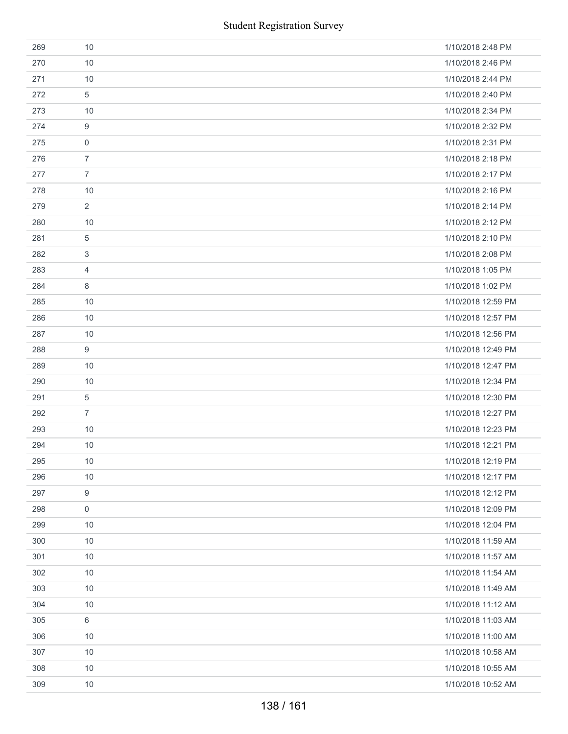| | | |
|---|---|---|
| 269 | 10 | 1/10/2018 2:48 PM |
| 270 | 10 | 1/10/2018 2:46 PM |
| 271 | 10 | 1/10/2018 2:44 PM |
| 272 | 5 | 1/10/2018 2:40 PM |
| 273 | 10 | 1/10/2018 2:34 PM |
| 274 | 9 | 1/10/2018 2:32 PM |
| 275 | 0 | 1/10/2018 2:31 PM |
| 276 | 7 | 1/10/2018 2:18 PM |
| 277 | 7 | 1/10/2018 2:17 PM |
| 278 | 10 | 1/10/2018 2:16 PM |
| 279 | 2 | 1/10/2018 2:14 PM |
| 280 | 10 | 1/10/2018 2:12 PM |
| 281 | 5 | 1/10/2018 2:10 PM |
| 282 | 3 | 1/10/2018 2:08 PM |
| 283 | 4 | 1/10/2018 1:05 PM |
| 284 | 8 | 1/10/2018 1:02 PM |
| 285 | 10 | 1/10/2018 12:59 PM |
| 286 | 10 | 1/10/2018 12:57 PM |
| 287 | 10 | 1/10/2018 12:56 PM |
| 288 | 9 | 1/10/2018 12:49 PM |
| 289 | 10 | 1/10/2018 12:47 PM |
| 290 | 10 | 1/10/2018 12:34 PM |
| 291 | 5 | 1/10/2018 12:30 PM |
| 292 | 7 | 1/10/2018 12:27 PM |
| 293 | 10 | 1/10/2018 12:23 PM |
| 294 | 10 | 1/10/2018 12:21 PM |
| 295 | 10 | 1/10/2018 12:19 PM |
| 296 | 10 | 1/10/2018 12:17 PM |
| 297 | 9 | 1/10/2018 12:12 PM |
| 298 | 0 | 1/10/2018 12:09 PM |
| 299 | 10 | 1/10/2018 12:04 PM |
| 300 | 10 | 1/10/2018 11:59 AM |
| 301 | 10 | 1/10/2018 11:57 AM |
| 302 | 10 | 1/10/2018 11:54 AM |
| 303 | 10 | 1/10/2018 11:49 AM |
| 304 | 10 | 1/10/2018 11:12 AM |
| 305 | 6 | 1/10/2018 11:03 AM |
| 306 | 10 | 1/10/2018 11:00 AM |
| 307 | 10 | 1/10/2018 10:58 AM |
| 308 | 10 | 1/10/2018 10:55 AM |
| 309 | 10 | 1/10/2018 10:52 AM |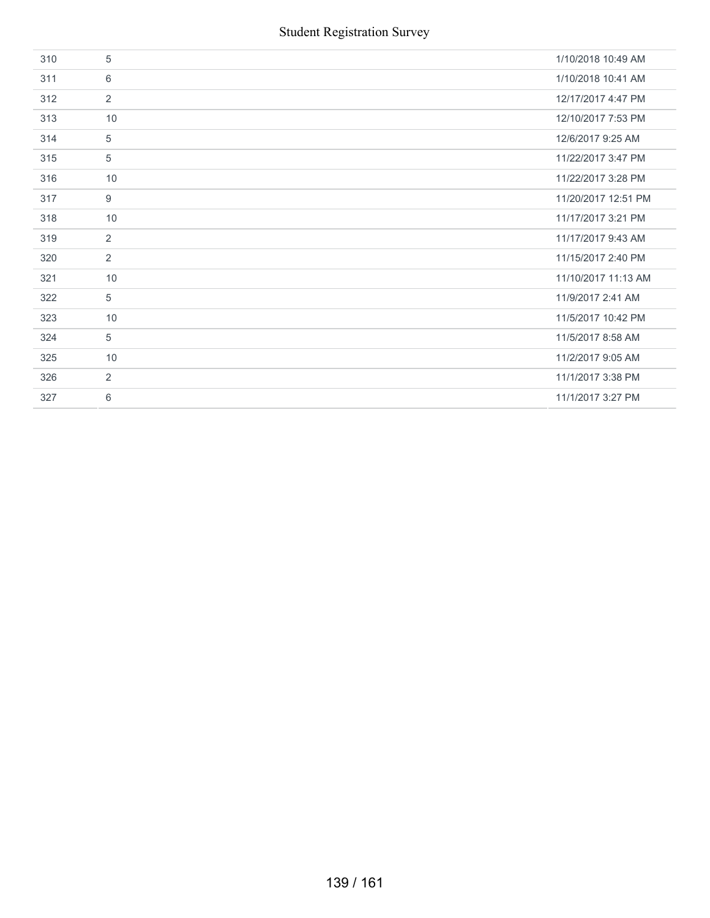| | | |
|---|---|---|
| 310 | 5 | 1/10/2018 10:49 AM |
| 311 | 6 | 1/10/2018 10:41 AM |
| 312 | 2 | 12/17/2017 4:47 PM |
| 313 | 10 | 12/10/2017 7:53 PM |
| 314 | 5 | 12/6/2017 9:25 AM |
| 315 | 5 | 11/22/2017 3:47 PM |
| 316 | 10 | 11/22/2017 3:28 PM |
| 317 | 9 | 11/20/2017 12:51 PM |
| 318 | 10 | 11/17/2017 3:21 PM |
| 319 | 2 | 11/17/2017 9:43 AM |
| 320 | 2 | 11/15/2017 2:40 PM |
| 321 | 10 | 11/10/2017 11:13 AM |
| 322 | 5 | 11/9/2017 2:41 AM |
| 323 | 10 | 11/5/2017 10:42 PM |
| 324 | 5 | 11/5/2017 8:58 AM |
| 325 | 10 | 11/2/2017 9:05 AM |
| 326 | 2 | 11/1/2017 3:38 PM |
| 327 | 6 | 11/1/2017 3:27 PM |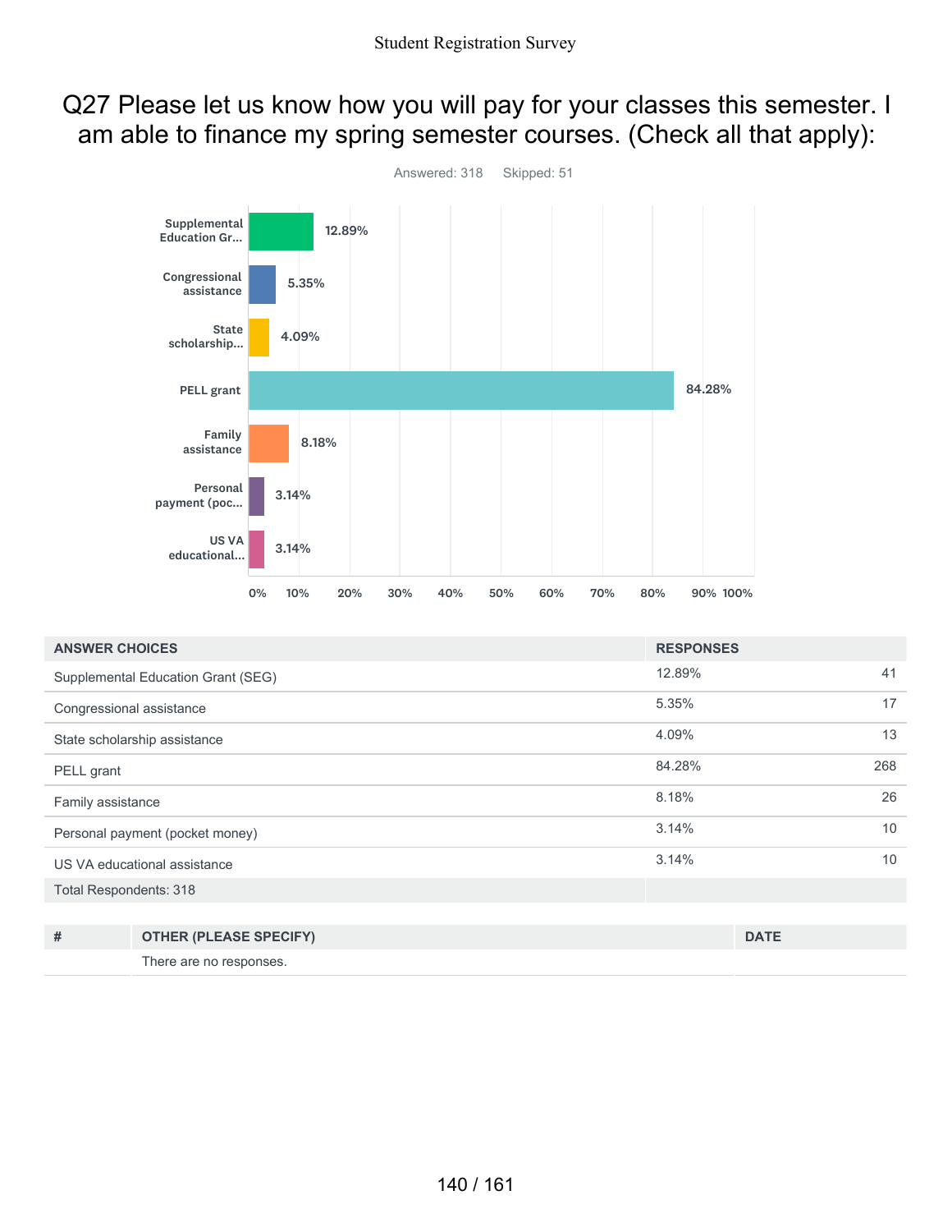# Q27 Please let us know how you will pay for your classes this semester. I am able to finance my spring semester courses. (Check all that apply):

Answered: 318 Skipped: 51

| ANSWER CHOICES | RESPONSES | |
|---|---|---|
| Supplemental Education Grant (SEG) | 12.89% | 41 |
| Congressional assistance | 5.35% | 17 |
| State scholarship assistance | 4.09% | 13 |
| PELL grant | 84.28% | 268 |
| Family assistance | 8.18% | 26 |
| Personal payment (pocket money) | 3.14% | 10 |
| US VA educational assistance | 3.14% | 10 |
| Total Respondents: 318 | | |

| # | OTHER (PLEASE SPECIFY) | DATE |
|---|---|---|
| | There are no responses. | |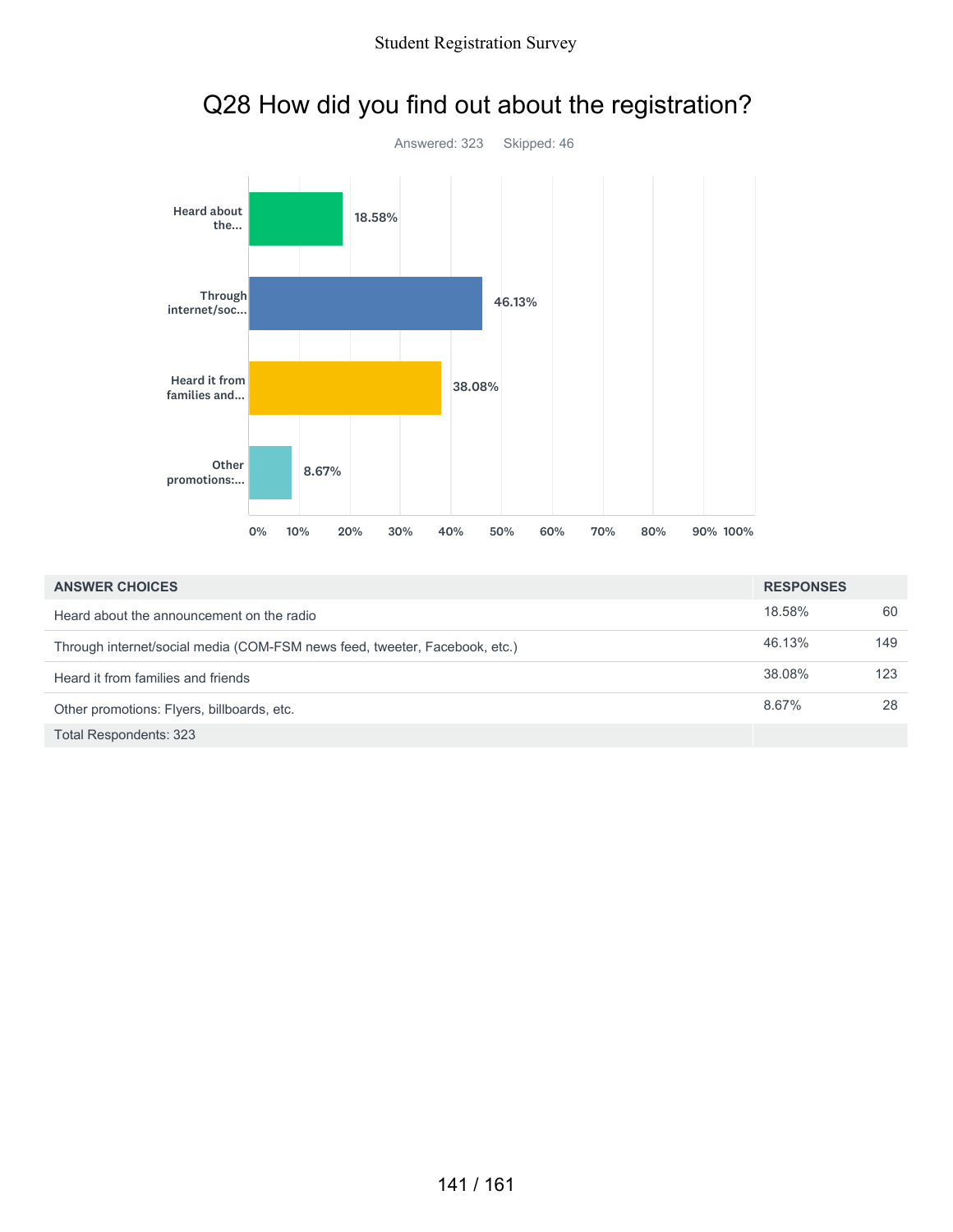## Q28 How did you find out about the registration?

Answered: 323 Skipped: 46

| ANSWER CHOICES | RESPONSES | |
|---|---|---|
| Heard about the announcement on the radio | 18.58% | 60 |
| Through internet/social media (COM-FSM news feed, tweeter, Facebook, etc.) | 46.13% | 149 |
| Heard it from families and friends | 38.08% | 123 |
| Other promotions: Flyers, billboards, etc. | 8.67% | 28 |
| Total Respondents: 323 | | |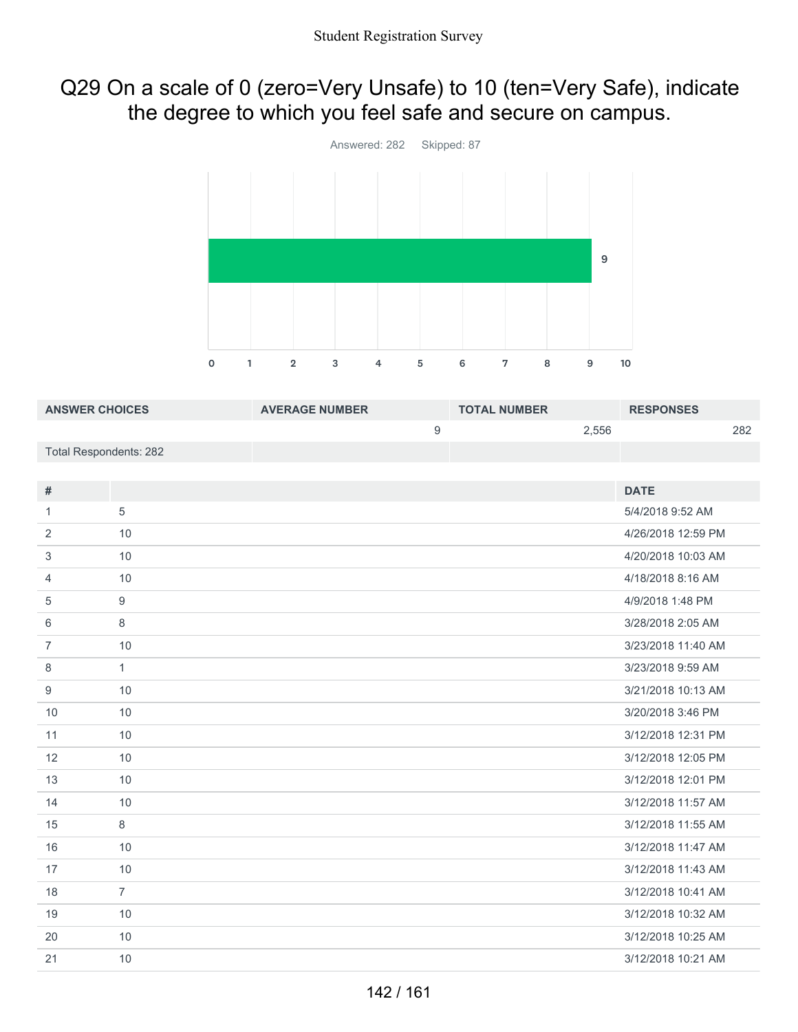# Q29 On a scale of 0 (zero=Very Unsafe) to 10 (ten=Very Safe), indicate the degree to which you feel safe and secure on campus.

Answered: 282 Skipped: 87

| ANSWER CHOICES | AVERAGE NUMBER | TOTAL NUMBER | RESPONSES |
|---|---|---|---|
| | 9 | 2,556 | 282 |
| Total Respondents: 282 | | | |

| # | | DATE |
|---|---|---|
| 1 | 5 | 5/4/2018 9:52 AM |
| 2 | 10 | 4/26/2018 12:59 PM |
| 3 | 10 | 4/20/2018 10:03 AM |
| 4 | 10 | 4/18/2018 8:16 AM |
| 5 | 9 | 4/9/2018 1:48 PM |
| 6 | 8 | 3/28/2018 2:05 AM |
| 7 | 10 | 3/23/2018 11:40 AM |
| 8 | 1 | 3/23/2018 9:59 AM |
| 9 | 10 | 3/21/2018 10:13 AM |
| 10 | 10 | 3/20/2018 3:46 PM |
| 11 | 10 | 3/12/2018 12:31 PM |
| 12 | 10 | 3/12/2018 12:05 PM |
| 13 | 10 | 3/12/2018 12:01 PM |
| 14 | 10 | 3/12/2018 11:57 AM |
| 15 | 8 | 3/12/2018 11:55 AM |
| 16 | 10 | 3/12/2018 11:47 AM |
| 17 | 10 | 3/12/2018 11:43 AM |
| 18 | 7 | 3/12/2018 10:41 AM |
| 19 | 10 | 3/12/2018 10:32 AM |
| 20 | 10 | 3/12/2018 10:25 AM |
| 21 | 10 | 3/12/2018 10:21 AM |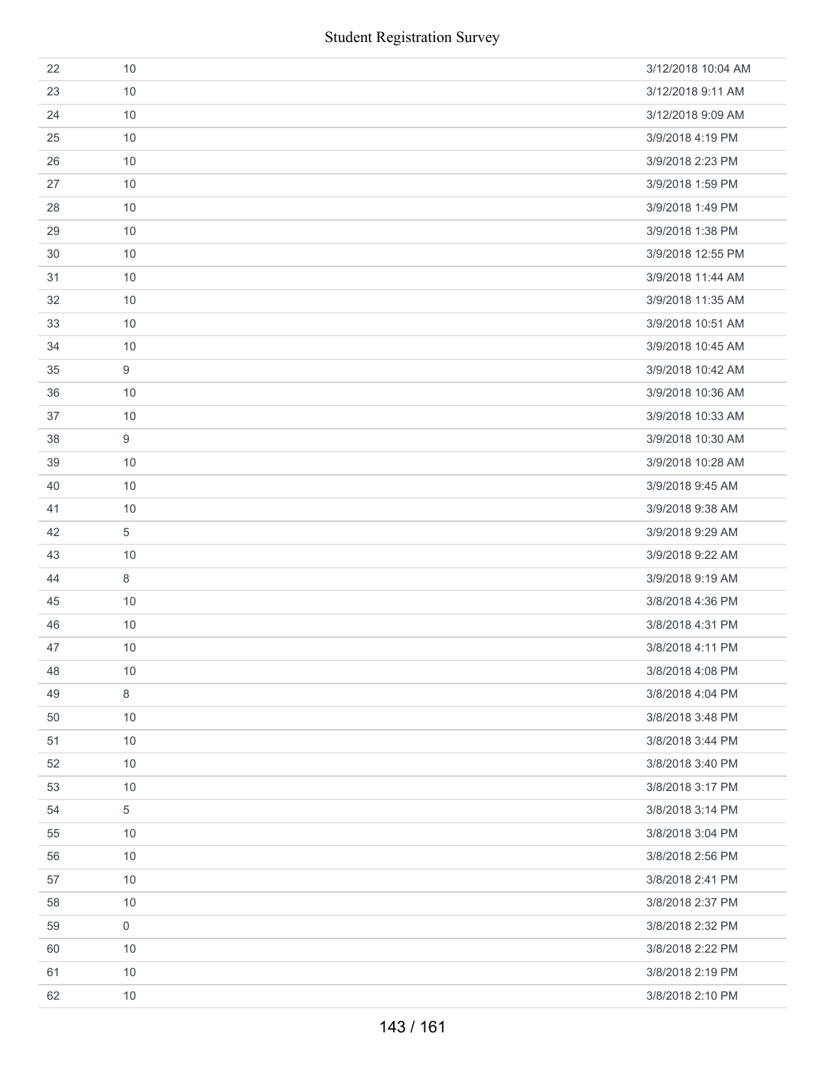| | | |
|---|---|---|
| 22 | 10 | 3/12/2018 10:04 AM |
| 23 | 10 | 3/12/2018 9:11 AM |
| 24 | 10 | 3/12/2018 9:09 AM |
| 25 | 10 | 3/9/2018 4:19 PM |
| 26 | 10 | 3/9/2018 2:23 PM |
| 27 | 10 | 3/9/2018 1:59 PM |
| 28 | 10 | 3/9/2018 1:49 PM |
| 29 | 10 | 3/9/2018 1:38 PM |
| 30 | 10 | 3/9/2018 12:55 PM |
| 31 | 10 | 3/9/2018 11:44 AM |
| 32 | 10 | 3/9/2018 11:35 AM |
| 33 | 10 | 3/9/2018 10:51 AM |
| 34 | 10 | 3/9/2018 10:45 AM |
| 35 | 9 | 3/9/2018 10:42 AM |
| 36 | 10 | 3/9/2018 10:36 AM |
| 37 | 10 | 3/9/2018 10:33 AM |
| 38 | 9 | 3/9/2018 10:30 AM |
| 39 | 10 | 3/9/2018 10:28 AM |
| 40 | 10 | 3/9/2018 9:45 AM |
| 41 | 10 | 3/9/2018 9:38 AM |
| 42 | 5 | 3/9/2018 9:29 AM |
| 43 | 10 | 3/9/2018 9:22 AM |
| 44 | 8 | 3/9/2018 9:19 AM |
| 45 | 10 | 3/8/2018 4:36 PM |
| 46 | 10 | 3/8/2018 4:31 PM |
| 47 | 10 | 3/8/2018 4:11 PM |
| 48 | 10 | 3/8/2018 4:08 PM |
| 49 | 8 | 3/8/2018 4:04 PM |
| 50 | 10 | 3/8/2018 3:48 PM |
| 51 | 10 | 3/8/2018 3:44 PM |
| 52 | 10 | 3/8/2018 3:40 PM |
| 53 | 10 | 3/8/2018 3:17 PM |
| 54 | 5 | 3/8/2018 3:14 PM |
| 55 | 10 | 3/8/2018 3:04 PM |
| 56 | 10 | 3/8/2018 2:56 PM |
| 57 | 10 | 3/8/2018 2:41 PM |
| 58 | 10 | 3/8/2018 2:37 PM |
| 59 | 0 | 3/8/2018 2:32 PM |
| 60 | 10 | 3/8/2018 2:22 PM |
| 61 | 10 | 3/8/2018 2:19 PM |
| 62 | 10 | 3/8/2018 2:10 PM |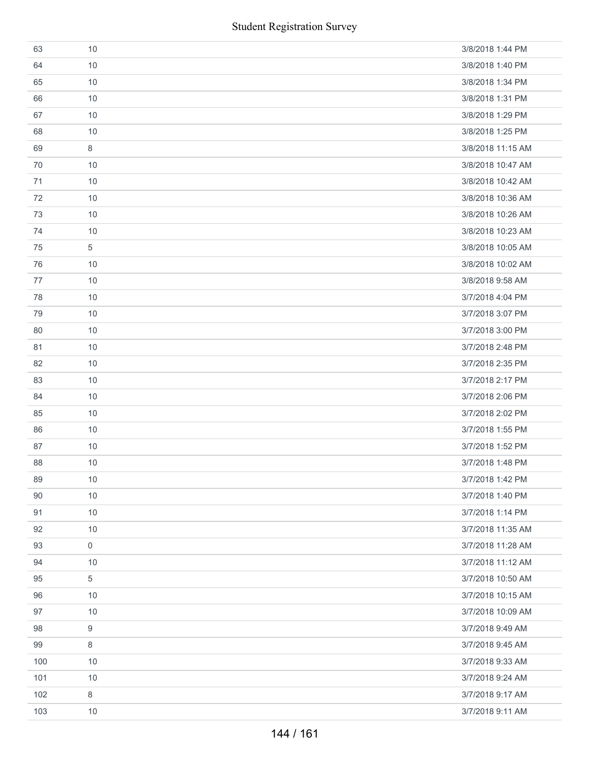| | | |
|---|---|---|
| 63 | 10 | 3/8/2018 1:44 PM |
| 64 | 10 | 3/8/2018 1:40 PM |
| 65 | 10 | 3/8/2018 1:34 PM |
| 66 | 10 | 3/8/2018 1:31 PM |
| 67 | 10 | 3/8/2018 1:29 PM |
| 68 | 10 | 3/8/2018 1:25 PM |
| 69 | 8 | 3/8/2018 11:15 AM |
| 70 | 10 | 3/8/2018 10:47 AM |
| 71 | 10 | 3/8/2018 10:42 AM |
| 72 | 10 | 3/8/2018 10:36 AM |
| 73 | 10 | 3/8/2018 10:26 AM |
| 74 | 10 | 3/8/2018 10:23 AM |
| 75 | 5 | 3/8/2018 10:05 AM |
| 76 | 10 | 3/8/2018 10:02 AM |
| 77 | 10 | 3/8/2018 9:58 AM |
| 78 | 10 | 3/7/2018 4:04 PM |
| 79 | 10 | 3/7/2018 3:07 PM |
| 80 | 10 | 3/7/2018 3:00 PM |
| 81 | 10 | 3/7/2018 2:48 PM |
| 82 | 10 | 3/7/2018 2:35 PM |
| 83 | 10 | 3/7/2018 2:17 PM |
| 84 | 10 | 3/7/2018 2:06 PM |
| 85 | 10 | 3/7/2018 2:02 PM |
| 86 | 10 | 3/7/2018 1:55 PM |
| 87 | 10 | 3/7/2018 1:52 PM |
| 88 | 10 | 3/7/2018 1:48 PM |
| 89 | 10 | 3/7/2018 1:42 PM |
| 90 | 10 | 3/7/2018 1:40 PM |
| 91 | 10 | 3/7/2018 1:14 PM |
| 92 | 10 | 3/7/2018 11:35 AM |
| 93 | 0 | 3/7/2018 11:28 AM |
| 94 | 10 | 3/7/2018 11:12 AM |
| 95 | 5 | 3/7/2018 10:50 AM |
| 96 | 10 | 3/7/2018 10:15 AM |
| 97 | 10 | 3/7/2018 10:09 AM |
| 98 | 9 | 3/7/2018 9:49 AM |
| 99 | 8 | 3/7/2018 9:45 AM |
| 100 | 10 | 3/7/2018 9:33 AM |
| 101 | 10 | 3/7/2018 9:24 AM |
| 102 | 8 | 3/7/2018 9:17 AM |
| 103 | 10 | 3/7/2018 9:11 AM |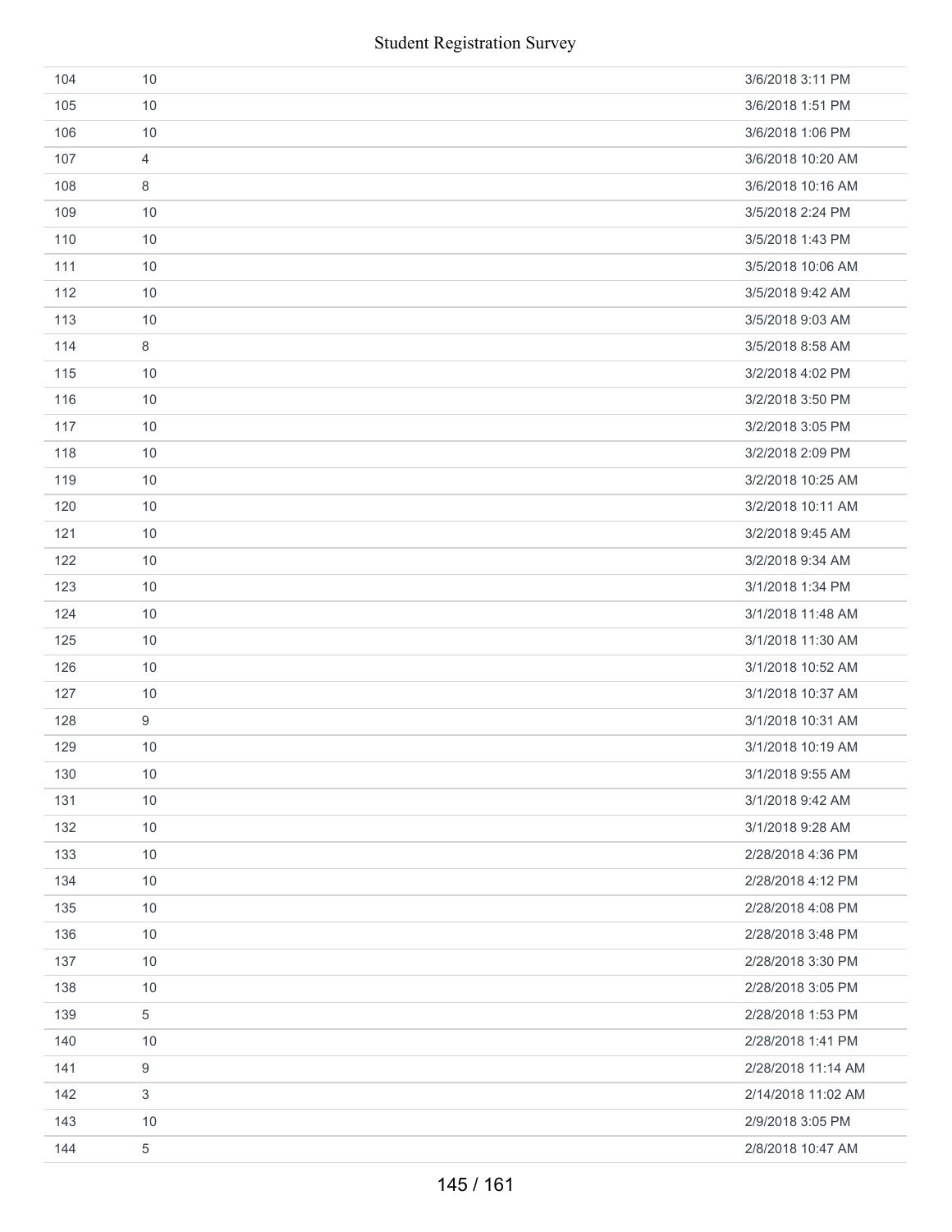| | | |
|---|---|---|
| 104 | 10 | 3/6/2018 3:11 PM |
| 105 | 10 | 3/6/2018 1:51 PM |
| 106 | 10 | 3/6/2018 1:06 PM |
| 107 | 4 | 3/6/2018 10:20 AM |
| 108 | 8 | 3/6/2018 10:16 AM |
| 109 | 10 | 3/5/2018 2:24 PM |
| 110 | 10 | 3/5/2018 1:43 PM |
| 111 | 10 | 3/5/2018 10:06 AM |
| 112 | 10 | 3/5/2018 9:42 AM |
| 113 | 10 | 3/5/2018 9:03 AM |
| 114 | 8 | 3/5/2018 8:58 AM |
| 115 | 10 | 3/2/2018 4:02 PM |
| 116 | 10 | 3/2/2018 3:50 PM |
| 117 | 10 | 3/2/2018 3:05 PM |
| 118 | 10 | 3/2/2018 2:09 PM |
| 119 | 10 | 3/2/2018 10:25 AM |
| 120 | 10 | 3/2/2018 10:11 AM |
| 121 | 10 | 3/2/2018 9:45 AM |
| 122 | 10 | 3/2/2018 9:34 AM |
| 123 | 10 | 3/1/2018 1:34 PM |
| 124 | 10 | 3/1/2018 11:48 AM |
| 125 | 10 | 3/1/2018 11:30 AM |
| 126 | 10 | 3/1/2018 10:52 AM |
| 127 | 10 | 3/1/2018 10:37 AM |
| 128 | 9 | 3/1/2018 10:31 AM |
| 129 | 10 | 3/1/2018 10:19 AM |
| 130 | 10 | 3/1/2018 9:55 AM |
| 131 | 10 | 3/1/2018 9:42 AM |
| 132 | 10 | 3/1/2018 9:28 AM |
| 133 | 10 | 2/28/2018 4:36 PM |
| 134 | 10 | 2/28/2018 4:12 PM |
| 135 | 10 | 2/28/2018 4:08 PM |
| 136 | 10 | 2/28/2018 3:48 PM |
| 137 | 10 | 2/28/2018 3:30 PM |
| 138 | 10 | 2/28/2018 3:05 PM |
| 139 | 5 | 2/28/2018 1:53 PM |
| 140 | 10 | 2/28/2018 1:41 PM |
| 141 | 9 | 2/28/2018 11:14 AM |
| 142 | 3 | 2/14/2018 11:02 AM |
| 143 | 10 | 2/9/2018 3:05 PM |
| 144 | 5 | 2/8/2018 10:47 AM |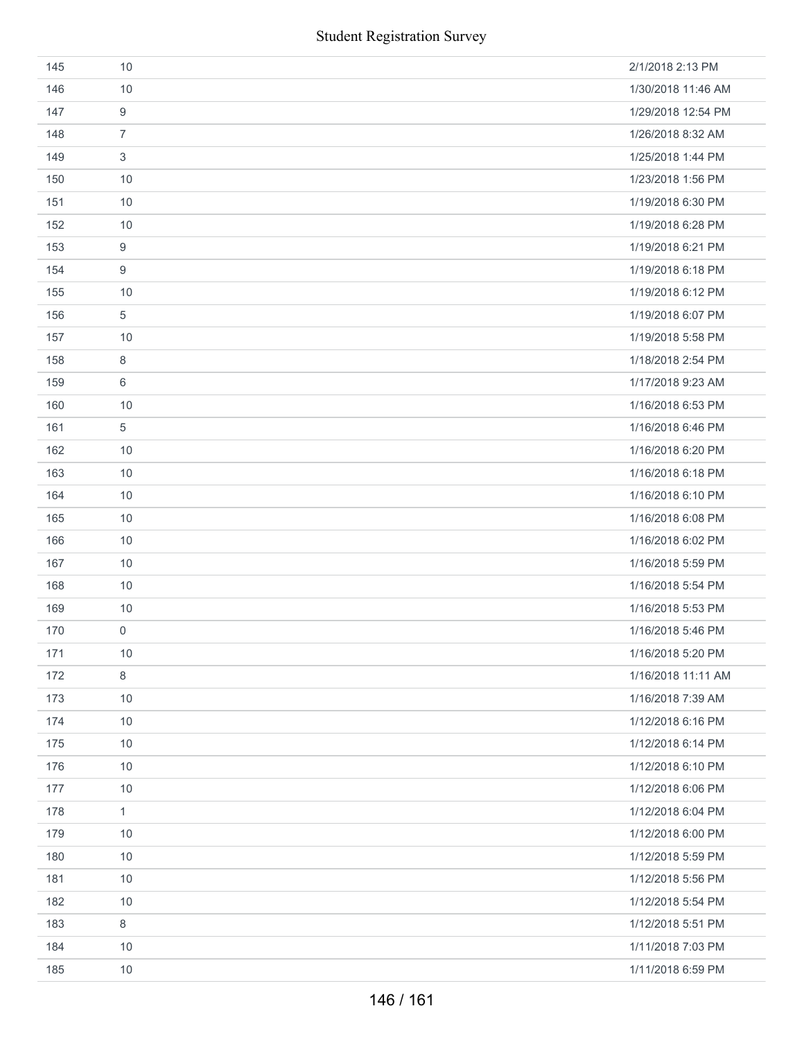| | | |
|---|---|---|
| 145 | 10 | 2/1/2018 2:13 PM |
| 146 | 10 | 1/30/2018 11:46 AM |
| 147 | 9 | 1/29/2018 12:54 PM |
| 148 | 7 | 1/26/2018 8:32 AM |
| 149 | 3 | 1/25/2018 1:44 PM |
| 150 | 10 | 1/23/2018 1:56 PM |
| 151 | 10 | 1/19/2018 6:30 PM |
| 152 | 10 | 1/19/2018 6:28 PM |
| 153 | 9 | 1/19/2018 6:21 PM |
| 154 | 9 | 1/19/2018 6:18 PM |
| 155 | 10 | 1/19/2018 6:12 PM |
| 156 | 5 | 1/19/2018 6:07 PM |
| 157 | 10 | 1/19/2018 5:58 PM |
| 158 | 8 | 1/18/2018 2:54 PM |
| 159 | 6 | 1/17/2018 9:23 AM |
| 160 | 10 | 1/16/2018 6:53 PM |
| 161 | 5 | 1/16/2018 6:46 PM |
| 162 | 10 | 1/16/2018 6:20 PM |
| 163 | 10 | 1/16/2018 6:18 PM |
| 164 | 10 | 1/16/2018 6:10 PM |
| 165 | 10 | 1/16/2018 6:08 PM |
| 166 | 10 | 1/16/2018 6:02 PM |
| 167 | 10 | 1/16/2018 5:59 PM |
| 168 | 10 | 1/16/2018 5:54 PM |
| 169 | 10 | 1/16/2018 5:53 PM |
| 170 | 0 | 1/16/2018 5:46 PM |
| 171 | 10 | 1/16/2018 5:20 PM |
| 172 | 8 | 1/16/2018 11:11 AM |
| 173 | 10 | 1/16/2018 7:39 AM |
| 174 | 10 | 1/12/2018 6:16 PM |
| 175 | 10 | 1/12/2018 6:14 PM |
| 176 | 10 | 1/12/2018 6:10 PM |
| 177 | 10 | 1/12/2018 6:06 PM |
| 178 | 1 | 1/12/2018 6:04 PM |
| 179 | 10 | 1/12/2018 6:00 PM |
| 180 | 10 | 1/12/2018 5:59 PM |
| 181 | 10 | 1/12/2018 5:56 PM |
| 182 | 10 | 1/12/2018 5:54 PM |
| 183 | 8 | 1/12/2018 5:51 PM |
| 184 | 10 | 1/11/2018 7:03 PM |
| 185 | 10 | 1/11/2018 6:59 PM |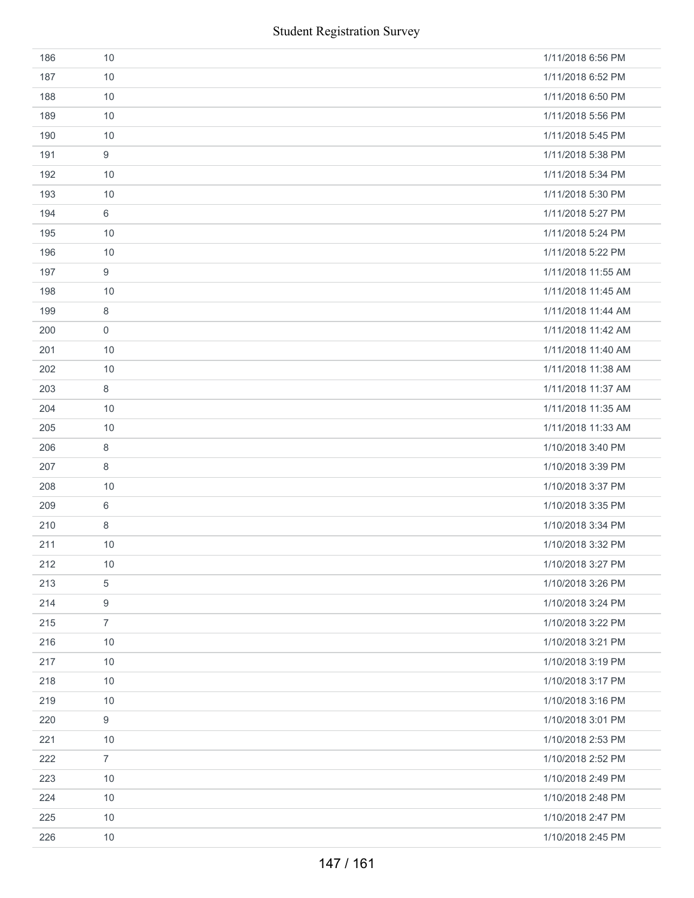| | | |
|---|---|---|
| 186 | 10 | 1/11/2018 6:56 PM |
| 187 | 10 | 1/11/2018 6:52 PM |
| 188 | 10 | 1/11/2018 6:50 PM |
| 189 | 10 | 1/11/2018 5:56 PM |
| 190 | 10 | 1/11/2018 5:45 PM |
| 191 | 9 | 1/11/2018 5:38 PM |
| 192 | 10 | 1/11/2018 5:34 PM |
| 193 | 10 | 1/11/2018 5:30 PM |
| 194 | 6 | 1/11/2018 5:27 PM |
| 195 | 10 | 1/11/2018 5:24 PM |
| 196 | 10 | 1/11/2018 5:22 PM |
| 197 | 9 | 1/11/2018 11:55 AM |
| 198 | 10 | 1/11/2018 11:45 AM |
| 199 | 8 | 1/11/2018 11:44 AM |
| 200 | 0 | 1/11/2018 11:42 AM |
| 201 | 10 | 1/11/2018 11:40 AM |
| 202 | 10 | 1/11/2018 11:38 AM |
| 203 | 8 | 1/11/2018 11:37 AM |
| 204 | 10 | 1/11/2018 11:35 AM |
| 205 | 10 | 1/11/2018 11:33 AM |
| 206 | 8 | 1/10/2018 3:40 PM |
| 207 | 8 | 1/10/2018 3:39 PM |
| 208 | 10 | 1/10/2018 3:37 PM |
| 209 | 6 | 1/10/2018 3:35 PM |
| 210 | 8 | 1/10/2018 3:34 PM |
| 211 | 10 | 1/10/2018 3:32 PM |
| 212 | 10 | 1/10/2018 3:27 PM |
| 213 | 5 | 1/10/2018 3:26 PM |
| 214 | 9 | 1/10/2018 3:24 PM |
| 215 | 7 | 1/10/2018 3:22 PM |
| 216 | 10 | 1/10/2018 3:21 PM |
| 217 | 10 | 1/10/2018 3:19 PM |
| 218 | 10 | 1/10/2018 3:17 PM |
| 219 | 10 | 1/10/2018 3:16 PM |
| 220 | 9 | 1/10/2018 3:01 PM |
| 221 | 10 | 1/10/2018 2:53 PM |
| 222 | 7 | 1/10/2018 2:52 PM |
| 223 | 10 | 1/10/2018 2:49 PM |
| 224 | 10 | 1/10/2018 2:48 PM |
| 225 | 10 | 1/10/2018 2:47 PM |
| 226 | 10 | 1/10/2018 2:45 PM |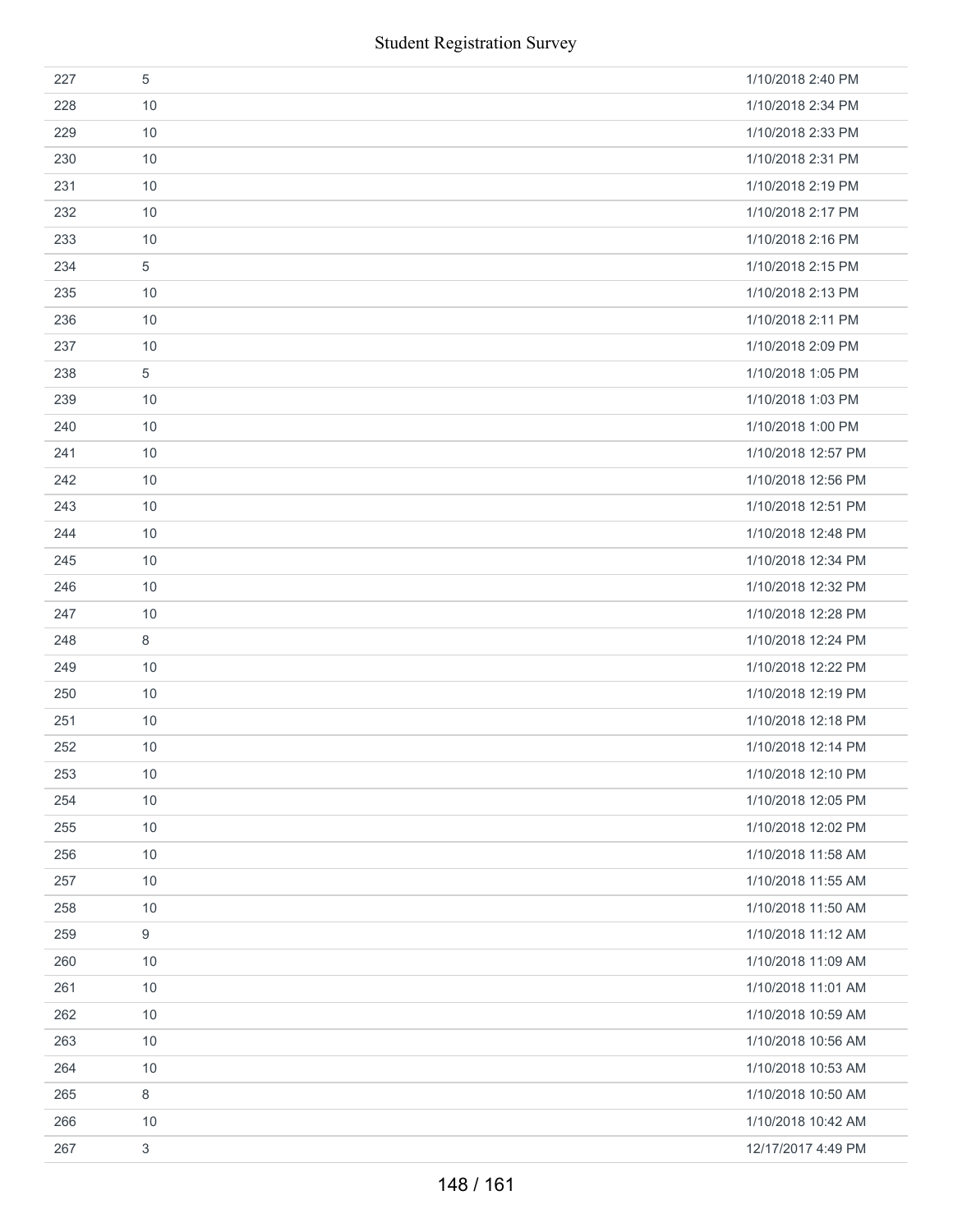| | | |
|---|---|---|
| 227 | 5 | 1/10/2018 2:40 PM |
| 228 | 10 | 1/10/2018 2:34 PM |
| 229 | 10 | 1/10/2018 2:33 PM |
| 230 | 10 | 1/10/2018 2:31 PM |
| 231 | 10 | 1/10/2018 2:19 PM |
| 232 | 10 | 1/10/2018 2:17 PM |
| 233 | 10 | 1/10/2018 2:16 PM |
| 234 | 5 | 1/10/2018 2:15 PM |
| 235 | 10 | 1/10/2018 2:13 PM |
| 236 | 10 | 1/10/2018 2:11 PM |
| 237 | 10 | 1/10/2018 2:09 PM |
| 238 | 5 | 1/10/2018 1:05 PM |
| 239 | 10 | 1/10/2018 1:03 PM |
| 240 | 10 | 1/10/2018 1:00 PM |
| 241 | 10 | 1/10/2018 12:57 PM |
| 242 | 10 | 1/10/2018 12:56 PM |
| 243 | 10 | 1/10/2018 12:51 PM |
| 244 | 10 | 1/10/2018 12:48 PM |
| 245 | 10 | 1/10/2018 12:34 PM |
| 246 | 10 | 1/10/2018 12:32 PM |
| 247 | 10 | 1/10/2018 12:28 PM |
| 248 | 8 | 1/10/2018 12:24 PM |
| 249 | 10 | 1/10/2018 12:22 PM |
| 250 | 10 | 1/10/2018 12:19 PM |
| 251 | 10 | 1/10/2018 12:18 PM |
| 252 | 10 | 1/10/2018 12:14 PM |
| 253 | 10 | 1/10/2018 12:10 PM |
| 254 | 10 | 1/10/2018 12:05 PM |
| 255 | 10 | 1/10/2018 12:02 PM |
| 256 | 10 | 1/10/2018 11:58 AM |
| 257 | 10 | 1/10/2018 11:55 AM |
| 258 | 10 | 1/10/2018 11:50 AM |
| 259 | 9 | 1/10/2018 11:12 AM |
| 260 | 10 | 1/10/2018 11:09 AM |
| 261 | 10 | 1/10/2018 11:01 AM |
| 262 | 10 | 1/10/2018 10:59 AM |
| 263 | 10 | 1/10/2018 10:56 AM |
| 264 | 10 | 1/10/2018 10:53 AM |
| 265 | 8 | 1/10/2018 10:50 AM |
| 266 | 10 | 1/10/2018 10:42 AM |
| 267 | 3 | 12/17/2017 4:49 PM |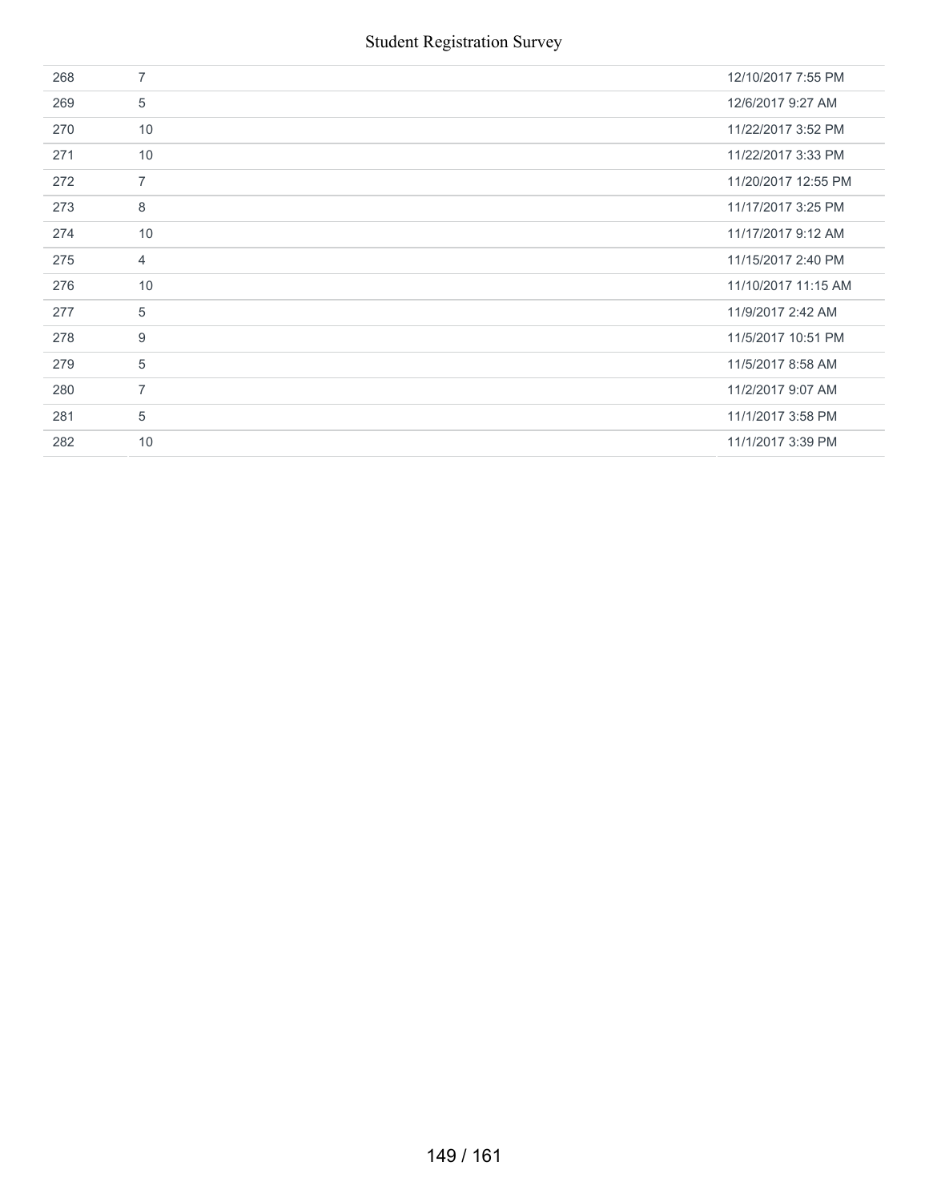| | | |
|---|---|---|
| 268 | 7 | 12/10/2017 7:55 PM |
| 269 | 5 | 12/6/2017 9:27 AM |
| 270 | 10 | 11/22/2017 3:52 PM |
| 271 | 10 | 11/22/2017 3:33 PM |
| 272 | 7 | 11/20/2017 12:55 PM |
| 273 | 8 | 11/17/2017 3:25 PM |
| 274 | 10 | 11/17/2017 9:12 AM |
| 275 | 4 | 11/15/2017 2:40 PM |
| 276 | 10 | 11/10/2017 11:15 AM |
| 277 | 5 | 11/9/2017 2:42 AM |
| 278 | 9 | 11/5/2017 10:51 PM |
| 279 | 5 | 11/5/2017 8:58 AM |
| 280 | 7 | 11/2/2017 9:07 AM |
| 281 | 5 | 11/1/2017 3:58 PM |
| 282 | 10 | 11/1/2017 3:39 PM |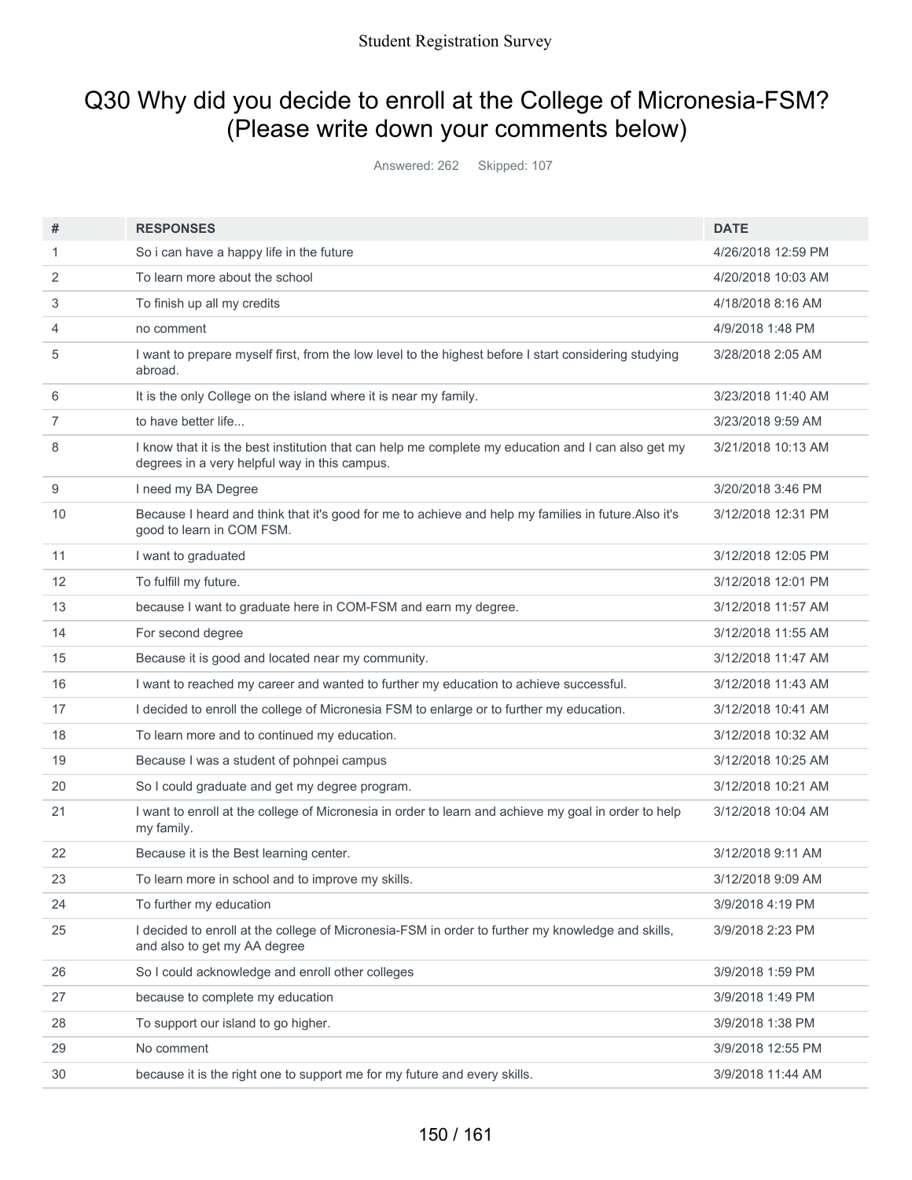## Q30 Why did you decide to enroll at the College of Micronesia-FSM? (Please write down your comments below)

Answered: 262 Skipped: 107

| # | RESPONSES | DATE |
|---|---|---|
| 1 | So i can have a happy life in the future | 4/26/2018 12:59 PM |
| 2 | To learn more about the school | 4/20/2018 10:03 AM |
| 3 | To finish up all my credits | 4/18/2018 8:16 AM |
| 4 | no comment | 4/9/2018 1:48 PM |
| 5 | I want to prepare myself first, from the low level to the highest before I start considering studying abroad. | 3/28/2018 2:05 AM |
| 6 | It is the only College on the island where it is near my family. | 3/23/2018 11:40 AM |
| 7 | to have better life... | 3/23/2018 9:59 AM |
| 8 | I know that it is the best institution that can help me complete my education and I can also get my degrees in a very helpful way in this campus. | 3/21/2018 10:13 AM |
| 9 | I need my BA Degree | 3/20/2018 3:46 PM |
| 10 | Because I heard and think that it's good for me to achieve and help my families in future.Also it's good to learn in COM FSM. | 3/12/2018 12:31 PM |
| 11 | I want to graduated | 3/12/2018 12:05 PM |
| 12 | To fulfill my future. | 3/12/2018 12:01 PM |
| 13 | because I want to graduate here in COM-FSM and earn my degree. | 3/12/2018 11:57 AM |
| 14 | For second degree | 3/12/2018 11:55 AM |
| 15 | Because it is good and located near my community. | 3/12/2018 11:47 AM |
| 16 | I want to reached my career and wanted to further my education to achieve successful. | 3/12/2018 11:43 AM |
| 17 | I decided to enroll the college of Micronesia FSM to enlarge or to further my education. | 3/12/2018 10:41 AM |
| 18 | To learn more and to continued my education. | 3/12/2018 10:32 AM |
| 19 | Because I was a student of pohnpei campus | 3/12/2018 10:25 AM |
| 20 | So I could graduate and get my degree program. | 3/12/2018 10:21 AM |
| 21 | I want to enroll at the college of Micronesia in order to learn and achieve my goal in order to help my family. | 3/12/2018 10:04 AM |
| 22 | Because it is the Best learning center. | 3/12/2018 9:11 AM |
| 23 | To learn more in school and to improve my skills. | 3/12/2018 9:09 AM |
| 24 | To further my education | 3/9/2018 4:19 PM |
| 25 | I decided to enroll at the college of Micronesia-FSM in order to further my knowledge and skills, and also to get my AA degree | 3/9/2018 2:23 PM |
| 26 | So I could acknowledge and enroll other colleges | 3/9/2018 1:59 PM |
| 27 | because to complete my education | 3/9/2018 1:49 PM |
| 28 | To support our island to go higher. | 3/9/2018 1:38 PM |
| 29 | No comment | 3/9/2018 12:55 PM |
| 30 | because it is the right one to support me for my future and every skills. | 3/9/2018 11:44 AM |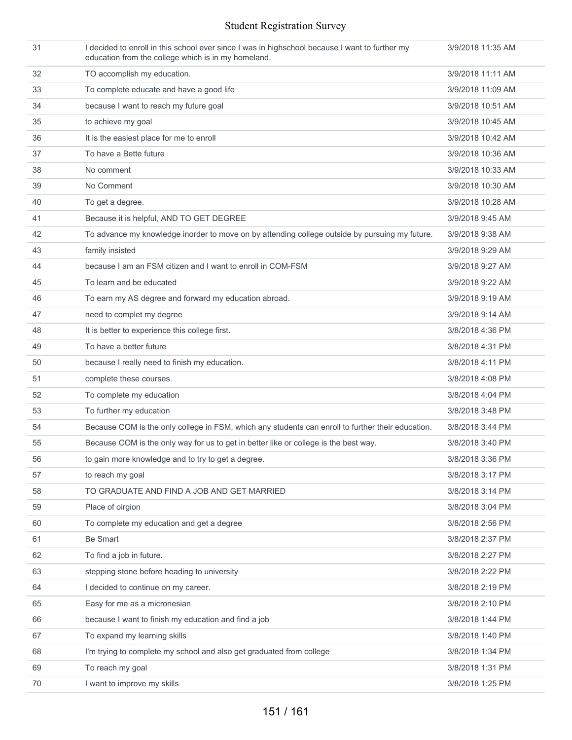| | | |
|---|---|---|
| 31 | I decided to enroll in this school ever since I was in highschool because I want to further my education from the college which is in my homeland. | 3/9/2018 11:35 AM |
| 32 | TO accomplish my education. | 3/9/2018 11:11 AM |
| 33 | To complete educate and have a good life | 3/9/2018 11:09 AM |
| 34 | because I want to reach my future goal | 3/9/2018 10:51 AM |
| 35 | to achieve my goal | 3/9/2018 10:45 AM |
| 36 | It is the easiest place for me to enroll | 3/9/2018 10:42 AM |
| 37 | To have a Bette future | 3/9/2018 10:36 AM |
| 38 | No comment | 3/9/2018 10:33 AM |
| 39 | No Comment | 3/9/2018 10:30 AM |
| 40 | To get a degree. | 3/9/2018 10:28 AM |
| 41 | Because it is helpful, AND TO GET DEGREE | 3/9/2018 9:45 AM |
| 42 | To advance my knowledge inorder to move on by attending college outside by pursuing my future. | 3/9/2018 9:38 AM |
| 43 | family insisted | 3/9/2018 9:29 AM |
| 44 | because I am an FSM citizen and I want to enroll in COM-FSM | 3/9/2018 9:27 AM |
| 45 | To learn and be educated | 3/9/2018 9:22 AM |
| 46 | To earn my AS degree and forward my education abroad. | 3/9/2018 9:19 AM |
| 47 | need to complet my degree | 3/9/2018 9:14 AM |
| 48 | It is better to experience this college first. | 3/8/2018 4:36 PM |
| 49 | To have a better future | 3/8/2018 4:31 PM |
| 50 | because I really need to finish my education. | 3/8/2018 4:11 PM |
| 51 | complete these courses. | 3/8/2018 4:08 PM |
| 52 | To complete my education | 3/8/2018 4:04 PM |
| 53 | To further my education | 3/8/2018 3:48 PM |
| 54 | Because COM is the only college in FSM, which any students can enroll to further their education. | 3/8/2018 3:44 PM |
| 55 | Because COM is the only way for us to get in better like or college is the best way. | 3/8/2018 3:40 PM |
| 56 | to gain more knowledge and to try to get a degree. | 3/8/2018 3:36 PM |
| 57 | to reach my goal | 3/8/2018 3:17 PM |
| 58 | TO GRADUATE AND FIND A JOB AND GET MARRIED | 3/8/2018 3:14 PM |
| 59 | Place of oirgion | 3/8/2018 3:04 PM |
| 60 | To complete my education and get a degree | 3/8/2018 2:56 PM |
| 61 | Be Smart | 3/8/2018 2:37 PM |
| 62 | To find a job in future. | 3/8/2018 2:27 PM |
| 63 | stepping stone before heading to university | 3/8/2018 2:22 PM |
| 64 | I decided to continue on my career. | 3/8/2018 2:19 PM |
| 65 | Easy for me as a micronesian | 3/8/2018 2:10 PM |
| 66 | because I want to finish my education and find a job | 3/8/2018 1:44 PM |
| 67 | To expand my learning skills | 3/8/2018 1:40 PM |
| 68 | I'm trying to complete my school and also get graduated from college | 3/8/2018 1:34 PM |
| 69 | To reach my goal | 3/8/2018 1:31 PM |
| 70 | I want to improve my skills | 3/8/2018 1:25 PM |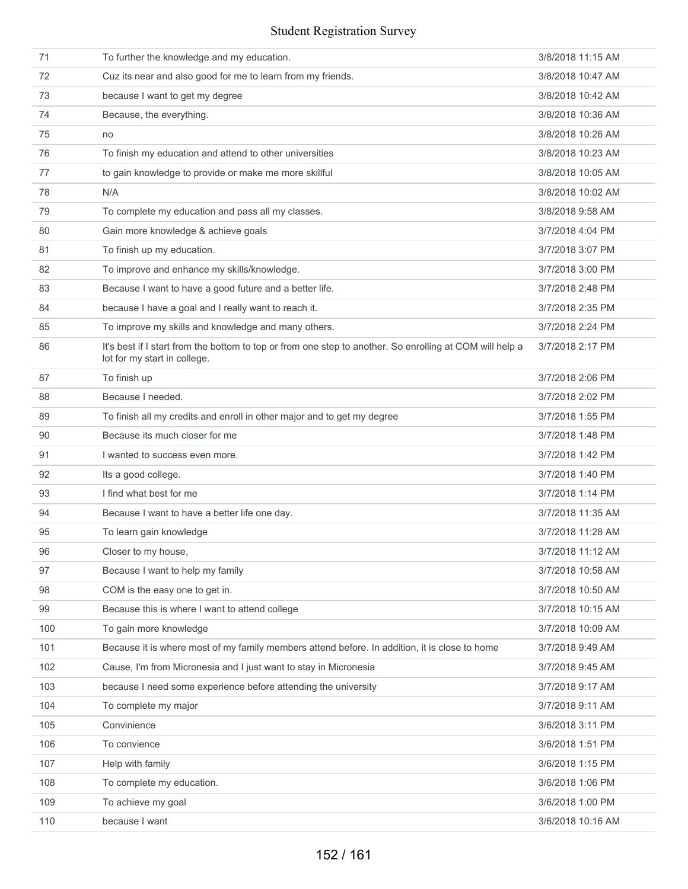| 71 | To further the knowledge and my education. | 3/8/2018 11:15 AM |
|---|---|---|
| 72 | Cuz its near and also good for me to learn from my friends. | 3/8/2018 10:47 AM |
| 73 | because I want to get my degree | 3/8/2018 10:42 AM |
| 74 | Because, the everything. | 3/8/2018 10:36 AM |
| 75 | no | 3/8/2018 10:26 AM |
| 76 | To finish my education and attend to other universities | 3/8/2018 10:23 AM |
| 77 | to gain knowledge to provide or make me more skillful | 3/8/2018 10:05 AM |
| 78 | N/A | 3/8/2018 10:02 AM |
| 79 | To complete my education and pass all my classes. | 3/8/2018 9:58 AM |
| 80 | Gain more knowledge & achieve goals | 3/7/2018 4:04 PM |
| 81 | To finish up my education. | 3/7/2018 3:07 PM |
| 82 | To improve and enhance my skills/knowledge. | 3/7/2018 3:00 PM |
| 83 | Because I want to have a good future and a better life. | 3/7/2018 2:48 PM |
| 84 | because I have a goal and I really want to reach it. | 3/7/2018 2:35 PM |
| 85 | To improve my skills and knowledge and many others. | 3/7/2018 2:24 PM |
| 86 | It's best if I start from the bottom to top or from one step to another. So enrolling at COM will help a lot for my start in college. | 3/7/2018 2:17 PM |
| 87 | To finish up | 3/7/2018 2:06 PM |
| 88 | Because I needed. | 3/7/2018 2:02 PM |
| 89 | To finish all my credits and enroll in other major and to get my degree | 3/7/2018 1:55 PM |
| 90 | Because its much closer for me | 3/7/2018 1:48 PM |
| 91 | I wanted to success even more. | 3/7/2018 1:42 PM |
| 92 | Its a good college. | 3/7/2018 1:40 PM |
| 93 | I find what best for me | 3/7/2018 1:14 PM |
| 94 | Because I want to have a better life one day. | 3/7/2018 11:35 AM |
| 95 | To learn gain knowledge | 3/7/2018 11:28 AM |
| 96 | Closer to my house, | 3/7/2018 11:12 AM |
| 97 | Because I want to help my family | 3/7/2018 10:58 AM |
| 98 | COM is the easy one to get in. | 3/7/2018 10:50 AM |
| 99 | Because this is where I want to attend college | 3/7/2018 10:15 AM |
| 100 | To gain more knowledge | 3/7/2018 10:09 AM |
| 101 | Because it is where most of my family members attend before. In addition, it is close to home | 3/7/2018 9:49 AM |
| 102 | Cause, I'm from Micronesia and I just want to stay in Micronesia | 3/7/2018 9:45 AM |
| 103 | because I need some experience before attending the university | 3/7/2018 9:17 AM |
| 104 | To complete my major | 3/7/2018 9:11 AM |
| 105 | Convinience | 3/6/2018 3:11 PM |
| 106 | To convience | 3/6/2018 1:51 PM |
| 107 | Help with family | 3/6/2018 1:15 PM |
| 108 | To complete my education. | 3/6/2018 1:06 PM |
| 109 | To achieve my goal | 3/6/2018 1:00 PM |
| 110 | because I want | 3/6/2018 10:16 AM |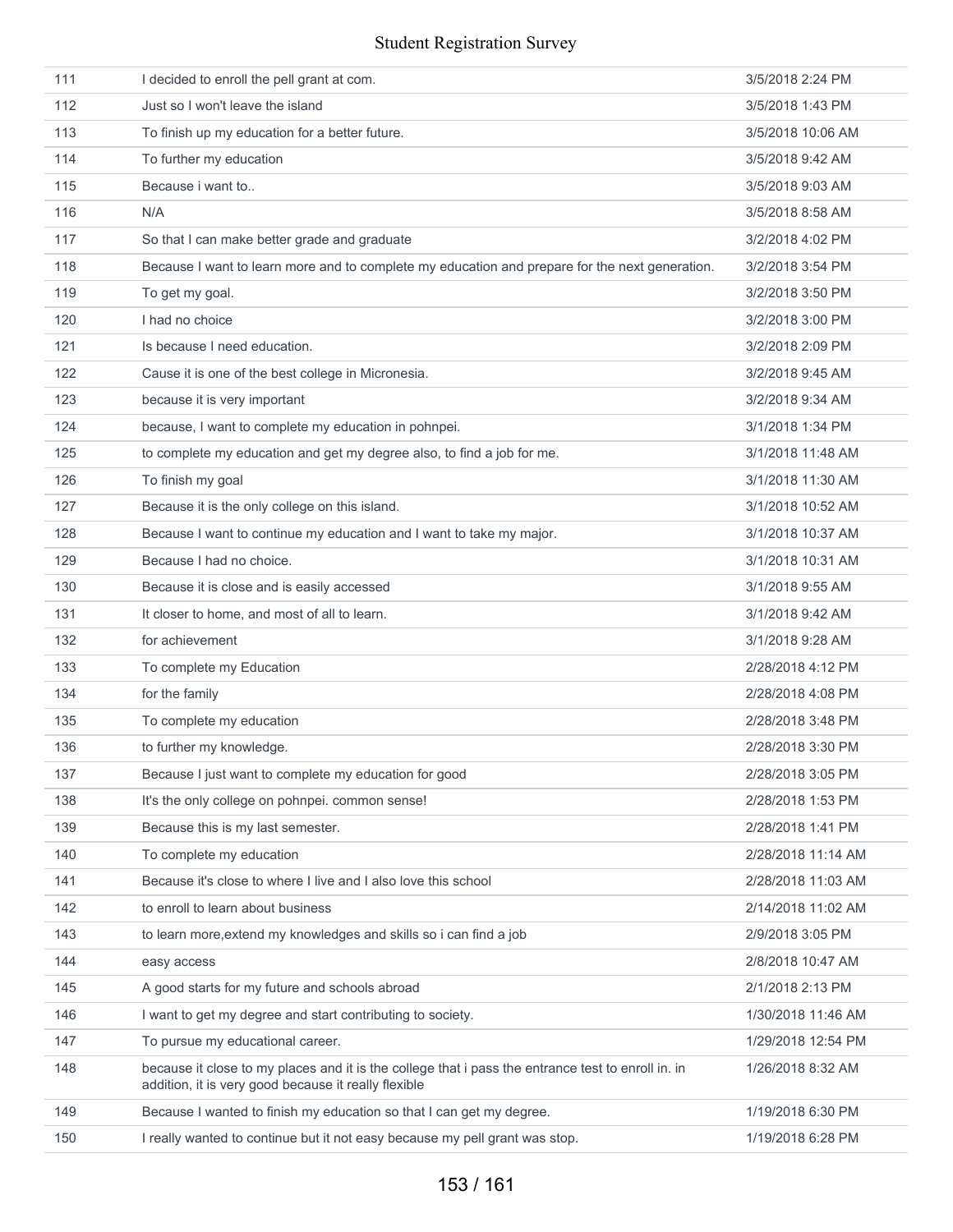| | | |
|---|---|---|
| 111 | I decided to enroll the pell grant at com. | 3/5/2018 2:24 PM |
| 112 | Just so I won't leave the island | 3/5/2018 1:43 PM |
| 113 | To finish up my education for a better future. | 3/5/2018 10:06 AM |
| 114 | To further my education | 3/5/2018 9:42 AM |
| 115 | Because i want to.. | 3/5/2018 9:03 AM |
| 116 | N/A | 3/5/2018 8:58 AM |
| 117 | So that I can make better grade and graduate | 3/2/2018 4:02 PM |
| 118 | Because I want to learn more and to complete my education and prepare for the next generation. | 3/2/2018 3:54 PM |
| 119 | To get my goal. | 3/2/2018 3:50 PM |
| 120 | I had no choice | 3/2/2018 3:00 PM |
| 121 | Is because I need education. | 3/2/2018 2:09 PM |
| 122 | Cause it is one of the best college in Micronesia. | 3/2/2018 9:45 AM |
| 123 | because it is very important | 3/2/2018 9:34 AM |
| 124 | because, I want to complete my education in pohnpei. | 3/1/2018 1:34 PM |
| 125 | to complete my education and get my degree also, to find a job for me. | 3/1/2018 11:48 AM |
| 126 | To finish my goal | 3/1/2018 11:30 AM |
| 127 | Because it is the only college on this island. | 3/1/2018 10:52 AM |
| 128 | Because I want to continue my education and I want to take my major. | 3/1/2018 10:37 AM |
| 129 | Because I had no choice. | 3/1/2018 10:31 AM |
| 130 | Because it is close and is easily accessed | 3/1/2018 9:55 AM |
| 131 | It closer to home, and most of all to learn. | 3/1/2018 9:42 AM |
| 132 | for achievement | 3/1/2018 9:28 AM |
| 133 | To complete my Education | 2/28/2018 4:12 PM |
| 134 | for the family | 2/28/2018 4:08 PM |
| 135 | To complete my education | 2/28/2018 3:48 PM |
| 136 | to further my knowledge. | 2/28/2018 3:30 PM |
| 137 | Because I just want to complete my education for good | 2/28/2018 3:05 PM |
| 138 | It's the only college on pohnpei. common sense! | 2/28/2018 1:53 PM |
| 139 | Because this is my last semester. | 2/28/2018 1:41 PM |
| 140 | To complete my education | 2/28/2018 11:14 AM |
| 141 | Because it's close to where I live and I also love this school | 2/28/2018 11:03 AM |
| 142 | to enroll to learn about business | 2/14/2018 11:02 AM |
| 143 | to learn more,extend my knowledges and skills so i can find a job | 2/9/2018 3:05 PM |
| 144 | easy access | 2/8/2018 10:47 AM |
| 145 | A good starts for my future and schools abroad | 2/1/2018 2:13 PM |
| 146 | I want to get my degree and start contributing to society. | 1/30/2018 11:46 AM |
| 147 | To pursue my educational career. | 1/29/2018 12:54 PM |
| 148 | because it close to my places and it is the college that i pass the entrance test to enroll in. in addition, it is very good because it really flexible | 1/26/2018 8:32 AM |
| 149 | Because I wanted to finish my education so that I can get my degree. | 1/19/2018 6:30 PM |
| 150 | I really wanted to continue but it not easy because my pell grant was stop. | 1/19/2018 6:28 PM |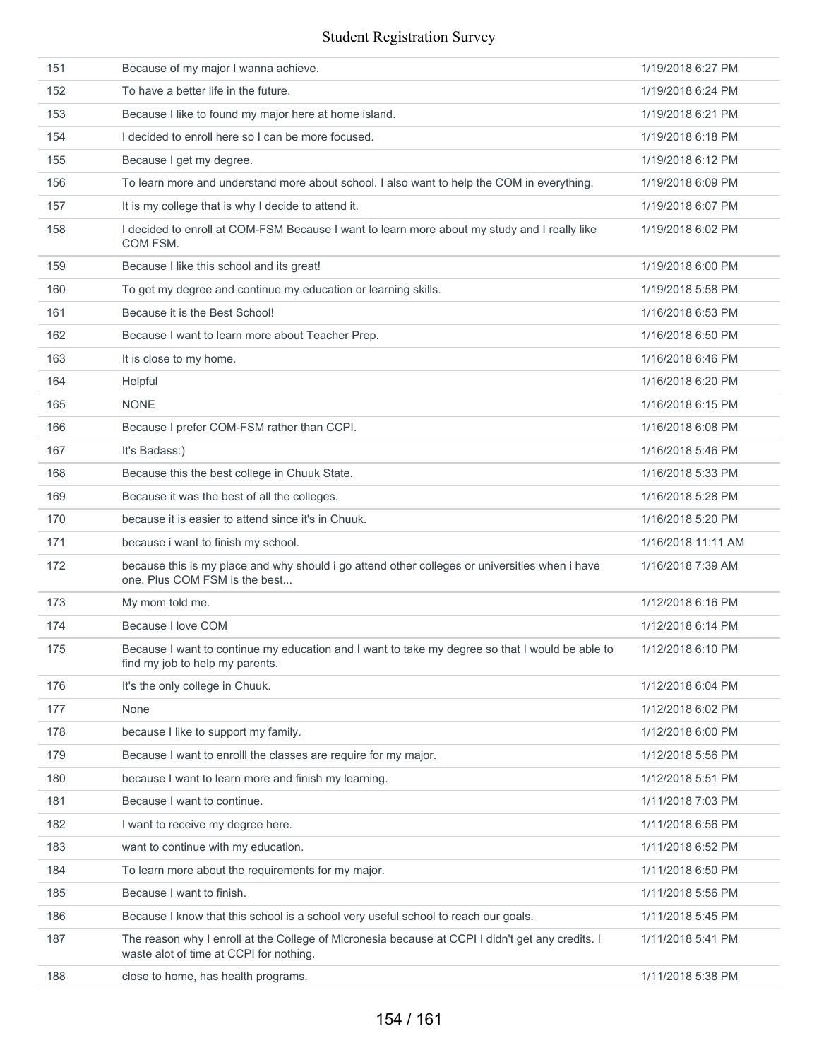| 151 | Because of my major I wanna achieve. | 1/19/2018 6:27 PM |
|---|---|---|
| 152 | To have a better life in the future. | 1/19/2018 6:24 PM |
| 153 | Because I like to found my major here at home island. | 1/19/2018 6:21 PM |
| 154 | I decided to enroll here so I can be more focused. | 1/19/2018 6:18 PM |
| 155 | Because I get my degree. | 1/19/2018 6:12 PM |
| 156 | To learn more and understand more about school. I also want to help the COM in everything. | 1/19/2018 6:09 PM |
| 157 | It is my college that is why I decide to attend it. | 1/19/2018 6:07 PM |
| 158 | I decided to enroll at COM-FSM Because I want to learn more about my study and I really like COM FSM. | 1/19/2018 6:02 PM |
| 159 | Because I like this school and its great! | 1/19/2018 6:00 PM |
| 160 | To get my degree and continue my education or learning skills. | 1/19/2018 5:58 PM |
| 161 | Because it is the Best School! | 1/16/2018 6:53 PM |
| 162 | Because I want to learn more about Teacher Prep. | 1/16/2018 6:50 PM |
| 163 | It is close to my home. | 1/16/2018 6:46 PM |
| 164 | Helpful | 1/16/2018 6:20 PM |
| 165 | NONE | 1/16/2018 6:15 PM |
| 166 | Because I prefer COM-FSM rather than CCPI. | 1/16/2018 6:08 PM |
| 167 | It's Badass:) | 1/16/2018 5:46 PM |
| 168 | Because this the best college in Chuuk State. | 1/16/2018 5:33 PM |
| 169 | Because it was the best of all the colleges. | 1/16/2018 5:28 PM |
| 170 | because it is easier to attend since it's in Chuuk. | 1/16/2018 5:20 PM |
| 171 | because i want to finish my school. | 1/16/2018 11:11 AM |
| 172 | because this is my place and why should i go attend other colleges or universities when i have one. Plus COM FSM is the best... | 1/16/2018 7:39 AM |
| 173 | My mom told me. | 1/12/2018 6:16 PM |
| 174 | Because I love COM | 1/12/2018 6:14 PM |
| 175 | Because I want to continue my education and I want to take my degree so that I would be able to find my job to help my parents. | 1/12/2018 6:10 PM |
| 176 | It's the only college in Chuuk. | 1/12/2018 6:04 PM |
| 177 | None | 1/12/2018 6:02 PM |
| 178 | because I like to support my family. | 1/12/2018 6:00 PM |
| 179 | Because I want to enrolll the classes are require for my major. | 1/12/2018 5:56 PM |
| 180 | because I want to learn more and finish my learning. | 1/12/2018 5:51 PM |
| 181 | Because I want to continue. | 1/11/2018 7:03 PM |
| 182 | I want to receive my degree here. | 1/11/2018 6:56 PM |
| 183 | want to continue with my education. | 1/11/2018 6:52 PM |
| 184 | To learn more about the requirements for my major. | 1/11/2018 6:50 PM |
| 185 | Because I want to finish. | 1/11/2018 5:56 PM |
| 186 | Because I know that this school is a school very useful school to reach our goals. | 1/11/2018 5:45 PM |
| 187 | The reason why I enroll at the College of Micronesia because at CCPI I didn't get any credits. I waste alot of time at CCPI for nothing. | 1/11/2018 5:41 PM |
| 188 | close to home, has health programs. | 1/11/2018 5:38 PM |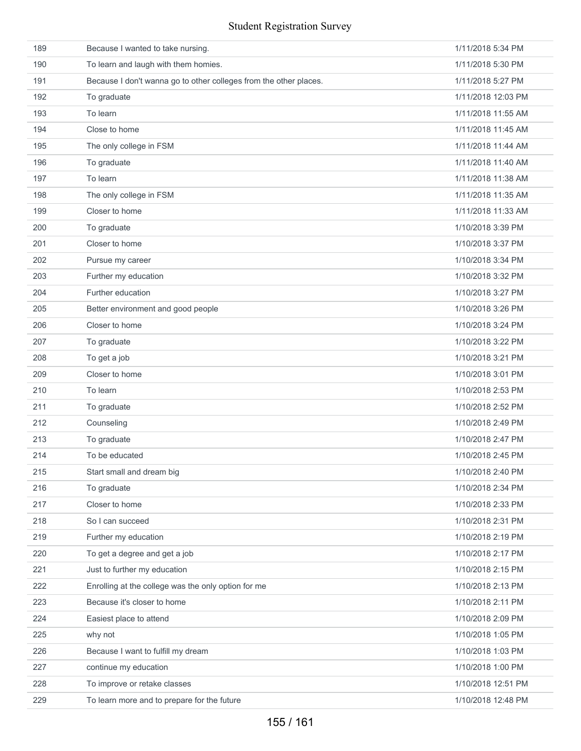| | | |
|---|---|---|
| 189 | Because I wanted to take nursing. | 1/11/2018 5:34 PM |
| 190 | To learn and laugh with them homies. | 1/11/2018 5:30 PM |
| 191 | Because I don't wanna go to other colleges from the other places. | 1/11/2018 5:27 PM |
| 192 | To graduate | 1/11/2018 12:03 PM |
| 193 | To learn | 1/11/2018 11:55 AM |
| 194 | Close to home | 1/11/2018 11:45 AM |
| 195 | The only college in FSM | 1/11/2018 11:44 AM |
| 196 | To graduate | 1/11/2018 11:40 AM |
| 197 | To learn | 1/11/2018 11:38 AM |
| 198 | The only college in FSM | 1/11/2018 11:35 AM |
| 199 | Closer to home | 1/11/2018 11:33 AM |
| 200 | To graduate | 1/10/2018 3:39 PM |
| 201 | Closer to home | 1/10/2018 3:37 PM |
| 202 | Pursue my career | 1/10/2018 3:34 PM |
| 203 | Further my education | 1/10/2018 3:32 PM |
| 204 | Further education | 1/10/2018 3:27 PM |
| 205 | Better environment and good people | 1/10/2018 3:26 PM |
| 206 | Closer to home | 1/10/2018 3:24 PM |
| 207 | To graduate | 1/10/2018 3:22 PM |
| 208 | To get a job | 1/10/2018 3:21 PM |
| 209 | Closer to home | 1/10/2018 3:01 PM |
| 210 | To learn | 1/10/2018 2:53 PM |
| 211 | To graduate | 1/10/2018 2:52 PM |
| 212 | Counseling | 1/10/2018 2:49 PM |
| 213 | To graduate | 1/10/2018 2:47 PM |
| 214 | To be educated | 1/10/2018 2:45 PM |
| 215 | Start small and dream big | 1/10/2018 2:40 PM |
| 216 | To graduate | 1/10/2018 2:34 PM |
| 217 | Closer to home | 1/10/2018 2:33 PM |
| 218 | So I can succeed | 1/10/2018 2:31 PM |
| 219 | Further my education | 1/10/2018 2:19 PM |
| 220 | To get a degree and get a job | 1/10/2018 2:17 PM |
| 221 | Just to further my education | 1/10/2018 2:15 PM |
| 222 | Enrolling at the college was the only option for me | 1/10/2018 2:13 PM |
| 223 | Because it's closer to home | 1/10/2018 2:11 PM |
| 224 | Easiest place to attend | 1/10/2018 2:09 PM |
| 225 | why not | 1/10/2018 1:05 PM |
| 226 | Because I want to fulfill my dream | 1/10/2018 1:03 PM |
| 227 | continue my education | 1/10/2018 1:00 PM |
| 228 | To improve or retake classes | 1/10/2018 12:51 PM |
| 229 | To learn more and to prepare for the future | 1/10/2018 12:48 PM |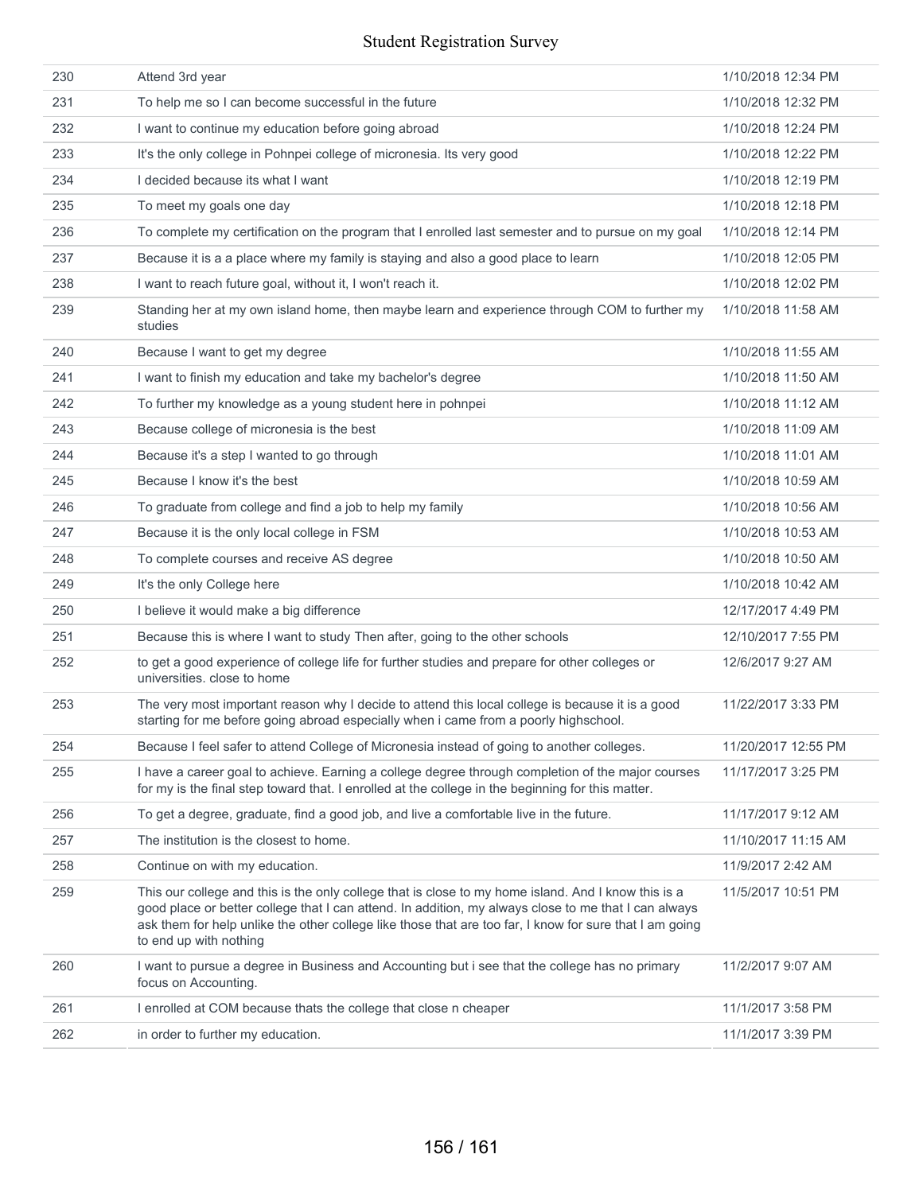| | | |
|---|---|---|
| 230 | Attend 3rd year | 1/10/2018 12:34 PM |
| 231 | To help me so I can become successful in the future | 1/10/2018 12:32 PM |
| 232 | I want to continue my education before going abroad | 1/10/2018 12:24 PM |
| 233 | It's the only college in Pohnpei college of micronesia. Its very good | 1/10/2018 12:22 PM |
| 234 | I decided because its what I want | 1/10/2018 12:19 PM |
| 235 | To meet my goals one day | 1/10/2018 12:18 PM |
| 236 | To complete my certification on the program that I enrolled last semester and to pursue on my goal | 1/10/2018 12:14 PM |
| 237 | Because it is a a place where my family is staying and also a good place to learn | 1/10/2018 12:05 PM |
| 238 | I want to reach future goal, without it, I won't reach it. | 1/10/2018 12:02 PM |
| 239 | Standing her at my own island home, then maybe learn and experience through COM to further my studies | 1/10/2018 11:58 AM |
| 240 | Because I want to get my degree | 1/10/2018 11:55 AM |
| 241 | I want to finish my education and take my bachelor's degree | 1/10/2018 11:50 AM |
| 242 | To further my knowledge as a young student here in pohnpei | 1/10/2018 11:12 AM |
| 243 | Because college of micronesia is the best | 1/10/2018 11:09 AM |
| 244 | Because it's a step I wanted to go through | 1/10/2018 11:01 AM |
| 245 | Because I know it's the best | 1/10/2018 10:59 AM |
| 246 | To graduate from college and find a job to help my family | 1/10/2018 10:56 AM |
| 247 | Because it is the only local college in FSM | 1/10/2018 10:53 AM |
| 248 | To complete courses and receive AS degree | 1/10/2018 10:50 AM |
| 249 | It's the only College here | 1/10/2018 10:42 AM |
| 250 | I believe it would make a big difference | 12/17/2017 4:49 PM |
| 251 | Because this is where I want to study Then after, going to the other schools | 12/10/2017 7:55 PM |
| 252 | to get a good experience of college life for further studies and prepare for other colleges or universities. close to home | 12/6/2017 9:27 AM |
| 253 | The very most important reason why I decide to attend this local college is because it is a good starting for me before going abroad especially when i came from a poorly highschool. | 11/22/2017 3:33 PM |
| 254 | Because I feel safer to attend College of Micronesia instead of going to another colleges. | 11/20/2017 12:55 PM |
| 255 | I have a career goal to achieve. Earning a college degree through completion of the major courses for my is the final step toward that. I enrolled at the college in the beginning for this matter. | 11/17/2017 3:25 PM |
| 256 | To get a degree, graduate, find a good job, and live a comfortable live in the future. | 11/17/2017 9:12 AM |
| 257 | The institution is the closest to home. | 11/10/2017 11:15 AM |
| 258 | Continue on with my education. | 11/9/2017 2:42 AM |
| 259 | This our college and this is the only college that is close to my home island. And I know this is a good place or better college that I can attend. In addition, my always close to me that I can always ask them for help unlike the other college like those that are too far, I know for sure that I am going to end up with nothing | 11/5/2017 10:51 PM |
| 260 | I want to pursue a degree in Business and Accounting but i see that the college has no primary focus on Accounting. | 11/2/2017 9:07 AM |
| 261 | I enrolled at COM because thats the college that close n cheaper | 11/1/2017 3:58 PM |
| 262 | in order to further my education. | 11/1/2017 3:39 PM |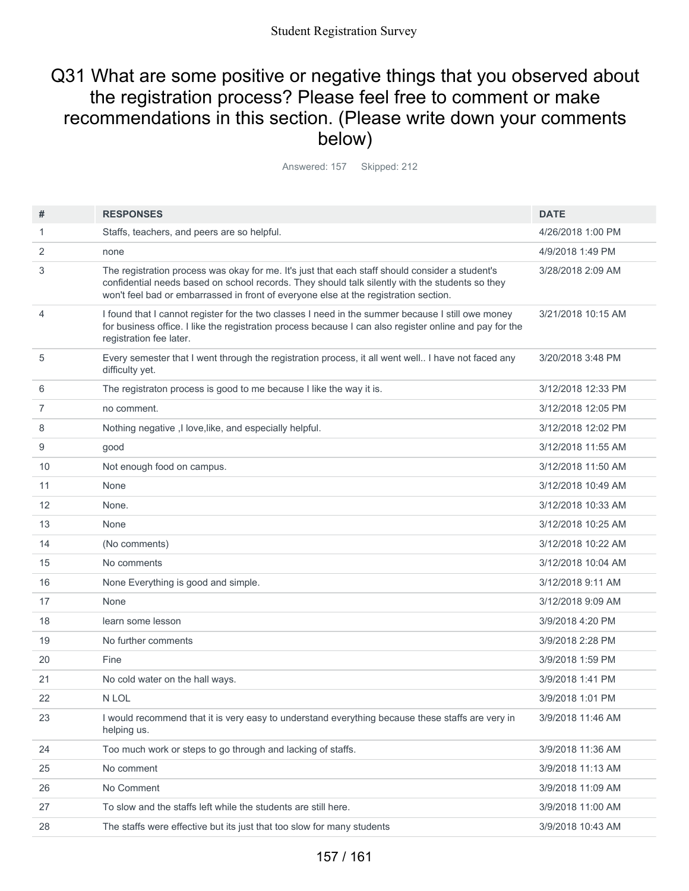# Q31 What are some positive or negative things that you observed about the registration process? Please feel free to comment or make recommendations in this section. (Please write down your comments below)

Answered: 157 Skipped: 212

| # | RESPONSES | DATE |
|---|---|---|
| 1 | Staffs, teachers, and peers are so helpful. | 4/26/2018 1:00 PM |
| 2 | none | 4/9/2018 1:49 PM |
| 3 | The registration process was okay for me. It's just that each staff should consider a student's confidential needs based on school records. They should talk silently with the students so they won't feel bad or embarrassed in front of everyone else at the registration section. | 3/28/2018 2:09 AM |
| 4 | I found that I cannot register for the two classes I need in the summer because I still owe money for business office. I like the registration process because I can also register online and pay for the registration fee later. | 3/21/2018 10:15 AM |
| 5 | Every semester that I went through the registration process, it all went well.. I have not faced any difficulty yet. | 3/20/2018 3:48 PM |
| 6 | The registraton process is good to me because I like the way it is. | 3/12/2018 12:33 PM |
| 7 | no comment. | 3/12/2018 12:05 PM |
| 8 | Nothing negative ,I love,like, and especially helpful. | 3/12/2018 12:02 PM |
| 9 | good | 3/12/2018 11:55 AM |
| 10 | Not enough food on campus. | 3/12/2018 11:50 AM |
| 11 | None | 3/12/2018 10:49 AM |
| 12 | None. | 3/12/2018 10:33 AM |
| 13 | None | 3/12/2018 10:25 AM |
| 14 | (No comments) | 3/12/2018 10:22 AM |
| 15 | No comments | 3/12/2018 10:04 AM |
| 16 | None Everything is good and simple. | 3/12/2018 9:11 AM |
| 17 | None | 3/12/2018 9:09 AM |
| 18 | learn some lesson | 3/9/2018 4:20 PM |
| 19 | No further comments | 3/9/2018 2:28 PM |
| 20 | Fine | 3/9/2018 1:59 PM |
| 21 | No cold water on the hall ways. | 3/9/2018 1:41 PM |
| 22 | N LOL | 3/9/2018 1:01 PM |
| 23 | I would recommend that it is very easy to understand everything because these staffs are very in helping us. | 3/9/2018 11:46 AM |
| 24 | Too much work or steps to go through and lacking of staffs. | 3/9/2018 11:36 AM |
| 25 | No comment | 3/9/2018 11:13 AM |
| 26 | No Comment | 3/9/2018 11:09 AM |
| 27 | To slow and the staffs left while the students are still here. | 3/9/2018 11:00 AM |
| 28 | The staffs were effective but its just that too slow for many students | 3/9/2018 10:43 AM |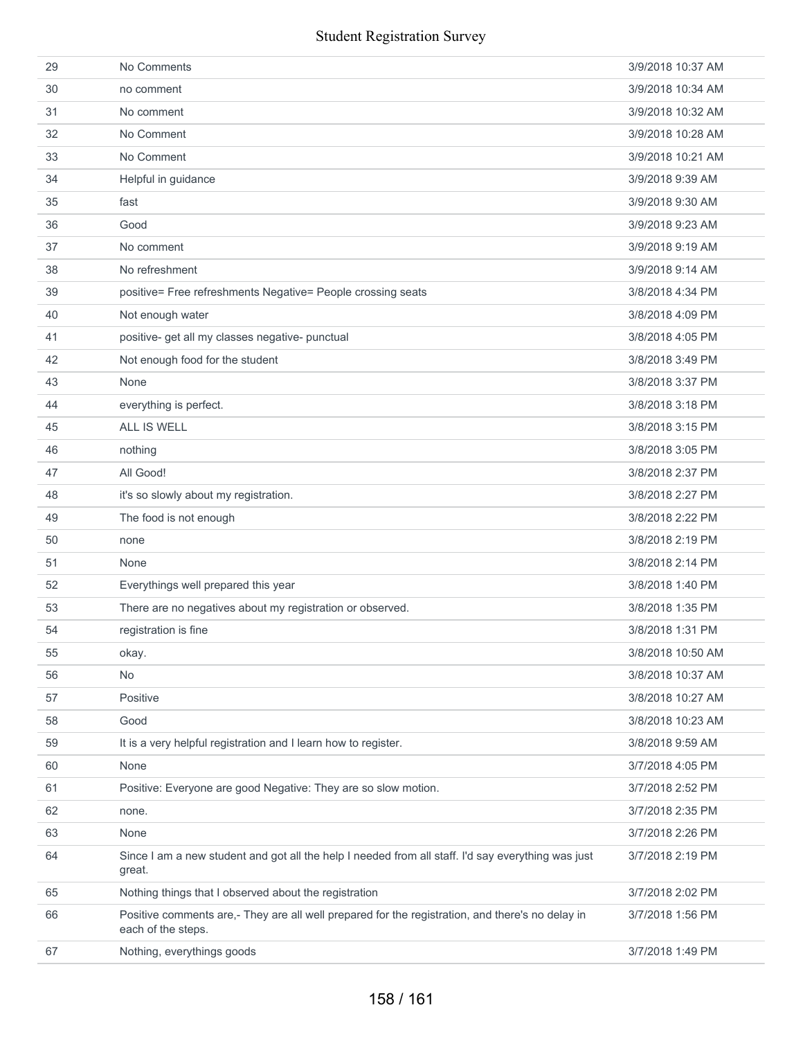| | | |
|---|---|---|
| 29 | No Comments | 3/9/2018 10:37 AM |
| 30 | no comment | 3/9/2018 10:34 AM |
| 31 | No comment | 3/9/2018 10:32 AM |
| 32 | No Comment | 3/9/2018 10:28 AM |
| 33 | No Comment | 3/9/2018 10:21 AM |
| 34 | Helpful in guidance | 3/9/2018 9:39 AM |
| 35 | fast | 3/9/2018 9:30 AM |
| 36 | Good | 3/9/2018 9:23 AM |
| 37 | No comment | 3/9/2018 9:19 AM |
| 38 | No refreshment | 3/9/2018 9:14 AM |
| 39 | positive= Free refreshments Negative= People crossing seats | 3/8/2018 4:34 PM |
| 40 | Not enough water | 3/8/2018 4:09 PM |
| 41 | positive- get all my classes negative- punctual | 3/8/2018 4:05 PM |
| 42 | Not enough food for the student | 3/8/2018 3:49 PM |
| 43 | None | 3/8/2018 3:37 PM |
| 44 | everything is perfect. | 3/8/2018 3:18 PM |
| 45 | ALL IS WELL | 3/8/2018 3:15 PM |
| 46 | nothing | 3/8/2018 3:05 PM |
| 47 | All Good! | 3/8/2018 2:37 PM |
| 48 | it's so slowly about my registration. | 3/8/2018 2:27 PM |
| 49 | The food is not enough | 3/8/2018 2:22 PM |
| 50 | none | 3/8/2018 2:19 PM |
| 51 | None | 3/8/2018 2:14 PM |
| 52 | Everythings well prepared this year | 3/8/2018 1:40 PM |
| 53 | There are no negatives about my registration or observed. | 3/8/2018 1:35 PM |
| 54 | registration is fine | 3/8/2018 1:31 PM |
| 55 | okay. | 3/8/2018 10:50 AM |
| 56 | No | 3/8/2018 10:37 AM |
| 57 | Positive | 3/8/2018 10:27 AM |
| 58 | Good | 3/8/2018 10:23 AM |
| 59 | It is a very helpful registration and I learn how to register. | 3/8/2018 9:59 AM |
| 60 | None | 3/7/2018 4:05 PM |
| 61 | Positive: Everyone are good Negative: They are so slow motion. | 3/7/2018 2:52 PM |
| 62 | none. | 3/7/2018 2:35 PM |
| 63 | None | 3/7/2018 2:26 PM |
| 64 | Since I am a new student and got all the help I needed from all staff. I'd say everything was just great. | 3/7/2018 2:19 PM |
| 65 | Nothing things that I observed about the registration | 3/7/2018 2:02 PM |
| 66 | Positive comments are,- They are all well prepared for the registration, and there's no delay in each of the steps. | 3/7/2018 1:56 PM |
| 67 | Nothing, everythings goods | 3/7/2018 1:49 PM |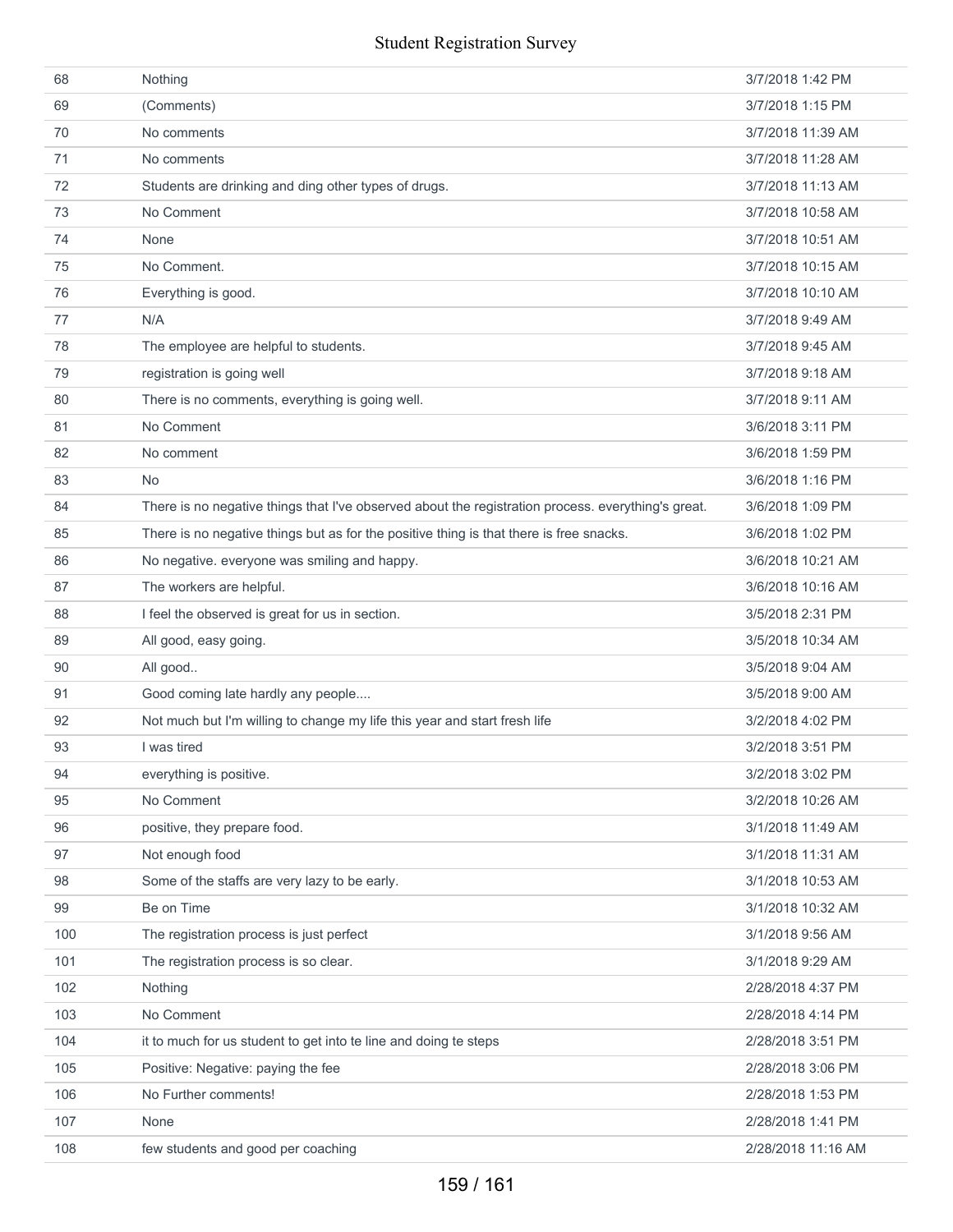| | | |
|---|---|---|
| 68 | Nothing | 3/7/2018 1:42 PM |
| 69 | (Comments) | 3/7/2018 1:15 PM |
| 70 | No comments | 3/7/2018 11:39 AM |
| 71 | No comments | 3/7/2018 11:28 AM |
| 72 | Students are drinking and ding other types of drugs. | 3/7/2018 11:13 AM |
| 73 | No Comment | 3/7/2018 10:58 AM |
| 74 | None | 3/7/2018 10:51 AM |
| 75 | No Comment. | 3/7/2018 10:15 AM |
| 76 | Everything is good. | 3/7/2018 10:10 AM |
| 77 | N/A | 3/7/2018 9:49 AM |
| 78 | The employee are helpful to students. | 3/7/2018 9:45 AM |
| 79 | registration is going well | 3/7/2018 9:18 AM |
| 80 | There is no comments, everything is going well. | 3/7/2018 9:11 AM |
| 81 | No Comment | 3/6/2018 3:11 PM |
| 82 | No comment | 3/6/2018 1:59 PM |
| 83 | No | 3/6/2018 1:16 PM |
| 84 | There is no negative things that I've observed about the registration process. everything's great. | 3/6/2018 1:09 PM |
| 85 | There is no negative things but as for the positive thing is that there is free snacks. | 3/6/2018 1:02 PM |
| 86 | No negative. everyone was smiling and happy. | 3/6/2018 10:21 AM |
| 87 | The workers are helpful. | 3/6/2018 10:16 AM |
| 88 | I feel the observed is great for us in section. | 3/5/2018 2:31 PM |
| 89 | All good, easy going. | 3/5/2018 10:34 AM |
| 90 | All good.. | 3/5/2018 9:04 AM |
| 91 | Good coming late hardly any people.... | 3/5/2018 9:00 AM |
| 92 | Not much but I'm willing to change my life this year and start fresh life | 3/2/2018 4:02 PM |
| 93 | I was tired | 3/2/2018 3:51 PM |
| 94 | everything is positive. | 3/2/2018 3:02 PM |
| 95 | No Comment | 3/2/2018 10:26 AM |
| 96 | positive, they prepare food. | 3/1/2018 11:49 AM |
| 97 | Not enough food | 3/1/2018 11:31 AM |
| 98 | Some of the staffs are very lazy to be early. | 3/1/2018 10:53 AM |
| 99 | Be on Time | 3/1/2018 10:32 AM |
| 100 | The registration process is just perfect | 3/1/2018 9:56 AM |
| 101 | The registration process is so clear. | 3/1/2018 9:29 AM |
| 102 | Nothing | 2/28/2018 4:37 PM |
| 103 | No Comment | 2/28/2018 4:14 PM |
| 104 | it to much for us student to get into te line and doing te steps | 2/28/2018 3:51 PM |
| 105 | Positive: Negative: paying the fee | 2/28/2018 3:06 PM |
| 106 | No Further comments! | 2/28/2018 1:53 PM |
| 107 | None | 2/28/2018 1:41 PM |
| 108 | few students and good per coaching | 2/28/2018 11:16 AM |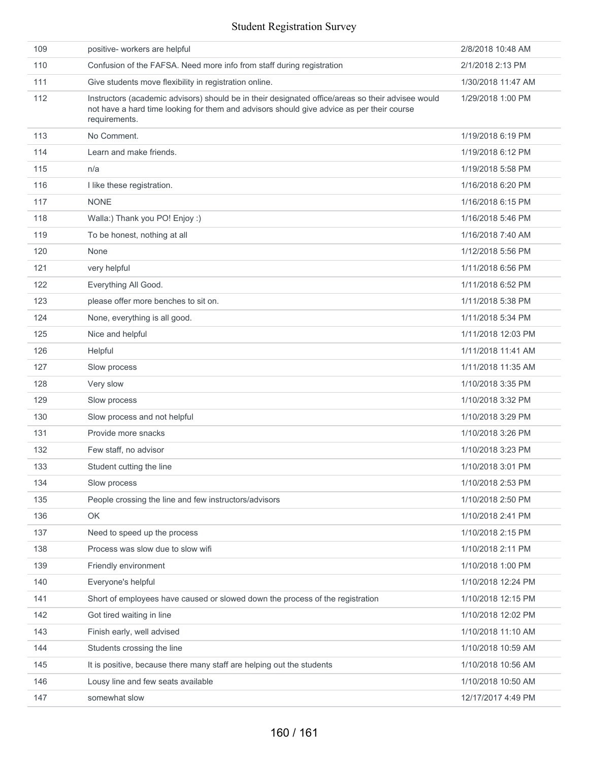| | | |
|---|---|---|
| 109 | positive- workers are helpful | 2/8/2018 10:48 AM |
| 110 | Confusion of the FAFSA. Need more info from staff during registration | 2/1/2018 2:13 PM |
| 111 | Give students move flexibility in registration online. | 1/30/2018 11:47 AM |
| 112 | Instructors (academic advisors) should be in their designated office/areas so their advisee would not have a hard time looking for them and advisors should give advice as per their course requirements. | 1/29/2018 1:00 PM |
| 113 | No Comment. | 1/19/2018 6:19 PM |
| 114 | Learn and make friends. | 1/19/2018 6:12 PM |
| 115 | n/a | 1/19/2018 5:58 PM |
| 116 | I like these registration. | 1/16/2018 6:20 PM |
| 117 | NONE | 1/16/2018 6:15 PM |
| 118 | Walla:) Thank you PO! Enjoy :) | 1/16/2018 5:46 PM |
| 119 | To be honest, nothing at all | 1/16/2018 7:40 AM |
| 120 | None | 1/12/2018 5:56 PM |
| 121 | very helpful | 1/11/2018 6:56 PM |
| 122 | Everything All Good. | 1/11/2018 6:52 PM |
| 123 | please offer more benches to sit on. | 1/11/2018 5:38 PM |
| 124 | None, everything is all good. | 1/11/2018 5:34 PM |
| 125 | Nice and helpful | 1/11/2018 12:03 PM |
| 126 | Helpful | 1/11/2018 11:41 AM |
| 127 | Slow process | 1/11/2018 11:35 AM |
| 128 | Very slow | 1/10/2018 3:35 PM |
| 129 | Slow process | 1/10/2018 3:32 PM |
| 130 | Slow process and not helpful | 1/10/2018 3:29 PM |
| 131 | Provide more snacks | 1/10/2018 3:26 PM |
| 132 | Few staff, no advisor | 1/10/2018 3:23 PM |
| 133 | Student cutting the line | 1/10/2018 3:01 PM |
| 134 | Slow process | 1/10/2018 2:53 PM |
| 135 | People crossing the line and few instructors/advisors | 1/10/2018 2:50 PM |
| 136 | OK | 1/10/2018 2:41 PM |
| 137 | Need to speed up the process | 1/10/2018 2:15 PM |
| 138 | Process was slow due to slow wifi | 1/10/2018 2:11 PM |
| 139 | Friendly environment | 1/10/2018 1:00 PM |
| 140 | Everyone's helpful | 1/10/2018 12:24 PM |
| 141 | Short of employees have caused or slowed down the process of the registration | 1/10/2018 12:15 PM |
| 142 | Got tired waiting in line | 1/10/2018 12:02 PM |
| 143 | Finish early, well advised | 1/10/2018 11:10 AM |
| 144 | Students crossing the line | 1/10/2018 10:59 AM |
| 145 | It is positive, because there many staff are helping out the students | 1/10/2018 10:56 AM |
| 146 | Lousy line and few seats available | 1/10/2018 10:50 AM |
| 147 | somewhat slow | 12/17/2017 4:49 PM |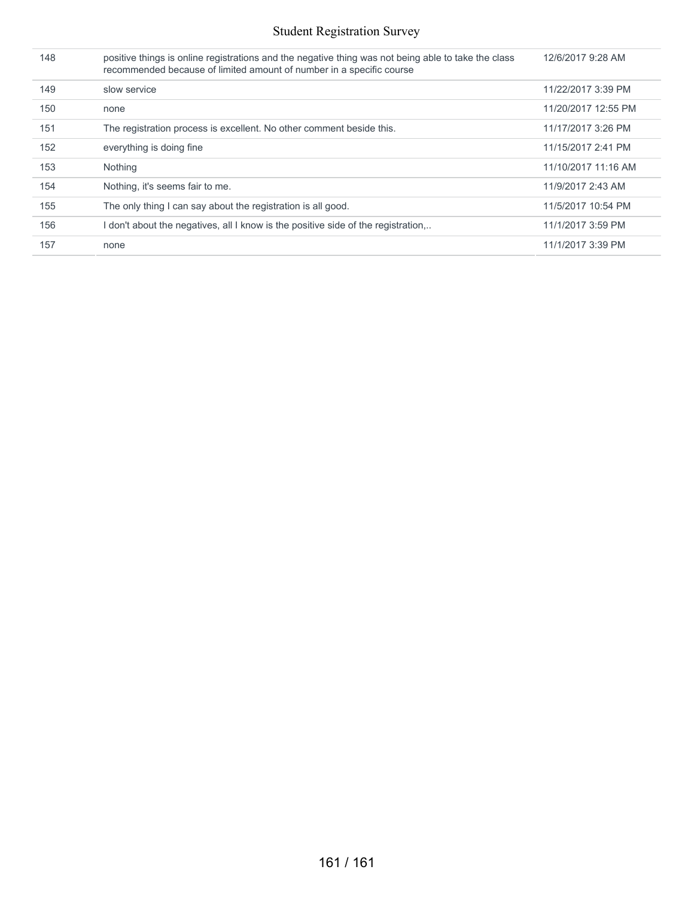| | | |
|---|---|---|
| 148 | positive things is online registrations and the negative thing was not being able to take the class recommended because of limited amount of number in a specific course | 12/6/2017 9:28 AM |
| 149 | slow service | 11/22/2017 3:39 PM |
| 150 | none | 11/20/2017 12:55 PM |
| 151 | The registration process is excellent. No other comment beside this. | 11/17/2017 3:26 PM |
| 152 | everything is doing fine | 11/15/2017 2:41 PM |
| 153 | Nothing | 11/10/2017 11:16 AM |
| 154 | Nothing, it's seems fair to me. | 11/9/2017 2:43 AM |
| 155 | The only thing I can say about the registration is all good. | 11/5/2017 10:54 PM |
| 156 | I don't about the negatives, all I know is the positive side of the registration,.. | 11/1/2017 3:59 PM |
| 157 | none | 11/1/2017 3:39 PM |